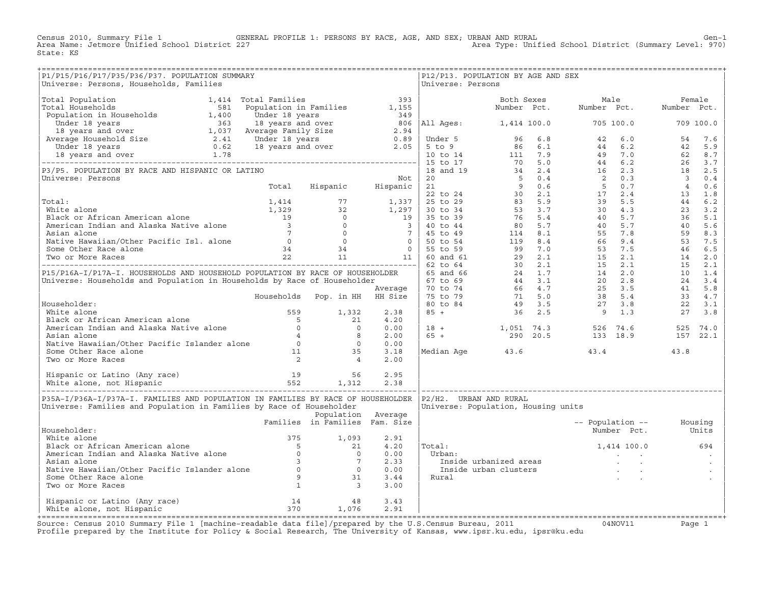Census 2010, Summary File 1 GENERAL PROFILE 1: PERSONS BY RACE, AGE, AND SEX; URBAN AND RURAL Gen-1
Area Name: Jetmore Unified School District 227 Area Type: Unified School District (Summary Level: 970)
State: KS

## P1/P15/P16/P17/P35/P36/P37. POPULATION SUMMARY

Universe: Persons, Households, Families

| | | | |
|---|---|---|---|
| Total Population | 1,414 | Total Families | 393 |
| Total Households | 581 | Population in Families | 1,155 |
| Population in Households | 1,400 | Under 18 years | 349 |
| Under 18 years | 363 | 18 years and over | 806 |
| 18 years and over | 1,037 | Average Family Size | 2.94 |
| Average Household Size | 2.41 | Under 18 years | 0.89 |
| Under 18 years | 0.62 | 18 years and over | 2.05 |
| 18 years and over | 1.78 | | |

## P3/P5. POPULATION BY RACE AND HISPANIC OR LATINO

Universe: Persons

| | Total | Hispanic | Not Hispanic |
|---|---|---|---|
| Total: | 1,414 | 77 | 1,337 |
| White alone | 1,329 | 32 | 1,297 |
| Black or African American alone | 19 | 0 | 19 |
| American Indian and Alaska Native alone | 3 | 0 | 3 |
| Asian alone | 7 | 0 | 7 |
| Native Hawaiian/Other Pacific Isl. alone | 0 | 0 | 0 |
| Some Other Race alone | 34 | 34 | 0 |
| Two or More Races | 22 | 11 | 11 |

## P15/P16A-I/P17A-I. HOUSEHOLDS AND HOUSEHOLD POPULATION BY RACE OF HOUSEHOLDER

Universe: Households and Population in Households by Race of Householder

| | Households | Pop. in HH | Average HH Size |
|---|---|---|---|
| Householder: | | | |
| White alone | 559 | 1,332 | 2.38 |
| Black or African American alone | 5 | 21 | 4.20 |
| American Indian and Alaska Native alone | 0 | 0 | 0.00 |
| Asian alone | 4 | 8 | 2.00 |
| Native Hawaiian/Other Pacific Islander alone | 0 | 0 | 0.00 |
| Some Other Race alone | 11 | 35 | 3.18 |
| Two or More Races | 2 | 4 | 2.00 |
| Hispanic or Latino (Any race) | 19 | 56 | 2.95 |
| White alone, not Hispanic | 552 | 1,312 | 2.38 |

## P35A-I/P36A-I/P37A-I. FAMILIES AND POPULATION IN FAMILIES BY RACE OF HOUSEHOLDER

Universe: Families and Population in Families by Race of Householder

| | Families | Population in Families | Average Fam. Size |
|---|---|---|---|
| Householder: | | | |
| White alone | 375 | 1,093 | 2.91 |
| Black or African American alone | 5 | 21 | 4.20 |
| American Indian and Alaska Native alone | 0 | 0 | 0.00 |
| Asian alone | 3 | 7 | 2.33 |
| Native Hawaiian/Other Pacific Islander alone | 0 | 0 | 0.00 |
| Some Other Race alone | 9 | 31 | 3.44 |
| Two or More Races | 1 | 3 | 3.00 |
| Hispanic or Latino (Any race) | 14 | 48 | 3.43 |
| White alone, not Hispanic | 370 | 1,076 | 2.91 |

## P12/P13. POPULATION BY AGE AND SEX

Universe: Persons

| | Both Sexes Number | Both Sexes Pct. | Male Number | Male Pct. | Female Number | Female Pct. |
|---|---|---|---|---|---|---|
| All Ages: | 1,414 | 100.0 | 705 | 100.0 | 709 | 100.0 |
| Under 5 | 96 | 6.8 | 42 | 6.0 | 54 | 7.6 |
| 5 to 9 | 86 | 6.1 | 44 | 6.2 | 42 | 5.9 |
| 10 to 14 | 111 | 7.9 | 49 | 7.0 | 62 | 8.7 |
| 15 to 17 | 70 | 5.0 | 44 | 6.2 | 26 | 3.7 |
| 18 and 19 | 34 | 2.4 | 16 | 2.3 | 18 | 2.5 |
| 20 | 5 | 0.4 | 2 | 0.3 | 3 | 0.4 |
| 21 | 9 | 0.6 | 5 | 0.7 | 4 | 0.6 |
| 22 to 24 | 30 | 2.1 | 17 | 2.4 | 13 | 1.8 |
| 25 to 29 | 83 | 5.9 | 39 | 5.5 | 44 | 6.2 |
| 30 to 34 | 53 | 3.7 | 30 | 4.3 | 23 | 3.2 |
| 35 to 39 | 76 | 5.4 | 40 | 5.7 | 36 | 5.1 |
| 40 to 44 | 80 | 5.7 | 40 | 5.7 | 40 | 5.6 |
| 45 to 49 | 114 | 8.1 | 55 | 7.8 | 59 | 8.3 |
| 50 to 54 | 119 | 8.4 | 66 | 9.4 | 53 | 7.5 |
| 55 to 59 | 99 | 7.0 | 53 | 7.5 | 46 | 6.5 |
| 60 and 61 | 29 | 2.1 | 15 | 2.1 | 14 | 2.0 |
| 62 to 64 | 30 | 2.1 | 15 | 2.1 | 15 | 2.1 |
| 65 and 66 | 24 | 1.7 | 14 | 2.0 | 10 | 1.4 |
| 67 to 69 | 44 | 3.1 | 20 | 2.8 | 24 | 3.4 |
| 70 to 74 | 66 | 4.7 | 25 | 3.5 | 41 | 5.8 |
| 75 to 79 | 71 | 5.0 | 38 | 5.4 | 33 | 4.7 |
| 80 to 84 | 49 | 3.5 | 27 | 3.8 | 22 | 3.1 |
| 85 + | 36 | 2.5 | 9 | 1.3 | 27 | 3.8 |
| 18 + | 1,051 | 74.3 | 526 | 74.6 | 525 | 74.0 |
| 65 + | 290 | 20.5 | 133 | 18.9 | 157 | 22.1 |
| Median Age | 43.6 | | 43.4 | | 43.8 | |

## P2/H2. URBAN AND RURAL

Universe: Population, Housing units

| | Population Number | Population Pct. | Housing Units |
|---|---|---|---|
| Total: | 1,414 | 100.0 | 694 |
| Urban: | . | . | . |
| Inside urbanized areas | . | . | . |
| Inside urban clusters | . | . | . |
| Rural | . | . | . |

Source: Census 2010 Summary File 1 [machine-readable data file]/prepared by the U.S.Census Bureau, 2011 04NOV11
Profile prepared by the Institute for Policy & Social Research, The University of Kansas, www.ipsr.ku.edu, ipsr@ku.edu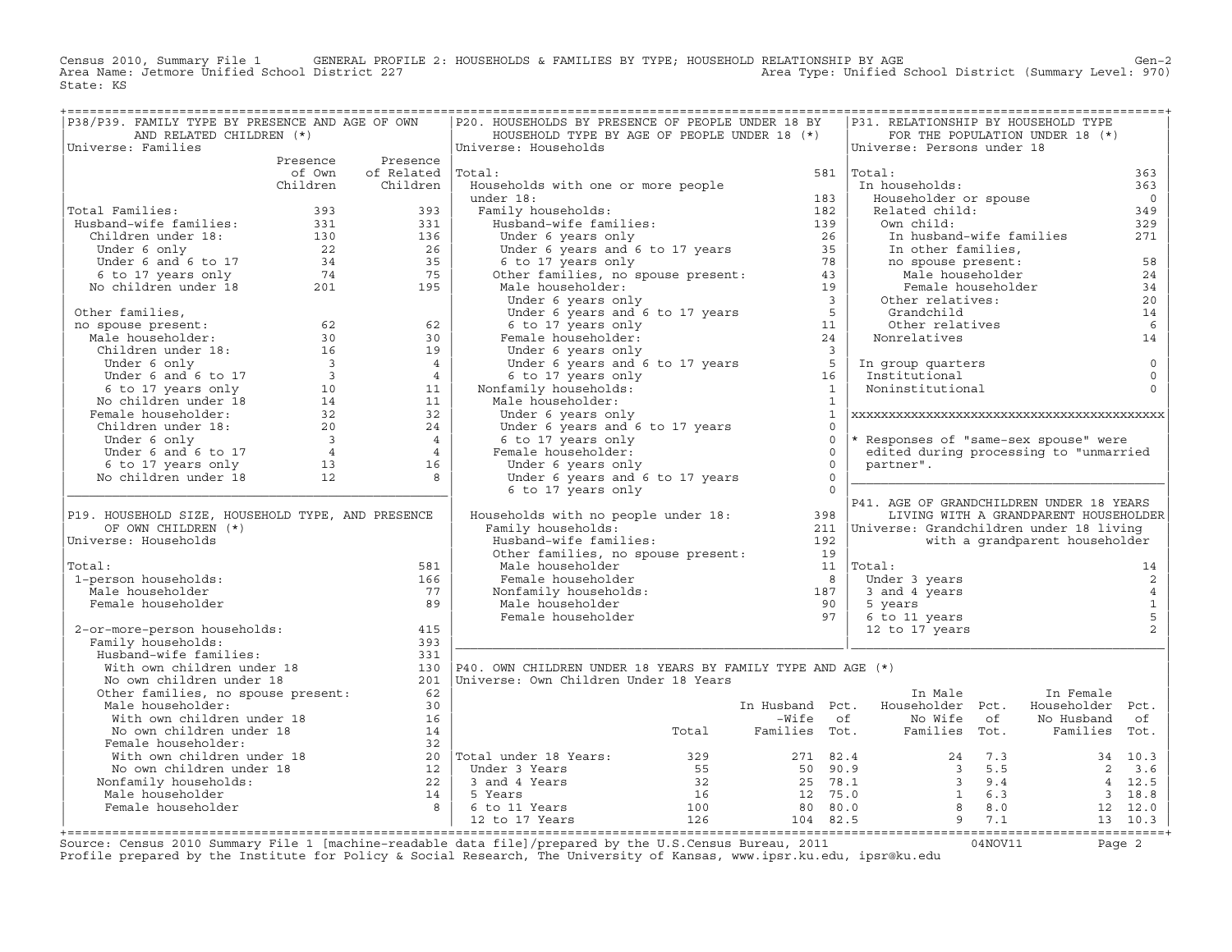Census 2010, Summary File 1 GENERAL PROFILE 2: HOUSEHOLDS & FAMILIES BY TYPE; HOUSEHOLD RELATIONSHIP BY AGE

Area Name: Jetmore Unified School District 227 — Area Type: Unified School District (Summary Level: 970)

State: KS

## P38/P39. FAMILY TYPE BY PRESENCE AND AGE OF OWN AND RELATED CHILDREN (*)

Universe: Families

| | Presence of Own Children | Presence of Related Children |
|---|---|---|
| Total Families: | 393 | 393 |
| Husband-wife families: | 331 | 331 |
| Children under 18: | 130 | 136 |
| Under 6 only | 22 | 26 |
| Under 6 and 6 to 17 | 34 | 35 |
| 6 to 17 years only | 74 | 75 |
| No children under 18 | 201 | 195 |
| Other families, no spouse present: | 62 | 62 |
| Male householder: | 30 | 30 |
| Children under 18: | 16 | 19 |
| Under 6 only | 3 | 4 |
| Under 6 and 6 to 17 | 3 | 4 |
| 6 to 17 years only | 10 | 11 |
| No children under 18 | 14 | 11 |
| Female householder: | 32 | 32 |
| Children under 18: | 20 | 24 |
| Under 6 only | 3 | 4 |
| Under 6 and 6 to 17 | 4 | 4 |
| 6 to 17 years only | 13 | 16 |
| No children under 18 | 12 | 8 |

## P19. HOUSEHOLD SIZE, HOUSEHOLD TYPE, AND PRESENCE OF OWN CHILDREN (*)

Universe: Households

| | |
|---|---|
| Total: | 581 |
| 1-person households: | 166 |
| Male householder | 77 |
| Female householder | 89 |
| 2-or-more-person households: | 415 |
| Family households: | 393 |
| Husband-wife families: | 331 |
| With own children under 18 | 130 |
| No own children under 18 | 201 |
| Other families, no spouse present: | 62 |
| Male householder: | 30 |
| With own children under 18 | 16 |
| No own children under 18 | 14 |
| Female householder: | 32 |
| With own children under 18 | 20 |
| No own children under 18 | 12 |
| Nonfamily households: | 22 |
| Male householder | 14 |
| Female householder | 8 |

## P20. HOUSEHOLDS BY PRESENCE OF PEOPLE UNDER 18 BY HOUSEHOLD TYPE BY AGE OF PEOPLE UNDER 18 (*)

Universe: Households

| | |
|---|---|
| Total: | 581 |
| Households with one or more people under 18: | 183 |
| Family households: | 182 |
| Husband-wife families: | 139 |
| Under 6 years only | 26 |
| Under 6 years and 6 to 17 years | 35 |
| 6 to 17 years only | 78 |
| Other families, no spouse present: | 43 |
| Male householder: | 19 |
| Under 6 years only | 3 |
| Under 6 years and 6 to 17 years | 5 |
| 6 to 17 years only | 11 |
| Female householder: | 24 |
| Under 6 years only | 3 |
| Under 6 years and 6 to 17 years | 5 |
| 6 to 17 years only | 16 |
| Nonfamily households: | 1 |
| Male householder: | 1 |
| Under 6 years only | 1 |
| Under 6 years and 6 to 17 years | 0 |
| 6 to 17 years only | 0 |
| Female householder: | 0 |
| Under 6 years only | 0 |
| Under 6 years and 6 to 17 years | 0 |
| 6 to 17 years only | 0 |
| Households with no people under 18: | 398 |
| Family households: | 211 |
| Husband-wife families: | 192 |
| Other families, no spouse present: | 19 |
| Male householder | 11 |
| Female householder | 8 |
| Nonfamily households: | 187 |
| Male householder | 90 |
| Female householder | 97 |

## P31. RELATIONSHIP BY HOUSEHOLD TYPE FOR THE POPULATION UNDER 18 (*)

Universe: Persons under 18

| | |
|---|---|
| Total: | 363 |
| In households: | 363 |
| Householder or spouse | 0 |
| Related child: | 349 |
| Own child: | 329 |
| In husband-wife families | 271 |
| In other families, no spouse present: | 58 |
| Male householder | 24 |
| Female householder | 34 |
| Other relatives: | 20 |
| Grandchild | 14 |
| Other relatives | 6 |
| Nonrelatives | 14 |
| In group quarters | 0 |
| Institutional | 0 |
| Noninstitutional | 0 |

\* Responses of "same-sex spouse" were edited during processing to "unmarried partner".

## P41. AGE OF GRANDCHILDREN UNDER 18 YEARS LIVING WITH A GRANDPARENT HOUSEHOLDER

Universe: Grandchildren under 18 living with a grandparent householder

| | |
|---|---|
| Total: | 14 |
| Under 3 years | 2 |
| 3 and 4 years | 4 |
| 5 years | 1 |
| 6 to 11 years | 5 |
| 12 to 17 years | 2 |

## P40. OWN CHILDREN UNDER 18 YEARS BY FAMILY TYPE AND AGE (*)

Universe: Own Children Under 18 Years

| | Total | In Husband-Wife Families | Pct. of Tot. | In Male Householder No Wife Families | Pct. of Tot. | In Female Householder No Husband Families | Pct. of Tot. |
|---|---|---|---|---|---|---|---|
| Total under 18 Years: | 329 | 271 | 82.4 | 24 | 7.3 | 34 | 10.3 |
| Under 3 Years | 55 | 50 | 90.9 | 3 | 5.5 | 2 | 3.6 |
| 3 and 4 Years | 32 | 25 | 78.1 | 3 | 9.4 | 4 | 12.5 |
| 5 Years | 16 | 12 | 75.0 | 1 | 6.3 | 3 | 18.8 |
| 6 to 11 Years | 100 | 80 | 80.0 | 8 | 8.0 | 12 | 12.0 |
| 12 to 17 Years | 126 | 104 | 82.5 | 9 | 7.1 | 13 | 10.3 |

Source: Census 2010 Summary File 1 [machine-readable data file]/prepared by the U.S.Census Bureau, 2011 04NOV11

Profile prepared by the Institute for Policy & Social Research, The University of Kansas, www.ipsr.ku.edu, ipsr@ku.edu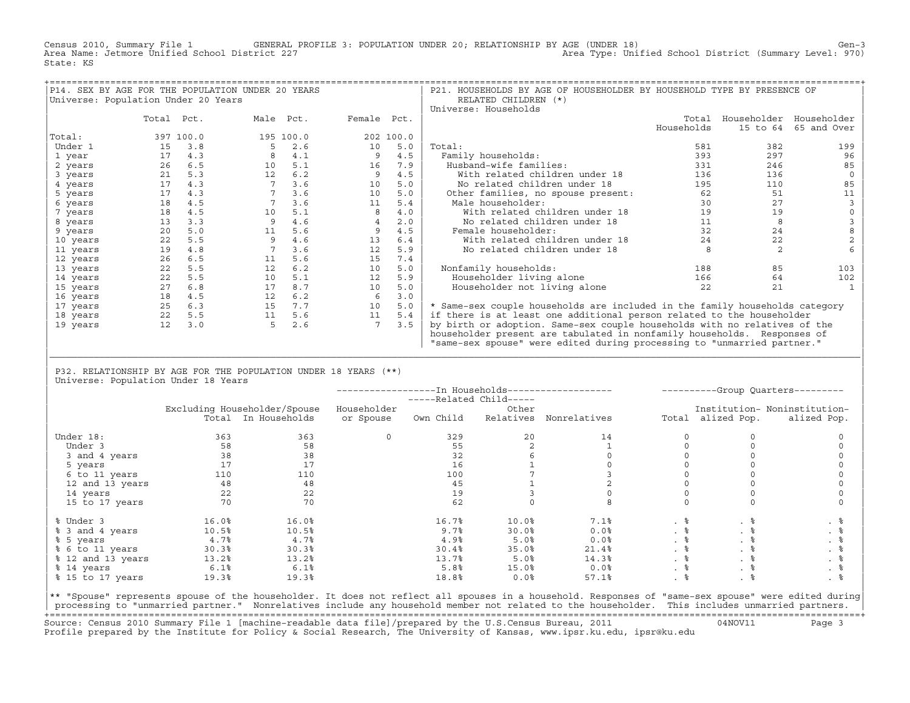Census 2010, Summary File 1 GENERAL PROFILE 3: POPULATION UNDER 20; RELATIONSHIP BY AGE (UNDER 18) Gen-3
Area Name: Jetmore Unified School District 227 Area Type: Unified School District (Summary Level: 970)
State: KS

## P14. SEX BY AGE FOR THE POPULATION UNDER 20 YEARS

Universe: Population Under 20 Years

| | Total | Pct. | Male | Pct. | Female | Pct. |
|---|---|---|---|---|---|---|
| Total: | 397 | 100.0 | 195 | 100.0 | 202 | 100.0 |
| Under 1 | 15 | 3.8 | 5 | 2.6 | 10 | 5.0 |
| 1 year | 17 | 4.3 | 8 | 4.1 | 9 | 4.5 |
| 2 years | 26 | 6.5 | 10 | 5.1 | 16 | 7.9 |
| 3 years | 21 | 5.3 | 12 | 6.2 | 9 | 4.5 |
| 4 years | 17 | 4.3 | 7 | 3.6 | 10 | 5.0 |
| 5 years | 17 | 4.3 | 7 | 3.6 | 10 | 5.0 |
| 6 years | 18 | 4.5 | 7 | 3.6 | 11 | 5.4 |
| 7 years | 18 | 4.5 | 10 | 5.1 | 8 | 4.0 |
| 8 years | 13 | 3.3 | 9 | 4.6 | 4 | 2.0 |
| 9 years | 20 | 5.0 | 11 | 5.6 | 9 | 4.5 |
| 10 years | 22 | 5.5 | 9 | 4.6 | 13 | 6.4 |
| 11 years | 19 | 4.8 | 7 | 3.6 | 12 | 5.9 |
| 12 years | 26 | 6.5 | 11 | 5.6 | 15 | 7.4 |
| 13 years | 22 | 5.5 | 12 | 6.2 | 10 | 5.0 |
| 14 years | 22 | 5.5 | 10 | 5.1 | 12 | 5.9 |
| 15 years | 27 | 6.8 | 17 | 8.7 | 10 | 5.0 |
| 16 years | 18 | 4.5 | 12 | 6.2 | 6 | 3.0 |
| 17 years | 25 | 6.3 | 15 | 7.7 | 10 | 5.0 |
| 18 years | 22 | 5.5 | 11 | 5.6 | 11 | 5.4 |
| 19 years | 12 | 3.0 | 5 | 2.6 | 7 | 3.5 |

## P21. HOUSEHOLDS BY AGE OF HOUSEHOLDER BY HOUSEHOLD TYPE BY PRESENCE OF RELATED CHILDREN (*)

Universe: Households

| | Total Households | Householder 15 to 64 | Householder 65 and Over |
|---|---|---|---|
| Total: | 581 | 382 | 199 |
| Family households: | 393 | 297 | 96 |
| Husband-wife families: | 331 | 246 | 85 |
| With related children under 18 | 136 | 136 | 0 |
| No related children under 18 | 195 | 110 | 85 |
| Other families, no spouse present: | 62 | 51 | 11 |
| Male householder: | 30 | 27 | 3 |
| With related children under 18 | 19 | 19 | 0 |
| No related children under 18 | 11 | 8 | 3 |
| Female householder: | 32 | 24 | 8 |
| With related children under 18 | 24 | 22 | 2 |
| No related children under 18 | 8 | 2 | 6 |
| Nonfamily households: | 188 | 85 | 103 |
| Householder living alone | 166 | 64 | 102 |
| Householder not living alone | 22 | 21 | 1 |

* Same-sex couple households are included in the family households category if there is at least one additional person related to the householder by birth or adoption. Same-sex couple households with no relatives of the householder present are tabulated in nonfamily households. Responses of "same-sex spouse" were edited during processing to "unmarried partner."

## P32. RELATIONSHIP BY AGE FOR THE POPULATION UNDER 18 YEARS (**)

Universe: Population Under 18 Years

| | Excluding Householder/Spouse Total | In Households | In Households: Householder or Spouse | Related Child: Own Child | Related Child: Other Relatives | Nonrelatives | Group Quarters: Total | Institutionalized Pop. | Noninstitutionalized Pop. |
|---|---|---|---|---|---|---|---|---|---|
| Under 18: | 363 | 363 | 0 | 329 | 20 | 14 | 0 | 0 | 0 |
| Under 3 | 58 | 58 | | 55 | 2 | 1 | 0 | 0 | 0 |
| 3 and 4 years | 38 | 38 | | 32 | 6 | 0 | 0 | 0 | 0 |
| 5 years | 17 | 17 | | 16 | 1 | 0 | 0 | 0 | 0 |
| 6 to 11 years | 110 | 110 | | 100 | 7 | 3 | 0 | 0 | 0 |
| 12 and 13 years | 48 | 48 | | 45 | 1 | 2 | 0 | 0 | 0 |
| 14 years | 22 | 22 | | 19 | 3 | 0 | 0 | 0 | 0 |
| 15 to 17 years | 70 | 70 | | 62 | 0 | 8 | 0 | 0 | 0 |
| % Under 3 | 16.0% | 16.0% | | 16.7% | 10.0% | 7.1% | . % | . % | . % |
| % 3 and 4 years | 10.5% | 10.5% | | 9.7% | 30.0% | 0.0% | . % | . % | . % |
| % 5 years | 4.7% | 4.7% | | 4.9% | 5.0% | 0.0% | . % | . % | . % |
| % 6 to 11 years | 30.3% | 30.3% | | 30.4% | 35.0% | 21.4% | . % | . % | . % |
| % 12 and 13 years | 13.2% | 13.2% | | 13.7% | 5.0% | 14.3% | . % | . % | . % |
| % 14 years | 6.1% | 6.1% | | 5.8% | 15.0% | 0.0% | . % | . % | . % |
| % 15 to 17 years | 19.3% | 19.3% | | 18.8% | 0.0% | 57.1% | . % | . % | . % |

** "Spouse" represents spouse of the householder. It does not reflect all spouses in a household. Responses of "same-sex spouse" were edited during processing to "unmarried partner." Nonrelatives include any household member not related to the householder. This includes unmarried partners.

Source: Census 2010 Summary File 1 [machine-readable data file]/prepared by the U.S.Census Bureau, 2011 04NOV11
Profile prepared by the Institute for Policy & Social Research, The University of Kansas, www.ipsr.ku.edu, ipsr@ku.edu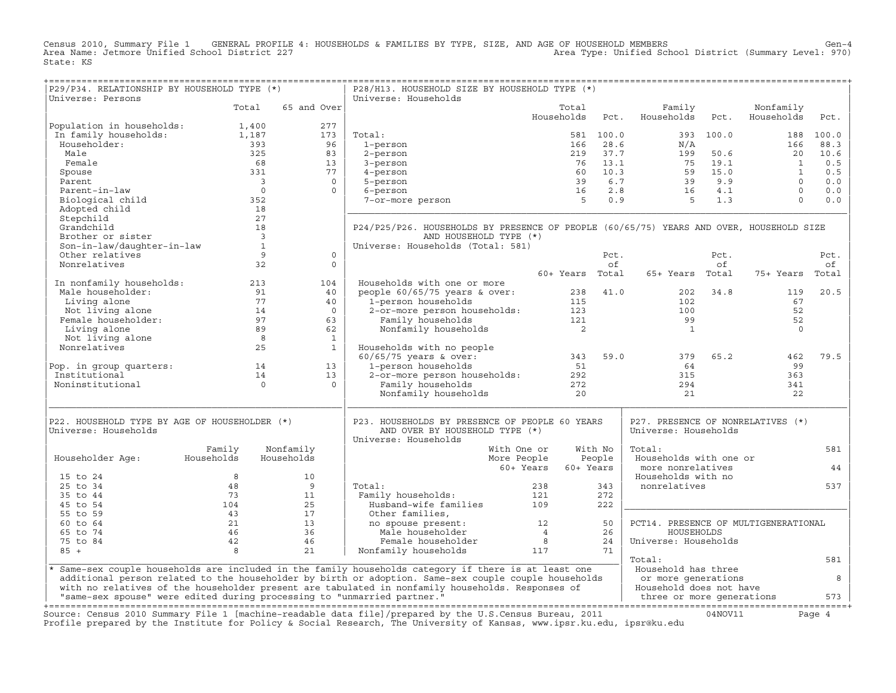Census 2010, Summary File 1 GENERAL PROFILE 4: HOUSEHOLDS & FAMILIES BY TYPE, SIZE, AND AGE OF HOUSEHOLD MEMBERS
Area Name: Jetmore Unified School District 227
Area Type: Unified School District (Summary Level: 970)
State: KS

## P29/P34. RELATIONSHIP BY HOUSEHOLD TYPE (*)

Universe: Persons

| | Total | 65 and Over |
|---|---|---|
| Population in households: | 1,400 | 277 |
| In family households: | 1,187 | 173 |
| Householder: | 393 | 96 |
| Male | 325 | 83 |
| Female | 68 | 13 |
| Spouse | 331 | 77 |
| Parent | 3 | 0 |
| Parent-in-law | 0 | 0 |
| Biological child | 352 | |
| Adopted child | 18 | |
| Stepchild | 27 | |
| Grandchild | 18 | |
| Brother or sister | 3 | |
| Son-in-law/daughter-in-law | 1 | |
| Other relatives | 9 | 0 |
| Nonrelatives | 32 | 0 |
| In nonfamily households: | 213 | 104 |
| Male householder: | 91 | 40 |
| Living alone | 77 | 40 |
| Not living alone | 14 | 0 |
| Female householder: | 97 | 63 |
| Living alone | 89 | 62 |
| Not living alone | 8 | 1 |
| Nonrelatives | 25 | 1 |
| Pop. in group quarters: | 14 | 13 |
| Institutional | 14 | 13 |
| Noninstitutional | 0 | 0 |

## P28/H13. HOUSEHOLD SIZE BY HOUSEHOLD TYPE (*)

Universe: Households

| | Total Households | Pct. | Family Households | Pct. | Nonfamily Households | Pct. |
|---|---|---|---|---|---|---|
| Total: | 581 | 100.0 | 393 | 100.0 | 188 | 100.0 |
| 1-person | 166 | 28.6 | N/A | | 166 | 88.3 |
| 2-person | 219 | 37.7 | 199 | 50.6 | 20 | 10.6 |
| 3-person | 76 | 13.1 | 75 | 19.1 | 1 | 0.5 |
| 4-person | 60 | 10.3 | 59 | 15.0 | 1 | 0.5 |
| 5-person | 39 | 6.7 | 39 | 9.9 | 0 | 0.0 |
| 6-person | 16 | 2.8 | 16 | 4.1 | 0 | 0.0 |
| 7-or-more person | 5 | 0.9 | 5 | 1.3 | 0 | 0.0 |

## P24/P25/P26. HOUSEHOLDS BY PRESENCE OF PEOPLE (60/65/75) YEARS AND OVER, HOUSEHOLD SIZE AND HOUSEHOLD TYPE (*)

Universe: Households (Total: 581)

| | 60+ Years | Pct. of Total | 65+ Years | Pct. of Total | 75+ Years | Pct. of Total |
|---|---|---|---|---|---|---|
| Households with one or more people 60/65/75 years & over: | 238 | 41.0 | 202 | 34.8 | 119 | 20.5 |
| 1-person households | 115 | | 102 | | 67 | |
| 2-or-more person households: | 123 | | 100 | | 52 | |
| Family households | 121 | | 99 | | 52 | |
| Nonfamily households | 2 | | 1 | | 0 | |
| Households with no people 60/65/75 years & over: | 343 | 59.0 | 379 | 65.2 | 462 | 79.5 |
| 1-person households | 51 | | 64 | | 99 | |
| 2-or-more person households: | 292 | | 315 | | 363 | |
| Family households | 272 | | 294 | | 341 | |
| Nonfamily households | 20 | | 21 | | 22 | |

## P22. HOUSEHOLD TYPE BY AGE OF HOUSEHOLDER (*)

Universe: Households

| Householder Age: | Family Households | Nonfamily Households |
|---|---|---|
| 15 to 24 | 8 | 10 |
| 25 to 34 | 48 | 9 |
| 35 to 44 | 73 | 11 |
| 45 to 54 | 104 | 25 |
| 55 to 59 | 43 | 17 |
| 60 to 64 | 21 | 13 |
| 65 to 74 | 46 | 36 |
| 75 to 84 | 42 | 46 |
| 85 + | 8 | 21 |

## P23. HOUSEHOLDS BY PRESENCE OF PEOPLE 60 YEARS AND OVER BY HOUSEHOLD TYPE (*)

Universe: Households

| | With One or More People 60+ Years | With No People 60+ Years |
|---|---|---|
| Total: | 238 | 343 |
| Family households: | 121 | 272 |
| Husband-wife families | 109 | 222 |
| Other families, no spouse present: | 12 | 50 |
| Male householder | 4 | 26 |
| Female householder | 8 | 24 |
| Nonfamily households | 117 | 71 |

## P27. PRESENCE OF NONRELATIVES (*)

Universe: Households

| | |
|---|---|
| Total: | 581 |
| Households with one or more nonrelatives | 44 |
| Households with no nonrelatives | 537 |

## PCT14. PRESENCE OF MULTIGENERATIONAL HOUSEHOLDS

Universe: Households

| | |
|---|---|
| Total: | 581 |
| Household has three or more generations | 8 |
| Household does not have three or more generations | 573 |

* Same-sex couple households are included in the family households category if there is at least one additional person related to the householder by birth or adoption. Same-sex couple couple households with no relatives of the householder present are tabulated in nonfamily households. Responses of "same-sex spouse" were edited during processing to "unmarried partner."

Source: Census 2010 Summary File 1 [machine-readable data file]/prepared by the U.S.Census Bureau, 2011 04NOV11
Profile prepared by the Institute for Policy & Social Research, The University of Kansas, www.ipsr.ku.edu, ipsr@ku.edu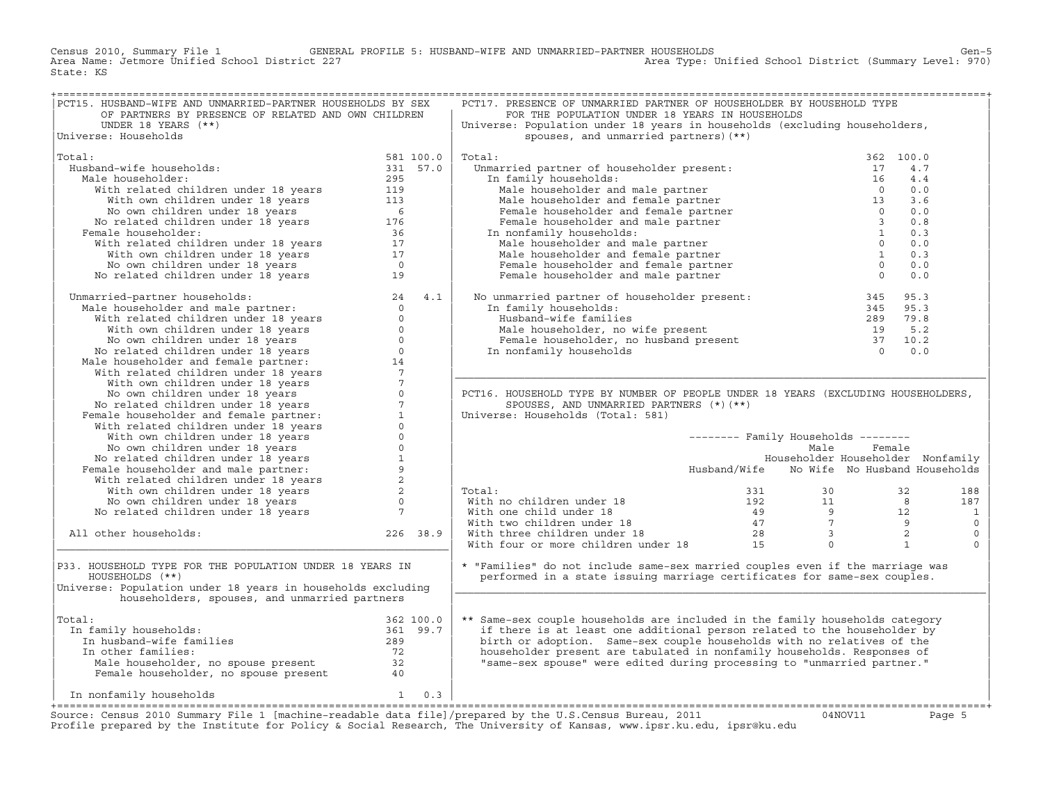Census 2010, Summary File 1 GENERAL PROFILE 5: HUSBAND-WIFE AND UNMARRIED-PARTNER HOUSEHOLDS Gen-5
Area Name: Jetmore Unified School District 227 Area Type: Unified School District (Summary Level: 970)
State: KS

## PCT15. HUSBAND-WIFE AND UNMARRIED-PARTNER HOUSEHOLDS BY SEX OF PARTNERS BY PRESENCE OF RELATED AND OWN CHILDREN UNDER 18 YEARS (**)

Universe: Households

| | Number | Percent |
|---|---|---|
| Total: | 581 | 100.0 |
| Husband-wife households: | 331 | 57.0 |
| Male householder: | 295 | |
| With related children under 18 years | 119 | |
| With own children under 18 years | 113 | |
| No own children under 18 years | 6 | |
| No related children under 18 years | 176 | |
| Female householder: | 36 | |
| With related children under 18 years | 17 | |
| With own children under 18 years | 17 | |
| No own children under 18 years | 0 | |
| No related children under 18 years | 19 | |
| Unmarried-partner households: | 24 | 4.1 |
| Male householder and male partner: | 0 | |
| With related children under 18 years | 0 | |
| With own children under 18 years | 0 | |
| No own children under 18 years | 0 | |
| No related children under 18 years | 0 | |
| Male householder and female partner: | 14 | |
| With related children under 18 years | 7 | |
| With own children under 18 years | 7 | |
| No own children under 18 years | 0 | |
| No related children under 18 years | 7 | |
| Female householder and female partner: | 1 | |
| With related children under 18 years | 0 | |
| With own children under 18 years | 0 | |
| No own children under 18 years | 0 | |
| No related children under 18 years | 1 | |
| Female householder and male partner: | 9 | |
| With related children under 18 years | 2 | |
| With own children under 18 years | 2 | |
| No own children under 18 years | 0 | |
| No related children under 18 years | 7 | |
| All other households: | 226 | 38.9 |

## P33. HOUSEHOLD TYPE FOR THE POPULATION UNDER 18 YEARS IN HOUSEHOLDS (**)

Universe: Population under 18 years in households excluding householders, spouses, and unmarried partners

| | Number | Percent |
|---|---|---|
| Total: | 362 | 100.0 |
| In family households: | 361 | 99.7 |
| In husband-wife families | 289 | |
| In other families: | 72 | |
| Male householder, no spouse present | 32 | |
| Female householder, no spouse present | 40 | |
| In nonfamily households | 1 | 0.3 |

## PCT17. PRESENCE OF UNMARRIED PARTNER OF HOUSEHOLDER BY HOUSEHOLD TYPE FOR THE POPULATION UNDER 18 YEARS IN HOUSEHOLDS

Universe: Population under 18 years in households (excluding householders, spouses, and unmarried partners)(**)

| | Number | Percent |
|---|---|---|
| Total: | 362 | 100.0 |
| Unmarried partner of householder present: | 17 | 4.7 |
| In family households: | 16 | 4.4 |
| Male householder and male partner | 0 | 0.0 |
| Male householder and female partner | 13 | 3.6 |
| Female householder and female partner | 0 | 0.0 |
| Female householder and male partner | 3 | 0.8 |
| In nonfamily households: | 1 | 0.3 |
| Male householder and male partner | 0 | 0.0 |
| Male householder and female partner | 1 | 0.3 |
| Female householder and female partner | 0 | 0.0 |
| Female householder and male partner | 0 | 0.0 |
| No unmarried partner of householder present: | 345 | 95.3 |
| In family households: | 345 | 95.3 |
| Husband-wife families | 289 | 79.8 |
| Male householder, no wife present | 19 | 5.2 |
| Female householder, no husband present | 37 | 10.2 |
| In nonfamily households | 0 | 0.0 |

## PCT16. HOUSEHOLD TYPE BY NUMBER OF PEOPLE UNDER 18 YEARS (EXCLUDING HOUSEHOLDERS, SPOUSES, AND UNMARRIED PARTNERS (*)(**)

Universe: Households (Total: 581)

| | Family Households: Husband/Wife | Family Households: Male Householder No Wife | Family Households: Female Householder No Husband | Nonfamily Households |
|---|---|---|---|---|
| Total: | 331 | 30 | 32 | 188 |
| With no children under 18 | 192 | 11 | 8 | 187 |
| With one child under 18 | 49 | 9 | 12 | 1 |
| With two children under 18 | 47 | 7 | 9 | 0 |
| With three children under 18 | 28 | 3 | 2 | 0 |
| With four or more children under 18 | 15 | 0 | 1 | 0 |

* "Families" do not include same-sex married couples even if the marriage was performed in a state issuing marriage certificates for same-sex couples.

** Same-sex couple households are included in the family households category if there is at least one additional person related to the householder by birth or adoption. Same-sex couple households with no relatives of the householder present are tabulated in nonfamily households. Responses of "same-sex spouse" were edited during processing to "unmarried partner."

Source: Census 2010 Summary File 1 [machine-readable data file]/prepared by the U.S.Census Bureau, 2011 04NOV11
Profile prepared by the Institute for Policy & Social Research, The University of Kansas, www.ipsr.ku.edu, ipsr@ku.edu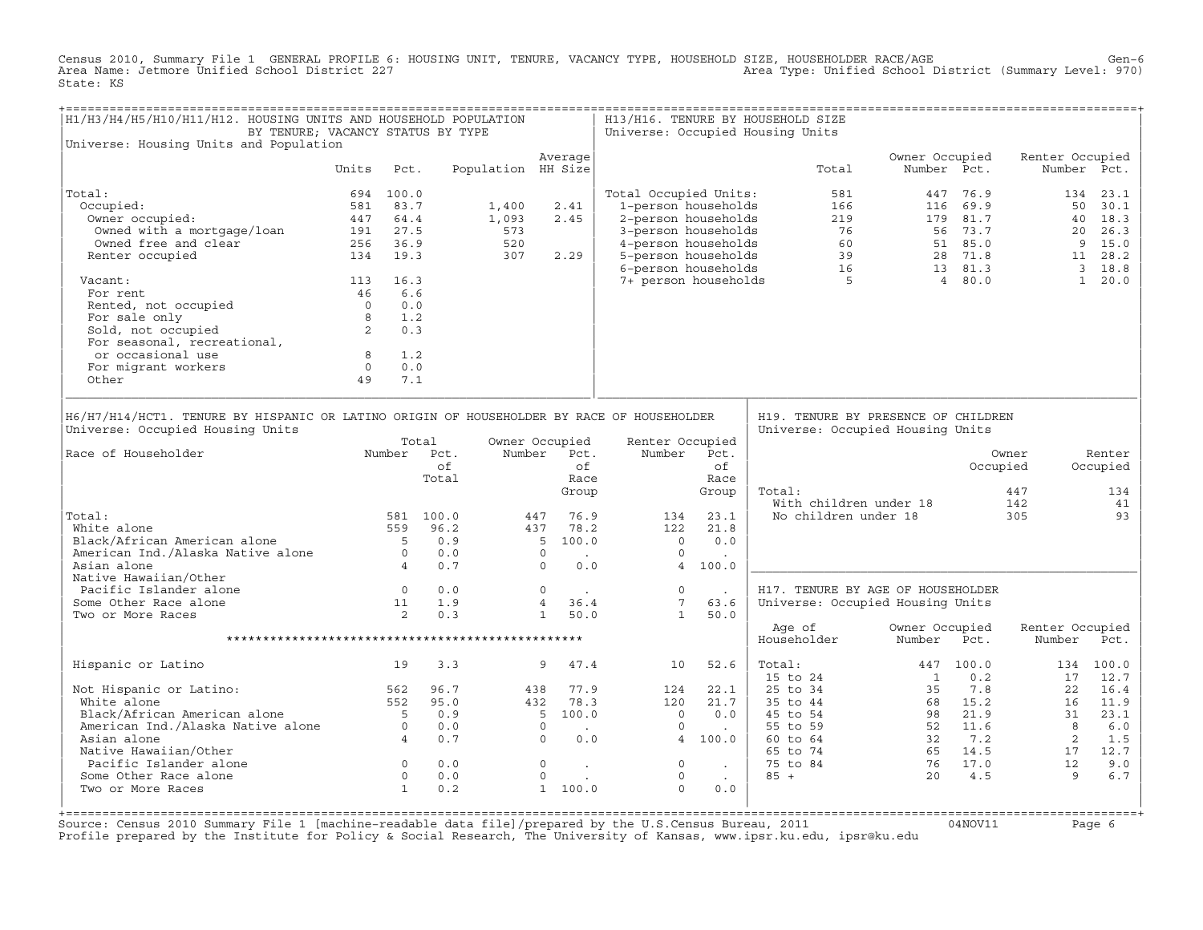Census 2010, Summary File 1 GENERAL PROFILE 6: HOUSING UNIT, TENURE, VACANCY TYPE, HOUSEHOLD SIZE, HOUSEHOLDER RACE/AGE

Area Name: Jetmore Unified School District 227

Area Type: Unified School District (Summary Level: 970)

State: KS

## H1/H3/H4/H5/H10/H11/H12. HOUSING UNITS AND HOUSEHOLD POPULATION BY TENURE; VACANCY STATUS BY TYPE

Universe: Housing Units and Population

| | Units | Pct. | Population | Average HH Size |
|---|---|---|---|---|
| Total: | 694 | 100.0 | | |
| Occupied: | 581 | 83.7 | 1,400 | 2.41 |
| Owner occupied: | 447 | 64.4 | 1,093 | 2.45 |
| Owned with a mortgage/loan | 191 | 27.5 | 573 | |
| Owned free and clear | 256 | 36.9 | 520 | |
| Renter occupied | 134 | 19.3 | 307 | 2.29 |
| Vacant: | 113 | 16.3 | | |
| For rent | 46 | 6.6 | | |
| Rented, not occupied | 0 | 0.0 | | |
| For sale only | 8 | 1.2 | | |
| Sold, not occupied | 2 | 0.3 | | |
| For seasonal, recreational, or occasional use | 8 | 1.2 | | |
| For migrant workers | 0 | 0.0 | | |
| Other | 49 | 7.1 | | |

## H13/H16. TENURE BY HOUSEHOLD SIZE

Universe: Occupied Housing Units

| | Total | Owner Occupied Number | Owner Occupied Pct. | Renter Occupied Number | Renter Occupied Pct. |
|---|---|---|---|---|---|
| Total Occupied Units: | 581 | 447 | 76.9 | 134 | 23.1 |
| 1-person households | 166 | 116 | 69.9 | 50 | 30.1 |
| 2-person households | 219 | 179 | 81.7 | 40 | 18.3 |
| 3-person households | 76 | 56 | 73.7 | 20 | 26.3 |
| 4-person households | 60 | 51 | 85.0 | 9 | 15.0 |
| 5-person households | 39 | 28 | 71.8 | 11 | 28.2 |
| 6-person households | 16 | 13 | 81.3 | 3 | 18.8 |
| 7+ person households | 5 | 4 | 80.0 | 1 | 20.0 |

## H6/H7/H14/HCT1. TENURE BY HISPANIC OR LATINO ORIGIN OF HOUSEHOLDER BY RACE OF HOUSEHOLDER

Universe: Occupied Housing Units

| Race of Householder | Total Number | Total Pct. of Total | Owner Occupied Number | Owner Occupied Pct. of Race Group | Renter Occupied Number | Renter Occupied Pct. of Race Group |
|---|---|---|---|---|---|---|
| Total: | 581 | 100.0 | 447 | 76.9 | 134 | 23.1 |
| White alone | 559 | 96.2 | 437 | 78.2 | 122 | 21.8 |
| Black/African American alone | 5 | 0.9 | 5 | 100.0 | 0 | 0.0 |
| American Ind./Alaska Native alone | 0 | 0.0 | 0 | . | 0 | . |
| Asian alone | 4 | 0.7 | 0 | 0.0 | 4 | 100.0 |
| Native Hawaiian/Other Pacific Islander alone | 0 | 0.0 | 0 | . | 0 | . |
| Some Other Race alone | 11 | 1.9 | 4 | 36.4 | 7 | 63.6 |
| Two or More Races | 2 | 0.3 | 1 | 50.0 | 1 | 50.0 |
| Hispanic or Latino | 19 | 3.3 | 9 | 47.4 | 10 | 52.6 |
| Not Hispanic or Latino: | 562 | 96.7 | 438 | 77.9 | 124 | 22.1 |
| White alone | 552 | 95.0 | 432 | 78.3 | 120 | 21.7 |
| Black/African American alone | 5 | 0.9 | 5 | 100.0 | 0 | 0.0 |
| American Ind./Alaska Native alone | 0 | 0.0 | 0 | . | 0 | . |
| Asian alone | 4 | 0.7 | 0 | 0.0 | 4 | 100.0 |
| Native Hawaiian/Other Pacific Islander alone | 0 | 0.0 | 0 | . | 0 | . |
| Some Other Race alone | 0 | 0.0 | 0 | . | 0 | . |
| Two or More Races | 1 | 0.2 | 1 | 100.0 | 0 | 0.0 |

## H19. TENURE BY PRESENCE OF CHILDREN

Universe: Occupied Housing Units

| | Owner Occupied | Renter Occupied |
|---|---|---|
| Total: | 447 | 134 |
| With children under 18 | 142 | 41 |
| No children under 18 | 305 | 93 |

## H17. TENURE BY AGE OF HOUSEHOLDER

Universe: Occupied Housing Units

| Age of Householder | Owner Occupied Number | Owner Occupied Pct. | Renter Occupied Number | Renter Occupied Pct. |
|---|---|---|---|---|
| Total: | 447 | 100.0 | 134 | 100.0 |
| 15 to 24 | 1 | 0.2 | 17 | 12.7 |
| 25 to 34 | 35 | 7.8 | 22 | 16.4 |
| 35 to 44 | 68 | 15.2 | 16 | 11.9 |
| 45 to 54 | 98 | 21.9 | 31 | 23.1 |
| 55 to 59 | 52 | 11.6 | 8 | 6.0 |
| 60 to 64 | 32 | 7.2 | 2 | 1.5 |
| 65 to 74 | 65 | 14.5 | 17 | 12.7 |
| 75 to 84 | 76 | 17.0 | 12 | 9.0 |
| 85 + | 20 | 4.5 | 9 | 6.7 |

Source: Census 2010 Summary File 1 [machine-readable data file]/prepared by the U.S.Census Bureau, 2011 04NOV11

Profile prepared by the Institute for Policy & Social Research, The University of Kansas, www.ipsr.ku.edu, ipsr@ku.edu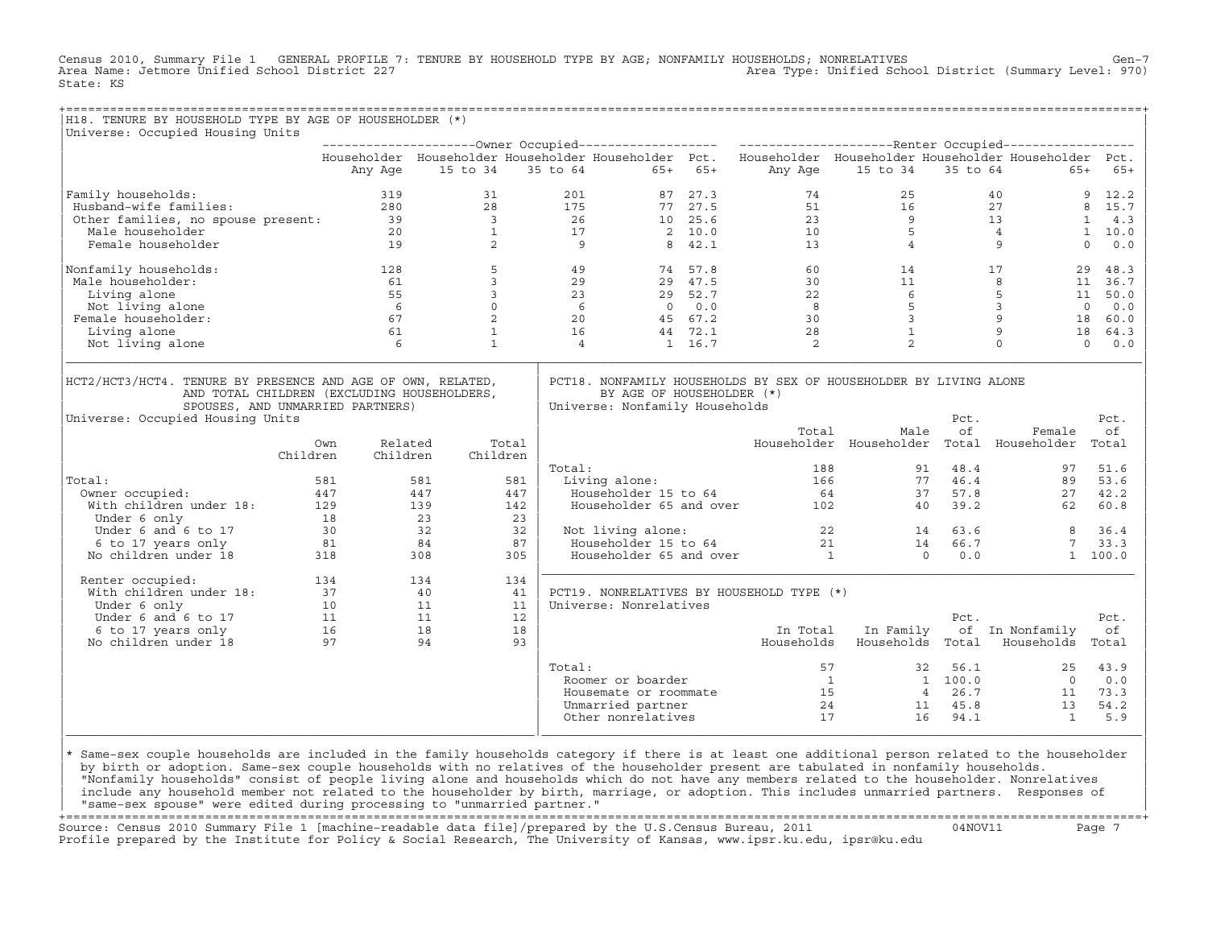Census 2010, Summary File 1 GENERAL PROFILE 7: TENURE BY HOUSEHOLD TYPE BY AGE; NONFAMILY HOUSEHOLDS; NONRELATIVES Gen-7
Area Name: Jetmore Unified School District 227 Area Type: Unified School District (Summary Level: 970)
State: KS

## H18. TENURE BY HOUSEHOLD TYPE BY AGE OF HOUSEHOLDER (*)

Universe: Occupied Housing Units

| | Owner Occupied | | | | | Renter Occupied | | | | |
|---|---|---|---|---|---|---|---|---|---|---|
| | Householder Any Age | Householder 15 to 34 | Householder 35 to 64 | Householder 65+ | Pct. 65+ | Householder Any Age | Householder 15 to 34 | Householder 35 to 64 | Householder 65+ | Pct. 65+ |
| Family households: | 319 | 31 | 201 | 87 | 27.3 | 74 | 25 | 40 | 9 | 12.2 |
| Husband-wife families: | 280 | 28 | 175 | 77 | 27.5 | 51 | 16 | 27 | 8 | 15.7 |
| Other families, no spouse present: | 39 | 3 | 26 | 10 | 25.6 | 23 | 9 | 13 | 1 | 4.3 |
| Male householder | 20 | 1 | 17 | 2 | 10.0 | 10 | 5 | 4 | 1 | 10.0 |
| Female householder | 19 | 2 | 9 | 8 | 42.1 | 13 | 4 | 9 | 0 | 0.0 |
| Nonfamily households: | 128 | 5 | 49 | 74 | 57.8 | 60 | 14 | 17 | 29 | 48.3 |
| Male householder: | 61 | 3 | 29 | 29 | 47.5 | 30 | 11 | 8 | 11 | 36.7 |
| Living alone | 55 | 3 | 23 | 29 | 52.7 | 22 | 6 | 5 | 11 | 50.0 |
| Not living alone | 6 | 0 | 6 | 0 | 0.0 | 8 | 5 | 3 | 0 | 0.0 |
| Female householder: | 67 | 2 | 20 | 45 | 67.2 | 30 | 3 | 9 | 18 | 60.0 |
| Living alone | 61 | 1 | 16 | 44 | 72.1 | 28 | 1 | 9 | 18 | 64.3 |
| Not living alone | 6 | 1 | 4 | 1 | 16.7 | 2 | 2 | 0 | 0 | 0.0 |

## HCT2/HCT3/HCT4. TENURE BY PRESENCE AND AGE OF OWN, RELATED, AND TOTAL CHILDREN (EXCLUDING HOUSEHOLDERS, SPOUSES, AND UNMARRIED PARTNERS)

Universe: Occupied Housing Units

| | Own Children | Related Children | Total Children |
|---|---|---|---|
| Total: | 581 | 581 | 581 |
| Owner occupied: | 447 | 447 | 447 |
| With children under 18: | 129 | 139 | 142 |
| Under 6 only | 18 | 23 | 23 |
| Under 6 and 6 to 17 | 30 | 32 | 32 |
| 6 to 17 years only | 81 | 84 | 87 |
| No children under 18 | 318 | 308 | 305 |
| Renter occupied: | 134 | 134 | 134 |
| With children under 18: | 37 | 40 | 41 |
| Under 6 only | 10 | 11 | 11 |
| Under 6 and 6 to 17 | 11 | 11 | 12 |
| 6 to 17 years only | 16 | 18 | 18 |
| No children under 18 | 97 | 94 | 93 |

## PCT18. NONFAMILY HOUSEHOLDS BY SEX OF HOUSEHOLDER BY LIVING ALONE BY AGE OF HOUSEHOLDER (*)

Universe: Nonfamily Households

| | Total Householder | Male Householder | Pct. of Total | Female Householder | Pct. of Total |
|---|---|---|---|---|---|
| Total: | 188 | 91 | 48.4 | 97 | 51.6 |
| Living alone: | 166 | 77 | 46.4 | 89 | 53.6 |
| Householder 15 to 64 | 64 | 37 | 57.8 | 27 | 42.2 |
| Householder 65 and over | 102 | 40 | 39.2 | 62 | 60.8 |
| Not living alone: | 22 | 14 | 63.6 | 8 | 36.4 |
| Householder 15 to 64 | 21 | 14 | 66.7 | 7 | 33.3 |
| Householder 65 and over | 1 | 0 | 0.0 | 1 | 100.0 |

## PCT19. NONRELATIVES BY HOUSEHOLD TYPE (*)

Universe: Nonrelatives

| | In Total Households | In Family Households | Pct. of Total | In Nonfamily Households | Pct. of Total |
|---|---|---|---|---|---|
| Total: | 57 | 32 | 56.1 | 25 | 43.9 |
| Roomer or boarder | 1 | 1 | 100.0 | 0 | 0.0 |
| Housemate or roommate | 15 | 4 | 26.7 | 11 | 73.3 |
| Unmarried partner | 24 | 11 | 45.8 | 13 | 54.2 |
| Other nonrelatives | 17 | 16 | 94.1 | 1 | 5.9 |

* Same-sex couple households are included in the family households category if there is at least one additional person related to the householder by birth or adoption. Same-sex couple households with no relatives of the householder present are tabulated in nonfamily households. "Nonfamily households" consist of people living alone and households which do not have any members related to the householder. Nonrelatives include any household member not related to the householder by birth, marriage, or adoption. This includes unmarried partners. Responses of "same-sex spouse" were edited during processing to "unmarried partner."

Source: Census 2010 Summary File 1 [machine-readable data file]/prepared by the U.S.Census Bureau, 2011 04NOV11
Profile prepared by the Institute for Policy & Social Research, The University of Kansas, www.ipsr.ku.edu, ipsr@ku.edu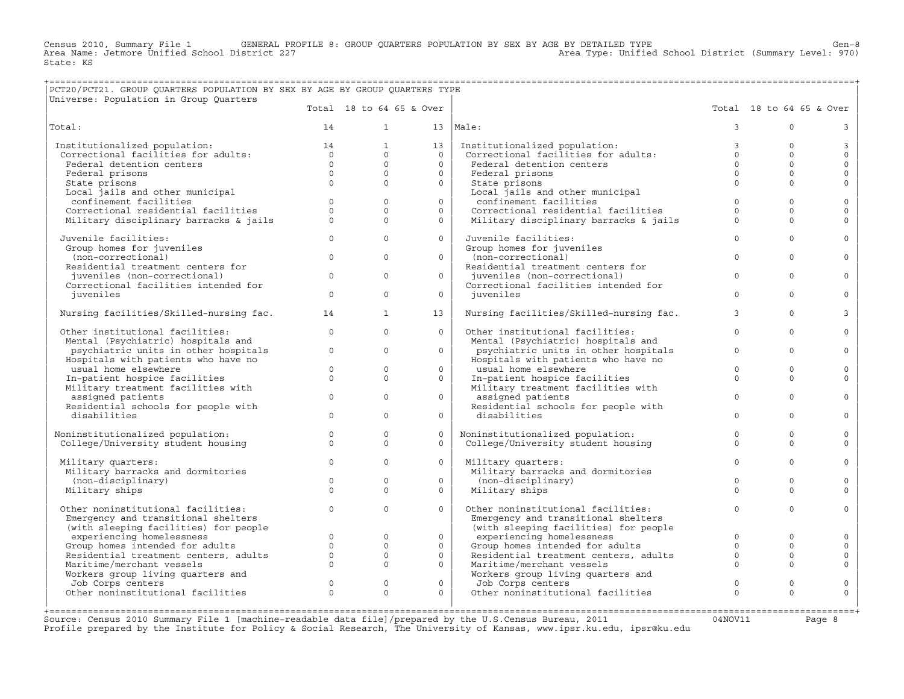Census 2010, Summary File 1 GENERAL PROFILE 8: GROUP QUARTERS POPULATION BY SEX BY AGE BY DETAILED TYPE

Area Name: Jetmore Unified School District 227 — Area Type: Unified School District (Summary Level: 970)

State: KS

## PCT20/PCT21. GROUP QUARTERS POPULATION BY SEX BY AGE BY GROUP QUARTERS TYPE

Universe: Population in Group Quarters

| | Total | 18 to 64 | 65 & Over | | Total | 18 to 64 | 65 & Over |
|---|---|---|---|---|---|---|---|
| Total: | 14 | 1 | 13 | Male: | 3 | 0 | 3 |
| Institutionalized population: | 14 | 1 | 13 | Institutionalized population: | 3 | 0 | 3 |
| Correctional facilities for adults: | 0 | 0 | 0 | Correctional facilities for adults: | 0 | 0 | 0 |
| Federal detention centers | 0 | 0 | 0 | Federal detention centers | 0 | 0 | 0 |
| Federal prisons | 0 | 0 | 0 | Federal prisons | 0 | 0 | 0 |
| State prisons | 0 | 0 | 0 | State prisons | 0 | 0 | 0 |
| Local jails and other municipal confinement facilities | 0 | 0 | 0 | Local jails and other municipal confinement facilities | 0 | 0 | 0 |
| Correctional residential facilities | 0 | 0 | 0 | Correctional residential facilities | 0 | 0 | 0 |
| Military disciplinary barracks & jails | 0 | 0 | 0 | Military disciplinary barracks & jails | 0 | 0 | 0 |
| Juvenile facilities: | 0 | 0 | 0 | Juvenile facilities: | 0 | 0 | 0 |
| Group homes for juveniles (non-correctional) | 0 | 0 | 0 | Group homes for juveniles (non-correctional) | 0 | 0 | 0 |
| Residential treatment centers for juveniles (non-correctional) | 0 | 0 | 0 | Residential treatment centers for juveniles (non-correctional) | 0 | 0 | 0 |
| Correctional facilities intended for juveniles | 0 | 0 | 0 | Correctional facilities intended for juveniles | 0 | 0 | 0 |
| Nursing facilities/Skilled-nursing fac. | 14 | 1 | 13 | Nursing facilities/Skilled-nursing fac. | 3 | 0 | 3 |
| Other institutional facilities: | 0 | 0 | 0 | Other institutional facilities: | 0 | 0 | 0 |
| Mental (Psychiatric) hospitals and psychiatric units in other hospitals | 0 | 0 | 0 | Mental (Psychiatric) hospitals and psychiatric units in other hospitals | 0 | 0 | 0 |
| Hospitals with patients who have no usual home elsewhere | 0 | 0 | 0 | Hospitals with patients who have no usual home elsewhere | 0 | 0 | 0 |
| In-patient hospice facilities | 0 | 0 | 0 | In-patient hospice facilities | 0 | 0 | 0 |
| Military treatment facilities with assigned patients | 0 | 0 | 0 | Military treatment facilities with assigned patients | 0 | 0 | 0 |
| Residential schools for people with disabilities | 0 | 0 | 0 | Residential schools for people with disabilities | 0 | 0 | 0 |
| Noninstitutionalized population: | 0 | 0 | 0 | Noninstitutionalized population: | 0 | 0 | 0 |
| College/University student housing | 0 | 0 | 0 | College/University student housing | 0 | 0 | 0 |
| Military quarters: | 0 | 0 | 0 | Military quarters: | 0 | 0 | 0 |
| Military barracks and dormitories (non-disciplinary) | 0 | 0 | 0 | Military barracks and dormitories (non-disciplinary) | 0 | 0 | 0 |
| Military ships | 0 | 0 | 0 | Military ships | 0 | 0 | 0 |
| Other noninstitutional facilities: | 0 | 0 | 0 | Other noninstitutional facilities: | 0 | 0 | 0 |
| Emergency and transitional shelters (with sleeping facilities) for people experiencing homelessness | 0 | 0 | 0 | Emergency and transitional shelters (with sleeping facilities) for people experiencing homelessness | 0 | 0 | 0 |
| Group homes intended for adults | 0 | 0 | 0 | Group homes intended for adults | 0 | 0 | 0 |
| Residential treatment centers, adults | 0 | 0 | 0 | Residential treatment centers, adults | 0 | 0 | 0 |
| Maritime/merchant vessels | 0 | 0 | 0 | Maritime/merchant vessels | 0 | 0 | 0 |
| Workers group living quarters and Job Corps centers | 0 | 0 | 0 | Workers group living quarters and Job Corps centers | 0 | 0 | 0 |
| Other noninstitutional facilities | 0 | 0 | 0 | Other noninstitutional facilities | 0 | 0 | 0 |

Source: Census 2010 Summary File 1 [machine-readable data file]/prepared by the U.S.Census Bureau, 2011 04NOV11

Profile prepared by the Institute for Policy & Social Research, The University of Kansas, www.ipsr.ku.edu, ipsr@ku.edu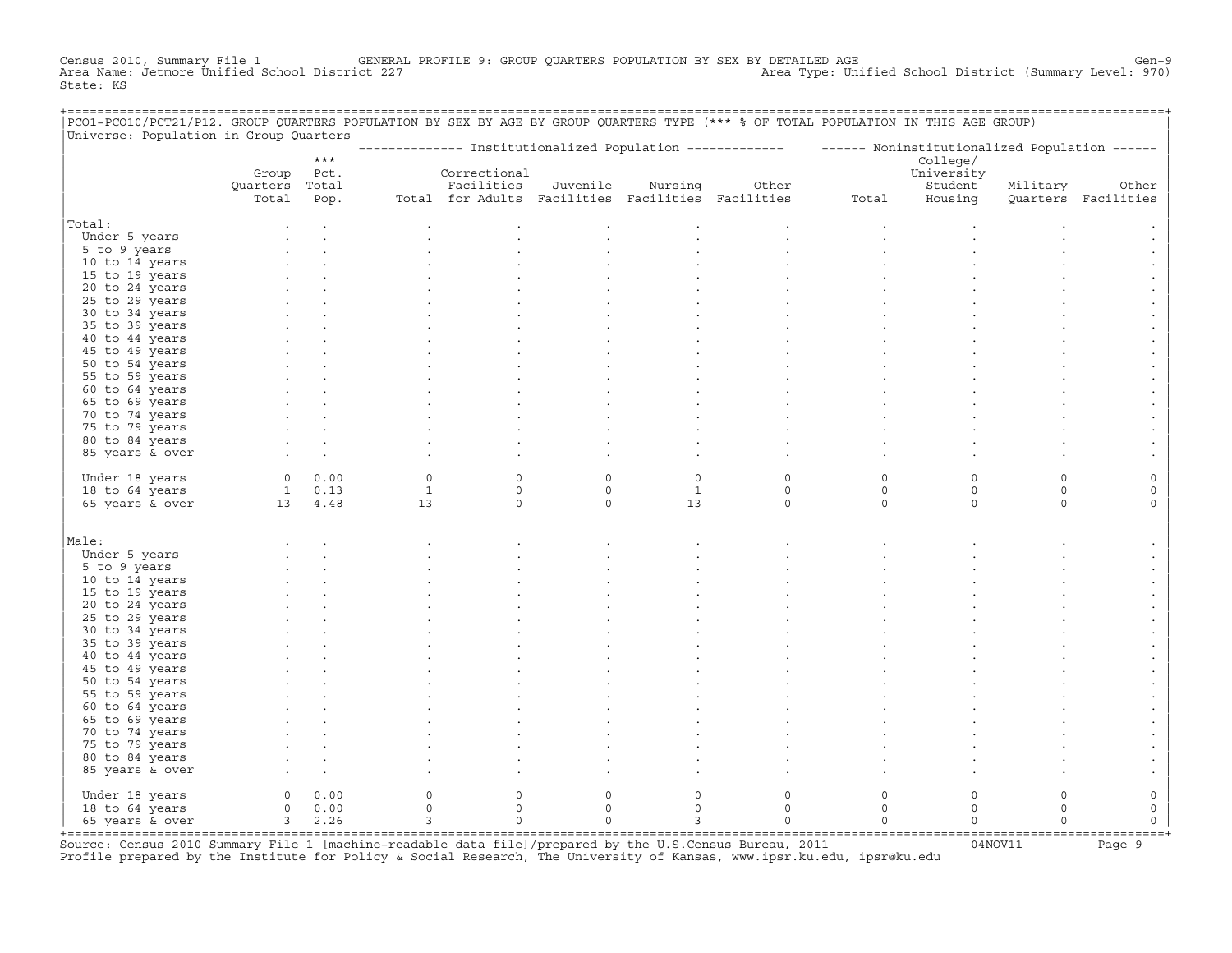Census 2010, Summary File 1 — GENERAL PROFILE 9: GROUP QUARTERS POPULATION BY SEX BY DETAILED AGE — Gen-9
Area Name: Jetmore Unified School District 227 — Area Type: Unified School District (Summary Level: 970)
State: KS

PCO1-PCO10/PCT21/P12. GROUP QUARTERS POPULATION BY SEX BY AGE BY GROUP QUARTERS TYPE (*** % OF TOTAL POPULATION IN THIS AGE GROUP)
Universe: Population in Group Quarters

| | Group Quarters Total | *** Pct. Total Pop. | Institutionalized Population: Total | Correctional Facilities for Adults | Juvenile Facilities | Nursing Facilities | Other Facilities | Noninstitutionalized Population: Total | College/ University Student Housing | Military Quarters | Other Facilities |
|---|---|---|---|---|---|---|---|---|---|---|---|
| **Total:** | . | . | . | . | . | . | . | . | . | . | . |
| Under 5 years | . | . | . | . | . | . | . | . | . | . | . |
| 5 to 9 years | . | . | . | . | . | . | . | . | . | . | . |
| 10 to 14 years | . | . | . | . | . | . | . | . | . | . | . |
| 15 to 19 years | . | . | . | . | . | . | . | . | . | . | . |
| 20 to 24 years | . | . | . | . | . | . | . | . | . | . | . |
| 25 to 29 years | . | . | . | . | . | . | . | . | . | . | . |
| 30 to 34 years | . | . | . | . | . | . | . | . | . | . | . |
| 35 to 39 years | . | . | . | . | . | . | . | . | . | . | . |
| 40 to 44 years | . | . | . | . | . | . | . | . | . | . | . |
| 45 to 49 years | . | . | . | . | . | . | . | . | . | . | . |
| 50 to 54 years | . | . | . | . | . | . | . | . | . | . | . |
| 55 to 59 years | . | . | . | . | . | . | . | . | . | . | . |
| 60 to 64 years | . | . | . | . | . | . | . | . | . | . | . |
| 65 to 69 years | . | . | . | . | . | . | . | . | . | . | . |
| 70 to 74 years | . | . | . | . | . | . | . | . | . | . | . |
| 75 to 79 years | . | . | . | . | . | . | . | . | . | . | . |
| 80 to 84 years | . | . | . | . | . | . | . | . | . | . | . |
| 85 years & over | . | . | . | . | . | . | . | . | . | . | . |
| Under 18 years | 0 | 0.00 | 0 | 0 | 0 | 0 | 0 | 0 | 0 | 0 | 0 |
| 18 to 64 years | 1 | 0.13 | 1 | 0 | 0 | 1 | 0 | 0 | 0 | 0 | 0 |
| 65 years & over | 13 | 4.48 | 13 | 0 | 0 | 13 | 0 | 0 | 0 | 0 | 0 |
| **Male:** | . | . | . | . | . | . | . | . | . | . | . |
| Under 5 years | . | . | . | . | . | . | . | . | . | . | . |
| 5 to 9 years | . | . | . | . | . | . | . | . | . | . | . |
| 10 to 14 years | . | . | . | . | . | . | . | . | . | . | . |
| 15 to 19 years | . | . | . | . | . | . | . | . | . | . | . |
| 20 to 24 years | . | . | . | . | . | . | . | . | . | . | . |
| 25 to 29 years | . | . | . | . | . | . | . | . | . | . | . |
| 30 to 34 years | . | . | . | . | . | . | . | . | . | . | . |
| 35 to 39 years | . | . | . | . | . | . | . | . | . | . | . |
| 40 to 44 years | . | . | . | . | . | . | . | . | . | . | . |
| 45 to 49 years | . | . | . | . | . | . | . | . | . | . | . |
| 50 to 54 years | . | . | . | . | . | . | . | . | . | . | . |
| 55 to 59 years | . | . | . | . | . | . | . | . | . | . | . |
| 60 to 64 years | . | . | . | . | . | . | . | . | . | . | . |
| 65 to 69 years | . | . | . | . | . | . | . | . | . | . | . |
| 70 to 74 years | . | . | . | . | . | . | . | . | . | . | . |
| 75 to 79 years | . | . | . | . | . | . | . | . | . | . | . |
| 80 to 84 years | . | . | . | . | . | . | . | . | . | . | . |
| 85 years & over | . | . | . | . | . | . | . | . | . | . | . |
| Under 18 years | 0 | 0.00 | 0 | 0 | 0 | 0 | 0 | 0 | 0 | 0 | 0 |
| 18 to 64 years | 0 | 0.00 | 0 | 0 | 0 | 0 | 0 | 0 | 0 | 0 | 0 |
| 65 years & over | 3 | 2.26 | 3 | 0 | 0 | 3 | 0 | 0 | 0 | 0 | 0 |

Source: Census 2010 Summary File 1 [machine-readable data file]/prepared by the U.S.Census Bureau, 2011 — 04NOV11
Profile prepared by the Institute for Policy & Social Research, The University of Kansas, www.ipsr.ku.edu, ipsr@ku.edu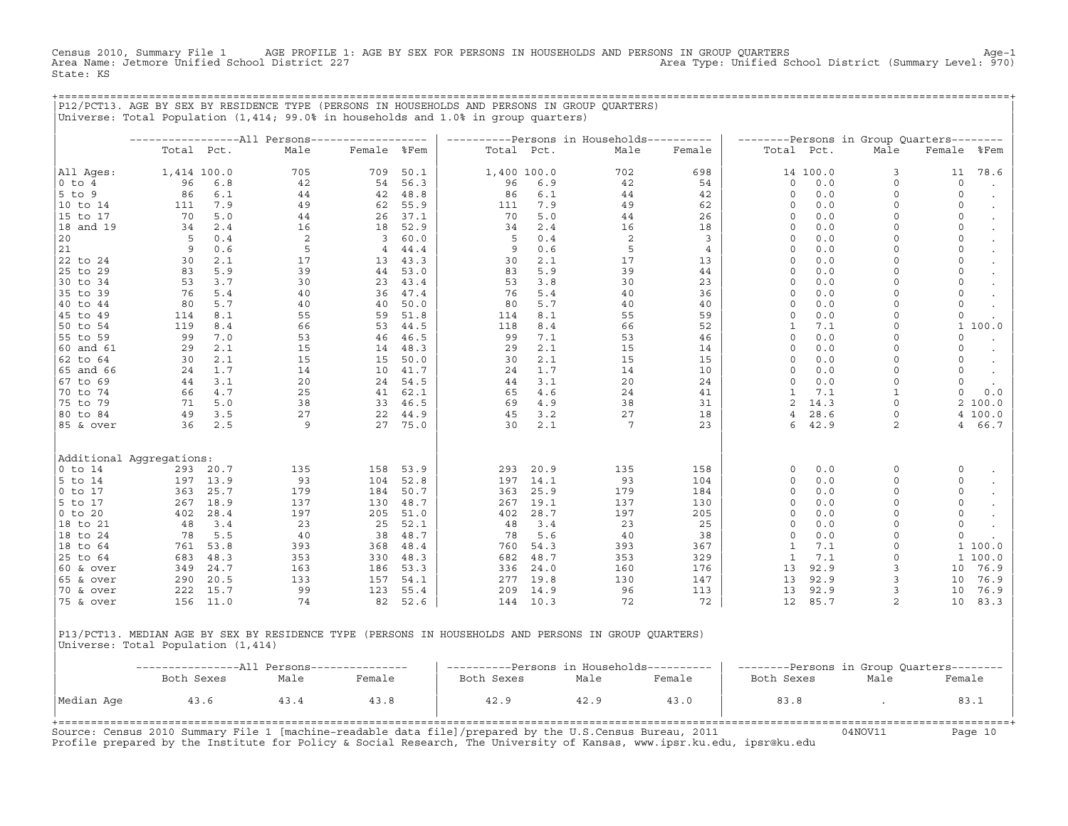Census 2010, Summary File 1 AGE PROFILE 1: AGE BY SEX FOR PERSONS IN HOUSEHOLDS AND PERSONS IN GROUP QUARTERS Age-1
Area Name: Jetmore Unified School District 227 Area Type: Unified School District (Summary Level: 970)
State: KS

## P12/PCT13. AGE BY SEX BY RESIDENCE TYPE (PERSONS IN HOUSEHOLDS AND PERSONS IN GROUP QUARTERS)

Universe: Total Population (1,414; 99.0% in households and 1.0% in group quarters)

| | All Persons | | | | | Persons in Households | | | | Persons in Group Quarters | | | | |
|---|---|---|---|---|---|---|---|---|---|---|---|---|---|---|
| | Total | Pct. | Male | Female | %Fem | Total | Pct. | Male | Female | Total | Pct. | Male | Female | %Fem |
| All Ages: | 1,414 | 100.0 | 705 | 709 | 50.1 | 1,400 | 100.0 | 702 | 698 | 14 | 100.0 | 3 | 11 | 78.6 |
| 0 to 4 | 96 | 6.8 | 42 | 54 | 56.3 | 96 | 6.9 | 42 | 54 | 0 | 0.0 | 0 | 0 | . |
| 5 to 9 | 86 | 6.1 | 44 | 42 | 48.8 | 86 | 6.1 | 44 | 42 | 0 | 0.0 | 0 | 0 | . |
| 10 to 14 | 111 | 7.9 | 49 | 62 | 55.9 | 111 | 7.9 | 49 | 62 | 0 | 0.0 | 0 | 0 | . |
| 15 to 17 | 70 | 5.0 | 44 | 26 | 37.1 | 70 | 5.0 | 44 | 26 | 0 | 0.0 | 0 | 0 | . |
| 18 and 19 | 34 | 2.4 | 16 | 18 | 52.9 | 34 | 2.4 | 16 | 18 | 0 | 0.0 | 0 | 0 | . |
| 20 | 5 | 0.4 | 2 | 3 | 60.0 | 5 | 0.4 | 2 | 3 | 0 | 0.0 | 0 | 0 | . |
| 21 | 9 | 0.6 | 5 | 4 | 44.4 | 9 | 0.6 | 5 | 4 | 0 | 0.0 | 0 | 0 | . |
| 22 to 24 | 30 | 2.1 | 17 | 13 | 43.3 | 30 | 2.1 | 17 | 13 | 0 | 0.0 | 0 | 0 | . |
| 25 to 29 | 83 | 5.9 | 39 | 44 | 53.0 | 83 | 5.9 | 39 | 44 | 0 | 0.0 | 0 | 0 | . |
| 30 to 34 | 53 | 3.7 | 30 | 23 | 43.4 | 53 | 3.8 | 30 | 23 | 0 | 0.0 | 0 | 0 | . |
| 35 to 39 | 76 | 5.4 | 40 | 36 | 47.4 | 76 | 5.4 | 40 | 36 | 0 | 0.0 | 0 | 0 | . |
| 40 to 44 | 80 | 5.7 | 40 | 40 | 50.0 | 80 | 5.7 | 40 | 40 | 0 | 0.0 | 0 | 0 | . |
| 45 to 49 | 114 | 8.1 | 55 | 59 | 51.8 | 114 | 8.1 | 55 | 59 | 0 | 0.0 | 0 | 0 | . |
| 50 to 54 | 119 | 8.4 | 66 | 53 | 44.5 | 118 | 8.4 | 66 | 52 | 1 | 7.1 | 0 | 1 | 100.0 |
| 55 to 59 | 99 | 7.0 | 53 | 46 | 46.5 | 99 | 7.1 | 53 | 46 | 0 | 0.0 | 0 | 0 | . |
| 60 and 61 | 29 | 2.1 | 15 | 14 | 48.3 | 29 | 2.1 | 15 | 14 | 0 | 0.0 | 0 | 0 | . |
| 62 to 64 | 30 | 2.1 | 15 | 15 | 50.0 | 30 | 2.1 | 15 | 15 | 0 | 0.0 | 0 | 0 | . |
| 65 and 66 | 24 | 1.7 | 14 | 10 | 41.7 | 24 | 1.7 | 14 | 10 | 0 | 0.0 | 0 | 0 | . |
| 67 to 69 | 44 | 3.1 | 20 | 24 | 54.5 | 44 | 3.1 | 20 | 24 | 0 | 0.0 | 0 | 0 | . |
| 70 to 74 | 66 | 4.7 | 25 | 41 | 62.1 | 65 | 4.6 | 24 | 41 | 1 | 7.1 | 1 | 0 | 0.0 |
| 75 to 79 | 71 | 5.0 | 38 | 33 | 46.5 | 69 | 4.9 | 38 | 31 | 2 | 14.3 | 0 | 2 | 100.0 |
| 80 to 84 | 49 | 3.5 | 27 | 22 | 44.9 | 45 | 3.2 | 27 | 18 | 4 | 28.6 | 0 | 4 | 100.0 |
| 85 & over | 36 | 2.5 | 9 | 27 | 75.0 | 30 | 2.1 | 7 | 23 | 6 | 42.9 | 2 | 4 | 66.7 |
| Additional Aggregations: | | | | | | | | | | | | | | |
| 0 to 14 | 293 | 20.7 | 135 | 158 | 53.9 | 293 | 20.9 | 135 | 158 | 0 | 0.0 | 0 | 0 | . |
| 5 to 14 | 197 | 13.9 | 93 | 104 | 52.8 | 197 | 14.1 | 93 | 104 | 0 | 0.0 | 0 | 0 | . |
| 0 to 17 | 363 | 25.7 | 179 | 184 | 50.7 | 363 | 25.9 | 179 | 184 | 0 | 0.0 | 0 | 0 | . |
| 5 to 17 | 267 | 18.9 | 137 | 130 | 48.7 | 267 | 19.1 | 137 | 130 | 0 | 0.0 | 0 | 0 | . |
| 0 to 20 | 402 | 28.4 | 197 | 205 | 51.0 | 402 | 28.7 | 197 | 205 | 0 | 0.0 | 0 | 0 | . |
| 18 to 21 | 48 | 3.4 | 23 | 25 | 52.1 | 48 | 3.4 | 23 | 25 | 0 | 0.0 | 0 | 0 | . |
| 18 to 24 | 78 | 5.5 | 40 | 38 | 48.7 | 78 | 5.6 | 40 | 38 | 0 | 0.0 | 0 | 0 | . |
| 18 to 64 | 761 | 53.8 | 393 | 368 | 48.4 | 760 | 54.3 | 393 | 367 | 1 | 7.1 | 0 | 1 | 100.0 |
| 25 to 64 | 683 | 48.3 | 353 | 330 | 48.3 | 682 | 48.7 | 353 | 329 | 1 | 7.1 | 0 | 1 | 100.0 |
| 60 & over | 349 | 24.7 | 163 | 186 | 53.3 | 336 | 24.0 | 160 | 176 | 13 | 92.9 | 3 | 10 | 76.9 |
| 65 & over | 290 | 20.5 | 133 | 157 | 54.1 | 277 | 19.8 | 130 | 147 | 13 | 92.9 | 3 | 10 | 76.9 |
| 70 & over | 222 | 15.7 | 99 | 123 | 55.4 | 209 | 14.9 | 96 | 113 | 13 | 92.9 | 3 | 10 | 76.9 |
| 75 & over | 156 | 11.0 | 74 | 82 | 52.6 | 144 | 10.3 | 72 | 72 | 12 | 85.7 | 2 | 10 | 83.3 |

## P13/PCT13. MEDIAN AGE BY SEX BY RESIDENCE TYPE (PERSONS IN HOUSEHOLDS AND PERSONS IN GROUP QUARTERS)

Universe: Total Population (1,414)

| | All Persons | | | Persons in Households | | | Persons in Group Quarters | | |
|---|---|---|---|---|---|---|---|---|---|
| | Both Sexes | Male | Female | Both Sexes | Male | Female | Both Sexes | Male | Female |
| Median Age | 43.6 | 43.4 | 43.8 | 42.9 | 42.9 | 43.0 | 83.8 | . | 83.1 |

Source: Census 2010 Summary File 1 [machine-readable data file]/prepared by the U.S.Census Bureau, 2011 04NOV11
Profile prepared by the Institute for Policy & Social Research, The University of Kansas, www.ipsr.ku.edu, ipsr@ku.edu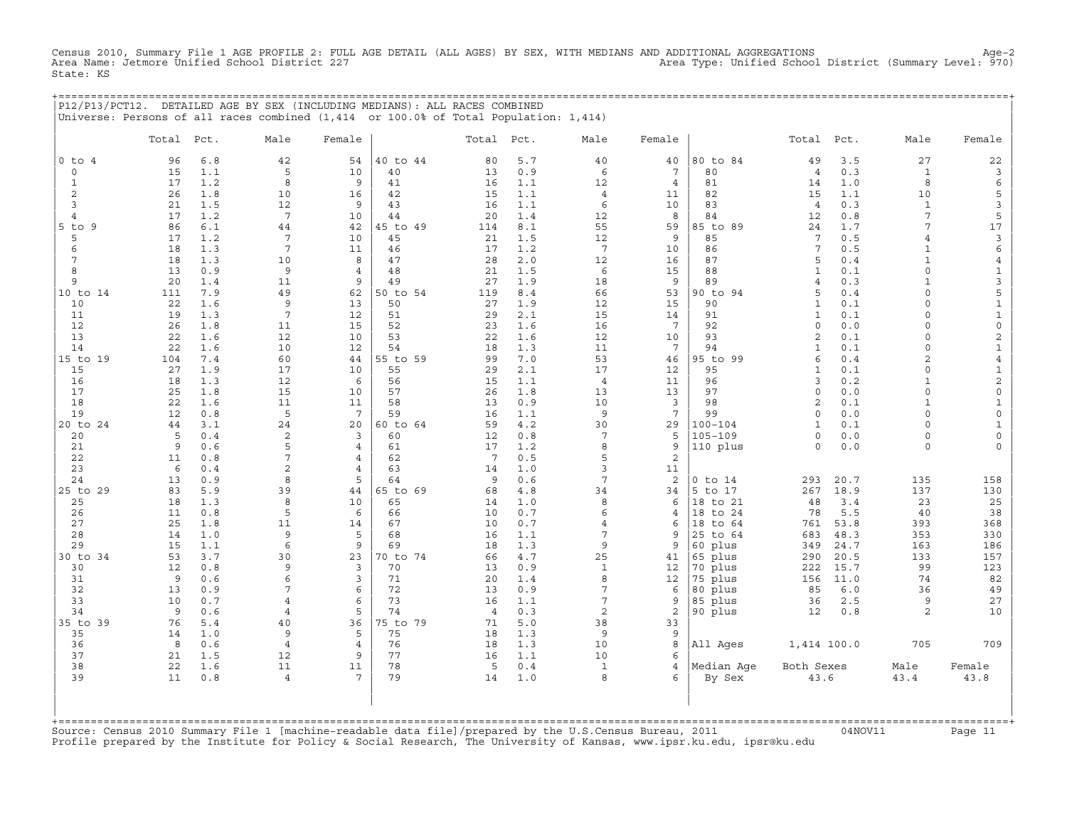Census 2010, Summary File 1 AGE PROFILE 2: FULL AGE DETAIL (ALL AGES) BY SEX, WITH MEDIANS AND ADDITIONAL AGGREGATIONS Age-2
Area Name: Jetmore Unified School District 227 Area Type: Unified School District (Summary Level: 970)
State: KS

P12/P13/PCT12. DETAILED AGE BY SEX (INCLUDING MEDIANS): ALL RACES COMBINED
Universe: Persons of all races combined (1,414 or 100.0% of Total Population: 1,414)

| | Total | Pct. | Male | Female | | Total | Pct. | Male | Female | | Total | Pct. | Male | Female |
|---|---|---|---|---|---|---|---|---|---|---|---|---|---|---|
| 0 to 4 | 96 | 6.8 | 42 | 54 | 40 to 44 | 80 | 5.7 | 40 | 40 | 80 to 84 | 49 | 3.5 | 27 | 22 |
| 0 | 15 | 1.1 | 5 | 10 | 40 | 13 | 0.9 | 6 | 7 | 80 | 4 | 0.3 | 1 | 3 |
| 1 | 17 | 1.2 | 8 | 9 | 41 | 16 | 1.1 | 12 | 4 | 81 | 14 | 1.0 | 8 | 6 |
| 2 | 26 | 1.8 | 10 | 16 | 42 | 15 | 1.1 | 4 | 11 | 82 | 15 | 1.1 | 10 | 5 |
| 3 | 21 | 1.5 | 12 | 9 | 43 | 16 | 1.1 | 6 | 10 | 83 | 4 | 0.3 | 1 | 3 |
| 4 | 17 | 1.2 | 7 | 10 | 44 | 20 | 1.4 | 12 | 8 | 84 | 12 | 0.8 | 7 | 5 |
| 5 to 9 | 86 | 6.1 | 44 | 42 | 45 to 49 | 114 | 8.1 | 55 | 59 | 85 to 89 | 24 | 1.7 | 7 | 17 |
| 5 | 17 | 1.2 | 7 | 10 | 45 | 21 | 1.5 | 12 | 9 | 85 | 7 | 0.5 | 4 | 3 |
| 6 | 18 | 1.3 | 7 | 11 | 46 | 17 | 1.2 | 7 | 10 | 86 | 7 | 0.5 | 1 | 6 |
| 7 | 18 | 1.3 | 10 | 8 | 47 | 28 | 2.0 | 12 | 16 | 87 | 5 | 0.4 | 1 | 4 |
| 8 | 13 | 0.9 | 9 | 4 | 48 | 21 | 1.5 | 6 | 15 | 88 | 1 | 0.1 | 0 | 1 |
| 9 | 20 | 1.4 | 11 | 9 | 49 | 27 | 1.9 | 18 | 9 | 89 | 4 | 0.3 | 1 | 3 |
| 10 to 14 | 111 | 7.9 | 49 | 62 | 50 to 54 | 119 | 8.4 | 66 | 53 | 90 to 94 | 5 | 0.4 | 0 | 5 |
| 10 | 22 | 1.6 | 9 | 13 | 50 | 27 | 1.9 | 12 | 15 | 90 | 1 | 0.1 | 0 | 1 |
| 11 | 19 | 1.3 | 7 | 12 | 51 | 29 | 2.1 | 15 | 14 | 91 | 1 | 0.1 | 0 | 1 |
| 12 | 26 | 1.8 | 11 | 15 | 52 | 23 | 1.6 | 16 | 7 | 92 | 0 | 0.0 | 0 | 0 |
| 13 | 22 | 1.6 | 12 | 10 | 53 | 22 | 1.6 | 12 | 10 | 93 | 2 | 0.1 | 0 | 2 |
| 14 | 22 | 1.6 | 10 | 12 | 54 | 18 | 1.3 | 11 | 7 | 94 | 1 | 0.1 | 0 | 1 |
| 15 to 19 | 104 | 7.4 | 60 | 44 | 55 to 59 | 99 | 7.0 | 53 | 46 | 95 to 99 | 6 | 0.4 | 2 | 4 |
| 15 | 27 | 1.9 | 17 | 10 | 55 | 29 | 2.1 | 17 | 12 | 95 | 1 | 0.1 | 0 | 1 |
| 16 | 18 | 1.3 | 12 | 6 | 56 | 15 | 1.1 | 4 | 11 | 96 | 3 | 0.2 | 1 | 2 |
| 17 | 25 | 1.8 | 15 | 10 | 57 | 26 | 1.8 | 13 | 13 | 97 | 0 | 0.0 | 0 | 0 |
| 18 | 22 | 1.6 | 11 | 11 | 58 | 13 | 0.9 | 10 | 3 | 98 | 2 | 0.1 | 1 | 1 |
| 19 | 12 | 0.8 | 5 | 7 | 59 | 16 | 1.1 | 9 | 7 | 99 | 0 | 0.0 | 0 | 0 |
| 20 to 24 | 44 | 3.1 | 24 | 20 | 60 to 64 | 59 | 4.2 | 30 | 29 | 100-104 | 1 | 0.1 | 0 | 1 |
| 20 | 5 | 0.4 | 2 | 3 | 60 | 12 | 0.8 | 7 | 5 | 105-109 | 0 | 0.0 | 0 | 0 |
| 21 | 9 | 0.6 | 5 | 4 | 61 | 17 | 1.2 | 8 | 9 | 110 plus | 0 | 0.0 | 0 | 0 |
| 22 | 11 | 0.8 | 7 | 4 | 62 | 7 | 0.5 | 5 | 2 | | | | | |
| 23 | 6 | 0.4 | 2 | 4 | 63 | 14 | 1.0 | 3 | 11 | | | | | |
| 24 | 13 | 0.9 | 8 | 5 | 64 | 9 | 0.6 | 7 | 2 | 0 to 14 | 293 | 20.7 | 135 | 158 |
| 25 to 29 | 83 | 5.9 | 39 | 44 | 65 to 69 | 68 | 4.8 | 34 | 34 | 5 to 17 | 267 | 18.9 | 137 | 130 |
| 25 | 18 | 1.3 | 8 | 10 | 65 | 14 | 1.0 | 8 | 6 | 18 to 21 | 48 | 3.4 | 23 | 25 |
| 26 | 11 | 0.8 | 5 | 6 | 66 | 10 | 0.7 | 6 | 4 | 18 to 24 | 78 | 5.5 | 40 | 38 |
| 27 | 25 | 1.8 | 11 | 14 | 67 | 10 | 0.7 | 4 | 6 | 18 to 64 | 761 | 53.8 | 393 | 368 |
| 28 | 14 | 1.0 | 9 | 5 | 68 | 16 | 1.1 | 7 | 9 | 25 to 64 | 683 | 48.3 | 353 | 330 |
| 29 | 15 | 1.1 | 6 | 9 | 69 | 18 | 1.3 | 9 | 9 | 60 plus | 349 | 24.7 | 163 | 186 |
| 30 to 34 | 53 | 3.7 | 30 | 23 | 70 to 74 | 66 | 4.7 | 25 | 41 | 65 plus | 290 | 20.5 | 133 | 157 |
| 30 | 12 | 0.8 | 9 | 3 | 70 | 13 | 0.9 | 1 | 12 | 70 plus | 222 | 15.7 | 99 | 123 |
| 31 | 9 | 0.6 | 6 | 3 | 71 | 20 | 1.4 | 8 | 12 | 75 plus | 156 | 11.0 | 74 | 82 |
| 32 | 13 | 0.9 | 7 | 6 | 72 | 13 | 0.9 | 7 | 6 | 80 plus | 85 | 6.0 | 36 | 49 |
| 33 | 10 | 0.7 | 4 | 6 | 73 | 16 | 1.1 | 7 | 9 | 85 plus | 36 | 2.5 | 9 | 27 |
| 34 | 9 | 0.6 | 4 | 5 | 74 | 4 | 0.3 | 2 | 2 | 90 plus | 12 | 0.8 | 2 | 10 |
| 35 to 39 | 76 | 5.4 | 40 | 36 | 75 to 79 | 71 | 5.0 | 38 | 33 | | | | | |
| 35 | 14 | 1.0 | 9 | 5 | 75 | 18 | 1.3 | 9 | 9 | | | | | |
| 36 | 8 | 0.6 | 4 | 4 | 76 | 18 | 1.3 | 10 | 8 | All Ages | 1,414 | 100.0 | 705 | 709 |
| 37 | 21 | 1.5 | 12 | 9 | 77 | 16 | 1.1 | 10 | 6 | | | | | |
| 38 | 22 | 1.6 | 11 | 11 | 78 | 5 | 0.4 | 1 | 4 | Median Age | Both Sexes | | Male | Female |
| 39 | 11 | 0.8 | 4 | 7 | 79 | 14 | 1.0 | 8 | 6 | By Sex | 43.6 | | 43.4 | 43.8 |

Source: Census 2010 Summary File 1 [machine-readable data file]/prepared by the U.S.Census Bureau, 2011 04NOV11
Profile prepared by the Institute for Policy & Social Research, The University of Kansas, www.ipsr.ku.edu, ipsr@ku.edu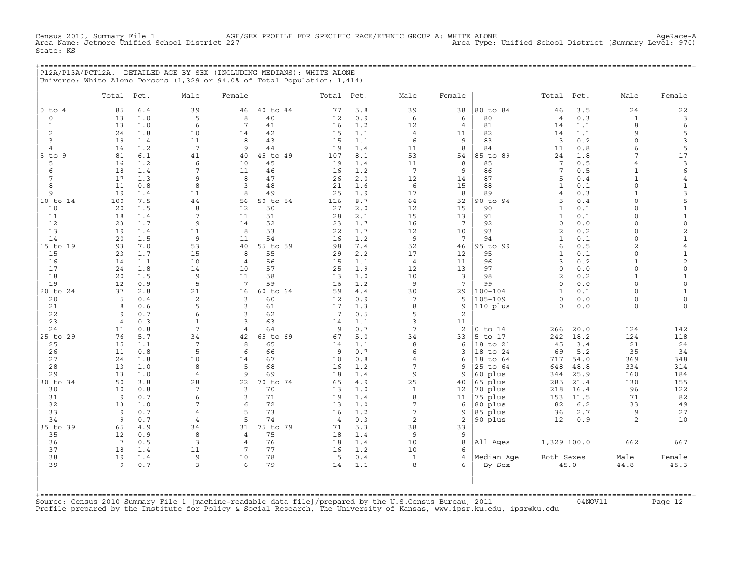Census 2010, Summary File 1 AGE/SEX PROFILE FOR SPECIFIC RACE/ETHNIC GROUP A: WHITE ALONE AgeRace-A
Area Name: Jetmore Unified School District 227 Area Type: Unified School District (Summary Level: 970)
State: KS

## P12A/P13A/PCT12A. DETAILED AGE BY SEX (INCLUDING MEDIANS): WHITE ALONE

Universe: White Alone Persons (1,329 or 94.0% of Total Population: 1,414)

| | Total | Pct. | Male | Female | | Total | Pct. | Male | Female | | Total | Pct. | Male | Female |
|---|---|---|---|---|---|---|---|---|---|---|---|---|---|---|
| 0 to 4 | 85 | 6.4 | 39 | 46 | 40 to 44 | 77 | 5.8 | 39 | 38 | 80 to 84 | 46 | 3.5 | 24 | 22 |
| 0 | 13 | 1.0 | 5 | 8 | 40 | 12 | 0.9 | 6 | 6 | 80 | 4 | 0.3 | 1 | 3 |
| 1 | 13 | 1.0 | 6 | 7 | 41 | 16 | 1.2 | 12 | 4 | 81 | 14 | 1.1 | 8 | 6 |
| 2 | 24 | 1.8 | 10 | 14 | 42 | 15 | 1.1 | 4 | 11 | 82 | 14 | 1.1 | 9 | 5 |
| 3 | 19 | 1.4 | 11 | 8 | 43 | 15 | 1.1 | 6 | 9 | 83 | 3 | 0.2 | 0 | 3 |
| 4 | 16 | 1.2 | 7 | 9 | 44 | 19 | 1.4 | 11 | 8 | 84 | 11 | 0.8 | 6 | 5 |
| 5 to 9 | 81 | 6.1 | 41 | 40 | 45 to 49 | 107 | 8.1 | 53 | 54 | 85 to 89 | 24 | 1.8 | 7 | 17 |
| 5 | 16 | 1.2 | 6 | 10 | 45 | 19 | 1.4 | 11 | 8 | 85 | 7 | 0.5 | 4 | 3 |
| 6 | 18 | 1.4 | 7 | 11 | 46 | 16 | 1.2 | 7 | 9 | 86 | 7 | 0.5 | 1 | 6 |
| 7 | 17 | 1.3 | 9 | 8 | 47 | 26 | 2.0 | 12 | 14 | 87 | 5 | 0.4 | 1 | 4 |
| 8 | 11 | 0.8 | 8 | 3 | 48 | 21 | 1.6 | 6 | 15 | 88 | 1 | 0.1 | 0 | 1 |
| 9 | 19 | 1.4 | 11 | 8 | 49 | 25 | 1.9 | 17 | 8 | 89 | 4 | 0.3 | 1 | 3 |
| 10 to 14 | 100 | 7.5 | 44 | 56 | 50 to 54 | 116 | 8.7 | 64 | 52 | 90 to 94 | 5 | 0.4 | 0 | 5 |
| 10 | 20 | 1.5 | 8 | 12 | 50 | 27 | 2.0 | 12 | 15 | 90 | 1 | 0.1 | 0 | 1 |
| 11 | 18 | 1.4 | 7 | 11 | 51 | 28 | 2.1 | 15 | 13 | 91 | 1 | 0.1 | 0 | 1 |
| 12 | 23 | 1.7 | 9 | 14 | 52 | 23 | 1.7 | 16 | 7 | 92 | 0 | 0.0 | 0 | 0 |
| 13 | 19 | 1.4 | 11 | 8 | 53 | 22 | 1.7 | 12 | 10 | 93 | 2 | 0.2 | 0 | 2 |
| 14 | 20 | 1.5 | 9 | 11 | 54 | 16 | 1.2 | 9 | 7 | 94 | 1 | 0.1 | 0 | 1 |
| 15 to 19 | 93 | 7.0 | 53 | 40 | 55 to 59 | 98 | 7.4 | 52 | 46 | 95 to 99 | 6 | 0.5 | 2 | 4 |
| 15 | 23 | 1.7 | 15 | 8 | 55 | 29 | 2.2 | 17 | 12 | 95 | 1 | 0.1 | 0 | 1 |
| 16 | 14 | 1.1 | 10 | 4 | 56 | 15 | 1.1 | 4 | 11 | 96 | 3 | 0.2 | 1 | 2 |
| 17 | 24 | 1.8 | 14 | 10 | 57 | 25 | 1.9 | 12 | 13 | 97 | 0 | 0.0 | 0 | 0 |
| 18 | 20 | 1.5 | 9 | 11 | 58 | 13 | 1.0 | 10 | 3 | 98 | 2 | 0.2 | 1 | 1 |
| 19 | 12 | 0.9 | 5 | 7 | 59 | 16 | 1.2 | 9 | 7 | 99 | 0 | 0.0 | 0 | 0 |
| 20 to 24 | 37 | 2.8 | 21 | 16 | 60 to 64 | 59 | 4.4 | 30 | 29 | 100-104 | 1 | 0.1 | 0 | 1 |
| 20 | 5 | 0.4 | 2 | 3 | 60 | 12 | 0.9 | 7 | 5 | 105-109 | 0 | 0.0 | 0 | 0 |
| 21 | 8 | 0.6 | 5 | 3 | 61 | 17 | 1.3 | 8 | 9 | 110 plus | 0 | 0.0 | 0 | 0 |
| 22 | 9 | 0.7 | 6 | 3 | 62 | 7 | 0.5 | 5 | 2 | | | | | |
| 23 | 4 | 0.3 | 1 | 3 | 63 | 14 | 1.1 | 3 | 11 | | | | | |
| 24 | 11 | 0.8 | 7 | 4 | 64 | 9 | 0.7 | 7 | 2 | 0 to 14 | 266 | 20.0 | 124 | 142 |
| 25 to 29 | 76 | 5.7 | 34 | 42 | 65 to 69 | 67 | 5.0 | 34 | 33 | 5 to 17 | 242 | 18.2 | 124 | 118 |
| 25 | 15 | 1.1 | 7 | 8 | 65 | 14 | 1.1 | 8 | 6 | 18 to 21 | 45 | 3.4 | 21 | 24 |
| 26 | 11 | 0.8 | 5 | 6 | 66 | 9 | 0.7 | 6 | 3 | 18 to 24 | 69 | 5.2 | 35 | 34 |
| 27 | 24 | 1.8 | 10 | 14 | 67 | 10 | 0.8 | 4 | 6 | 18 to 64 | 717 | 54.0 | 369 | 348 |
| 28 | 13 | 1.0 | 8 | 5 | 68 | 16 | 1.2 | 7 | 9 | 25 to 64 | 648 | 48.8 | 334 | 314 |
| 29 | 13 | 1.0 | 4 | 9 | 69 | 18 | 1.4 | 9 | 9 | 60 plus | 344 | 25.9 | 160 | 184 |
| 30 to 34 | 50 | 3.8 | 28 | 22 | 70 to 74 | 65 | 4.9 | 25 | 40 | 65 plus | 285 | 21.4 | 130 | 155 |
| 30 | 10 | 0.8 | 7 | 3 | 70 | 13 | 1.0 | 1 | 12 | 70 plus | 218 | 16.4 | 96 | 122 |
| 31 | 9 | 0.7 | 6 | 3 | 71 | 19 | 1.4 | 8 | 11 | 75 plus | 153 | 11.5 | 71 | 82 |
| 32 | 13 | 1.0 | 7 | 6 | 72 | 13 | 1.0 | 7 | 6 | 80 plus | 82 | 6.2 | 33 | 49 |
| 33 | 9 | 0.7 | 4 | 5 | 73 | 16 | 1.2 | 7 | 9 | 85 plus | 36 | 2.7 | 9 | 27 |
| 34 | 9 | 0.7 | 4 | 5 | 74 | 4 | 0.3 | 2 | 2 | 90 plus | 12 | 0.9 | 2 | 10 |
| 35 to 39 | 65 | 4.9 | 34 | 31 | 75 to 79 | 71 | 5.3 | 38 | 33 | | | | | |
| 35 | 12 | 0.9 | 8 | 4 | 75 | 18 | 1.4 | 9 | 9 | | | | | |
| 36 | 7 | 0.5 | 3 | 4 | 76 | 18 | 1.4 | 10 | 8 | All Ages | 1,329 | 100.0 | 662 | 667 |
| 37 | 18 | 1.4 | 11 | 7 | 77 | 16 | 1.2 | 10 | 6 | | | | | |
| 38 | 19 | 1.4 | 9 | 10 | 78 | 5 | 0.4 | 1 | 4 | Median Age | Both Sexes | | Male | Female |
| 39 | 9 | 0.7 | 3 | 6 | 79 | 14 | 1.1 | 8 | 6 | By Sex | 45.0 | | 44.8 | 45.3 |

Source: Census 2010 Summary File 1 [machine-readable data file]/prepared by the U.S.Census Bureau, 2011 04NOV11
Profile prepared by the Institute for Policy & Social Research, The University of Kansas, www.ipsr.ku.edu, ipsr@ku.edu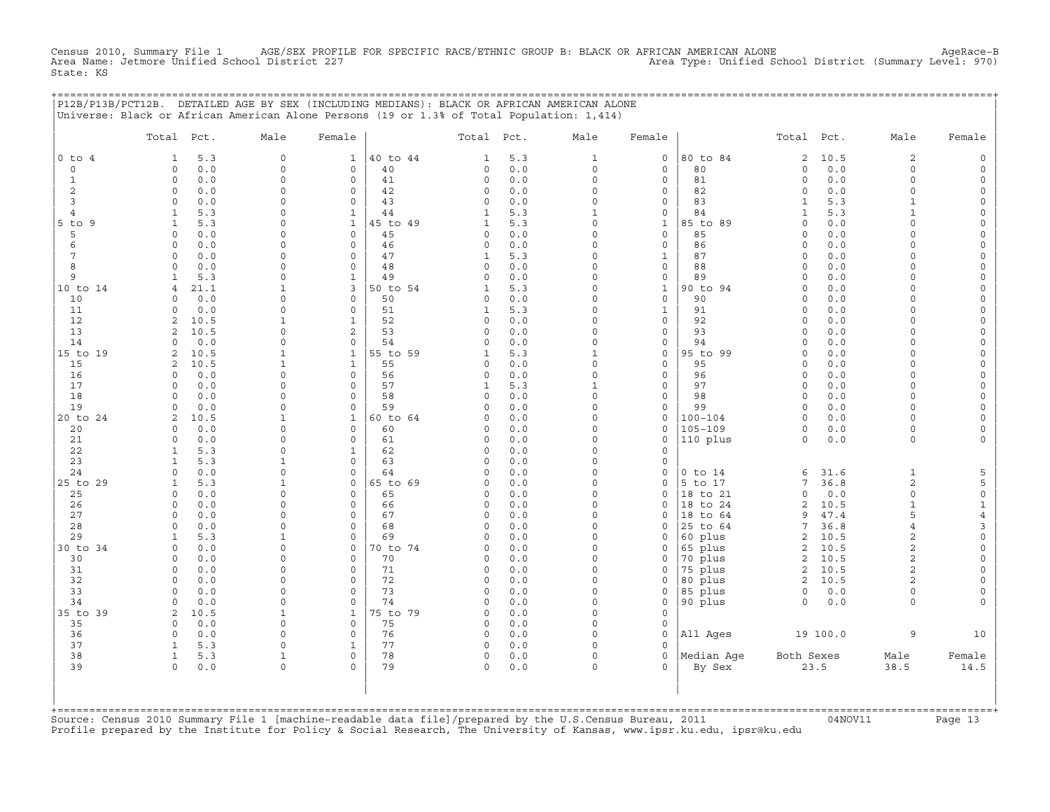Census 2010, Summary File 1 AGE/SEX PROFILE FOR SPECIFIC RACE/ETHNIC GROUP B: BLACK OR AFRICAN AMERICAN ALONE AgeRace-B
Area Name: Jetmore Unified School District 227 Area Type: Unified School District (Summary Level: 970)
State: KS

## P12B/P13B/PCT12B. DETAILED AGE BY SEX (INCLUDING MEDIANS): BLACK OR AFRICAN AMERICAN ALONE

Universe: Black or African American Alone Persons (19 or 1.3% of Total Population: 1,414)

| | Total | Pct. | Male | Female | | Total | Pct. | Male | Female | | Total | Pct. | Male | Female |
|---|---|---|---|---|---|---|---|---|---|---|---|---|---|---|
| 0 to 4 | 1 | 5.3 | 0 | 1 | 40 to 44 | 1 | 5.3 | 1 | 0 | 80 to 84 | 2 | 10.5 | 2 | 0 |
| 0 | 0 | 0.0 | 0 | 0 | 40 | 0 | 0.0 | 0 | 0 | 80 | 0 | 0.0 | 0 | 0 |
| 1 | 0 | 0.0 | 0 | 0 | 41 | 0 | 0.0 | 0 | 0 | 81 | 0 | 0.0 | 0 | 0 |
| 2 | 0 | 0.0 | 0 | 0 | 42 | 0 | 0.0 | 0 | 0 | 82 | 0 | 0.0 | 0 | 0 |
| 3 | 0 | 0.0 | 0 | 0 | 43 | 0 | 0.0 | 0 | 0 | 83 | 1 | 5.3 | 1 | 0 |
| 4 | 1 | 5.3 | 0 | 1 | 44 | 1 | 5.3 | 1 | 0 | 84 | 1 | 5.3 | 1 | 0 |
| 5 to 9 | 1 | 5.3 | 0 | 1 | 45 to 49 | 1 | 5.3 | 0 | 1 | 85 to 89 | 0 | 0.0 | 0 | 0 |
| 5 | 0 | 0.0 | 0 | 0 | 45 | 0 | 0.0 | 0 | 0 | 85 | 0 | 0.0 | 0 | 0 |
| 6 | 0 | 0.0 | 0 | 0 | 46 | 0 | 0.0 | 0 | 0 | 86 | 0 | 0.0 | 0 | 0 |
| 7 | 0 | 0.0 | 0 | 0 | 47 | 1 | 5.3 | 0 | 1 | 87 | 0 | 0.0 | 0 | 0 |
| 8 | 0 | 0.0 | 0 | 0 | 48 | 0 | 0.0 | 0 | 0 | 88 | 0 | 0.0 | 0 | 0 |
| 9 | 1 | 5.3 | 0 | 1 | 49 | 0 | 0.0 | 0 | 0 | 89 | 0 | 0.0 | 0 | 0 |
| 10 to 14 | 4 | 21.1 | 1 | 3 | 50 to 54 | 1 | 5.3 | 0 | 1 | 90 to 94 | 0 | 0.0 | 0 | 0 |
| 10 | 0 | 0.0 | 0 | 0 | 50 | 0 | 0.0 | 0 | 0 | 90 | 0 | 0.0 | 0 | 0 |
| 11 | 0 | 0.0 | 0 | 0 | 51 | 1 | 5.3 | 0 | 1 | 91 | 0 | 0.0 | 0 | 0 |
| 12 | 2 | 10.5 | 1 | 1 | 52 | 0 | 0.0 | 0 | 0 | 92 | 0 | 0.0 | 0 | 0 |
| 13 | 2 | 10.5 | 0 | 2 | 53 | 0 | 0.0 | 0 | 0 | 93 | 0 | 0.0 | 0 | 0 |
| 14 | 0 | 0.0 | 0 | 0 | 54 | 0 | 0.0 | 0 | 0 | 94 | 0 | 0.0 | 0 | 0 |
| 15 to 19 | 2 | 10.5 | 1 | 1 | 55 to 59 | 1 | 5.3 | 1 | 0 | 95 to 99 | 0 | 0.0 | 0 | 0 |
| 15 | 2 | 10.5 | 1 | 1 | 55 | 0 | 0.0 | 0 | 0 | 95 | 0 | 0.0 | 0 | 0 |
| 16 | 0 | 0.0 | 0 | 0 | 56 | 0 | 0.0 | 0 | 0 | 96 | 0 | 0.0 | 0 | 0 |
| 17 | 0 | 0.0 | 0 | 0 | 57 | 1 | 5.3 | 1 | 0 | 97 | 0 | 0.0 | 0 | 0 |
| 18 | 0 | 0.0 | 0 | 0 | 58 | 0 | 0.0 | 0 | 0 | 98 | 0 | 0.0 | 0 | 0 |
| 19 | 0 | 0.0 | 0 | 0 | 59 | 0 | 0.0 | 0 | 0 | 99 | 0 | 0.0 | 0 | 0 |
| 20 to 24 | 2 | 10.5 | 1 | 1 | 60 to 64 | 0 | 0.0 | 0 | 0 | 100-104 | 0 | 0.0 | 0 | 0 |
| 20 | 0 | 0.0 | 0 | 0 | 60 | 0 | 0.0 | 0 | 0 | 105-109 | 0 | 0.0 | 0 | 0 |
| 21 | 0 | 0.0 | 0 | 0 | 61 | 0 | 0.0 | 0 | 0 | 110 plus | 0 | 0.0 | 0 | 0 |
| 22 | 1 | 5.3 | 0 | 1 | 62 | 0 | 0.0 | 0 | 0 | | | | | |
| 23 | 1 | 5.3 | 1 | 0 | 63 | 0 | 0.0 | 0 | 0 | | | | | |
| 24 | 0 | 0.0 | 0 | 0 | 64 | 0 | 0.0 | 0 | 0 | 0 to 14 | 6 | 31.6 | 1 | 5 |
| 25 to 29 | 1 | 5.3 | 1 | 0 | 65 to 69 | 0 | 0.0 | 0 | 0 | 5 to 17 | 7 | 36.8 | 2 | 5 |
| 25 | 0 | 0.0 | 0 | 0 | 65 | 0 | 0.0 | 0 | 0 | 18 to 21 | 0 | 0.0 | 0 | 0 |
| 26 | 0 | 0.0 | 0 | 0 | 66 | 0 | 0.0 | 0 | 0 | 18 to 24 | 2 | 10.5 | 1 | 1 |
| 27 | 0 | 0.0 | 0 | 0 | 67 | 0 | 0.0 | 0 | 0 | 18 to 64 | 9 | 47.4 | 5 | 4 |
| 28 | 0 | 0.0 | 0 | 0 | 68 | 0 | 0.0 | 0 | 0 | 25 to 64 | 7 | 36.8 | 4 | 3 |
| 29 | 1 | 5.3 | 1 | 0 | 69 | 0 | 0.0 | 0 | 0 | 60 plus | 2 | 10.5 | 2 | 0 |
| 30 to 34 | 0 | 0.0 | 0 | 0 | 70 to 74 | 0 | 0.0 | 0 | 0 | 65 plus | 2 | 10.5 | 2 | 0 |
| 30 | 0 | 0.0 | 0 | 0 | 70 | 0 | 0.0 | 0 | 0 | 70 plus | 2 | 10.5 | 2 | 0 |
| 31 | 0 | 0.0 | 0 | 0 | 71 | 0 | 0.0 | 0 | 0 | 75 plus | 2 | 10.5 | 2 | 0 |
| 32 | 0 | 0.0 | 0 | 0 | 72 | 0 | 0.0 | 0 | 0 | 80 plus | 2 | 10.5 | 2 | 0 |
| 33 | 0 | 0.0 | 0 | 0 | 73 | 0 | 0.0 | 0 | 0 | 85 plus | 0 | 0.0 | 0 | 0 |
| 34 | 0 | 0.0 | 0 | 0 | 74 | 0 | 0.0 | 0 | 0 | 90 plus | 0 | 0.0 | 0 | 0 |
| 35 to 39 | 2 | 10.5 | 1 | 1 | 75 to 79 | 0 | 0.0 | 0 | 0 | | | | | |
| 35 | 0 | 0.0 | 0 | 0 | 75 | 0 | 0.0 | 0 | 0 | | | | | |
| 36 | 0 | 0.0 | 0 | 0 | 76 | 0 | 0.0 | 0 | 0 | All Ages | 19 | 100.0 | 9 | 10 |
| 37 | 1 | 5.3 | 0 | 1 | 77 | 0 | 0.0 | 0 | 0 | | | | | |
| 38 | 1 | 5.3 | 1 | 0 | 78 | 0 | 0.0 | 0 | 0 | Median Age | Both Sexes | | Male | Female |
| 39 | 0 | 0.0 | 0 | 0 | 79 | 0 | 0.0 | 0 | 0 | By Sex | 23.5 | | 38.5 | 14.5 |

Source: Census 2010 Summary File 1 [machine-readable data file]/prepared by the U.S.Census Bureau, 2011 04NOV11
Profile prepared by the Institute for Policy & Social Research, The University of Kansas, www.ipsr.ku.edu, ipsr@ku.edu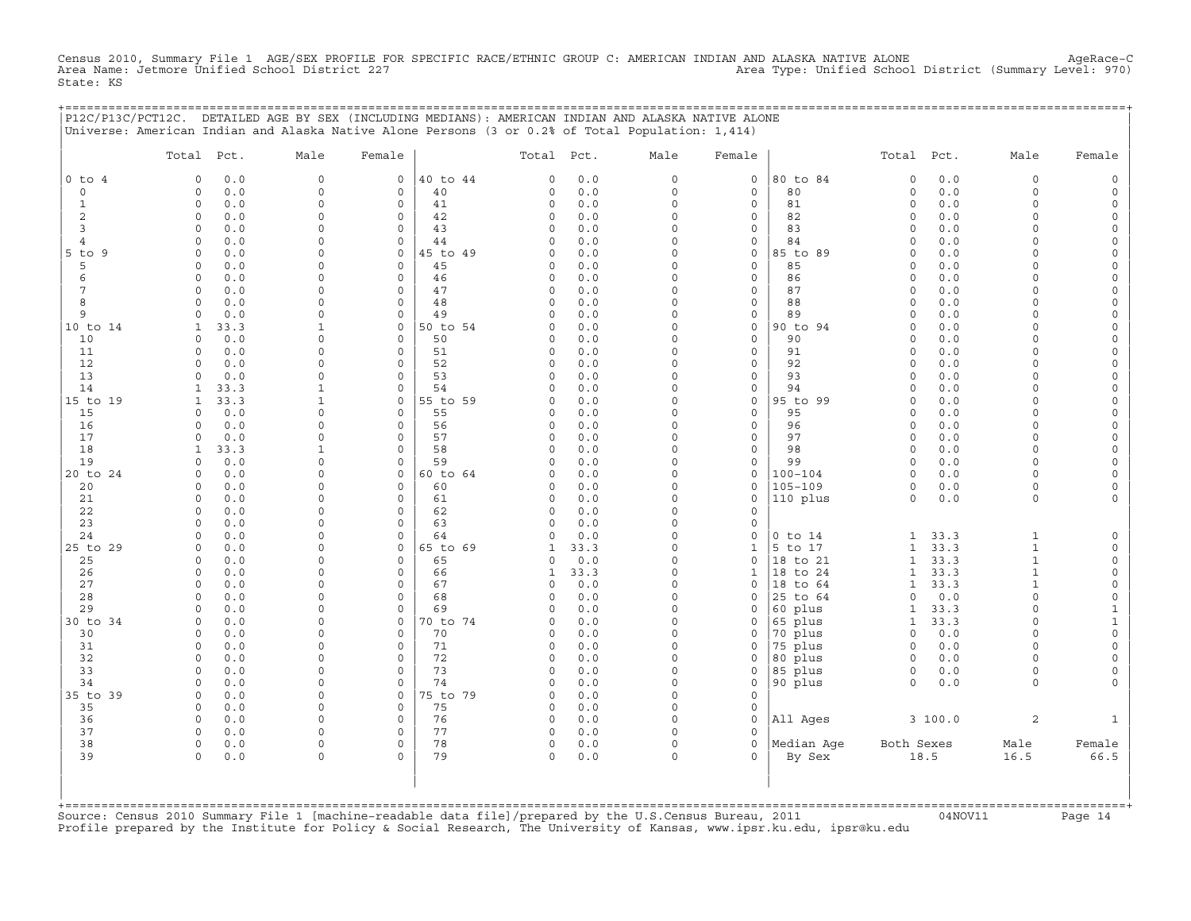Census 2010, Summary File 1 AGE/SEX PROFILE FOR SPECIFIC RACE/ETHNIC GROUP C: AMERICAN INDIAN AND ALASKA NATIVE ALONE AgeRace-C
Area Name: Jetmore Unified School District 227 Area Type: Unified School District (Summary Level: 970)
State: KS

P12C/P13C/PCT12C. DETAILED AGE BY SEX (INCLUDING MEDIANS): AMERICAN INDIAN AND ALASKA NATIVE ALONE
Universe: American Indian and Alaska Native Alone Persons (3 or 0.2% of Total Population: 1,414)

| | Total | Pct. | Male | Female | | Total | Pct. | Male | Female | | Total | Pct. | Male | Female |
|---|---|---|---|---|---|---|---|---|---|---|---|---|---|---|
| 0 to 4 | 0 | 0.0 | 0 | 0 | 40 to 44 | 0 | 0.0 | 0 | 0 | 80 to 84 | 0 | 0.0 | 0 | 0 |
| 0 | 0 | 0.0 | 0 | 0 | 40 | 0 | 0.0 | 0 | 0 | 80 | 0 | 0.0 | 0 | 0 |
| 1 | 0 | 0.0 | 0 | 0 | 41 | 0 | 0.0 | 0 | 0 | 81 | 0 | 0.0 | 0 | 0 |
| 2 | 0 | 0.0 | 0 | 0 | 42 | 0 | 0.0 | 0 | 0 | 82 | 0 | 0.0 | 0 | 0 |
| 3 | 0 | 0.0 | 0 | 0 | 43 | 0 | 0.0 | 0 | 0 | 83 | 0 | 0.0 | 0 | 0 |
| 4 | 0 | 0.0 | 0 | 0 | 44 | 0 | 0.0 | 0 | 0 | 84 | 0 | 0.0 | 0 | 0 |
| 5 to 9 | 0 | 0.0 | 0 | 0 | 45 to 49 | 0 | 0.0 | 0 | 0 | 85 to 89 | 0 | 0.0 | 0 | 0 |
| 5 | 0 | 0.0 | 0 | 0 | 45 | 0 | 0.0 | 0 | 0 | 85 | 0 | 0.0 | 0 | 0 |
| 6 | 0 | 0.0 | 0 | 0 | 46 | 0 | 0.0 | 0 | 0 | 86 | 0 | 0.0 | 0 | 0 |
| 7 | 0 | 0.0 | 0 | 0 | 47 | 0 | 0.0 | 0 | 0 | 87 | 0 | 0.0 | 0 | 0 |
| 8 | 0 | 0.0 | 0 | 0 | 48 | 0 | 0.0 | 0 | 0 | 88 | 0 | 0.0 | 0 | 0 |
| 9 | 0 | 0.0 | 0 | 0 | 49 | 0 | 0.0 | 0 | 0 | 89 | 0 | 0.0 | 0 | 0 |
| 10 to 14 | 1 | 33.3 | 1 | 0 | 50 to 54 | 0 | 0.0 | 0 | 0 | 90 to 94 | 0 | 0.0 | 0 | 0 |
| 10 | 0 | 0.0 | 0 | 0 | 50 | 0 | 0.0 | 0 | 0 | 90 | 0 | 0.0 | 0 | 0 |
| 11 | 0 | 0.0 | 0 | 0 | 51 | 0 | 0.0 | 0 | 0 | 91 | 0 | 0.0 | 0 | 0 |
| 12 | 0 | 0.0 | 0 | 0 | 52 | 0 | 0.0 | 0 | 0 | 92 | 0 | 0.0 | 0 | 0 |
| 13 | 0 | 0.0 | 0 | 0 | 53 | 0 | 0.0 | 0 | 0 | 93 | 0 | 0.0 | 0 | 0 |
| 14 | 1 | 33.3 | 1 | 0 | 54 | 0 | 0.0 | 0 | 0 | 94 | 0 | 0.0 | 0 | 0 |
| 15 to 19 | 1 | 33.3 | 1 | 0 | 55 to 59 | 0 | 0.0 | 0 | 0 | 95 to 99 | 0 | 0.0 | 0 | 0 |
| 15 | 0 | 0.0 | 0 | 0 | 55 | 0 | 0.0 | 0 | 0 | 95 | 0 | 0.0 | 0 | 0 |
| 16 | 0 | 0.0 | 0 | 0 | 56 | 0 | 0.0 | 0 | 0 | 96 | 0 | 0.0 | 0 | 0 |
| 17 | 0 | 0.0 | 0 | 0 | 57 | 0 | 0.0 | 0 | 0 | 97 | 0 | 0.0 | 0 | 0 |
| 18 | 1 | 33.3 | 1 | 0 | 58 | 0 | 0.0 | 0 | 0 | 98 | 0 | 0.0 | 0 | 0 |
| 19 | 0 | 0.0 | 0 | 0 | 59 | 0 | 0.0 | 0 | 0 | 99 | 0 | 0.0 | 0 | 0 |
| 20 to 24 | 0 | 0.0 | 0 | 0 | 60 to 64 | 0 | 0.0 | 0 | 0 | 100-104 | 0 | 0.0 | 0 | 0 |
| 20 | 0 | 0.0 | 0 | 0 | 60 | 0 | 0.0 | 0 | 0 | 105-109 | 0 | 0.0 | 0 | 0 |
| 21 | 0 | 0.0 | 0 | 0 | 61 | 0 | 0.0 | 0 | 0 | 110 plus | 0 | 0.0 | 0 | 0 |
| 22 | 0 | 0.0 | 0 | 0 | 62 | 0 | 0.0 | 0 | 0 | | | | | |
| 23 | 0 | 0.0 | 0 | 0 | 63 | 0 | 0.0 | 0 | 0 | | | | | |
| 24 | 0 | 0.0 | 0 | 0 | 64 | 0 | 0.0 | 0 | 0 | 0 to 14 | 1 | 33.3 | 1 | 0 |
| 25 to 29 | 0 | 0.0 | 0 | 0 | 65 to 69 | 1 | 33.3 | 0 | 1 | 5 to 17 | 1 | 33.3 | 1 | 0 |
| 25 | 0 | 0.0 | 0 | 0 | 65 | 0 | 0.0 | 0 | 0 | 18 to 21 | 1 | 33.3 | 1 | 0 |
| 26 | 0 | 0.0 | 0 | 0 | 66 | 1 | 33.3 | 0 | 1 | 18 to 24 | 1 | 33.3 | 1 | 0 |
| 27 | 0 | 0.0 | 0 | 0 | 67 | 0 | 0.0 | 0 | 0 | 18 to 64 | 1 | 33.3 | 1 | 0 |
| 28 | 0 | 0.0 | 0 | 0 | 68 | 0 | 0.0 | 0 | 0 | 25 to 64 | 0 | 0.0 | 0 | 0 |
| 29 | 0 | 0.0 | 0 | 0 | 69 | 0 | 0.0 | 0 | 0 | 60 plus | 1 | 33.3 | 0 | 1 |
| 30 to 34 | 0 | 0.0 | 0 | 0 | 70 to 74 | 0 | 0.0 | 0 | 0 | 65 plus | 1 | 33.3 | 0 | 1 |
| 30 | 0 | 0.0 | 0 | 0 | 70 | 0 | 0.0 | 0 | 0 | 70 plus | 0 | 0.0 | 0 | 0 |
| 31 | 0 | 0.0 | 0 | 0 | 71 | 0 | 0.0 | 0 | 0 | 75 plus | 0 | 0.0 | 0 | 0 |
| 32 | 0 | 0.0 | 0 | 0 | 72 | 0 | 0.0 | 0 | 0 | 80 plus | 0 | 0.0 | 0 | 0 |
| 33 | 0 | 0.0 | 0 | 0 | 73 | 0 | 0.0 | 0 | 0 | 85 plus | 0 | 0.0 | 0 | 0 |
| 34 | 0 | 0.0 | 0 | 0 | 74 | 0 | 0.0 | 0 | 0 | 90 plus | 0 | 0.0 | 0 | 0 |
| 35 to 39 | 0 | 0.0 | 0 | 0 | 75 to 79 | 0 | 0.0 | 0 | 0 | | | | | |
| 35 | 0 | 0.0 | 0 | 0 | 75 | 0 | 0.0 | 0 | 0 | | | | | |
| 36 | 0 | 0.0 | 0 | 0 | 76 | 0 | 0.0 | 0 | 0 | All Ages | 3 | 100.0 | 2 | 1 |
| 37 | 0 | 0.0 | 0 | 0 | 77 | 0 | 0.0 | 0 | 0 | | | | | |
| 38 | 0 | 0.0 | 0 | 0 | 78 | 0 | 0.0 | 0 | 0 | Median Age | Both Sexes | | Male | Female |
| 39 | 0 | 0.0 | 0 | 0 | 79 | 0 | 0.0 | 0 | 0 | By Sex | 18.5 | | 16.5 | 66.5 |

Source: Census 2010 Summary File 1 [machine-readable data file]/prepared by the U.S.Census Bureau, 2011 04NOV11
Profile prepared by the Institute for Policy & Social Research, The University of Kansas, www.ipsr.ku.edu, ipsr@ku.edu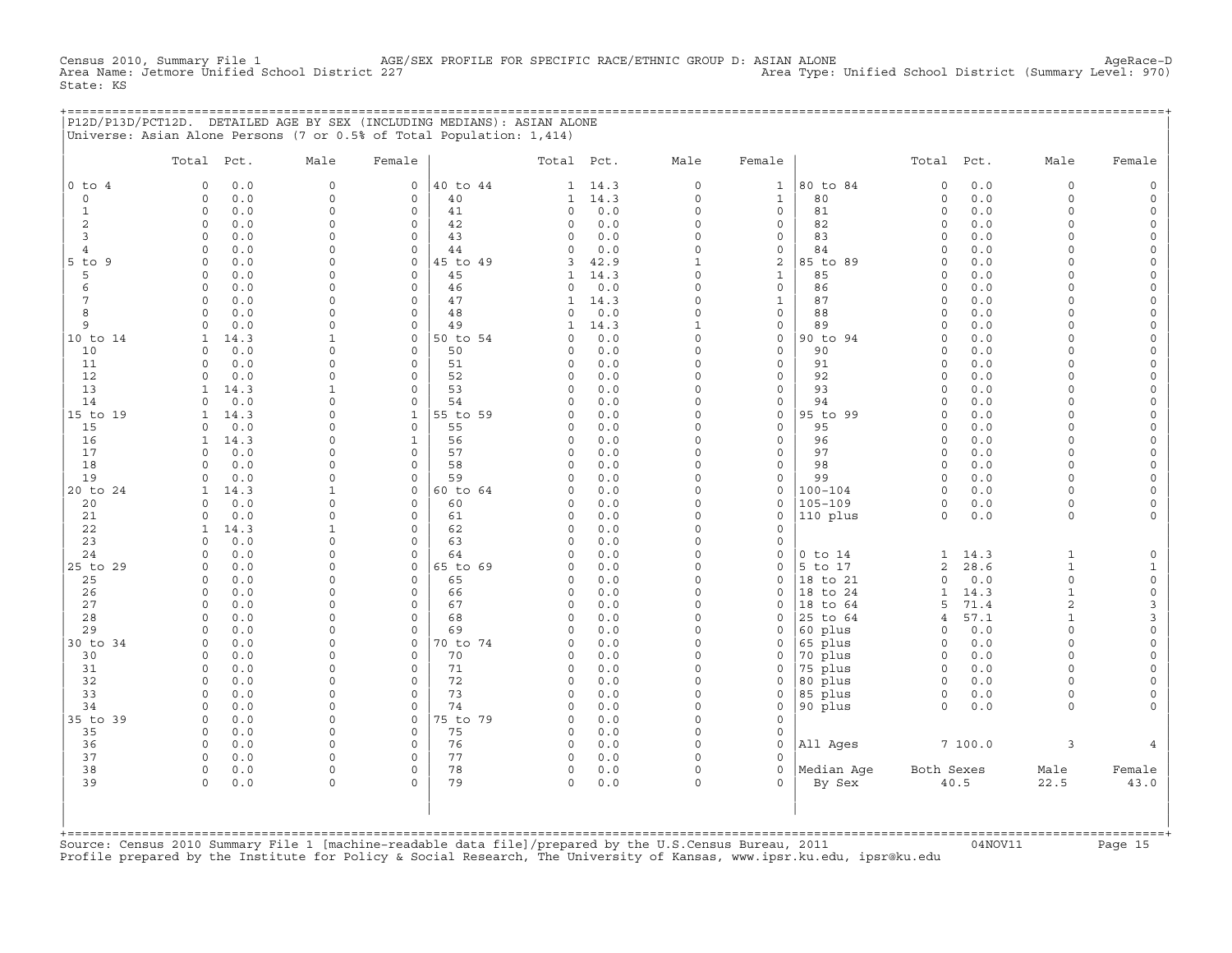Census 2010, Summary File 1 AGE/SEX PROFILE FOR SPECIFIC RACE/ETHNIC GROUP D: ASIAN ALONE AgeRace-D
Area Name: Jetmore Unified School District 227 Area Type: Unified School District (Summary Level: 970)
State: KS

## P12D/P13D/PCT12D. DETAILED AGE BY SEX (INCLUDING MEDIANS): ASIAN ALONE

Universe: Asian Alone Persons (7 or 0.5% of Total Population: 1,414)

| | Total | Pct. | Male | Female | | Total | Pct. | Male | Female | | Total | Pct. | Male | Female |
|---|---|---|---|---|---|---|---|---|---|---|---|---|---|---|
| 0 to 4 | 0 | 0.0 | 0 | 0 | 40 to 44 | 1 | 14.3 | 0 | 1 | 80 to 84 | 0 | 0.0 | 0 | 0 |
| 0 | 0 | 0.0 | 0 | 0 | 40 | 1 | 14.3 | 0 | 1 | 80 | 0 | 0.0 | 0 | 0 |
| 1 | 0 | 0.0 | 0 | 0 | 41 | 0 | 0.0 | 0 | 0 | 81 | 0 | 0.0 | 0 | 0 |
| 2 | 0 | 0.0 | 0 | 0 | 42 | 0 | 0.0 | 0 | 0 | 82 | 0 | 0.0 | 0 | 0 |
| 3 | 0 | 0.0 | 0 | 0 | 43 | 0 | 0.0 | 0 | 0 | 83 | 0 | 0.0 | 0 | 0 |
| 4 | 0 | 0.0 | 0 | 0 | 44 | 0 | 0.0 | 0 | 0 | 84 | 0 | 0.0 | 0 | 0 |
| 5 to 9 | 0 | 0.0 | 0 | 0 | 45 to 49 | 3 | 42.9 | 1 | 2 | 85 to 89 | 0 | 0.0 | 0 | 0 |
| 5 | 0 | 0.0 | 0 | 0 | 45 | 1 | 14.3 | 0 | 1 | 85 | 0 | 0.0 | 0 | 0 |
| 6 | 0 | 0.0 | 0 | 0 | 46 | 0 | 0.0 | 0 | 0 | 86 | 0 | 0.0 | 0 | 0 |
| 7 | 0 | 0.0 | 0 | 0 | 47 | 1 | 14.3 | 0 | 1 | 87 | 0 | 0.0 | 0 | 0 |
| 8 | 0 | 0.0 | 0 | 0 | 48 | 0 | 0.0 | 0 | 0 | 88 | 0 | 0.0 | 0 | 0 |
| 9 | 0 | 0.0 | 0 | 0 | 49 | 1 | 14.3 | 1 | 0 | 89 | 0 | 0.0 | 0 | 0 |
| 10 to 14 | 1 | 14.3 | 1 | 0 | 50 to 54 | 0 | 0.0 | 0 | 0 | 90 to 94 | 0 | 0.0 | 0 | 0 |
| 10 | 0 | 0.0 | 0 | 0 | 50 | 0 | 0.0 | 0 | 0 | 90 | 0 | 0.0 | 0 | 0 |
| 11 | 0 | 0.0 | 0 | 0 | 51 | 0 | 0.0 | 0 | 0 | 91 | 0 | 0.0 | 0 | 0 |
| 12 | 0 | 0.0 | 0 | 0 | 52 | 0 | 0.0 | 0 | 0 | 92 | 0 | 0.0 | 0 | 0 |
| 13 | 1 | 14.3 | 1 | 0 | 53 | 0 | 0.0 | 0 | 0 | 93 | 0 | 0.0 | 0 | 0 |
| 14 | 0 | 0.0 | 0 | 0 | 54 | 0 | 0.0 | 0 | 0 | 94 | 0 | 0.0 | 0 | 0 |
| 15 to 19 | 1 | 14.3 | 0 | 1 | 55 to 59 | 0 | 0.0 | 0 | 0 | 95 to 99 | 0 | 0.0 | 0 | 0 |
| 15 | 0 | 0.0 | 0 | 0 | 55 | 0 | 0.0 | 0 | 0 | 95 | 0 | 0.0 | 0 | 0 |
| 16 | 1 | 14.3 | 0 | 1 | 56 | 0 | 0.0 | 0 | 0 | 96 | 0 | 0.0 | 0 | 0 |
| 17 | 0 | 0.0 | 0 | 0 | 57 | 0 | 0.0 | 0 | 0 | 97 | 0 | 0.0 | 0 | 0 |
| 18 | 0 | 0.0 | 0 | 0 | 58 | 0 | 0.0 | 0 | 0 | 98 | 0 | 0.0 | 0 | 0 |
| 19 | 0 | 0.0 | 0 | 0 | 59 | 0 | 0.0 | 0 | 0 | 99 | 0 | 0.0 | 0 | 0 |
| 20 to 24 | 1 | 14.3 | 1 | 0 | 60 to 64 | 0 | 0.0 | 0 | 0 | 100-104 | 0 | 0.0 | 0 | 0 |
| 20 | 0 | 0.0 | 0 | 0 | 60 | 0 | 0.0 | 0 | 0 | 105-109 | 0 | 0.0 | 0 | 0 |
| 21 | 0 | 0.0 | 0 | 0 | 61 | 0 | 0.0 | 0 | 0 | 110 plus | 0 | 0.0 | 0 | 0 |
| 22 | 1 | 14.3 | 1 | 0 | 62 | 0 | 0.0 | 0 | 0 | | | | | |
| 23 | 0 | 0.0 | 0 | 0 | 63 | 0 | 0.0 | 0 | 0 | | | | | |
| 24 | 0 | 0.0 | 0 | 0 | 64 | 0 | 0.0 | 0 | 0 | 0 to 14 | 1 | 14.3 | 1 | 0 |
| 25 to 29 | 0 | 0.0 | 0 | 0 | 65 to 69 | 0 | 0.0 | 0 | 0 | 5 to 17 | 2 | 28.6 | 1 | 1 |
| 25 | 0 | 0.0 | 0 | 0 | 65 | 0 | 0.0 | 0 | 0 | 18 to 21 | 0 | 0.0 | 0 | 0 |
| 26 | 0 | 0.0 | 0 | 0 | 66 | 0 | 0.0 | 0 | 0 | 18 to 24 | 1 | 14.3 | 1 | 0 |
| 27 | 0 | 0.0 | 0 | 0 | 67 | 0 | 0.0 | 0 | 0 | 18 to 64 | 5 | 71.4 | 2 | 3 |
| 28 | 0 | 0.0 | 0 | 0 | 68 | 0 | 0.0 | 0 | 0 | 25 to 64 | 4 | 57.1 | 1 | 3 |
| 29 | 0 | 0.0 | 0 | 0 | 69 | 0 | 0.0 | 0 | 0 | 60 plus | 0 | 0.0 | 0 | 0 |
| 30 to 34 | 0 | 0.0 | 0 | 0 | 70 to 74 | 0 | 0.0 | 0 | 0 | 65 plus | 0 | 0.0 | 0 | 0 |
| 30 | 0 | 0.0 | 0 | 0 | 70 | 0 | 0.0 | 0 | 0 | 70 plus | 0 | 0.0 | 0 | 0 |
| 31 | 0 | 0.0 | 0 | 0 | 71 | 0 | 0.0 | 0 | 0 | 75 plus | 0 | 0.0 | 0 | 0 |
| 32 | 0 | 0.0 | 0 | 0 | 72 | 0 | 0.0 | 0 | 0 | 80 plus | 0 | 0.0 | 0 | 0 |
| 33 | 0 | 0.0 | 0 | 0 | 73 | 0 | 0.0 | 0 | 0 | 85 plus | 0 | 0.0 | 0 | 0 |
| 34 | 0 | 0.0 | 0 | 0 | 74 | 0 | 0.0 | 0 | 0 | 90 plus | 0 | 0.0 | 0 | 0 |
| 35 to 39 | 0 | 0.0 | 0 | 0 | 75 to 79 | 0 | 0.0 | 0 | 0 | | | | | |
| 35 | 0 | 0.0 | 0 | 0 | 75 | 0 | 0.0 | 0 | 0 | | | | | |
| 36 | 0 | 0.0 | 0 | 0 | 76 | 0 | 0.0 | 0 | 0 | All Ages | 7 | 100.0 | 3 | 4 |
| 37 | 0 | 0.0 | 0 | 0 | 77 | 0 | 0.0 | 0 | 0 | | | | | |
| 38 | 0 | 0.0 | 0 | 0 | 78 | 0 | 0.0 | 0 | 0 | Median Age | Both Sexes | | Male | Female |
| 39 | 0 | 0.0 | 0 | 0 | 79 | 0 | 0.0 | 0 | 0 | By Sex | 40.5 | | 22.5 | 43.0 |

Source: Census 2010 Summary File 1 [machine-readable data file]/prepared by the U.S.Census Bureau, 2011 04NOV11
Profile prepared by the Institute for Policy & Social Research, The University of Kansas, www.ipsr.ku.edu, ipsr@ku.edu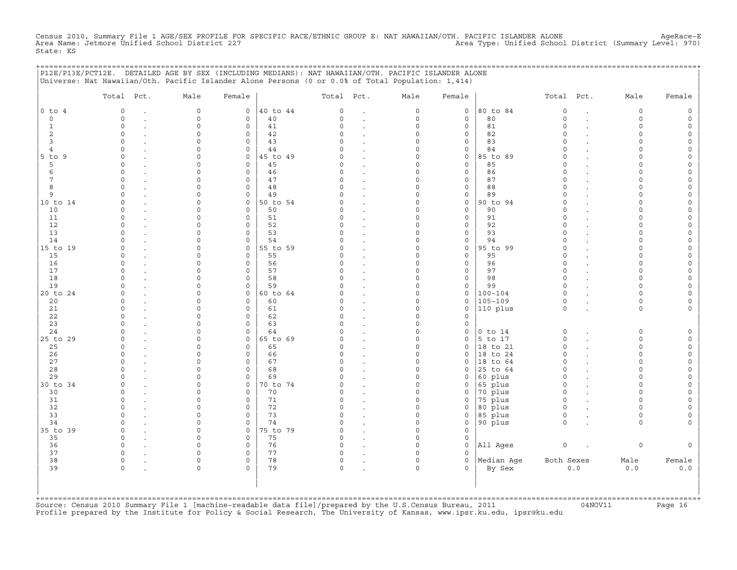Census 2010, Summary File 1 AGE/SEX PROFILE FOR SPECIFIC RACE/ETHNIC GROUP E: NAT HAWAIIAN/OTH. PACIFIC ISLANDER ALONE AgeRace-E
Area Name: Jetmore Unified School District 227 Area Type: Unified School District (Summary Level: 970)
State: KS

## P12E/P13E/PCT12E. DETAILED AGE BY SEX (INCLUDING MEDIANS): NAT HAWAIIAN/OTH. PACIFIC ISLANDER ALONE

Universe: Nat Hawaiian/Oth. Pacific Islander Alone Persons (0 or 0.0% of Total Population: 1,414)

| | Total | Pct. | Male | Female | | Total | Pct. | Male | Female | | Total | Pct. | Male | Female |
|---|---|---|---|---|---|---|---|---|---|---|---|---|---|---|
| 0 to 4 | 0 | . | 0 | 0 | 40 to 44 | 0 | . | 0 | 0 | 80 to 84 | 0 | . | 0 | 0 |
| 0 | 0 | . | 0 | 0 | 40 | 0 | . | 0 | 0 | 80 | 0 | . | 0 | 0 |
| 1 | 0 | . | 0 | 0 | 41 | 0 | . | 0 | 0 | 81 | 0 | . | 0 | 0 |
| 2 | 0 | . | 0 | 0 | 42 | 0 | . | 0 | 0 | 82 | 0 | . | 0 | 0 |
| 3 | 0 | . | 0 | 0 | 43 | 0 | . | 0 | 0 | 83 | 0 | . | 0 | 0 |
| 4 | 0 | . | 0 | 0 | 44 | 0 | . | 0 | 0 | 84 | 0 | . | 0 | 0 |
| 5 to 9 | 0 | . | 0 | 0 | 45 to 49 | 0 | . | 0 | 0 | 85 to 89 | 0 | . | 0 | 0 |
| 5 | 0 | . | 0 | 0 | 45 | 0 | . | 0 | 0 | 85 | 0 | . | 0 | 0 |
| 6 | 0 | . | 0 | 0 | 46 | 0 | . | 0 | 0 | 86 | 0 | . | 0 | 0 |
| 7 | 0 | . | 0 | 0 | 47 | 0 | . | 0 | 0 | 87 | 0 | . | 0 | 0 |
| 8 | 0 | . | 0 | 0 | 48 | 0 | . | 0 | 0 | 88 | 0 | . | 0 | 0 |
| 9 | 0 | . | 0 | 0 | 49 | 0 | . | 0 | 0 | 89 | 0 | . | 0 | 0 |
| 10 to 14 | 0 | . | 0 | 0 | 50 to 54 | 0 | . | 0 | 0 | 90 to 94 | 0 | . | 0 | 0 |
| 10 | 0 | . | 0 | 0 | 50 | 0 | . | 0 | 0 | 90 | 0 | . | 0 | 0 |
| 11 | 0 | . | 0 | 0 | 51 | 0 | . | 0 | 0 | 91 | 0 | . | 0 | 0 |
| 12 | 0 | . | 0 | 0 | 52 | 0 | . | 0 | 0 | 92 | 0 | . | 0 | 0 |
| 13 | 0 | . | 0 | 0 | 53 | 0 | . | 0 | 0 | 93 | 0 | . | 0 | 0 |
| 14 | 0 | . | 0 | 0 | 54 | 0 | . | 0 | 0 | 94 | 0 | . | 0 | 0 |
| 15 to 19 | 0 | . | 0 | 0 | 55 to 59 | 0 | . | 0 | 0 | 95 to 99 | 0 | . | 0 | 0 |
| 15 | 0 | . | 0 | 0 | 55 | 0 | . | 0 | 0 | 95 | 0 | . | 0 | 0 |
| 16 | 0 | . | 0 | 0 | 56 | 0 | . | 0 | 0 | 96 | 0 | . | 0 | 0 |
| 17 | 0 | . | 0 | 0 | 57 | 0 | . | 0 | 0 | 97 | 0 | . | 0 | 0 |
| 18 | 0 | . | 0 | 0 | 58 | 0 | . | 0 | 0 | 98 | 0 | . | 0 | 0 |
| 19 | 0 | . | 0 | 0 | 59 | 0 | . | 0 | 0 | 99 | 0 | . | 0 | 0 |
| 20 to 24 | 0 | . | 0 | 0 | 60 to 64 | 0 | . | 0 | 0 | 100-104 | 0 | . | 0 | 0 |
| 20 | 0 | . | 0 | 0 | 60 | 0 | . | 0 | 0 | 105-109 | 0 | . | 0 | 0 |
| 21 | 0 | . | 0 | 0 | 61 | 0 | . | 0 | 0 | 110 plus | 0 | . | 0 | 0 |
| 22 | 0 | . | 0 | 0 | 62 | 0 | . | 0 | 0 | | | | | |
| 23 | 0 | . | 0 | 0 | 63 | 0 | . | 0 | 0 | | | | | |
| 24 | 0 | . | 0 | 0 | 64 | 0 | . | 0 | 0 | 0 to 14 | 0 | . | 0 | 0 |
| 25 to 29 | 0 | . | 0 | 0 | 65 to 69 | 0 | . | 0 | 0 | 5 to 17 | 0 | . | 0 | 0 |
| 25 | 0 | . | 0 | 0 | 65 | 0 | . | 0 | 0 | 18 to 21 | 0 | . | 0 | 0 |
| 26 | 0 | . | 0 | 0 | 66 | 0 | . | 0 | 0 | 18 to 24 | 0 | . | 0 | 0 |
| 27 | 0 | . | 0 | 0 | 67 | 0 | . | 0 | 0 | 18 to 64 | 0 | . | 0 | 0 |
| 28 | 0 | . | 0 | 0 | 68 | 0 | . | 0 | 0 | 25 to 64 | 0 | . | 0 | 0 |
| 29 | 0 | . | 0 | 0 | 69 | 0 | . | 0 | 0 | 60 plus | 0 | . | 0 | 0 |
| 30 to 34 | 0 | . | 0 | 0 | 70 to 74 | 0 | . | 0 | 0 | 65 plus | 0 | . | 0 | 0 |
| 30 | 0 | . | 0 | 0 | 70 | 0 | . | 0 | 0 | 70 plus | 0 | . | 0 | 0 |
| 31 | 0 | . | 0 | 0 | 71 | 0 | . | 0 | 0 | 75 plus | 0 | . | 0 | 0 |
| 32 | 0 | . | 0 | 0 | 72 | 0 | . | 0 | 0 | 80 plus | 0 | . | 0 | 0 |
| 33 | 0 | . | 0 | 0 | 73 | 0 | . | 0 | 0 | 85 plus | 0 | . | 0 | 0 |
| 34 | 0 | . | 0 | 0 | 74 | 0 | . | 0 | 0 | 90 plus | 0 | . | 0 | 0 |
| 35 to 39 | 0 | . | 0 | 0 | 75 to 79 | 0 | . | 0 | 0 | | | | | |
| 35 | 0 | . | 0 | 0 | 75 | 0 | . | 0 | 0 | | | | | |
| 36 | 0 | . | 0 | 0 | 76 | 0 | . | 0 | 0 | All Ages | 0 | . | 0 | 0 |
| 37 | 0 | . | 0 | 0 | 77 | 0 | . | 0 | 0 | | | | | |
| 38 | 0 | . | 0 | 0 | 78 | 0 | . | 0 | 0 | Median Age | Both Sexes | | Male | Female |
| 39 | 0 | . | 0 | 0 | 79 | 0 | . | 0 | 0 | By Sex | 0.0 | | 0.0 | 0.0 |

Source: Census 2010 Summary File 1 [machine-readable data file]/prepared by the U.S.Census Bureau, 2011 04NOV11
Profile prepared by the Institute for Policy & Social Research, The University of Kansas, www.ipsr.ku.edu, ipsr@ku.edu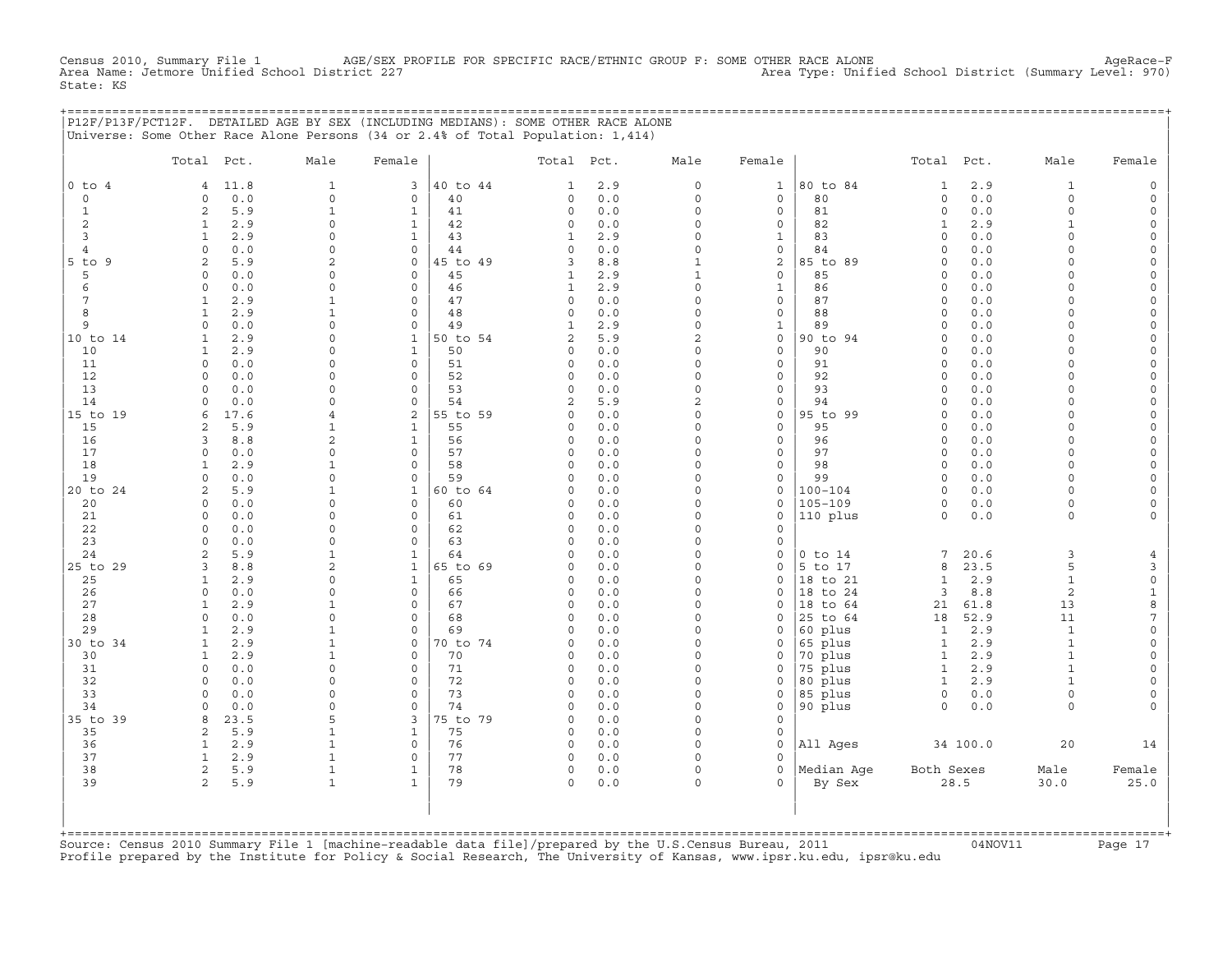Census 2010, Summary File 1 AGE/SEX PROFILE FOR SPECIFIC RACE/ETHNIC GROUP F: SOME OTHER RACE ALONE AgeRace-F
Area Name: Jetmore Unified School District 227 Area Type: Unified School District (Summary Level: 970)
State: KS

## P12F/P13F/PCT12F. DETAILED AGE BY SEX (INCLUDING MEDIANS): SOME OTHER RACE ALONE

Universe: Some Other Race Alone Persons (34 or 2.4% of Total Population: 1,414)

| | Total | Pct. | Male | Female | | Total | Pct. | Male | Female | | Total | Pct. | Male | Female |
|---|---|---|---|---|---|---|---|---|---|---|---|---|---|---|
| 0 to 4 | 4 | 11.8 | 1 | 3 | 40 to 44 | 1 | 2.9 | 0 | 1 | 80 to 84 | 1 | 2.9 | 1 | 0 |
| 0 | 0 | 0.0 | 0 | 0 | 40 | 0 | 0.0 | 0 | 0 | 80 | 0 | 0.0 | 0 | 0 |
| 1 | 2 | 5.9 | 1 | 1 | 41 | 0 | 0.0 | 0 | 0 | 81 | 0 | 0.0 | 0 | 0 |
| 2 | 1 | 2.9 | 0 | 1 | 42 | 0 | 0.0 | 0 | 0 | 82 | 1 | 2.9 | 1 | 0 |
| 3 | 1 | 2.9 | 0 | 1 | 43 | 1 | 2.9 | 0 | 1 | 83 | 0 | 0.0 | 0 | 0 |
| 4 | 0 | 0.0 | 0 | 0 | 44 | 0 | 0.0 | 0 | 0 | 84 | 0 | 0.0 | 0 | 0 |
| 5 to 9 | 2 | 5.9 | 2 | 0 | 45 to 49 | 3 | 8.8 | 1 | 2 | 85 to 89 | 0 | 0.0 | 0 | 0 |
| 5 | 0 | 0.0 | 0 | 0 | 45 | 1 | 2.9 | 1 | 0 | 85 | 0 | 0.0 | 0 | 0 |
| 6 | 0 | 0.0 | 0 | 0 | 46 | 1 | 2.9 | 0 | 1 | 86 | 0 | 0.0 | 0 | 0 |
| 7 | 1 | 2.9 | 1 | 0 | 47 | 0 | 0.0 | 0 | 0 | 87 | 0 | 0.0 | 0 | 0 |
| 8 | 1 | 2.9 | 1 | 0 | 48 | 0 | 0.0 | 0 | 0 | 88 | 0 | 0.0 | 0 | 0 |
| 9 | 0 | 0.0 | 0 | 0 | 49 | 1 | 2.9 | 0 | 1 | 89 | 0 | 0.0 | 0 | 0 |
| 10 to 14 | 1 | 2.9 | 0 | 1 | 50 to 54 | 2 | 5.9 | 2 | 0 | 90 to 94 | 0 | 0.0 | 0 | 0 |
| 10 | 1 | 2.9 | 0 | 1 | 50 | 0 | 0.0 | 0 | 0 | 90 | 0 | 0.0 | 0 | 0 |
| 11 | 0 | 0.0 | 0 | 0 | 51 | 0 | 0.0 | 0 | 0 | 91 | 0 | 0.0 | 0 | 0 |
| 12 | 0 | 0.0 | 0 | 0 | 52 | 0 | 0.0 | 0 | 0 | 92 | 0 | 0.0 | 0 | 0 |
| 13 | 0 | 0.0 | 0 | 0 | 53 | 0 | 0.0 | 0 | 0 | 93 | 0 | 0.0 | 0 | 0 |
| 14 | 0 | 0.0 | 0 | 0 | 54 | 2 | 5.9 | 2 | 0 | 94 | 0 | 0.0 | 0 | 0 |
| 15 to 19 | 6 | 17.6 | 4 | 2 | 55 to 59 | 0 | 0.0 | 0 | 0 | 95 to 99 | 0 | 0.0 | 0 | 0 |
| 15 | 2 | 5.9 | 1 | 1 | 55 | 0 | 0.0 | 0 | 0 | 95 | 0 | 0.0 | 0 | 0 |
| 16 | 3 | 8.8 | 2 | 1 | 56 | 0 | 0.0 | 0 | 0 | 96 | 0 | 0.0 | 0 | 0 |
| 17 | 0 | 0.0 | 0 | 0 | 57 | 0 | 0.0 | 0 | 0 | 97 | 0 | 0.0 | 0 | 0 |
| 18 | 1 | 2.9 | 1 | 0 | 58 | 0 | 0.0 | 0 | 0 | 98 | 0 | 0.0 | 0 | 0 |
| 19 | 0 | 0.0 | 0 | 0 | 59 | 0 | 0.0 | 0 | 0 | 99 | 0 | 0.0 | 0 | 0 |
| 20 to 24 | 2 | 5.9 | 1 | 1 | 60 to 64 | 0 | 0.0 | 0 | 0 | 100-104 | 0 | 0.0 | 0 | 0 |
| 20 | 0 | 0.0 | 0 | 0 | 60 | 0 | 0.0 | 0 | 0 | 105-109 | 0 | 0.0 | 0 | 0 |
| 21 | 0 | 0.0 | 0 | 0 | 61 | 0 | 0.0 | 0 | 0 | 110 plus | 0 | 0.0 | 0 | 0 |
| 22 | 0 | 0.0 | 0 | 0 | 62 | 0 | 0.0 | 0 | 0 | | | | | |
| 23 | 0 | 0.0 | 0 | 0 | 63 | 0 | 0.0 | 0 | 0 | | | | | |
| 24 | 2 | 5.9 | 1 | 1 | 64 | 0 | 0.0 | 0 | 0 | 0 to 14 | 7 | 20.6 | 3 | 4 |
| 25 to 29 | 3 | 8.8 | 2 | 1 | 65 to 69 | 0 | 0.0 | 0 | 0 | 5 to 17 | 8 | 23.5 | 5 | 3 |
| 25 | 1 | 2.9 | 0 | 1 | 65 | 0 | 0.0 | 0 | 0 | 18 to 21 | 1 | 2.9 | 1 | 0 |
| 26 | 0 | 0.0 | 0 | 0 | 66 | 0 | 0.0 | 0 | 0 | 18 to 24 | 3 | 8.8 | 2 | 1 |
| 27 | 1 | 2.9 | 1 | 0 | 67 | 0 | 0.0 | 0 | 0 | 18 to 64 | 21 | 61.8 | 13 | 8 |
| 28 | 0 | 0.0 | 0 | 0 | 68 | 0 | 0.0 | 0 | 0 | 25 to 64 | 18 | 52.9 | 11 | 7 |
| 29 | 1 | 2.9 | 1 | 0 | 69 | 0 | 0.0 | 0 | 0 | 60 plus | 1 | 2.9 | 1 | 0 |
| 30 to 34 | 1 | 2.9 | 1 | 0 | 70 to 74 | 0 | 0.0 | 0 | 0 | 65 plus | 1 | 2.9 | 1 | 0 |
| 30 | 1 | 2.9 | 1 | 0 | 70 | 0 | 0.0 | 0 | 0 | 70 plus | 1 | 2.9 | 1 | 0 |
| 31 | 0 | 0.0 | 0 | 0 | 71 | 0 | 0.0 | 0 | 0 | 75 plus | 1 | 2.9 | 1 | 0 |
| 32 | 0 | 0.0 | 0 | 0 | 72 | 0 | 0.0 | 0 | 0 | 80 plus | 1 | 2.9 | 1 | 0 |
| 33 | 0 | 0.0 | 0 | 0 | 73 | 0 | 0.0 | 0 | 0 | 85 plus | 0 | 0.0 | 0 | 0 |
| 34 | 0 | 0.0 | 0 | 0 | 74 | 0 | 0.0 | 0 | 0 | 90 plus | 0 | 0.0 | 0 | 0 |
| 35 to 39 | 8 | 23.5 | 5 | 3 | 75 to 79 | 0 | 0.0 | 0 | 0 | | | | | |
| 35 | 2 | 5.9 | 1 | 1 | 75 | 0 | 0.0 | 0 | 0 | | | | | |
| 36 | 1 | 2.9 | 1 | 0 | 76 | 0 | 0.0 | 0 | 0 | All Ages | 34 | 100.0 | 20 | 14 |
| 37 | 1 | 2.9 | 1 | 0 | 77 | 0 | 0.0 | 0 | 0 | | | | | |
| 38 | 2 | 5.9 | 1 | 1 | 78 | 0 | 0.0 | 0 | 0 | Median Age | Both Sexes | | Male | Female |
| 39 | 2 | 5.9 | 1 | 1 | 79 | 0 | 0.0 | 0 | 0 | By Sex | 28.5 | | 30.0 | 25.0 |

Source: Census 2010 Summary File 1 [machine-readable data file]/prepared by the U.S.Census Bureau, 2011 04NOV11
Profile prepared by the Institute for Policy & Social Research, The University of Kansas, www.ipsr.ku.edu, ipsr@ku.edu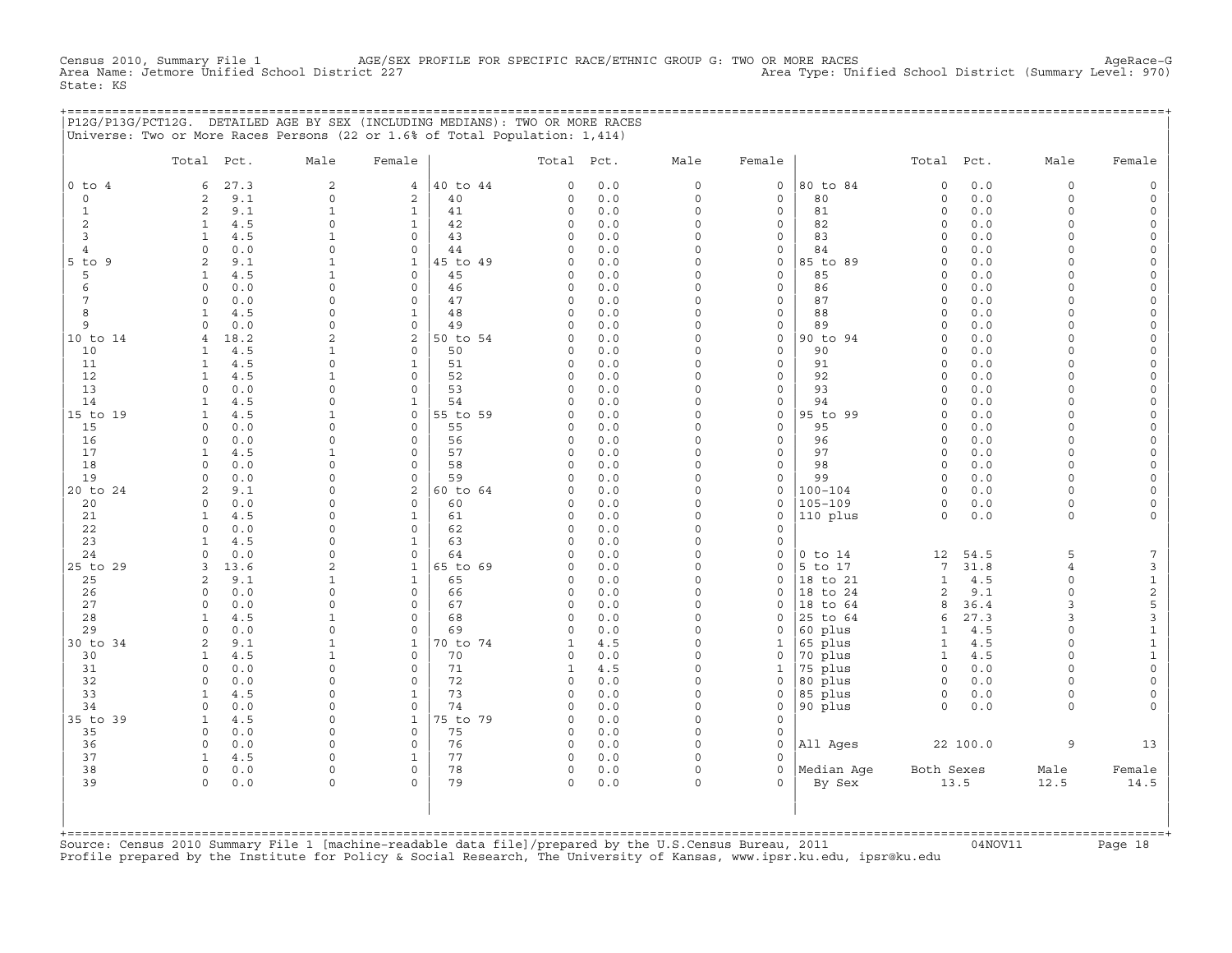Census 2010, Summary File 1 AGE/SEX PROFILE FOR SPECIFIC RACE/ETHNIC GROUP G: TWO OR MORE RACES AgeRace-G
Area Name: Jetmore Unified School District 227 Area Type: Unified School District (Summary Level: 970)
State: KS

## P12G/P13G/PCT12G. DETAILED AGE BY SEX (INCLUDING MEDIANS): TWO OR MORE RACES

Universe: Two or More Races Persons (22 or 1.6% of Total Population: 1,414)

| | Total | Pct. | Male | Female | | Total | Pct. | Male | Female | | Total | Pct. | Male | Female |
|---|---|---|---|---|---|---|---|---|---|---|---|---|---|---|
| 0 to 4 | 6 | 27.3 | 2 | 4 | 40 to 44 | 0 | 0.0 | 0 | 0 | 80 to 84 | 0 | 0.0 | 0 | 0 |
| 0 | 2 | 9.1 | 0 | 2 | 40 | 0 | 0.0 | 0 | 0 | 80 | 0 | 0.0 | 0 | 0 |
| 1 | 2 | 9.1 | 1 | 1 | 41 | 0 | 0.0 | 0 | 0 | 81 | 0 | 0.0 | 0 | 0 |
| 2 | 1 | 4.5 | 0 | 1 | 42 | 0 | 0.0 | 0 | 0 | 82 | 0 | 0.0 | 0 | 0 |
| 3 | 1 | 4.5 | 1 | 0 | 43 | 0 | 0.0 | 0 | 0 | 83 | 0 | 0.0 | 0 | 0 |
| 4 | 0 | 0.0 | 0 | 0 | 44 | 0 | 0.0 | 0 | 0 | 84 | 0 | 0.0 | 0 | 0 |
| 5 to 9 | 2 | 9.1 | 1 | 1 | 45 to 49 | 0 | 0.0 | 0 | 0 | 85 to 89 | 0 | 0.0 | 0 | 0 |
| 5 | 1 | 4.5 | 1 | 0 | 45 | 0 | 0.0 | 0 | 0 | 85 | 0 | 0.0 | 0 | 0 |
| 6 | 0 | 0.0 | 0 | 0 | 46 | 0 | 0.0 | 0 | 0 | 86 | 0 | 0.0 | 0 | 0 |
| 7 | 0 | 0.0 | 0 | 0 | 47 | 0 | 0.0 | 0 | 0 | 87 | 0 | 0.0 | 0 | 0 |
| 8 | 1 | 4.5 | 0 | 1 | 48 | 0 | 0.0 | 0 | 0 | 88 | 0 | 0.0 | 0 | 0 |
| 9 | 0 | 0.0 | 0 | 0 | 49 | 0 | 0.0 | 0 | 0 | 89 | 0 | 0.0 | 0 | 0 |
| 10 to 14 | 4 | 18.2 | 2 | 2 | 50 to 54 | 0 | 0.0 | 0 | 0 | 90 to 94 | 0 | 0.0 | 0 | 0 |
| 10 | 1 | 4.5 | 1 | 0 | 50 | 0 | 0.0 | 0 | 0 | 90 | 0 | 0.0 | 0 | 0 |
| 11 | 1 | 4.5 | 0 | 1 | 51 | 0 | 0.0 | 0 | 0 | 91 | 0 | 0.0 | 0 | 0 |
| 12 | 1 | 4.5 | 1 | 0 | 52 | 0 | 0.0 | 0 | 0 | 92 | 0 | 0.0 | 0 | 0 |
| 13 | 0 | 0.0 | 0 | 0 | 53 | 0 | 0.0 | 0 | 0 | 93 | 0 | 0.0 | 0 | 0 |
| 14 | 1 | 4.5 | 0 | 1 | 54 | 0 | 0.0 | 0 | 0 | 94 | 0 | 0.0 | 0 | 0 |
| 15 to 19 | 1 | 4.5 | 1 | 0 | 55 to 59 | 0 | 0.0 | 0 | 0 | 95 to 99 | 0 | 0.0 | 0 | 0 |
| 15 | 0 | 0.0 | 0 | 0 | 55 | 0 | 0.0 | 0 | 0 | 95 | 0 | 0.0 | 0 | 0 |
| 16 | 0 | 0.0 | 0 | 0 | 56 | 0 | 0.0 | 0 | 0 | 96 | 0 | 0.0 | 0 | 0 |
| 17 | 1 | 4.5 | 1 | 0 | 57 | 0 | 0.0 | 0 | 0 | 97 | 0 | 0.0 | 0 | 0 |
| 18 | 0 | 0.0 | 0 | 0 | 58 | 0 | 0.0 | 0 | 0 | 98 | 0 | 0.0 | 0 | 0 |
| 19 | 0 | 0.0 | 0 | 0 | 59 | 0 | 0.0 | 0 | 0 | 99 | 0 | 0.0 | 0 | 0 |
| 20 to 24 | 2 | 9.1 | 0 | 2 | 60 to 64 | 0 | 0.0 | 0 | 0 | 100-104 | 0 | 0.0 | 0 | 0 |
| 20 | 0 | 0.0 | 0 | 0 | 60 | 0 | 0.0 | 0 | 0 | 105-109 | 0 | 0.0 | 0 | 0 |
| 21 | 1 | 4.5 | 0 | 1 | 61 | 0 | 0.0 | 0 | 0 | 110 plus | 0 | 0.0 | 0 | 0 |
| 22 | 0 | 0.0 | 0 | 0 | 62 | 0 | 0.0 | 0 | 0 | | | | | |
| 23 | 1 | 4.5 | 0 | 1 | 63 | 0 | 0.0 | 0 | 0 | | | | | |
| 24 | 0 | 0.0 | 0 | 0 | 64 | 0 | 0.0 | 0 | 0 | 0 to 14 | 12 | 54.5 | 5 | 7 |
| 25 to 29 | 3 | 13.6 | 2 | 1 | 65 to 69 | 0 | 0.0 | 0 | 0 | 5 to 17 | 7 | 31.8 | 4 | 3 |
| 25 | 2 | 9.1 | 1 | 1 | 65 | 0 | 0.0 | 0 | 0 | 18 to 21 | 1 | 4.5 | 0 | 1 |
| 26 | 0 | 0.0 | 0 | 0 | 66 | 0 | 0.0 | 0 | 0 | 18 to 24 | 2 | 9.1 | 0 | 2 |
| 27 | 0 | 0.0 | 0 | 0 | 67 | 0 | 0.0 | 0 | 0 | 18 to 64 | 8 | 36.4 | 3 | 5 |
| 28 | 1 | 4.5 | 1 | 0 | 68 | 0 | 0.0 | 0 | 0 | 25 to 64 | 6 | 27.3 | 3 | 3 |
| 29 | 0 | 0.0 | 0 | 0 | 69 | 0 | 0.0 | 0 | 0 | 60 plus | 1 | 4.5 | 0 | 1 |
| 30 to 34 | 2 | 9.1 | 1 | 1 | 70 to 74 | 1 | 4.5 | 0 | 1 | 65 plus | 1 | 4.5 | 0 | 1 |
| 30 | 1 | 4.5 | 1 | 0 | 70 | 0 | 0.0 | 0 | 0 | 70 plus | 1 | 4.5 | 0 | 1 |
| 31 | 0 | 0.0 | 0 | 0 | 71 | 1 | 4.5 | 0 | 1 | 75 plus | 0 | 0.0 | 0 | 0 |
| 32 | 0 | 0.0 | 0 | 0 | 72 | 0 | 0.0 | 0 | 0 | 80 plus | 0 | 0.0 | 0 | 0 |
| 33 | 1 | 4.5 | 0 | 1 | 73 | 0 | 0.0 | 0 | 0 | 85 plus | 0 | 0.0 | 0 | 0 |
| 34 | 0 | 0.0 | 0 | 0 | 74 | 0 | 0.0 | 0 | 0 | 90 plus | 0 | 0.0 | 0 | 0 |
| 35 to 39 | 1 | 4.5 | 0 | 1 | 75 to 79 | 0 | 0.0 | 0 | 0 | | | | | |
| 35 | 0 | 0.0 | 0 | 0 | 75 | 0 | 0.0 | 0 | 0 | | | | | |
| 36 | 0 | 0.0 | 0 | 0 | 76 | 0 | 0.0 | 0 | 0 | All Ages | 22 | 100.0 | 9 | 13 |
| 37 | 1 | 4.5 | 0 | 1 | 77 | 0 | 0.0 | 0 | 0 | | | | | |
| 38 | 0 | 0.0 | 0 | 0 | 78 | 0 | 0.0 | 0 | 0 | Median Age | Both Sexes | | Male | Female |
| 39 | 0 | 0.0 | 0 | 0 | 79 | 0 | 0.0 | 0 | 0 | By Sex | 13.5 | | 12.5 | 14.5 |

Source: Census 2010 Summary File 1 [machine-readable data file]/prepared by the U.S.Census Bureau, 2011 04NOV11
Profile prepared by the Institute for Policy & Social Research, The University of Kansas, www.ipsr.ku.edu, ipsr@ku.edu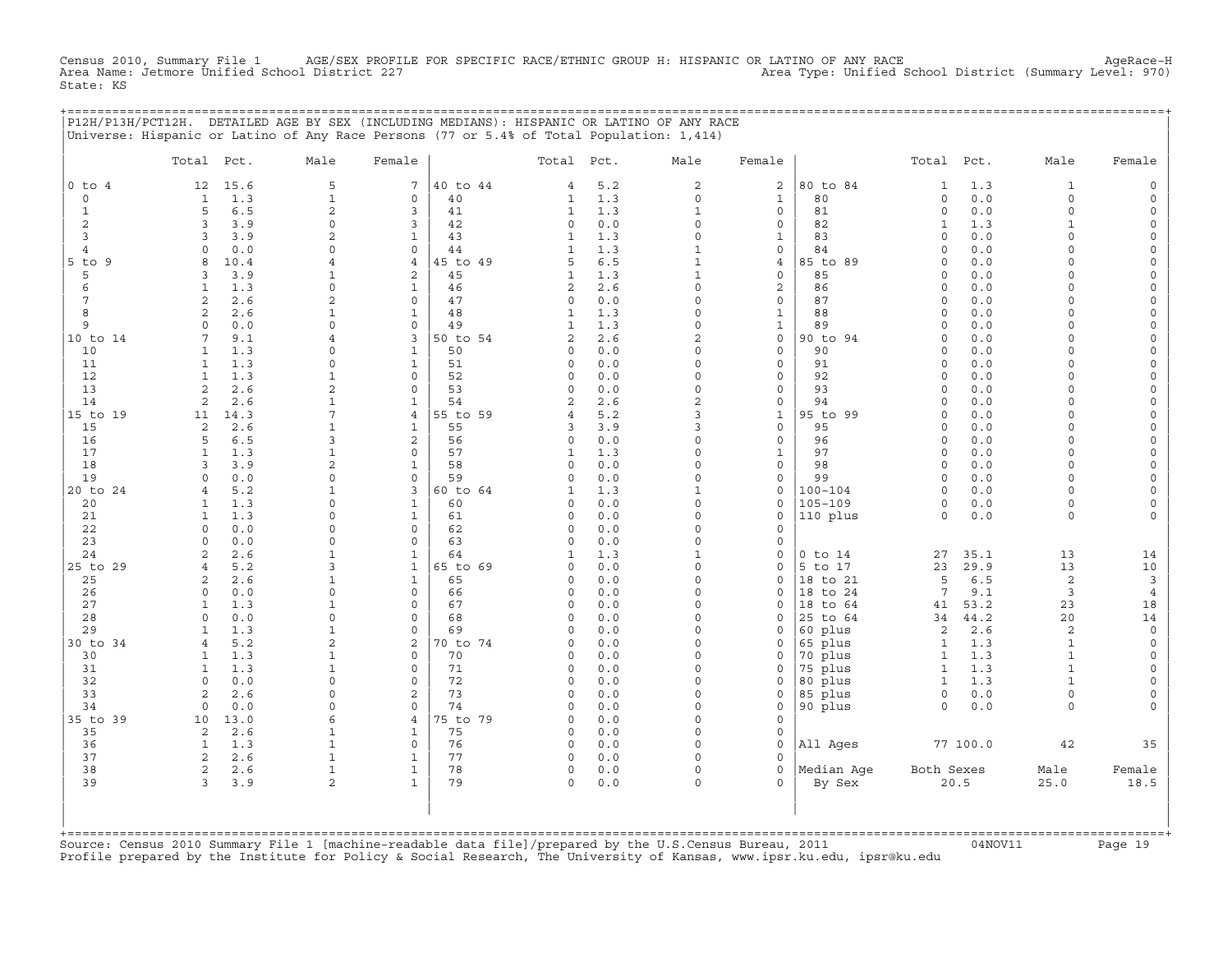Census 2010, Summary File 1 AGE/SEX PROFILE FOR SPECIFIC RACE/ETHNIC GROUP H: HISPANIC OR LATINO OF ANY RACE AgeRace-H
Area Name: Jetmore Unified School District 227 Area Type: Unified School District (Summary Level: 970)
State: KS

P12H/P13H/PCT12H. DETAILED AGE BY SEX (INCLUDING MEDIANS): HISPANIC OR LATINO OF ANY RACE
Universe: Hispanic or Latino of Any Race Persons (77 or 5.4% of Total Population: 1,414)

| | Total | Pct. | Male | Female | | Total | Pct. | Male | Female | | Total | Pct. | Male | Female |
|---|---|---|---|---|---|---|---|---|---|---|---|---|---|---|
| 0 to 4 | 12 | 15.6 | 5 | 7 | 40 to 44 | 4 | 5.2 | 2 | 2 | 80 to 84 | 1 | 1.3 | 1 | 0 |
| 0 | 1 | 1.3 | 1 | 0 | 40 | 1 | 1.3 | 0 | 1 | 80 | 0 | 0.0 | 0 | 0 |
| 1 | 5 | 6.5 | 2 | 3 | 41 | 1 | 1.3 | 1 | 0 | 81 | 0 | 0.0 | 0 | 0 |
| 2 | 3 | 3.9 | 0 | 3 | 42 | 0 | 0.0 | 0 | 0 | 82 | 1 | 1.3 | 1 | 0 |
| 3 | 3 | 3.9 | 2 | 1 | 43 | 1 | 1.3 | 0 | 1 | 83 | 0 | 0.0 | 0 | 0 |
| 4 | 0 | 0.0 | 0 | 0 | 44 | 1 | 1.3 | 1 | 0 | 84 | 0 | 0.0 | 0 | 0 |
| 5 to 9 | 8 | 10.4 | 4 | 4 | 45 to 49 | 5 | 6.5 | 1 | 4 | 85 to 89 | 0 | 0.0 | 0 | 0 |
| 5 | 3 | 3.9 | 1 | 2 | 45 | 1 | 1.3 | 1 | 0 | 85 | 0 | 0.0 | 0 | 0 |
| 6 | 1 | 1.3 | 0 | 1 | 46 | 2 | 2.6 | 0 | 2 | 86 | 0 | 0.0 | 0 | 0 |
| 7 | 2 | 2.6 | 2 | 0 | 47 | 0 | 0.0 | 0 | 0 | 87 | 0 | 0.0 | 0 | 0 |
| 8 | 2 | 2.6 | 1 | 1 | 48 | 1 | 1.3 | 0 | 1 | 88 | 0 | 0.0 | 0 | 0 |
| 9 | 0 | 0.0 | 0 | 0 | 49 | 1 | 1.3 | 0 | 1 | 89 | 0 | 0.0 | 0 | 0 |
| 10 to 14 | 7 | 9.1 | 4 | 3 | 50 to 54 | 2 | 2.6 | 2 | 0 | 90 to 94 | 0 | 0.0 | 0 | 0 |
| 10 | 1 | 1.3 | 0 | 1 | 50 | 0 | 0.0 | 0 | 0 | 90 | 0 | 0.0 | 0 | 0 |
| 11 | 1 | 1.3 | 0 | 1 | 51 | 0 | 0.0 | 0 | 0 | 91 | 0 | 0.0 | 0 | 0 |
| 12 | 1 | 1.3 | 1 | 0 | 52 | 0 | 0.0 | 0 | 0 | 92 | 0 | 0.0 | 0 | 0 |
| 13 | 2 | 2.6 | 2 | 0 | 53 | 0 | 0.0 | 0 | 0 | 93 | 0 | 0.0 | 0 | 0 |
| 14 | 2 | 2.6 | 1 | 1 | 54 | 2 | 2.6 | 2 | 0 | 94 | 0 | 0.0 | 0 | 0 |
| 15 to 19 | 11 | 14.3 | 7 | 4 | 55 to 59 | 4 | 5.2 | 3 | 1 | 95 to 99 | 0 | 0.0 | 0 | 0 |
| 15 | 2 | 2.6 | 1 | 1 | 55 | 3 | 3.9 | 3 | 0 | 95 | 0 | 0.0 | 0 | 0 |
| 16 | 5 | 6.5 | 3 | 2 | 56 | 0 | 0.0 | 0 | 0 | 96 | 0 | 0.0 | 0 | 0 |
| 17 | 1 | 1.3 | 1 | 0 | 57 | 1 | 1.3 | 0 | 1 | 97 | 0 | 0.0 | 0 | 0 |
| 18 | 3 | 3.9 | 2 | 1 | 58 | 0 | 0.0 | 0 | 0 | 98 | 0 | 0.0 | 0 | 0 |
| 19 | 0 | 0.0 | 0 | 0 | 59 | 0 | 0.0 | 0 | 0 | 99 | 0 | 0.0 | 0 | 0 |
| 20 to 24 | 4 | 5.2 | 1 | 3 | 60 to 64 | 1 | 1.3 | 1 | 0 | 100-104 | 0 | 0.0 | 0 | 0 |
| 20 | 1 | 1.3 | 0 | 1 | 60 | 0 | 0.0 | 0 | 0 | 105-109 | 0 | 0.0 | 0 | 0 |
| 21 | 1 | 1.3 | 0 | 1 | 61 | 0 | 0.0 | 0 | 0 | 110 plus | 0 | 0.0 | 0 | 0 |
| 22 | 0 | 0.0 | 0 | 0 | 62 | 0 | 0.0 | 0 | 0 | | | | | |
| 23 | 0 | 0.0 | 0 | 0 | 63 | 0 | 0.0 | 0 | 0 | | | | | |
| 24 | 2 | 2.6 | 1 | 1 | 64 | 1 | 1.3 | 1 | 0 | 0 to 14 | 27 | 35.1 | 13 | 14 |
| 25 to 29 | 4 | 5.2 | 3 | 1 | 65 to 69 | 0 | 0.0 | 0 | 0 | 5 to 17 | 23 | 29.9 | 13 | 10 |
| 25 | 2 | 2.6 | 1 | 1 | 65 | 0 | 0.0 | 0 | 0 | 18 to 21 | 5 | 6.5 | 2 | 3 |
| 26 | 0 | 0.0 | 0 | 0 | 66 | 0 | 0.0 | 0 | 0 | 18 to 24 | 7 | 9.1 | 3 | 4 |
| 27 | 1 | 1.3 | 1 | 0 | 67 | 0 | 0.0 | 0 | 0 | 18 to 64 | 41 | 53.2 | 23 | 18 |
| 28 | 0 | 0.0 | 0 | 0 | 68 | 0 | 0.0 | 0 | 0 | 25 to 64 | 34 | 44.2 | 20 | 14 |
| 29 | 1 | 1.3 | 1 | 0 | 69 | 0 | 0.0 | 0 | 0 | 60 plus | 2 | 2.6 | 2 | 0 |
| 30 to 34 | 4 | 5.2 | 2 | 2 | 70 to 74 | 0 | 0.0 | 0 | 0 | 65 plus | 1 | 1.3 | 1 | 0 |
| 30 | 1 | 1.3 | 1 | 0 | 70 | 0 | 0.0 | 0 | 0 | 70 plus | 1 | 1.3 | 1 | 0 |
| 31 | 1 | 1.3 | 1 | 0 | 71 | 0 | 0.0 | 0 | 0 | 75 plus | 1 | 1.3 | 1 | 0 |
| 32 | 0 | 0.0 | 0 | 0 | 72 | 0 | 0.0 | 0 | 0 | 80 plus | 1 | 1.3 | 1 | 0 |
| 33 | 2 | 2.6 | 0 | 2 | 73 | 0 | 0.0 | 0 | 0 | 85 plus | 0 | 0.0 | 0 | 0 |
| 34 | 0 | 0.0 | 0 | 0 | 74 | 0 | 0.0 | 0 | 0 | 90 plus | 0 | 0.0 | 0 | 0 |
| 35 to 39 | 10 | 13.0 | 6 | 4 | 75 to 79 | 0 | 0.0 | 0 | 0 | | | | | |
| 35 | 2 | 2.6 | 1 | 1 | 75 | 0 | 0.0 | 0 | 0 | | | | | |
| 36 | 1 | 1.3 | 1 | 0 | 76 | 0 | 0.0 | 0 | 0 | All Ages | 77 | 100.0 | 42 | 35 |
| 37 | 2 | 2.6 | 1 | 1 | 77 | 0 | 0.0 | 0 | 0 | | | | | |
| 38 | 2 | 2.6 | 1 | 1 | 78 | 0 | 0.0 | 0 | 0 | Median Age | Both Sexes | | Male | Female |
| 39 | 3 | 3.9 | 2 | 1 | 79 | 0 | 0.0 | 0 | 0 | By Sex | 20.5 | | 25.0 | 18.5 |

Source: Census 2010 Summary File 1 [machine-readable data file]/prepared by the U.S.Census Bureau, 2011 04NOV11
Profile prepared by the Institute for Policy & Social Research, The University of Kansas, www.ipsr.ku.edu, ipsr@ku.edu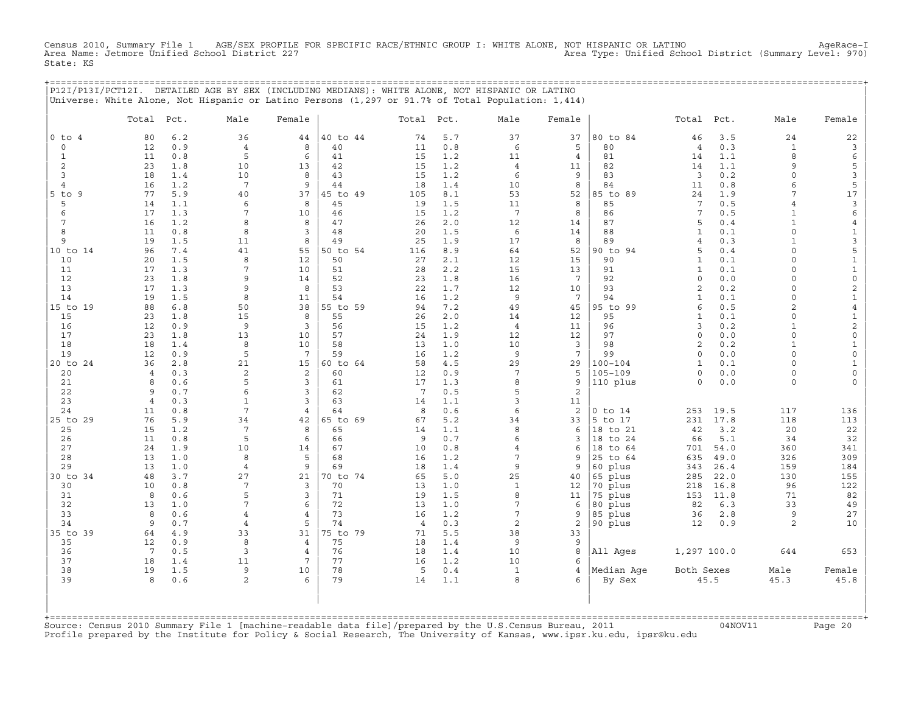Census 2010, Summary File 1 AGE/SEX PROFILE FOR SPECIFIC RACE/ETHNIC GROUP I: WHITE ALONE, NOT HISPANIC OR LATINO AgeRace-I
Area Name: Jetmore Unified School District 227 Area Type: Unified School District (Summary Level: 970)
State: KS

P12I/P13I/PCT12I. DETAILED AGE BY SEX (INCLUDING MEDIANS): WHITE ALONE, NOT HISPANIC OR LATINO
Universe: White Alone, Not Hispanic or Latino Persons (1,297 or 91.7% of Total Population: 1,414)

| | Total | Pct. | Male | Female | | Total | Pct. | Male | Female | | Total | Pct. | Male | Female |
|---|---|---|---|---|---|---|---|---|---|---|---|---|---|---|
| 0 to 4 | 80 | 6.2 | 36 | 44 | 40 to 44 | 74 | 5.7 | 37 | 37 | 80 to 84 | 46 | 3.5 | 24 | 22 |
| 0 | 12 | 0.9 | 4 | 8 | 40 | 11 | 0.8 | 6 | 5 | 80 | 4 | 0.3 | 1 | 3 |
| 1 | 11 | 0.8 | 5 | 6 | 41 | 15 | 1.2 | 11 | 4 | 81 | 14 | 1.1 | 8 | 6 |
| 2 | 23 | 1.8 | 10 | 13 | 42 | 15 | 1.2 | 4 | 11 | 82 | 14 | 1.1 | 9 | 5 |
| 3 | 18 | 1.4 | 10 | 8 | 43 | 15 | 1.2 | 6 | 9 | 83 | 3 | 0.2 | 0 | 3 |
| 4 | 16 | 1.2 | 7 | 9 | 44 | 18 | 1.4 | 10 | 8 | 84 | 11 | 0.8 | 6 | 5 |
| 5 to 9 | 77 | 5.9 | 40 | 37 | 45 to 49 | 105 | 8.1 | 53 | 52 | 85 to 89 | 24 | 1.9 | 7 | 17 |
| 5 | 14 | 1.1 | 6 | 8 | 45 | 19 | 1.5 | 11 | 8 | 85 | 7 | 0.5 | 4 | 3 |
| 6 | 17 | 1.3 | 7 | 10 | 46 | 15 | 1.2 | 7 | 8 | 86 | 7 | 0.5 | 1 | 6 |
| 7 | 16 | 1.2 | 8 | 8 | 47 | 26 | 2.0 | 12 | 14 | 87 | 5 | 0.4 | 1 | 4 |
| 8 | 11 | 0.8 | 8 | 3 | 48 | 20 | 1.5 | 6 | 14 | 88 | 1 | 0.1 | 0 | 1 |
| 9 | 19 | 1.5 | 11 | 8 | 49 | 25 | 1.9 | 17 | 8 | 89 | 4 | 0.3 | 1 | 3 |
| 10 to 14 | 96 | 7.4 | 41 | 55 | 50 to 54 | 116 | 8.9 | 64 | 52 | 90 to 94 | 5 | 0.4 | 0 | 5 |
| 10 | 20 | 1.5 | 8 | 12 | 50 | 27 | 2.1 | 12 | 15 | 90 | 1 | 0.1 | 0 | 1 |
| 11 | 17 | 1.3 | 7 | 10 | 51 | 28 | 2.2 | 15 | 13 | 91 | 1 | 0.1 | 0 | 1 |
| 12 | 23 | 1.8 | 9 | 14 | 52 | 23 | 1.8 | 16 | 7 | 92 | 0 | 0.0 | 0 | 0 |
| 13 | 17 | 1.3 | 9 | 8 | 53 | 22 | 1.7 | 12 | 10 | 93 | 2 | 0.2 | 0 | 2 |
| 14 | 19 | 1.5 | 8 | 11 | 54 | 16 | 1.2 | 9 | 7 | 94 | 1 | 0.1 | 0 | 1 |
| 15 to 19 | 88 | 6.8 | 50 | 38 | 55 to 59 | 94 | 7.2 | 49 | 45 | 95 to 99 | 6 | 0.5 | 2 | 4 |
| 15 | 23 | 1.8 | 15 | 8 | 55 | 26 | 2.0 | 14 | 12 | 95 | 1 | 0.1 | 0 | 1 |
| 16 | 12 | 0.9 | 9 | 3 | 56 | 15 | 1.2 | 4 | 11 | 96 | 3 | 0.2 | 1 | 2 |
| 17 | 23 | 1.8 | 13 | 10 | 57 | 24 | 1.9 | 12 | 12 | 97 | 0 | 0.0 | 0 | 0 |
| 18 | 18 | 1.4 | 8 | 10 | 58 | 13 | 1.0 | 10 | 3 | 98 | 2 | 0.2 | 1 | 1 |
| 19 | 12 | 0.9 | 5 | 7 | 59 | 16 | 1.2 | 9 | 7 | 99 | 0 | 0.0 | 0 | 0 |
| 20 to 24 | 36 | 2.8 | 21 | 15 | 60 to 64 | 58 | 4.5 | 29 | 29 | 100-104 | 1 | 0.1 | 0 | 1 |
| 20 | 4 | 0.3 | 2 | 2 | 60 | 12 | 0.9 | 7 | 5 | 105-109 | 0 | 0.0 | 0 | 0 |
| 21 | 8 | 0.6 | 5 | 3 | 61 | 17 | 1.3 | 8 | 9 | 110 plus | 0 | 0.0 | 0 | 0 |
| 22 | 9 | 0.7 | 6 | 3 | 62 | 7 | 0.5 | 5 | 2 | | | | | |
| 23 | 4 | 0.3 | 1 | 3 | 63 | 14 | 1.1 | 3 | 11 | | | | | |
| 24 | 11 | 0.8 | 7 | 4 | 64 | 8 | 0.6 | 6 | 2 | 0 to 14 | 253 | 19.5 | 117 | 136 |
| 25 to 29 | 76 | 5.9 | 34 | 42 | 65 to 69 | 67 | 5.2 | 34 | 33 | 5 to 17 | 231 | 17.8 | 118 | 113 |
| 25 | 15 | 1.2 | 7 | 8 | 65 | 14 | 1.1 | 8 | 6 | 18 to 21 | 42 | 3.2 | 20 | 22 |
| 26 | 11 | 0.8 | 5 | 6 | 66 | 9 | 0.7 | 6 | 3 | 18 to 24 | 66 | 5.1 | 34 | 32 |
| 27 | 24 | 1.9 | 10 | 14 | 67 | 10 | 0.8 | 4 | 6 | 18 to 64 | 701 | 54.0 | 360 | 341 |
| 28 | 13 | 1.0 | 8 | 5 | 68 | 16 | 1.2 | 7 | 9 | 25 to 64 | 635 | 49.0 | 326 | 309 |
| 29 | 13 | 1.0 | 4 | 9 | 69 | 18 | 1.4 | 9 | 9 | 60 plus | 343 | 26.4 | 159 | 184 |
| 30 to 34 | 48 | 3.7 | 27 | 21 | 70 to 74 | 65 | 5.0 | 25 | 40 | 65 plus | 285 | 22.0 | 130 | 155 |
| 30 | 10 | 0.8 | 7 | 3 | 70 | 13 | 1.0 | 1 | 12 | 70 plus | 218 | 16.8 | 96 | 122 |
| 31 | 8 | 0.6 | 5 | 3 | 71 | 19 | 1.5 | 8 | 11 | 75 plus | 153 | 11.8 | 71 | 82 |
| 32 | 13 | 1.0 | 7 | 6 | 72 | 13 | 1.0 | 7 | 6 | 80 plus | 82 | 6.3 | 33 | 49 |
| 33 | 8 | 0.6 | 4 | 4 | 73 | 16 | 1.2 | 7 | 9 | 85 plus | 36 | 2.8 | 9 | 27 |
| 34 | 9 | 0.7 | 4 | 5 | 74 | 4 | 0.3 | 2 | 2 | 90 plus | 12 | 0.9 | 2 | 10 |
| 35 to 39 | 64 | 4.9 | 33 | 31 | 75 to 79 | 71 | 5.5 | 38 | 33 | | | | | |
| 35 | 12 | 0.9 | 8 | 4 | 75 | 18 | 1.4 | 9 | 9 | | | | | |
| 36 | 7 | 0.5 | 3 | 4 | 76 | 18 | 1.4 | 10 | 8 | All Ages | 1,297 | 100.0 | 644 | 653 |
| 37 | 18 | 1.4 | 11 | 7 | 77 | 16 | 1.2 | 10 | 6 | | | | | |
| 38 | 19 | 1.5 | 9 | 10 | 78 | 5 | 0.4 | 1 | 4 | Median Age | Both Sexes | | Male | Female |
| 39 | 8 | 0.6 | 2 | 6 | 79 | 14 | 1.1 | 8 | 6 | By Sex | 45.5 | | 45.3 | 45.8 |

Source: Census 2010 Summary File 1 [machine-readable data file]/prepared by the U.S.Census Bureau, 2011 04NOV11
Profile prepared by the Institute for Policy & Social Research, The University of Kansas, www.ipsr.ku.edu, ipsr@ku.edu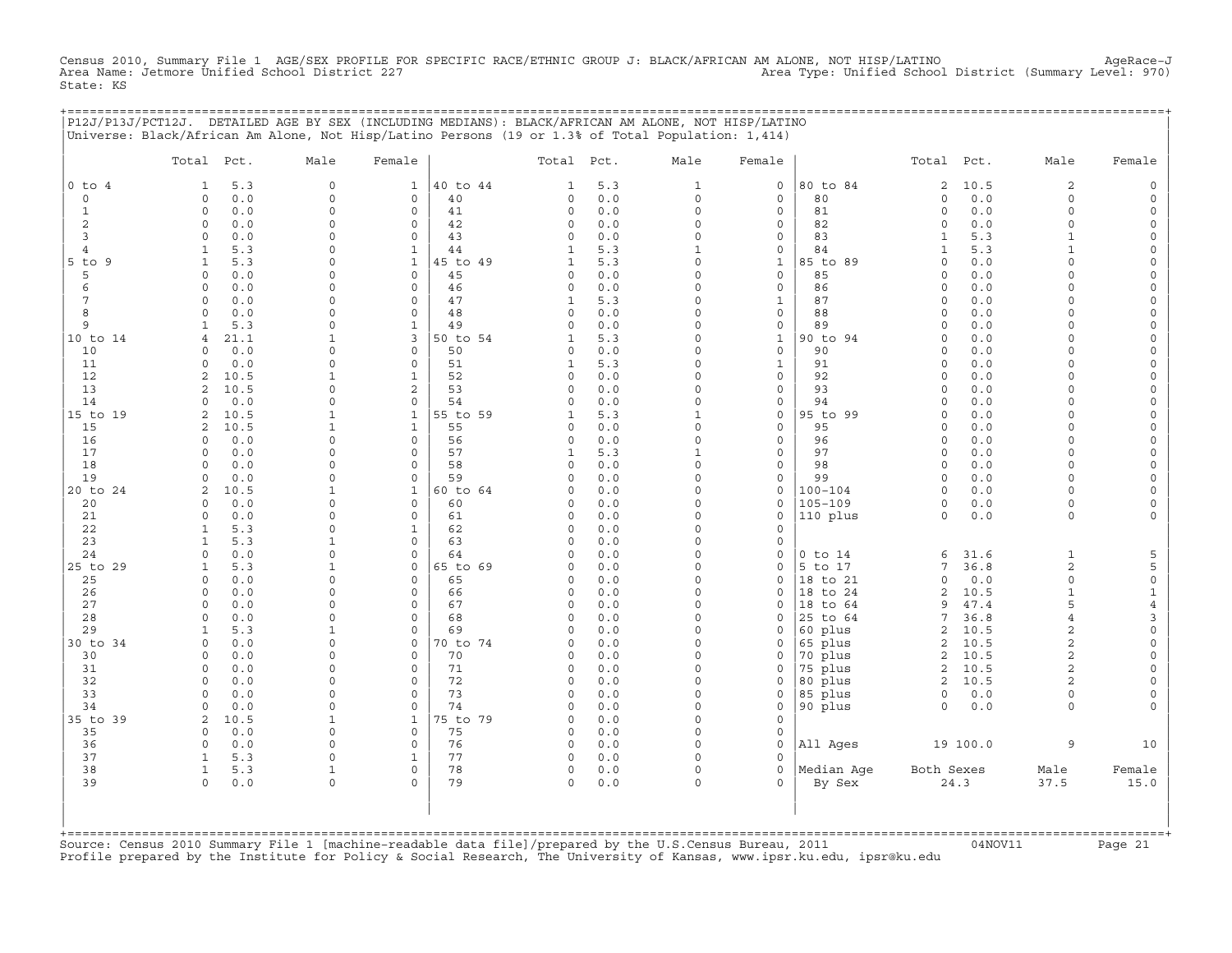Census 2010, Summary File 1 AGE/SEX PROFILE FOR SPECIFIC RACE/ETHNIC GROUP J: BLACK/AFRICAN AM ALONE, NOT HISP/LATINO AgeRace-J
Area Name: Jetmore Unified School District 227 Area Type: Unified School District (Summary Level: 970)
State: KS

P12J/P13J/PCT12J. DETAILED AGE BY SEX (INCLUDING MEDIANS): BLACK/AFRICAN AM ALONE, NOT HISP/LATINO
Universe: Black/African Am Alone, Not Hisp/Latino Persons (19 or 1.3% of Total Population: 1,414)

| | Total | Pct. | Male | Female | | Total | Pct. | Male | Female | | Total | Pct. | Male | Female |
|---|---|---|---|---|---|---|---|---|---|---|---|---|---|---|
| 0 to 4 | 1 | 5.3 | 0 | 1 | 40 to 44 | 1 | 5.3 | 1 | 0 | 80 to 84 | 2 | 10.5 | 2 | 0 |
| 0 | 0 | 0.0 | 0 | 0 | 40 | 0 | 0.0 | 0 | 0 | 80 | 0 | 0.0 | 0 | 0 |
| 1 | 0 | 0.0 | 0 | 0 | 41 | 0 | 0.0 | 0 | 0 | 81 | 0 | 0.0 | 0 | 0 |
| 2 | 0 | 0.0 | 0 | 0 | 42 | 0 | 0.0 | 0 | 0 | 82 | 0 | 0.0 | 0 | 0 |
| 3 | 0 | 0.0 | 0 | 0 | 43 | 0 | 0.0 | 0 | 0 | 83 | 1 | 5.3 | 1 | 0 |
| 4 | 1 | 5.3 | 0 | 1 | 44 | 1 | 5.3 | 1 | 0 | 84 | 1 | 5.3 | 1 | 0 |
| 5 to 9 | 1 | 5.3 | 0 | 1 | 45 to 49 | 1 | 5.3 | 0 | 1 | 85 to 89 | 0 | 0.0 | 0 | 0 |
| 5 | 0 | 0.0 | 0 | 0 | 45 | 0 | 0.0 | 0 | 0 | 85 | 0 | 0.0 | 0 | 0 |
| 6 | 0 | 0.0 | 0 | 0 | 46 | 0 | 0.0 | 0 | 0 | 86 | 0 | 0.0 | 0 | 0 |
| 7 | 0 | 0.0 | 0 | 0 | 47 | 1 | 5.3 | 0 | 1 | 87 | 0 | 0.0 | 0 | 0 |
| 8 | 0 | 0.0 | 0 | 0 | 48 | 0 | 0.0 | 0 | 0 | 88 | 0 | 0.0 | 0 | 0 |
| 9 | 1 | 5.3 | 0 | 1 | 49 | 0 | 0.0 | 0 | 0 | 89 | 0 | 0.0 | 0 | 0 |
| 10 to 14 | 4 | 21.1 | 1 | 3 | 50 to 54 | 1 | 5.3 | 0 | 1 | 90 to 94 | 0 | 0.0 | 0 | 0 |
| 10 | 0 | 0.0 | 0 | 0 | 50 | 0 | 0.0 | 0 | 0 | 90 | 0 | 0.0 | 0 | 0 |
| 11 | 0 | 0.0 | 0 | 0 | 51 | 1 | 5.3 | 0 | 1 | 91 | 0 | 0.0 | 0 | 0 |
| 12 | 2 | 10.5 | 1 | 1 | 52 | 0 | 0.0 | 0 | 0 | 92 | 0 | 0.0 | 0 | 0 |
| 13 | 2 | 10.5 | 0 | 2 | 53 | 0 | 0.0 | 0 | 0 | 93 | 0 | 0.0 | 0 | 0 |
| 14 | 0 | 0.0 | 0 | 0 | 54 | 0 | 0.0 | 0 | 0 | 94 | 0 | 0.0 | 0 | 0 |
| 15 to 19 | 2 | 10.5 | 1 | 1 | 55 to 59 | 1 | 5.3 | 1 | 0 | 95 to 99 | 0 | 0.0 | 0 | 0 |
| 15 | 2 | 10.5 | 1 | 1 | 55 | 0 | 0.0 | 0 | 0 | 95 | 0 | 0.0 | 0 | 0 |
| 16 | 0 | 0.0 | 0 | 0 | 56 | 0 | 0.0 | 0 | 0 | 96 | 0 | 0.0 | 0 | 0 |
| 17 | 0 | 0.0 | 0 | 0 | 57 | 1 | 5.3 | 1 | 0 | 97 | 0 | 0.0 | 0 | 0 |
| 18 | 0 | 0.0 | 0 | 0 | 58 | 0 | 0.0 | 0 | 0 | 98 | 0 | 0.0 | 0 | 0 |
| 19 | 0 | 0.0 | 0 | 0 | 59 | 0 | 0.0 | 0 | 0 | 99 | 0 | 0.0 | 0 | 0 |
| 20 to 24 | 2 | 10.5 | 1 | 1 | 60 to 64 | 0 | 0.0 | 0 | 0 | 100-104 | 0 | 0.0 | 0 | 0 |
| 20 | 0 | 0.0 | 0 | 0 | 60 | 0 | 0.0 | 0 | 0 | 105-109 | 0 | 0.0 | 0 | 0 |
| 21 | 0 | 0.0 | 0 | 0 | 61 | 0 | 0.0 | 0 | 0 | 110 plus | 0 | 0.0 | 0 | 0 |
| 22 | 1 | 5.3 | 0 | 1 | 62 | 0 | 0.0 | 0 | 0 | | | | | |
| 23 | 1 | 5.3 | 1 | 0 | 63 | 0 | 0.0 | 0 | 0 | | | | | |
| 24 | 0 | 0.0 | 0 | 0 | 64 | 0 | 0.0 | 0 | 0 | 0 to 14 | 6 | 31.6 | 1 | 5 |
| 25 to 29 | 1 | 5.3 | 1 | 0 | 65 to 69 | 0 | 0.0 | 0 | 0 | 5 to 17 | 7 | 36.8 | 2 | 5 |
| 25 | 0 | 0.0 | 0 | 0 | 65 | 0 | 0.0 | 0 | 0 | 18 to 21 | 0 | 0.0 | 0 | 0 |
| 26 | 0 | 0.0 | 0 | 0 | 66 | 0 | 0.0 | 0 | 0 | 18 to 24 | 2 | 10.5 | 1 | 1 |
| 27 | 0 | 0.0 | 0 | 0 | 67 | 0 | 0.0 | 0 | 0 | 18 to 64 | 9 | 47.4 | 5 | 4 |
| 28 | 0 | 0.0 | 0 | 0 | 68 | 0 | 0.0 | 0 | 0 | 25 to 64 | 7 | 36.8 | 4 | 3 |
| 29 | 1 | 5.3 | 1 | 0 | 69 | 0 | 0.0 | 0 | 0 | 60 plus | 2 | 10.5 | 2 | 0 |
| 30 to 34 | 0 | 0.0 | 0 | 0 | 70 to 74 | 0 | 0.0 | 0 | 0 | 65 plus | 2 | 10.5 | 2 | 0 |
| 30 | 0 | 0.0 | 0 | 0 | 70 | 0 | 0.0 | 0 | 0 | 70 plus | 2 | 10.5 | 2 | 0 |
| 31 | 0 | 0.0 | 0 | 0 | 71 | 0 | 0.0 | 0 | 0 | 75 plus | 2 | 10.5 | 2 | 0 |
| 32 | 0 | 0.0 | 0 | 0 | 72 | 0 | 0.0 | 0 | 0 | 80 plus | 2 | 10.5 | 2 | 0 |
| 33 | 0 | 0.0 | 0 | 0 | 73 | 0 | 0.0 | 0 | 0 | 85 plus | 0 | 0.0 | 0 | 0 |
| 34 | 0 | 0.0 | 0 | 0 | 74 | 0 | 0.0 | 0 | 0 | 90 plus | 0 | 0.0 | 0 | 0 |
| 35 to 39 | 2 | 10.5 | 1 | 1 | 75 to 79 | 0 | 0.0 | 0 | 0 | | | | | |
| 35 | 0 | 0.0 | 0 | 0 | 75 | 0 | 0.0 | 0 | 0 | | | | | |
| 36 | 0 | 0.0 | 0 | 0 | 76 | 0 | 0.0 | 0 | 0 | All Ages | 19 | 100.0 | 9 | 10 |
| 37 | 1 | 5.3 | 0 | 1 | 77 | 0 | 0.0 | 0 | 0 | | | | | |
| 38 | 1 | 5.3 | 1 | 0 | 78 | 0 | 0.0 | 0 | 0 | Median Age | Both Sexes | | Male | Female |
| 39 | 0 | 0.0 | 0 | 0 | 79 | 0 | 0.0 | 0 | 0 | By Sex | 24.3 | | 37.5 | 15.0 |

Source: Census 2010 Summary File 1 [machine-readable data file]/prepared by the U.S.Census Bureau, 2011 04NOV11
Profile prepared by the Institute for Policy & Social Research, The University of Kansas, www.ipsr.ku.edu, ipsr@ku.edu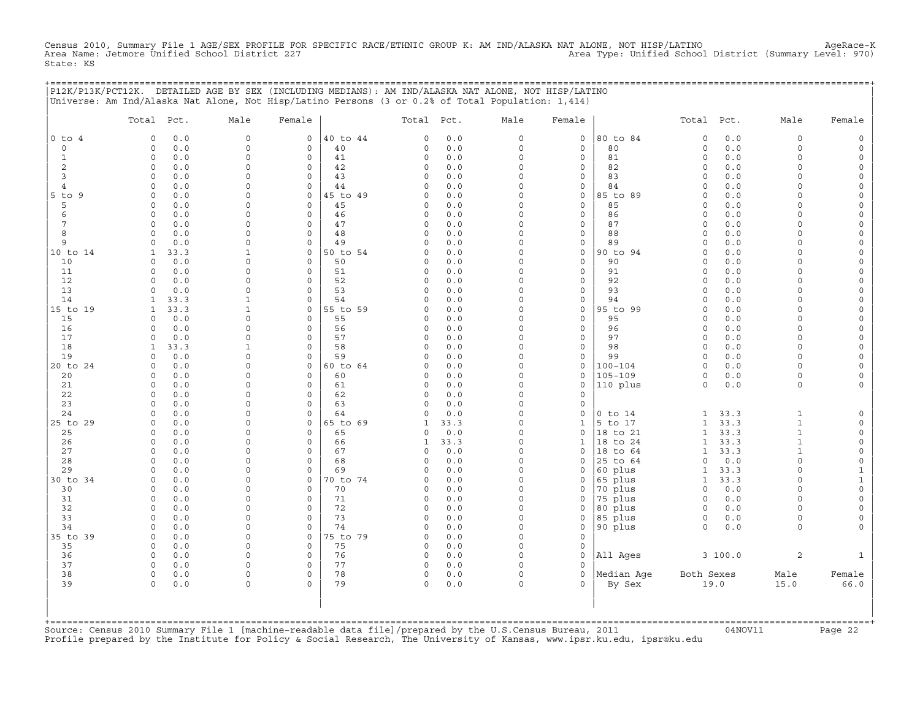Census 2010, Summary File 1 AGE/SEX PROFILE FOR SPECIFIC RACE/ETHNIC GROUP K: AM IND/ALASKA NAT ALONE, NOT HISP/LATINO AgeRace-K
Area Name: Jetmore Unified School District 227 Area Type: Unified School District (Summary Level: 970)
State: KS

P12K/P13K/PCT12K. DETAILED AGE BY SEX (INCLUDING MEDIANS): AM IND/ALASKA NAT ALONE, NOT HISP/LATINO
Universe: Am Ind/Alaska Nat Alone, Not Hisp/Latino Persons (3 or 0.2% of Total Population: 1,414)

| | Total | Pct. | Male | Female | | Total | Pct. | Male | Female | | Total | Pct. | Male | Female |
|---|---|---|---|---|---|---|---|---|---|---|---|---|---|---|
| 0 to 4 | 0 | 0.0 | 0 | 0 | 40 to 44 | 0 | 0.0 | 0 | 0 | 80 to 84 | 0 | 0.0 | 0 | 0 |
| 0 | 0 | 0.0 | 0 | 0 | 40 | 0 | 0.0 | 0 | 0 | 80 | 0 | 0.0 | 0 | 0 |
| 1 | 0 | 0.0 | 0 | 0 | 41 | 0 | 0.0 | 0 | 0 | 81 | 0 | 0.0 | 0 | 0 |
| 2 | 0 | 0.0 | 0 | 0 | 42 | 0 | 0.0 | 0 | 0 | 82 | 0 | 0.0 | 0 | 0 |
| 3 | 0 | 0.0 | 0 | 0 | 43 | 0 | 0.0 | 0 | 0 | 83 | 0 | 0.0 | 0 | 0 |
| 4 | 0 | 0.0 | 0 | 0 | 44 | 0 | 0.0 | 0 | 0 | 84 | 0 | 0.0 | 0 | 0 |
| 5 to 9 | 0 | 0.0 | 0 | 0 | 45 to 49 | 0 | 0.0 | 0 | 0 | 85 to 89 | 0 | 0.0 | 0 | 0 |
| 5 | 0 | 0.0 | 0 | 0 | 45 | 0 | 0.0 | 0 | 0 | 85 | 0 | 0.0 | 0 | 0 |
| 6 | 0 | 0.0 | 0 | 0 | 46 | 0 | 0.0 | 0 | 0 | 86 | 0 | 0.0 | 0 | 0 |
| 7 | 0 | 0.0 | 0 | 0 | 47 | 0 | 0.0 | 0 | 0 | 87 | 0 | 0.0 | 0 | 0 |
| 8 | 0 | 0.0 | 0 | 0 | 48 | 0 | 0.0 | 0 | 0 | 88 | 0 | 0.0 | 0 | 0 |
| 9 | 0 | 0.0 | 0 | 0 | 49 | 0 | 0.0 | 0 | 0 | 89 | 0 | 0.0 | 0 | 0 |
| 10 to 14 | 1 | 33.3 | 1 | 0 | 50 to 54 | 0 | 0.0 | 0 | 0 | 90 to 94 | 0 | 0.0 | 0 | 0 |
| 10 | 0 | 0.0 | 0 | 0 | 50 | 0 | 0.0 | 0 | 0 | 90 | 0 | 0.0 | 0 | 0 |
| 11 | 0 | 0.0 | 0 | 0 | 51 | 0 | 0.0 | 0 | 0 | 91 | 0 | 0.0 | 0 | 0 |
| 12 | 0 | 0.0 | 0 | 0 | 52 | 0 | 0.0 | 0 | 0 | 92 | 0 | 0.0 | 0 | 0 |
| 13 | 0 | 0.0 | 0 | 0 | 53 | 0 | 0.0 | 0 | 0 | 93 | 0 | 0.0 | 0 | 0 |
| 14 | 1 | 33.3 | 1 | 0 | 54 | 0 | 0.0 | 0 | 0 | 94 | 0 | 0.0 | 0 | 0 |
| 15 to 19 | 1 | 33.3 | 1 | 0 | 55 to 59 | 0 | 0.0 | 0 | 0 | 95 to 99 | 0 | 0.0 | 0 | 0 |
| 15 | 0 | 0.0 | 0 | 0 | 55 | 0 | 0.0 | 0 | 0 | 95 | 0 | 0.0 | 0 | 0 |
| 16 | 0 | 0.0 | 0 | 0 | 56 | 0 | 0.0 | 0 | 0 | 96 | 0 | 0.0 | 0 | 0 |
| 17 | 0 | 0.0 | 0 | 0 | 57 | 0 | 0.0 | 0 | 0 | 97 | 0 | 0.0 | 0 | 0 |
| 18 | 1 | 33.3 | 1 | 0 | 58 | 0 | 0.0 | 0 | 0 | 98 | 0 | 0.0 | 0 | 0 |
| 19 | 0 | 0.0 | 0 | 0 | 59 | 0 | 0.0 | 0 | 0 | 99 | 0 | 0.0 | 0 | 0 |
| 20 to 24 | 0 | 0.0 | 0 | 0 | 60 to 64 | 0 | 0.0 | 0 | 0 | 100-104 | 0 | 0.0 | 0 | 0 |
| 20 | 0 | 0.0 | 0 | 0 | 60 | 0 | 0.0 | 0 | 0 | 105-109 | 0 | 0.0 | 0 | 0 |
| 21 | 0 | 0.0 | 0 | 0 | 61 | 0 | 0.0 | 0 | 0 | 110 plus | 0 | 0.0 | 0 | 0 |
| 22 | 0 | 0.0 | 0 | 0 | 62 | 0 | 0.0 | 0 | 0 | | | | | |
| 23 | 0 | 0.0 | 0 | 0 | 63 | 0 | 0.0 | 0 | 0 | | | | | |
| 24 | 0 | 0.0 | 0 | 0 | 64 | 0 | 0.0 | 0 | 0 | 0 to 14 | 1 | 33.3 | 1 | 0 |
| 25 to 29 | 0 | 0.0 | 0 | 0 | 65 to 69 | 1 | 33.3 | 0 | 1 | 5 to 17 | 1 | 33.3 | 1 | 0 |
| 25 | 0 | 0.0 | 0 | 0 | 65 | 0 | 0.0 | 0 | 0 | 18 to 21 | 1 | 33.3 | 1 | 0 |
| 26 | 0 | 0.0 | 0 | 0 | 66 | 1 | 33.3 | 0 | 1 | 18 to 24 | 1 | 33.3 | 1 | 0 |
| 27 | 0 | 0.0 | 0 | 0 | 67 | 0 | 0.0 | 0 | 0 | 18 to 64 | 1 | 33.3 | 1 | 0 |
| 28 | 0 | 0.0 | 0 | 0 | 68 | 0 | 0.0 | 0 | 0 | 25 to 64 | 0 | 0.0 | 0 | 0 |
| 29 | 0 | 0.0 | 0 | 0 | 69 | 0 | 0.0 | 0 | 0 | 60 plus | 1 | 33.3 | 0 | 1 |
| 30 to 34 | 0 | 0.0 | 0 | 0 | 70 to 74 | 0 | 0.0 | 0 | 0 | 65 plus | 1 | 33.3 | 0 | 1 |
| 30 | 0 | 0.0 | 0 | 0 | 70 | 0 | 0.0 | 0 | 0 | 70 plus | 0 | 0.0 | 0 | 0 |
| 31 | 0 | 0.0 | 0 | 0 | 71 | 0 | 0.0 | 0 | 0 | 75 plus | 0 | 0.0 | 0 | 0 |
| 32 | 0 | 0.0 | 0 | 0 | 72 | 0 | 0.0 | 0 | 0 | 80 plus | 0 | 0.0 | 0 | 0 |
| 33 | 0 | 0.0 | 0 | 0 | 73 | 0 | 0.0 | 0 | 0 | 85 plus | 0 | 0.0 | 0 | 0 |
| 34 | 0 | 0.0 | 0 | 0 | 74 | 0 | 0.0 | 0 | 0 | 90 plus | 0 | 0.0 | 0 | 0 |
| 35 to 39 | 0 | 0.0 | 0 | 0 | 75 to 79 | 0 | 0.0 | 0 | 0 | | | | | |
| 35 | 0 | 0.0 | 0 | 0 | 75 | 0 | 0.0 | 0 | 0 | | | | | |
| 36 | 0 | 0.0 | 0 | 0 | 76 | 0 | 0.0 | 0 | 0 | All Ages | 3 | 100.0 | 2 | 1 |
| 37 | 0 | 0.0 | 0 | 0 | 77 | 0 | 0.0 | 0 | 0 | | | | | |
| 38 | 0 | 0.0 | 0 | 0 | 78 | 0 | 0.0 | 0 | 0 | Median Age | Both Sexes | | Male | Female |
| 39 | 0 | 0.0 | 0 | 0 | 79 | 0 | 0.0 | 0 | 0 | By Sex | 19.0 | | 15.0 | 66.0 |

Source: Census 2010 Summary File 1 [machine-readable data file]/prepared by the U.S.Census Bureau, 2011 04NOV11
Profile prepared by the Institute for Policy & Social Research, The University of Kansas, www.ipsr.ku.edu, ipsr@ku.edu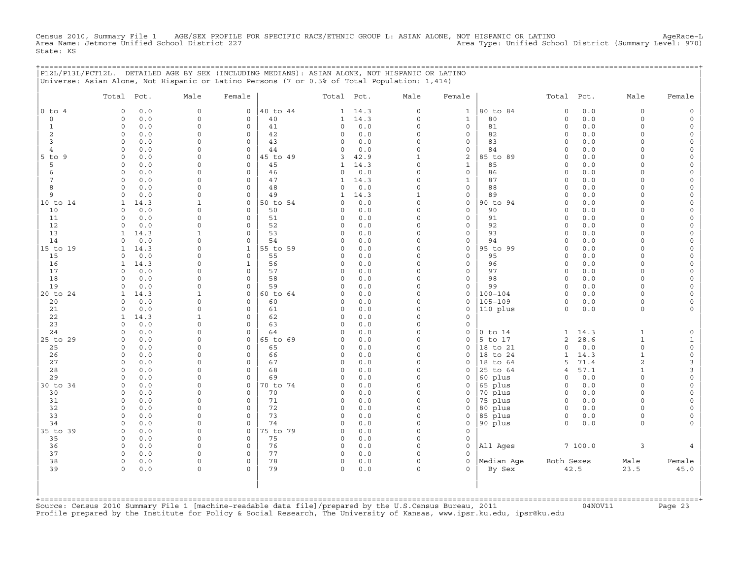Census 2010, Summary File 1 AGE/SEX PROFILE FOR SPECIFIC RACE/ETHNIC GROUP L: ASIAN ALONE, NOT HISPANIC OR LATINO AgeRace-L
Area Name: Jetmore Unified School District 227 Area Type: Unified School District (Summary Level: 970)
State: KS

P12L/P13L/PCT12L. DETAILED AGE BY SEX (INCLUDING MEDIANS): ASIAN ALONE, NOT HISPANIC OR LATINO
Universe: Asian Alone, Not Hispanic or Latino Persons (7 or 0.5% of Total Population: 1,414)

| | Total | Pct. | Male | Female | | Total | Pct. | Male | Female | | Total | Pct. | Male | Female |
|---|---|---|---|---|---|---|---|---|---|---|---|---|---|---|
| 0 to 4 | 0 | 0.0 | 0 | 0 | 40 to 44 | 1 | 14.3 | 0 | 1 | 80 to 84 | 0 | 0.0 | 0 | 0 |
| 0 | 0 | 0.0 | 0 | 0 | 40 | 1 | 14.3 | 0 | 1 | 80 | 0 | 0.0 | 0 | 0 |
| 1 | 0 | 0.0 | 0 | 0 | 41 | 0 | 0.0 | 0 | 0 | 81 | 0 | 0.0 | 0 | 0 |
| 2 | 0 | 0.0 | 0 | 0 | 42 | 0 | 0.0 | 0 | 0 | 82 | 0 | 0.0 | 0 | 0 |
| 3 | 0 | 0.0 | 0 | 0 | 43 | 0 | 0.0 | 0 | 0 | 83 | 0 | 0.0 | 0 | 0 |
| 4 | 0 | 0.0 | 0 | 0 | 44 | 0 | 0.0 | 0 | 0 | 84 | 0 | 0.0 | 0 | 0 |
| 5 to 9 | 0 | 0.0 | 0 | 0 | 45 to 49 | 3 | 42.9 | 1 | 2 | 85 to 89 | 0 | 0.0 | 0 | 0 |
| 5 | 0 | 0.0 | 0 | 0 | 45 | 1 | 14.3 | 0 | 1 | 85 | 0 | 0.0 | 0 | 0 |
| 6 | 0 | 0.0 | 0 | 0 | 46 | 0 | 0.0 | 0 | 0 | 86 | 0 | 0.0 | 0 | 0 |
| 7 | 0 | 0.0 | 0 | 0 | 47 | 1 | 14.3 | 0 | 1 | 87 | 0 | 0.0 | 0 | 0 |
| 8 | 0 | 0.0 | 0 | 0 | 48 | 0 | 0.0 | 0 | 0 | 88 | 0 | 0.0 | 0 | 0 |
| 9 | 0 | 0.0 | 0 | 0 | 49 | 1 | 14.3 | 1 | 0 | 89 | 0 | 0.0 | 0 | 0 |
| 10 to 14 | 1 | 14.3 | 1 | 0 | 50 to 54 | 0 | 0.0 | 0 | 0 | 90 to 94 | 0 | 0.0 | 0 | 0 |
| 10 | 0 | 0.0 | 0 | 0 | 50 | 0 | 0.0 | 0 | 0 | 90 | 0 | 0.0 | 0 | 0 |
| 11 | 0 | 0.0 | 0 | 0 | 51 | 0 | 0.0 | 0 | 0 | 91 | 0 | 0.0 | 0 | 0 |
| 12 | 0 | 0.0 | 0 | 0 | 52 | 0 | 0.0 | 0 | 0 | 92 | 0 | 0.0 | 0 | 0 |
| 13 | 1 | 14.3 | 1 | 0 | 53 | 0 | 0.0 | 0 | 0 | 93 | 0 | 0.0 | 0 | 0 |
| 14 | 0 | 0.0 | 0 | 0 | 54 | 0 | 0.0 | 0 | 0 | 94 | 0 | 0.0 | 0 | 0 |
| 15 to 19 | 1 | 14.3 | 0 | 1 | 55 to 59 | 0 | 0.0 | 0 | 0 | 95 to 99 | 0 | 0.0 | 0 | 0 |
| 15 | 0 | 0.0 | 0 | 0 | 55 | 0 | 0.0 | 0 | 0 | 95 | 0 | 0.0 | 0 | 0 |
| 16 | 1 | 14.3 | 0 | 1 | 56 | 0 | 0.0 | 0 | 0 | 96 | 0 | 0.0 | 0 | 0 |
| 17 | 0 | 0.0 | 0 | 0 | 57 | 0 | 0.0 | 0 | 0 | 97 | 0 | 0.0 | 0 | 0 |
| 18 | 0 | 0.0 | 0 | 0 | 58 | 0 | 0.0 | 0 | 0 | 98 | 0 | 0.0 | 0 | 0 |
| 19 | 0 | 0.0 | 0 | 0 | 59 | 0 | 0.0 | 0 | 0 | 99 | 0 | 0.0 | 0 | 0 |
| 20 to 24 | 1 | 14.3 | 1 | 0 | 60 to 64 | 0 | 0.0 | 0 | 0 | 100-104 | 0 | 0.0 | 0 | 0 |
| 20 | 0 | 0.0 | 0 | 0 | 60 | 0 | 0.0 | 0 | 0 | 105-109 | 0 | 0.0 | 0 | 0 |
| 21 | 0 | 0.0 | 0 | 0 | 61 | 0 | 0.0 | 0 | 0 | 110 plus | 0 | 0.0 | 0 | 0 |
| 22 | 1 | 14.3 | 1 | 0 | 62 | 0 | 0.0 | 0 | 0 | | | | | |
| 23 | 0 | 0.0 | 0 | 0 | 63 | 0 | 0.0 | 0 | 0 | | | | | |
| 24 | 0 | 0.0 | 0 | 0 | 64 | 0 | 0.0 | 0 | 0 | 0 to 14 | 1 | 14.3 | 1 | 0 |
| 25 to 29 | 0 | 0.0 | 0 | 0 | 65 to 69 | 0 | 0.0 | 0 | 0 | 5 to 17 | 2 | 28.6 | 1 | 1 |
| 25 | 0 | 0.0 | 0 | 0 | 65 | 0 | 0.0 | 0 | 0 | 18 to 21 | 0 | 0.0 | 0 | 0 |
| 26 | 0 | 0.0 | 0 | 0 | 66 | 0 | 0.0 | 0 | 0 | 18 to 24 | 1 | 14.3 | 1 | 0 |
| 27 | 0 | 0.0 | 0 | 0 | 67 | 0 | 0.0 | 0 | 0 | 18 to 64 | 5 | 71.4 | 2 | 3 |
| 28 | 0 | 0.0 | 0 | 0 | 68 | 0 | 0.0 | 0 | 0 | 25 to 64 | 4 | 57.1 | 1 | 3 |
| 29 | 0 | 0.0 | 0 | 0 | 69 | 0 | 0.0 | 0 | 0 | 60 plus | 0 | 0.0 | 0 | 0 |
| 30 to 34 | 0 | 0.0 | 0 | 0 | 70 to 74 | 0 | 0.0 | 0 | 0 | 65 plus | 0 | 0.0 | 0 | 0 |
| 30 | 0 | 0.0 | 0 | 0 | 70 | 0 | 0.0 | 0 | 0 | 70 plus | 0 | 0.0 | 0 | 0 |
| 31 | 0 | 0.0 | 0 | 0 | 71 | 0 | 0.0 | 0 | 0 | 75 plus | 0 | 0.0 | 0 | 0 |
| 32 | 0 | 0.0 | 0 | 0 | 72 | 0 | 0.0 | 0 | 0 | 80 plus | 0 | 0.0 | 0 | 0 |
| 33 | 0 | 0.0 | 0 | 0 | 73 | 0 | 0.0 | 0 | 0 | 85 plus | 0 | 0.0 | 0 | 0 |
| 34 | 0 | 0.0 | 0 | 0 | 74 | 0 | 0.0 | 0 | 0 | 90 plus | 0 | 0.0 | 0 | 0 |
| 35 to 39 | 0 | 0.0 | 0 | 0 | 75 to 79 | 0 | 0.0 | 0 | 0 | | | | | |
| 35 | 0 | 0.0 | 0 | 0 | 75 | 0 | 0.0 | 0 | 0 | | | | | |
| 36 | 0 | 0.0 | 0 | 0 | 76 | 0 | 0.0 | 0 | 0 | All Ages | 7 | 100.0 | 3 | 4 |
| 37 | 0 | 0.0 | 0 | 0 | 77 | 0 | 0.0 | 0 | 0 | | | | | |
| 38 | 0 | 0.0 | 0 | 0 | 78 | 0 | 0.0 | 0 | 0 | Median Age | Both Sexes | | Male | Female |
| 39 | 0 | 0.0 | 0 | 0 | 79 | 0 | 0.0 | 0 | 0 | By Sex | 42.5 | | 23.5 | 45.0 |

Source: Census 2010 Summary File 1 [machine-readable data file]/prepared by the U.S.Census Bureau, 2011 04NOV11
Profile prepared by the Institute for Policy & Social Research, The University of Kansas, www.ipsr.ku.edu, ipsr@ku.edu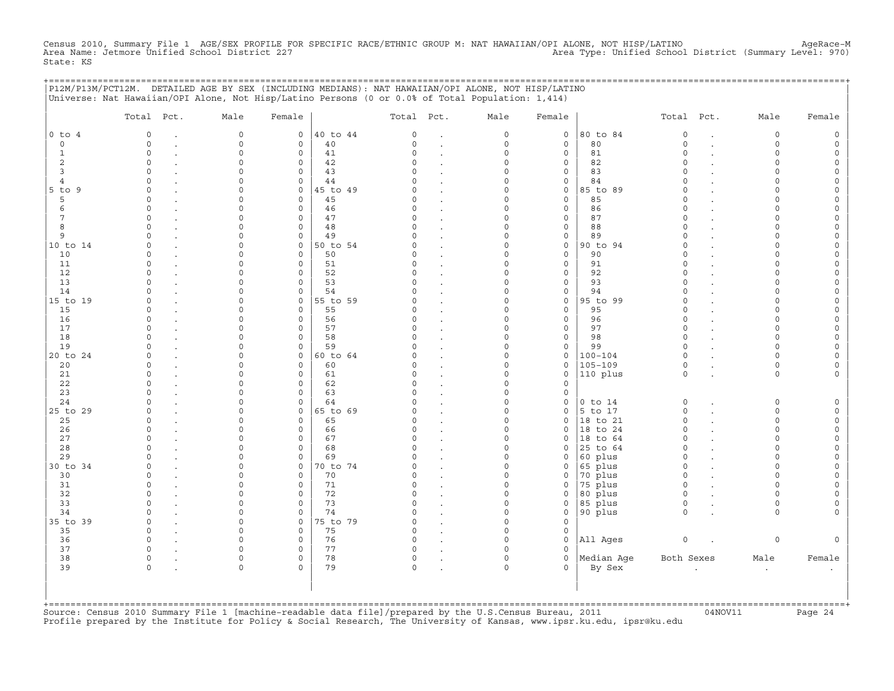Census 2010, Summary File 1 AGE/SEX PROFILE FOR SPECIFIC RACE/ETHNIC GROUP M: NAT HAWAIIAN/OPI ALONE, NOT HISP/LATINO AgeRace-M
Area Name: Jetmore Unified School District 227 Area Type: Unified School District (Summary Level: 970)
State: KS

P12M/P13M/PCT12M. DETAILED AGE BY SEX (INCLUDING MEDIANS): NAT HAWAIIAN/OPI ALONE, NOT HISP/LATINO
Universe: Nat Hawaiian/OPI Alone, Not Hisp/Latino Persons (0 or 0.0% of Total Population: 1,414)

| | Total | Pct. | Male | Female | | Total | Pct. | Male | Female | | Total | Pct. | Male | Female |
|---|---|---|---|---|---|---|---|---|---|---|---|---|---|---|
| 0 to 4 | 0 | . | 0 | 0 | 40 to 44 | 0 | . | 0 | 0 | 80 to 84 | 0 | . | 0 | 0 |
| 0 | 0 | . | 0 | 0 | 40 | 0 | . | 0 | 0 | 80 | 0 | . | 0 | 0 |
| 1 | 0 | . | 0 | 0 | 41 | 0 | . | 0 | 0 | 81 | 0 | . | 0 | 0 |
| 2 | 0 | . | 0 | 0 | 42 | 0 | . | 0 | 0 | 82 | 0 | . | 0 | 0 |
| 3 | 0 | . | 0 | 0 | 43 | 0 | . | 0 | 0 | 83 | 0 | . | 0 | 0 |
| 4 | 0 | . | 0 | 0 | 44 | 0 | . | 0 | 0 | 84 | 0 | . | 0 | 0 |
| 5 to 9 | 0 | . | 0 | 0 | 45 to 49 | 0 | . | 0 | 0 | 85 to 89 | 0 | . | 0 | 0 |
| 5 | 0 | . | 0 | 0 | 45 | 0 | . | 0 | 0 | 85 | 0 | . | 0 | 0 |
| 6 | 0 | . | 0 | 0 | 46 | 0 | . | 0 | 0 | 86 | 0 | . | 0 | 0 |
| 7 | 0 | . | 0 | 0 | 47 | 0 | . | 0 | 0 | 87 | 0 | . | 0 | 0 |
| 8 | 0 | . | 0 | 0 | 48 | 0 | . | 0 | 0 | 88 | 0 | . | 0 | 0 |
| 9 | 0 | . | 0 | 0 | 49 | 0 | . | 0 | 0 | 89 | 0 | . | 0 | 0 |
| 10 to 14 | 0 | . | 0 | 0 | 50 to 54 | 0 | . | 0 | 0 | 90 to 94 | 0 | . | 0 | 0 |
| 10 | 0 | . | 0 | 0 | 50 | 0 | . | 0 | 0 | 90 | 0 | . | 0 | 0 |
| 11 | 0 | . | 0 | 0 | 51 | 0 | . | 0 | 0 | 91 | 0 | . | 0 | 0 |
| 12 | 0 | . | 0 | 0 | 52 | 0 | . | 0 | 0 | 92 | 0 | . | 0 | 0 |
| 13 | 0 | . | 0 | 0 | 53 | 0 | . | 0 | 0 | 93 | 0 | . | 0 | 0 |
| 14 | 0 | . | 0 | 0 | 54 | 0 | . | 0 | 0 | 94 | 0 | . | 0 | 0 |
| 15 to 19 | 0 | . | 0 | 0 | 55 to 59 | 0 | . | 0 | 0 | 95 to 99 | 0 | . | 0 | 0 |
| 15 | 0 | . | 0 | 0 | 55 | 0 | . | 0 | 0 | 95 | 0 | . | 0 | 0 |
| 16 | 0 | . | 0 | 0 | 56 | 0 | . | 0 | 0 | 96 | 0 | . | 0 | 0 |
| 17 | 0 | . | 0 | 0 | 57 | 0 | . | 0 | 0 | 97 | 0 | . | 0 | 0 |
| 18 | 0 | . | 0 | 0 | 58 | 0 | . | 0 | 0 | 98 | 0 | . | 0 | 0 |
| 19 | 0 | . | 0 | 0 | 59 | 0 | . | 0 | 0 | 99 | 0 | . | 0 | 0 |
| 20 to 24 | 0 | . | 0 | 0 | 60 to 64 | 0 | . | 0 | 0 | 100-104 | 0 | . | 0 | 0 |
| 20 | 0 | . | 0 | 0 | 60 | 0 | . | 0 | 0 | 105-109 | 0 | . | 0 | 0 |
| 21 | 0 | . | 0 | 0 | 61 | 0 | . | 0 | 0 | 110 plus | 0 | . | 0 | 0 |
| 22 | 0 | . | 0 | 0 | 62 | 0 | . | 0 | 0 | | | | | |
| 23 | 0 | . | 0 | 0 | 63 | 0 | . | 0 | 0 | | | | | |
| 24 | 0 | . | 0 | 0 | 64 | 0 | . | 0 | 0 | 0 to 14 | 0 | . | 0 | 0 |
| 25 to 29 | 0 | . | 0 | 0 | 65 to 69 | 0 | . | 0 | 0 | 5 to 17 | 0 | . | 0 | 0 |
| 25 | 0 | . | 0 | 0 | 65 | 0 | . | 0 | 0 | 18 to 21 | 0 | . | 0 | 0 |
| 26 | 0 | . | 0 | 0 | 66 | 0 | . | 0 | 0 | 18 to 24 | 0 | . | 0 | 0 |
| 27 | 0 | . | 0 | 0 | 67 | 0 | . | 0 | 0 | 18 to 64 | 0 | . | 0 | 0 |
| 28 | 0 | . | 0 | 0 | 68 | 0 | . | 0 | 0 | 25 to 64 | 0 | . | 0 | 0 |
| 29 | 0 | . | 0 | 0 | 69 | 0 | . | 0 | 0 | 60 plus | 0 | . | 0 | 0 |
| 30 to 34 | 0 | . | 0 | 0 | 70 to 74 | 0 | . | 0 | 0 | 65 plus | 0 | . | 0 | 0 |
| 30 | 0 | . | 0 | 0 | 70 | 0 | . | 0 | 0 | 70 plus | 0 | . | 0 | 0 |
| 31 | 0 | . | 0 | 0 | 71 | 0 | . | 0 | 0 | 75 plus | 0 | . | 0 | 0 |
| 32 | 0 | . | 0 | 0 | 72 | 0 | . | 0 | 0 | 80 plus | 0 | . | 0 | 0 |
| 33 | 0 | . | 0 | 0 | 73 | 0 | . | 0 | 0 | 85 plus | 0 | . | 0 | 0 |
| 34 | 0 | . | 0 | 0 | 74 | 0 | . | 0 | 0 | 90 plus | 0 | . | 0 | 0 |
| 35 to 39 | 0 | . | 0 | 0 | 75 to 79 | 0 | . | 0 | 0 | | | | | |
| 35 | 0 | . | 0 | 0 | 75 | 0 | . | 0 | 0 | | | | | |
| 36 | 0 | . | 0 | 0 | 76 | 0 | . | 0 | 0 | All Ages | 0 | . | 0 | 0 |
| 37 | 0 | . | 0 | 0 | 77 | 0 | . | 0 | 0 | | | | | |
| 38 | 0 | . | 0 | 0 | 78 | 0 | . | 0 | 0 | Median Age | Both Sexes | | Male | Female |
| 39 | 0 | . | 0 | 0 | 79 | 0 | . | 0 | 0 | By Sex | . | | . | . |

Source: Census 2010 Summary File 1 [machine-readable data file]/prepared by the U.S.Census Bureau, 2011 04NOV11
Profile prepared by the Institute for Policy & Social Research, The University of Kansas, www.ipsr.ku.edu, ipsr@ku.edu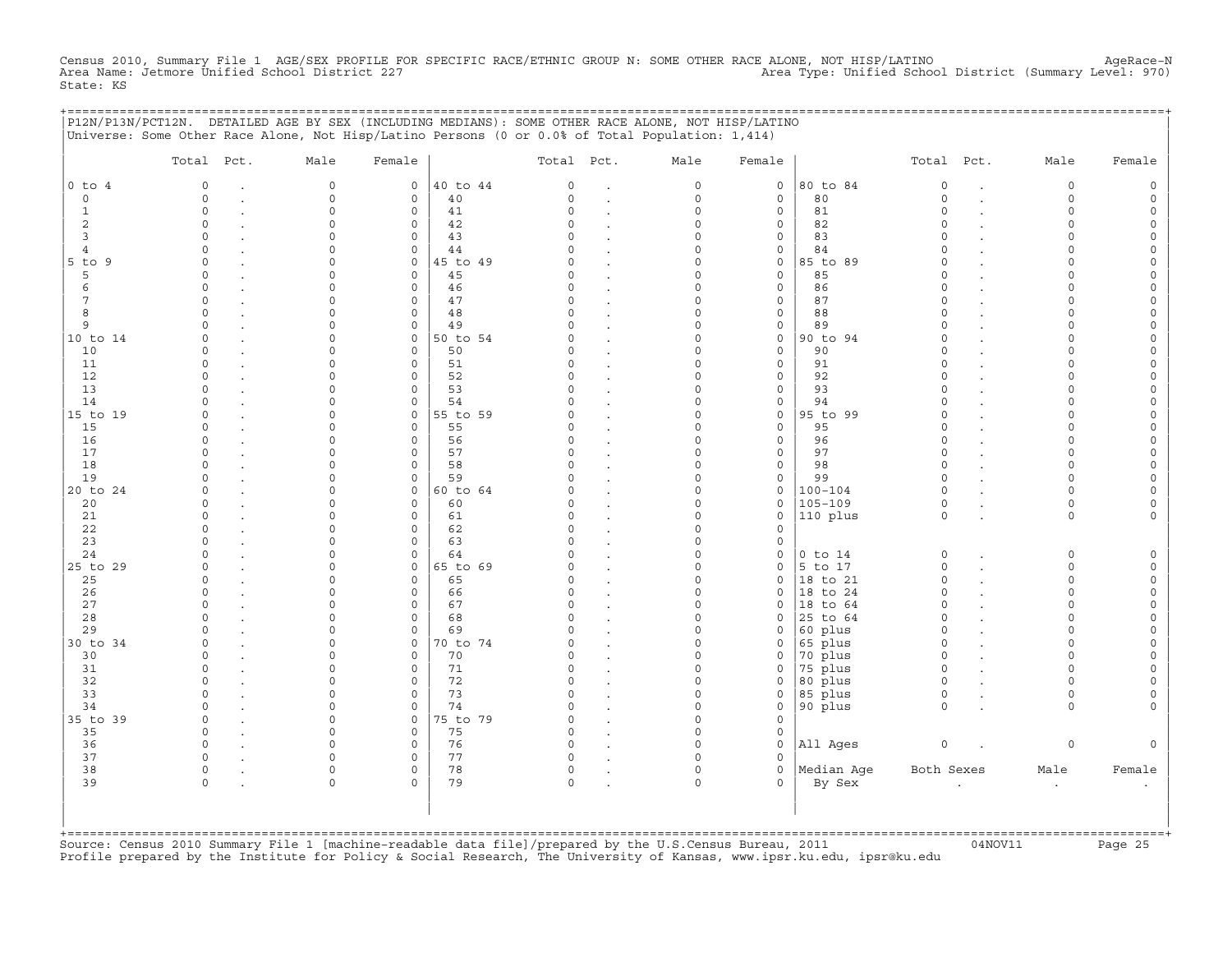Census 2010, Summary File 1 AGE/SEX PROFILE FOR SPECIFIC RACE/ETHNIC GROUP N: SOME OTHER RACE ALONE, NOT HISP/LATINO AgeRace-N
Area Name: Jetmore Unified School District 227 Area Type: Unified School District (Summary Level: 970)
State: KS

P12N/P13N/PCT12N. DETAILED AGE BY SEX (INCLUDING MEDIANS): SOME OTHER RACE ALONE, NOT HISP/LATINO
Universe: Some Other Race Alone, Not Hisp/Latino Persons (0 or 0.0% of Total Population: 1,414)

| | Total | Pct. | Male | Female | | Total | Pct. | Male | Female | | Total | Pct. | Male | Female |
|---|---|---|---|---|---|---|---|---|---|---|---|---|---|---|
| 0 to 4 | 0 | . | 0 | 0 | 40 to 44 | 0 | . | 0 | 0 | 80 to 84 | 0 | . | 0 | 0 |
| 0 | 0 | . | 0 | 0 | 40 | 0 | . | 0 | 0 | 80 | 0 | . | 0 | 0 |
| 1 | 0 | . | 0 | 0 | 41 | 0 | . | 0 | 0 | 81 | 0 | . | 0 | 0 |
| 2 | 0 | . | 0 | 0 | 42 | 0 | . | 0 | 0 | 82 | 0 | . | 0 | 0 |
| 3 | 0 | . | 0 | 0 | 43 | 0 | . | 0 | 0 | 83 | 0 | . | 0 | 0 |
| 4 | 0 | . | 0 | 0 | 44 | 0 | . | 0 | 0 | 84 | 0 | . | 0 | 0 |
| 5 to 9 | 0 | . | 0 | 0 | 45 to 49 | 0 | . | 0 | 0 | 85 to 89 | 0 | . | 0 | 0 |
| 5 | 0 | . | 0 | 0 | 45 | 0 | . | 0 | 0 | 85 | 0 | . | 0 | 0 |
| 6 | 0 | . | 0 | 0 | 46 | 0 | . | 0 | 0 | 86 | 0 | . | 0 | 0 |
| 7 | 0 | . | 0 | 0 | 47 | 0 | . | 0 | 0 | 87 | 0 | . | 0 | 0 |
| 8 | 0 | . | 0 | 0 | 48 | 0 | . | 0 | 0 | 88 | 0 | . | 0 | 0 |
| 9 | 0 | . | 0 | 0 | 49 | 0 | . | 0 | 0 | 89 | 0 | . | 0 | 0 |
| 10 to 14 | 0 | . | 0 | 0 | 50 to 54 | 0 | . | 0 | 0 | 90 to 94 | 0 | . | 0 | 0 |
| 10 | 0 | . | 0 | 0 | 50 | 0 | . | 0 | 0 | 90 | 0 | . | 0 | 0 |
| 11 | 0 | . | 0 | 0 | 51 | 0 | . | 0 | 0 | 91 | 0 | . | 0 | 0 |
| 12 | 0 | . | 0 | 0 | 52 | 0 | . | 0 | 0 | 92 | 0 | . | 0 | 0 |
| 13 | 0 | . | 0 | 0 | 53 | 0 | . | 0 | 0 | 93 | 0 | . | 0 | 0 |
| 14 | 0 | . | 0 | 0 | 54 | 0 | . | 0 | 0 | 94 | 0 | . | 0 | 0 |
| 15 to 19 | 0 | . | 0 | 0 | 55 to 59 | 0 | . | 0 | 0 | 95 to 99 | 0 | . | 0 | 0 |
| 15 | 0 | . | 0 | 0 | 55 | 0 | . | 0 | 0 | 95 | 0 | . | 0 | 0 |
| 16 | 0 | . | 0 | 0 | 56 | 0 | . | 0 | 0 | 96 | 0 | . | 0 | 0 |
| 17 | 0 | . | 0 | 0 | 57 | 0 | . | 0 | 0 | 97 | 0 | . | 0 | 0 |
| 18 | 0 | . | 0 | 0 | 58 | 0 | . | 0 | 0 | 98 | 0 | . | 0 | 0 |
| 19 | 0 | . | 0 | 0 | 59 | 0 | . | 0 | 0 | 99 | 0 | . | 0 | 0 |
| 20 to 24 | 0 | . | 0 | 0 | 60 to 64 | 0 | . | 0 | 0 | 100-104 | 0 | . | 0 | 0 |
| 20 | 0 | . | 0 | 0 | 60 | 0 | . | 0 | 0 | 105-109 | 0 | . | 0 | 0 |
| 21 | 0 | . | 0 | 0 | 61 | 0 | . | 0 | 0 | 110 plus | 0 | . | 0 | 0 |
| 22 | 0 | . | 0 | 0 | 62 | 0 | . | 0 | 0 | | | | | |
| 23 | 0 | . | 0 | 0 | 63 | 0 | . | 0 | 0 | | | | | |
| 24 | 0 | . | 0 | 0 | 64 | 0 | . | 0 | 0 | 0 to 14 | 0 | . | 0 | 0 |
| 25 to 29 | 0 | . | 0 | 0 | 65 to 69 | 0 | . | 0 | 0 | 5 to 17 | 0 | . | 0 | 0 |
| 25 | 0 | . | 0 | 0 | 65 | 0 | . | 0 | 0 | 18 to 21 | 0 | . | 0 | 0 |
| 26 | 0 | . | 0 | 0 | 66 | 0 | . | 0 | 0 | 18 to 24 | 0 | . | 0 | 0 |
| 27 | 0 | . | 0 | 0 | 67 | 0 | . | 0 | 0 | 18 to 64 | 0 | . | 0 | 0 |
| 28 | 0 | . | 0 | 0 | 68 | 0 | . | 0 | 0 | 25 to 64 | 0 | . | 0 | 0 |
| 29 | 0 | . | 0 | 0 | 69 | 0 | . | 0 | 0 | 60 plus | 0 | . | 0 | 0 |
| 30 to 34 | 0 | . | 0 | 0 | 70 to 74 | 0 | . | 0 | 0 | 65 plus | 0 | . | 0 | 0 |
| 30 | 0 | . | 0 | 0 | 70 | 0 | . | 0 | 0 | 70 plus | 0 | . | 0 | 0 |
| 31 | 0 | . | 0 | 0 | 71 | 0 | . | 0 | 0 | 75 plus | 0 | . | 0 | 0 |
| 32 | 0 | . | 0 | 0 | 72 | 0 | . | 0 | 0 | 80 plus | 0 | . | 0 | 0 |
| 33 | 0 | . | 0 | 0 | 73 | 0 | . | 0 | 0 | 85 plus | 0 | . | 0 | 0 |
| 34 | 0 | . | 0 | 0 | 74 | 0 | . | 0 | 0 | 90 plus | 0 | . | 0 | 0 |
| 35 to 39 | 0 | . | 0 | 0 | 75 to 79 | 0 | . | 0 | 0 | | | | | |
| 35 | 0 | . | 0 | 0 | 75 | 0 | . | 0 | 0 | | | | | |
| 36 | 0 | . | 0 | 0 | 76 | 0 | . | 0 | 0 | All Ages | 0 | . | 0 | 0 |
| 37 | 0 | . | 0 | 0 | 77 | 0 | . | 0 | 0 | | | | | |
| 38 | 0 | . | 0 | 0 | 78 | 0 | . | 0 | 0 | Median Age | Both Sexes | | Male | Female |
| 39 | 0 | . | 0 | 0 | 79 | 0 | . | 0 | 0 | By Sex | . | | . | . |

Source: Census 2010 Summary File 1 [machine-readable data file]/prepared by the U.S.Census Bureau, 2011 04NOV11
Profile prepared by the Institute for Policy & Social Research, The University of Kansas, www.ipsr.ku.edu, ipsr@ku.edu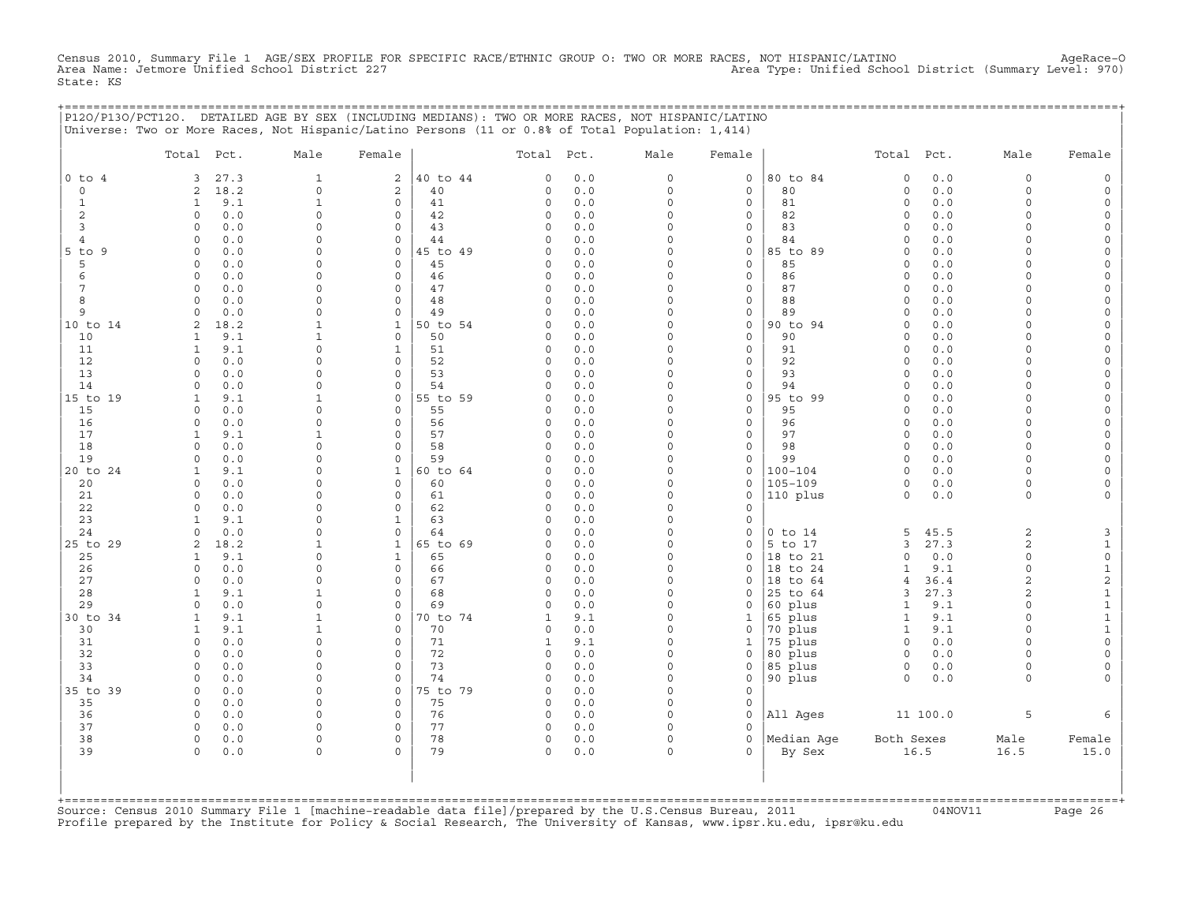Census 2010, Summary File 1 AGE/SEX PROFILE FOR SPECIFIC RACE/ETHNIC GROUP O: TWO OR MORE RACES, NOT HISPANIC/LATINO AgeRace-O
Area Name: Jetmore Unified School District 227 Area Type: Unified School District (Summary Level: 970)
State: KS

## P12O/P13O/PCT12O. DETAILED AGE BY SEX (INCLUDING MEDIANS): TWO OR MORE RACES, NOT HISPANIC/LATINO

Universe: Two or More Races, Not Hispanic/Latino Persons (11 or 0.8% of Total Population: 1,414)

| | Total | Pct. | Male | Female | | Total | Pct. | Male | Female | | Total | Pct. | Male | Female |
|---|---|---|---|---|---|---|---|---|---|---|---|---|---|---|
| 0 to 4 | 3 | 27.3 | 1 | 2 | 40 to 44 | 0 | 0.0 | 0 | 0 | 80 to 84 | 0 | 0.0 | 0 | 0 |
| 0 | 2 | 18.2 | 0 | 2 | 40 | 0 | 0.0 | 0 | 0 | 80 | 0 | 0.0 | 0 | 0 |
| 1 | 1 | 9.1 | 1 | 0 | 41 | 0 | 0.0 | 0 | 0 | 81 | 0 | 0.0 | 0 | 0 |
| 2 | 0 | 0.0 | 0 | 0 | 42 | 0 | 0.0 | 0 | 0 | 82 | 0 | 0.0 | 0 | 0 |
| 3 | 0 | 0.0 | 0 | 0 | 43 | 0 | 0.0 | 0 | 0 | 83 | 0 | 0.0 | 0 | 0 |
| 4 | 0 | 0.0 | 0 | 0 | 44 | 0 | 0.0 | 0 | 0 | 84 | 0 | 0.0 | 0 | 0 |
| 5 to 9 | 0 | 0.0 | 0 | 0 | 45 to 49 | 0 | 0.0 | 0 | 0 | 85 to 89 | 0 | 0.0 | 0 | 0 |
| 5 | 0 | 0.0 | 0 | 0 | 45 | 0 | 0.0 | 0 | 0 | 85 | 0 | 0.0 | 0 | 0 |
| 6 | 0 | 0.0 | 0 | 0 | 46 | 0 | 0.0 | 0 | 0 | 86 | 0 | 0.0 | 0 | 0 |
| 7 | 0 | 0.0 | 0 | 0 | 47 | 0 | 0.0 | 0 | 0 | 87 | 0 | 0.0 | 0 | 0 |
| 8 | 0 | 0.0 | 0 | 0 | 48 | 0 | 0.0 | 0 | 0 | 88 | 0 | 0.0 | 0 | 0 |
| 9 | 0 | 0.0 | 0 | 0 | 49 | 0 | 0.0 | 0 | 0 | 89 | 0 | 0.0 | 0 | 0 |
| 10 to 14 | 2 | 18.2 | 1 | 1 | 50 to 54 | 0 | 0.0 | 0 | 0 | 90 to 94 | 0 | 0.0 | 0 | 0 |
| 10 | 1 | 9.1 | 1 | 0 | 50 | 0 | 0.0 | 0 | 0 | 90 | 0 | 0.0 | 0 | 0 |
| 11 | 1 | 9.1 | 0 | 1 | 51 | 0 | 0.0 | 0 | 0 | 91 | 0 | 0.0 | 0 | 0 |
| 12 | 0 | 0.0 | 0 | 0 | 52 | 0 | 0.0 | 0 | 0 | 92 | 0 | 0.0 | 0 | 0 |
| 13 | 0 | 0.0 | 0 | 0 | 53 | 0 | 0.0 | 0 | 0 | 93 | 0 | 0.0 | 0 | 0 |
| 14 | 0 | 0.0 | 0 | 0 | 54 | 0 | 0.0 | 0 | 0 | 94 | 0 | 0.0 | 0 | 0 |
| 15 to 19 | 1 | 9.1 | 1 | 0 | 55 to 59 | 0 | 0.0 | 0 | 0 | 95 to 99 | 0 | 0.0 | 0 | 0 |
| 15 | 0 | 0.0 | 0 | 0 | 55 | 0 | 0.0 | 0 | 0 | 95 | 0 | 0.0 | 0 | 0 |
| 16 | 0 | 0.0 | 0 | 0 | 56 | 0 | 0.0 | 0 | 0 | 96 | 0 | 0.0 | 0 | 0 |
| 17 | 1 | 9.1 | 1 | 0 | 57 | 0 | 0.0 | 0 | 0 | 97 | 0 | 0.0 | 0 | 0 |
| 18 | 0 | 0.0 | 0 | 0 | 58 | 0 | 0.0 | 0 | 0 | 98 | 0 | 0.0 | 0 | 0 |
| 19 | 0 | 0.0 | 0 | 0 | 59 | 0 | 0.0 | 0 | 0 | 99 | 0 | 0.0 | 0 | 0 |
| 20 to 24 | 1 | 9.1 | 0 | 1 | 60 to 64 | 0 | 0.0 | 0 | 0 | 100-104 | 0 | 0.0 | 0 | 0 |
| 20 | 0 | 0.0 | 0 | 0 | 60 | 0 | 0.0 | 0 | 0 | 105-109 | 0 | 0.0 | 0 | 0 |
| 21 | 0 | 0.0 | 0 | 0 | 61 | 0 | 0.0 | 0 | 0 | 110 plus | 0 | 0.0 | 0 | 0 |
| 22 | 0 | 0.0 | 0 | 0 | 62 | 0 | 0.0 | 0 | 0 | | | | | |
| 23 | 1 | 9.1 | 0 | 1 | 63 | 0 | 0.0 | 0 | 0 | | | | | |
| 24 | 0 | 0.0 | 0 | 0 | 64 | 0 | 0.0 | 0 | 0 | 0 to 14 | 5 | 45.5 | 2 | 3 |
| 25 to 29 | 2 | 18.2 | 1 | 1 | 65 to 69 | 0 | 0.0 | 0 | 0 | 5 to 17 | 3 | 27.3 | 2 | 1 |
| 25 | 1 | 9.1 | 0 | 1 | 65 | 0 | 0.0 | 0 | 0 | 18 to 21 | 0 | 0.0 | 0 | 0 |
| 26 | 0 | 0.0 | 0 | 0 | 66 | 0 | 0.0 | 0 | 0 | 18 to 24 | 1 | 9.1 | 0 | 1 |
| 27 | 0 | 0.0 | 0 | 0 | 67 | 0 | 0.0 | 0 | 0 | 18 to 64 | 4 | 36.4 | 2 | 2 |
| 28 | 1 | 9.1 | 1 | 0 | 68 | 0 | 0.0 | 0 | 0 | 25 to 64 | 3 | 27.3 | 2 | 1 |
| 29 | 0 | 0.0 | 0 | 0 | 69 | 0 | 0.0 | 0 | 0 | 60 plus | 1 | 9.1 | 0 | 1 |
| 30 to 34 | 1 | 9.1 | 1 | 0 | 70 to 74 | 1 | 9.1 | 0 | 1 | 65 plus | 1 | 9.1 | 0 | 1 |
| 30 | 1 | 9.1 | 1 | 0 | 70 | 0 | 0.0 | 0 | 0 | 70 plus | 1 | 9.1 | 0 | 1 |
| 31 | 0 | 0.0 | 0 | 0 | 71 | 1 | 9.1 | 0 | 1 | 75 plus | 0 | 0.0 | 0 | 0 |
| 32 | 0 | 0.0 | 0 | 0 | 72 | 0 | 0.0 | 0 | 0 | 80 plus | 0 | 0.0 | 0 | 0 |
| 33 | 0 | 0.0 | 0 | 0 | 73 | 0 | 0.0 | 0 | 0 | 85 plus | 0 | 0.0 | 0 | 0 |
| 34 | 0 | 0.0 | 0 | 0 | 74 | 0 | 0.0 | 0 | 0 | 90 plus | 0 | 0.0 | 0 | 0 |
| 35 to 39 | 0 | 0.0 | 0 | 0 | 75 to 79 | 0 | 0.0 | 0 | 0 | | | | | |
| 35 | 0 | 0.0 | 0 | 0 | 75 | 0 | 0.0 | 0 | 0 | | | | | |
| 36 | 0 | 0.0 | 0 | 0 | 76 | 0 | 0.0 | 0 | 0 | All Ages | 11 | 100.0 | 5 | 6 |
| 37 | 0 | 0.0 | 0 | 0 | 77 | 0 | 0.0 | 0 | 0 | | | | | |
| 38 | 0 | 0.0 | 0 | 0 | 78 | 0 | 0.0 | 0 | 0 | Median Age | Both Sexes | | Male | Female |
| 39 | 0 | 0.0 | 0 | 0 | 79 | 0 | 0.0 | 0 | 0 | By Sex | 16.5 | | 16.5 | 15.0 |

Source: Census 2010 Summary File 1 [machine-readable data file]/prepared by the U.S.Census Bureau, 2011 04NOV11
Profile prepared by the Institute for Policy & Social Research, The University of Kansas, www.ipsr.ku.edu, ipsr@ku.edu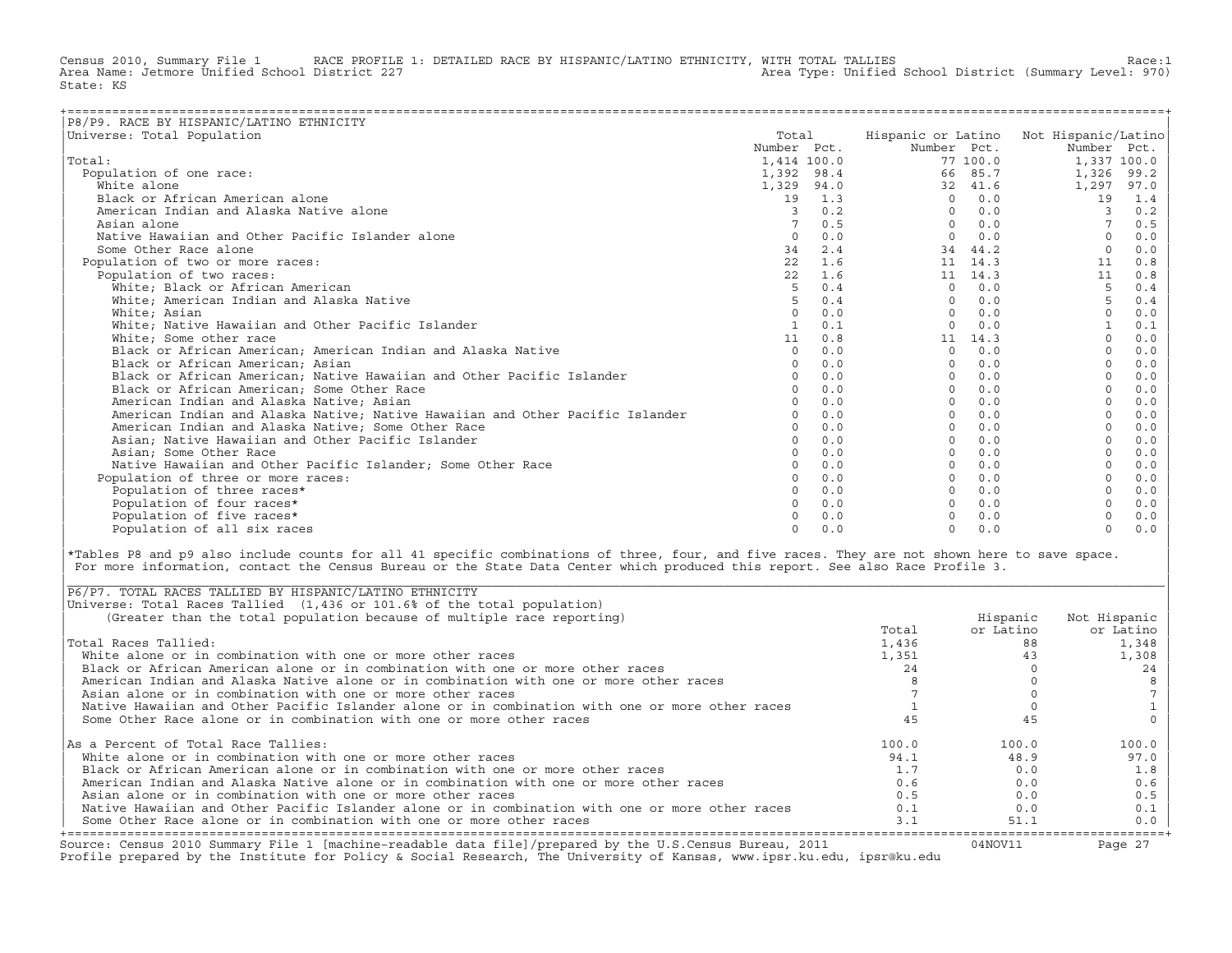Census 2010, Summary File 1 RACE PROFILE 1: DETAILED RACE BY HISPANIC/LATINO ETHNICITY, WITH TOTAL TALLIES Race:1
Area Name: Jetmore Unified School District 227 Area Type: Unified School District (Summary Level: 970)
State: KS

## P8/P9. RACE BY HISPANIC/LATINO ETHNICITY

Universe: Total Population

| | Total Number | Total Pct. | Hispanic or Latino Number | Hispanic or Latino Pct. | Not Hispanic/Latino Number | Not Hispanic/Latino Pct. |
|---|---|---|---|---|---|---|
| Total: | 1,414 | 100.0 | 77 | 100.0 | 1,337 | 100.0 |
| Population of one race: | 1,392 | 98.4 | 66 | 85.7 | 1,326 | 99.2 |
| White alone | 1,329 | 94.0 | 32 | 41.6 | 1,297 | 97.0 |
| Black or African American alone | 19 | 1.3 | 0 | 0.0 | 19 | 1.4 |
| American Indian and Alaska Native alone | 3 | 0.2 | 0 | 0.0 | 3 | 0.2 |
| Asian alone | 7 | 0.5 | 0 | 0.0 | 7 | 0.5 |
| Native Hawaiian and Other Pacific Islander alone | 0 | 0.0 | 0 | 0.0 | 0 | 0.0 |
| Some Other Race alone | 34 | 2.4 | 34 | 44.2 | 0 | 0.0 |
| Population of two or more races: | 22 | 1.6 | 11 | 14.3 | 11 | 0.8 |
| Population of two races: | 22 | 1.6 | 11 | 14.3 | 11 | 0.8 |
| White; Black or African American | 5 | 0.4 | 0 | 0.0 | 5 | 0.4 |
| White; American Indian and Alaska Native | 5 | 0.4 | 0 | 0.0 | 5 | 0.4 |
| White; Asian | 0 | 0.0 | 0 | 0.0 | 0 | 0.0 |
| White; Native Hawaiian and Other Pacific Islander | 1 | 0.1 | 0 | 0.0 | 1 | 0.1 |
| White; Some other race | 11 | 0.8 | 11 | 14.3 | 0 | 0.0 |
| Black or African American; American Indian and Alaska Native | 0 | 0.0 | 0 | 0.0 | 0 | 0.0 |
| Black or African American; Asian | 0 | 0.0 | 0 | 0.0 | 0 | 0.0 |
| Black or African American; Native Hawaiian and Other Pacific Islander | 0 | 0.0 | 0 | 0.0 | 0 | 0.0 |
| Black or African American; Some Other Race | 0 | 0.0 | 0 | 0.0 | 0 | 0.0 |
| American Indian and Alaska Native; Asian | 0 | 0.0 | 0 | 0.0 | 0 | 0.0 |
| American Indian and Alaska Native; Native Hawaiian and Other Pacific Islander | 0 | 0.0 | 0 | 0.0 | 0 | 0.0 |
| American Indian and Alaska Native; Some Other Race | 0 | 0.0 | 0 | 0.0 | 0 | 0.0 |
| Asian; Native Hawaiian and Other Pacific Islander | 0 | 0.0 | 0 | 0.0 | 0 | 0.0 |
| Asian; Some Other Race | 0 | 0.0 | 0 | 0.0 | 0 | 0.0 |
| Native Hawaiian and Other Pacific Islander; Some Other Race | 0 | 0.0 | 0 | 0.0 | 0 | 0.0 |
| Population of three or more races: | 0 | 0.0 | 0 | 0.0 | 0 | 0.0 |
| Population of three races* | 0 | 0.0 | 0 | 0.0 | 0 | 0.0 |
| Population of four races* | 0 | 0.0 | 0 | 0.0 | 0 | 0.0 |
| Population of five races* | 0 | 0.0 | 0 | 0.0 | 0 | 0.0 |
| Population of all six races | 0 | 0.0 | 0 | 0.0 | 0 | 0.0 |

*Tables P8 and p9 also include counts for all 41 specific combinations of three, four, and five races. They are not shown here to save space. For more information, contact the Census Bureau or the State Data Center which produced this report. See also Race Profile 3.

## P6/P7. TOTAL RACES TALLIED BY HISPANIC/LATINO ETHNICITY

Universe: Total Races Tallied (1,436 or 101.6% of the total population)
(Greater than the total population because of multiple race reporting)

| | Total | Hispanic or Latino | Not Hispanic or Latino |
|---|---|---|---|
| Total Races Tallied: | 1,436 | 88 | 1,348 |
| White alone or in combination with one or more other races | 1,351 | 43 | 1,308 |
| Black or African American alone or in combination with one or more other races | 24 | 0 | 24 |
| American Indian and Alaska Native alone or in combination with one or more other races | 8 | 0 | 8 |
| Asian alone or in combination with one or more other races | 7 | 0 | 7 |
| Native Hawaiian and Other Pacific Islander alone or in combination with one or more other races | 1 | 0 | 1 |
| Some Other Race alone or in combination with one or more other races | 45 | 45 | 0 |
| As a Percent of Total Race Tallies: | 100.0 | 100.0 | 100.0 |
| White alone or in combination with one or more other races | 94.1 | 48.9 | 97.0 |
| Black or African American alone or in combination with one or more other races | 1.7 | 0.0 | 1.8 |
| American Indian and Alaska Native alone or in combination with one or more other races | 0.6 | 0.0 | 0.6 |
| Asian alone or in combination with one or more other races | 0.5 | 0.0 | 0.5 |
| Native Hawaiian and Other Pacific Islander alone or in combination with one or more other races | 0.1 | 0.0 | 0.1 |
| Some Other Race alone or in combination with one or more other races | 3.1 | 51.1 | 0.0 |

Source: Census 2010 Summary File 1 [machine-readable data file]/prepared by the U.S.Census Bureau, 2011 04NOV11
Profile prepared by the Institute for Policy & Social Research, The University of Kansas, www.ipsr.ku.edu, ipsr@ku.edu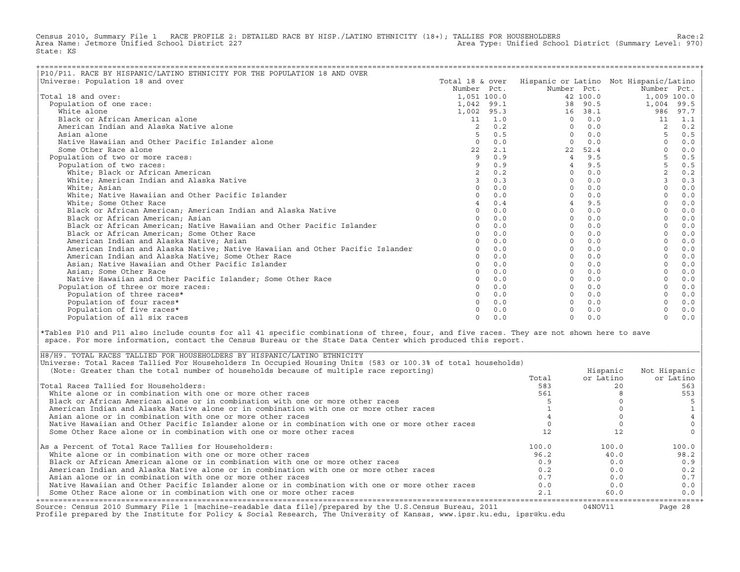Census 2010, Summary File 1 RACE PROFILE 2: DETAILED RACE BY HISP./LATINO ETHNICITY (18+); TALLIES FOR HOUSEHOLDERS Race:2
Area Name: Jetmore Unified School District 227 Area Type: Unified School District (Summary Level: 970)
State: KS

## P10/P11. RACE BY HISPANIC/LATINO ETHNICITY FOR THE POPULATION 18 AND OVER

Universe: Population 18 and over

| | Total 18 & over Number | Pct. | Hispanic or Latino Number | Pct. | Not Hispanic/Latino Number | Pct. |
|---|---|---|---|---|---|---|
| Total 18 and over: | 1,051 | 100.0 | 42 | 100.0 | 1,009 | 100.0 |
| Population of one race: | 1,042 | 99.1 | 38 | 90.5 | 1,004 | 99.5 |
| White alone | 1,002 | 95.3 | 16 | 38.1 | 986 | 97.7 |
| Black or African American alone | 11 | 1.0 | 0 | 0.0 | 11 | 1.1 |
| American Indian and Alaska Native alone | 2 | 0.2 | 0 | 0.0 | 2 | 0.2 |
| Asian alone | 5 | 0.5 | 0 | 0.0 | 5 | 0.5 |
| Native Hawaiian and Other Pacific Islander alone | 0 | 0.0 | 0 | 0.0 | 0 | 0.0 |
| Some Other Race alone | 22 | 2.1 | 22 | 52.4 | 0 | 0.0 |
| Population of two or more races: | 9 | 0.9 | 4 | 9.5 | 5 | 0.5 |
| Population of two races: | 9 | 0.9 | 4 | 9.5 | 5 | 0.5 |
| White; Black or African American | 2 | 0.2 | 0 | 0.0 | 2 | 0.2 |
| White; American Indian and Alaska Native | 3 | 0.3 | 0 | 0.0 | 3 | 0.3 |
| White; Asian | 0 | 0.0 | 0 | 0.0 | 0 | 0.0 |
| White; Native Hawaiian and Other Pacific Islander | 0 | 0.0 | 0 | 0.0 | 0 | 0.0 |
| White; Some Other Race | 4 | 0.4 | 4 | 9.5 | 0 | 0.0 |
| Black or African American; American Indian and Alaska Native | 0 | 0.0 | 0 | 0.0 | 0 | 0.0 |
| Black or African American; Asian | 0 | 0.0 | 0 | 0.0 | 0 | 0.0 |
| Black or African American; Native Hawaiian and Other Pacific Islander | 0 | 0.0 | 0 | 0.0 | 0 | 0.0 |
| Black or African American; Some Other Race | 0 | 0.0 | 0 | 0.0 | 0 | 0.0 |
| American Indian and Alaska Native; Asian | 0 | 0.0 | 0 | 0.0 | 0 | 0.0 |
| American Indian and Alaska Native; Native Hawaiian and Other Pacific Islander | 0 | 0.0 | 0 | 0.0 | 0 | 0.0 |
| American Indian and Alaska Native; Some Other Race | 0 | 0.0 | 0 | 0.0 | 0 | 0.0 |
| Asian; Native Hawaiian and Other Pacific Islander | 0 | 0.0 | 0 | 0.0 | 0 | 0.0 |
| Asian; Some Other Race | 0 | 0.0 | 0 | 0.0 | 0 | 0.0 |
| Native Hawaiian and Other Pacific Islander; Some Other Race | 0 | 0.0 | 0 | 0.0 | 0 | 0.0 |
| Population of three or more races: | 0 | 0.0 | 0 | 0.0 | 0 | 0.0 |
| Population of three races* | 0 | 0.0 | 0 | 0.0 | 0 | 0.0 |
| Population of four races* | 0 | 0.0 | 0 | 0.0 | 0 | 0.0 |
| Population of five races* | 0 | 0.0 | 0 | 0.0 | 0 | 0.0 |
| Population of all six races | 0 | 0.0 | 0 | 0.0 | 0 | 0.0 |

*Tables P10 and P11 also include counts for all 41 specific combinations of three, four, and five races. They are not shown here to save space. For more information, contact the Census Bureau or the State Data Center which produced this report.

## H8/H9. TOTAL RACES TALLIED FOR HOUSEHOLDERS BY HISPANIC/LATINO ETHNICITY

Universe: Total Races Tallied For Householders In Occupied Housing Units (583 or 100.3% of total households)
(Note: Greater than the total number of households because of multiple race reporting)

| | Total | Hispanic or Latino | Not Hispanic or Latino |
|---|---|---|---|
| Total Races Tallied for Householders: | 583 | 20 | 563 |
| White alone or in combination with one or more other races | 561 | 8 | 553 |
| Black or African American alone or in combination with one or more other races | 5 | 0 | 5 |
| American Indian and Alaska Native alone or in combination with one or more other races | 1 | 0 | 1 |
| Asian alone or in combination with one or more other races | 4 | 0 | 4 |
| Native Hawaiian and Other Pacific Islander alone or in combination with one or more other races | 0 | 0 | 0 |
| Some Other Race alone or in combination with one or more other races | 12 | 12 | 0 |
| As a Percent of Total Race Tallies for Householders: | 100.0 | 100.0 | 100.0 |
| White alone or in combination with one or more other races | 96.2 | 40.0 | 98.2 |
| Black or African American alone or in combination with one or more other races | 0.9 | 0.0 | 0.9 |
| American Indian and Alaska Native alone or in combination with one or more other races | 0.2 | 0.0 | 0.2 |
| Asian alone or in combination with one or more other races | 0.7 | 0.0 | 0.7 |
| Native Hawaiian and Other Pacific Islander alone or in combination with one or more other races | 0.0 | 0.0 | 0.0 |
| Some Other Race alone or in combination with one or more other races | 2.1 | 60.0 | 0.0 |

Source: Census 2010 Summary File 1 [machine-readable data file]/prepared by the U.S.Census Bureau, 2011 04NOV11
Profile prepared by the Institute for Policy & Social Research, The University of Kansas, www.ipsr.ku.edu, ipsr@ku.edu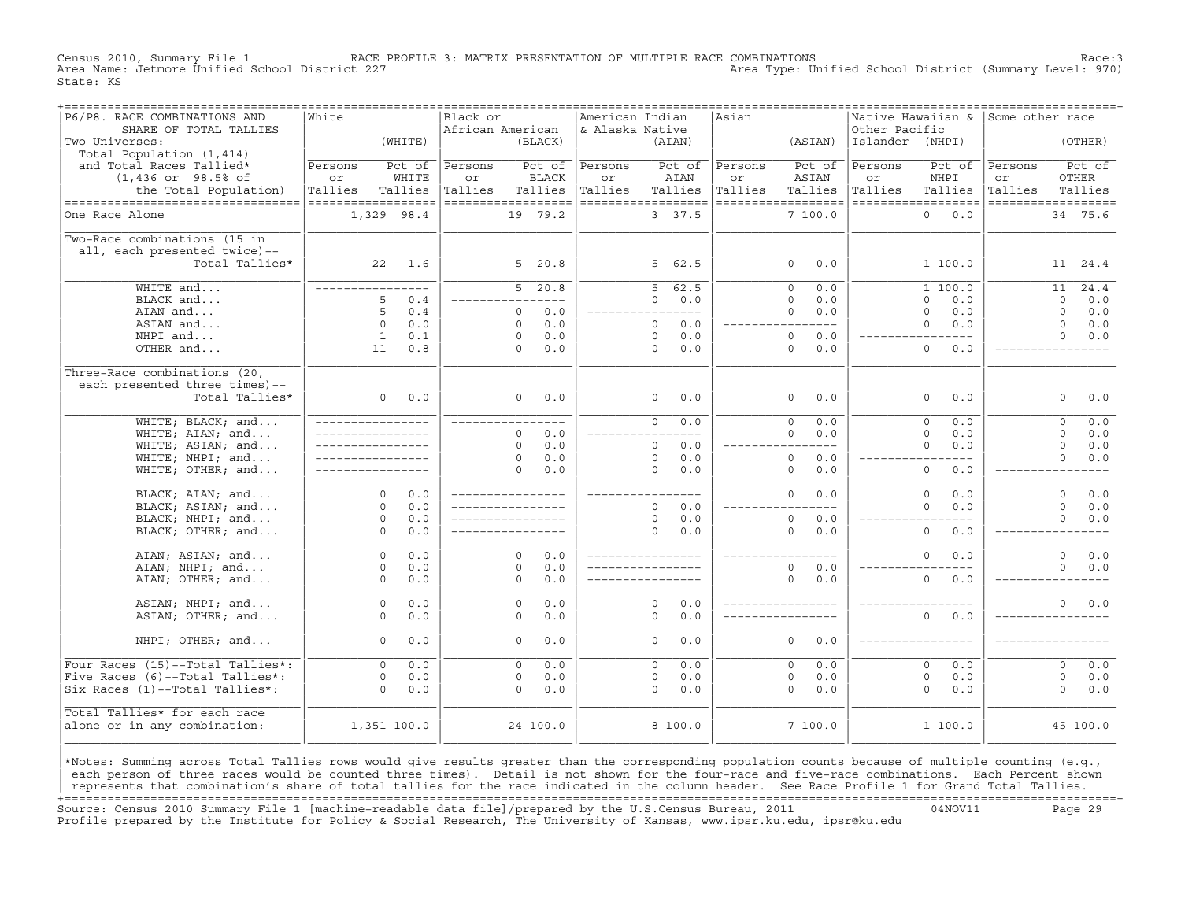Census 2010, Summary File 1 RACE PROFILE 3: MATRIX PRESENTATION OF MULTIPLE RACE COMBINATIONS Race:3
Area Name: Jetmore Unified School District 227 Area Type: Unified School District (Summary Level: 970)
State: KS

| P6/P8. RACE COMBINATIONS AND SHARE OF TOTAL TALLIES<br>Two Universes: Total Population (1,414) and Total Races Tallied* (1,436 or 98.5% of the Total Population) | White (WHITE) Persons or Tallies | Pct of WHITE Tallies | Black or African American (BLACK) Persons or Tallies | Pct of BLACK Tallies | American Indian & Alaska Native (AIAN) Persons or Tallies | Pct of AIAN Tallies | Asian (ASIAN) Persons or Tallies | Pct of ASIAN Tallies | Native Hawaiian & Other Pacific Islander (NHPI) Persons or Tallies | Pct of NHPI Tallies | Some other race (OTHER) Persons or Tallies | Pct of OTHER Tallies |
|---|---|---|---|---|---|---|---|---|---|---|---|---|
| One Race Alone | 1,329 | 98.4 | 19 | 79.2 | 3 | 37.5 | 7 | 100.0 | 0 | 0.0 | 34 | 75.6 |
| Two-Race combinations (15 in all, each presented twice)--Total Tallies* | 22 | 1.6 | 5 | 20.8 | 5 | 62.5 | 0 | 0.0 | 1 | 100.0 | 11 | 24.4 |
| WHITE and... | --- | --- | 5 | 20.8 | 5 | 62.5 | 0 | 0.0 | 1 | 100.0 | 11 | 24.4 |
| BLACK and... | 5 | 0.4 | --- | --- | 0 | 0.0 | 0 | 0.0 | 0 | 0.0 | 0 | 0.0 |
| AIAN and... | 5 | 0.4 | 0 | 0.0 | --- | --- | 0 | 0.0 | 0 | 0.0 | 0 | 0.0 |
| ASIAN and... | 0 | 0.0 | 0 | 0.0 | 0 | 0.0 | --- | --- | 0 | 0.0 | 0 | 0.0 |
| NHPI and... | 1 | 0.1 | 0 | 0.0 | 0 | 0.0 | 0 | 0.0 | --- | --- | 0 | 0.0 |
| OTHER and... | 11 | 0.8 | 0 | 0.0 | 0 | 0.0 | 0 | 0.0 | 0 | 0.0 | --- | --- |
| Three-Race combinations (20, each presented three times)--Total Tallies* | 0 | 0.0 | 0 | 0.0 | 0 | 0.0 | 0 | 0.0 | 0 | 0.0 | 0 | 0.0 |
| WHITE; BLACK; and... | --- | --- | --- | --- | 0 | 0.0 | 0 | 0.0 | 0 | 0.0 | 0 | 0.0 |
| WHITE; AIAN; and... | --- | --- | 0 | 0.0 | --- | --- | 0 | 0.0 | 0 | 0.0 | 0 | 0.0 |
| WHITE; ASIAN; and... | --- | --- | 0 | 0.0 | 0 | 0.0 | --- | --- | 0 | 0.0 | 0 | 0.0 |
| WHITE; NHPI; and... | --- | --- | 0 | 0.0 | 0 | 0.0 | 0 | 0.0 | --- | --- | 0 | 0.0 |
| WHITE; OTHER; and... | --- | --- | 0 | 0.0 | 0 | 0.0 | 0 | 0.0 | 0 | 0.0 | --- | --- |
| BLACK; AIAN; and... | 0 | 0.0 | --- | --- | --- | --- | 0 | 0.0 | 0 | 0.0 | 0 | 0.0 |
| BLACK; ASIAN; and... | 0 | 0.0 | --- | --- | 0 | 0.0 | --- | --- | 0 | 0.0 | 0 | 0.0 |
| BLACK; NHPI; and... | 0 | 0.0 | --- | --- | 0 | 0.0 | 0 | 0.0 | --- | --- | 0 | 0.0 |
| BLACK; OTHER; and... | 0 | 0.0 | --- | --- | 0 | 0.0 | 0 | 0.0 | 0 | 0.0 | --- | --- |
| AIAN; ASIAN; and... | 0 | 0.0 | 0 | 0.0 | --- | --- | --- | --- | 0 | 0.0 | 0 | 0.0 |
| AIAN; NHPI; and... | 0 | 0.0 | 0 | 0.0 | --- | --- | 0 | 0.0 | --- | --- | 0 | 0.0 |
| AIAN; OTHER; and... | 0 | 0.0 | 0 | 0.0 | --- | --- | 0 | 0.0 | 0 | 0.0 | --- | --- |
| ASIAN; NHPI; and... | 0 | 0.0 | 0 | 0.0 | 0 | 0.0 | --- | --- | --- | --- | 0 | 0.0 |
| ASIAN; OTHER; and... | 0 | 0.0 | 0 | 0.0 | 0 | 0.0 | --- | --- | 0 | 0.0 | --- | --- |
| NHPI; OTHER; and... | 0 | 0.0 | 0 | 0.0 | 0 | 0.0 | 0 | 0.0 | --- | --- | --- | --- |
| Four Races (15)--Total Tallies*: | 0 | 0.0 | 0 | 0.0 | 0 | 0.0 | 0 | 0.0 | 0 | 0.0 | 0 | 0.0 |
| Five Races (6)--Total Tallies*: | 0 | 0.0 | 0 | 0.0 | 0 | 0.0 | 0 | 0.0 | 0 | 0.0 | 0 | 0.0 |
| Six Races (1)--Total Tallies*: | 0 | 0.0 | 0 | 0.0 | 0 | 0.0 | 0 | 0.0 | 0 | 0.0 | 0 | 0.0 |
| Total Tallies* for each race alone or in any combination: | 1,351 | 100.0 | 24 | 100.0 | 8 | 100.0 | 7 | 100.0 | 1 | 100.0 | 45 | 100.0 |

*Notes: Summing across Total Tallies rows would give results greater than the corresponding population counts because of multiple counting (e.g., each person of three races would be counted three times). Detail is not shown for the four-race and five-race combinations. Each Percent shown represents that combination's share of total tallies for the race indicated in the column header. See Race Profile 1 for Grand Total Tallies.

Source: Census 2010 Summary File 1 [machine-readable data file]/prepared by the U.S.Census Bureau, 2011 04NOV11
Profile prepared by the Institute for Policy & Social Research, The University of Kansas, www.ipsr.ku.edu, ipsr@ku.edu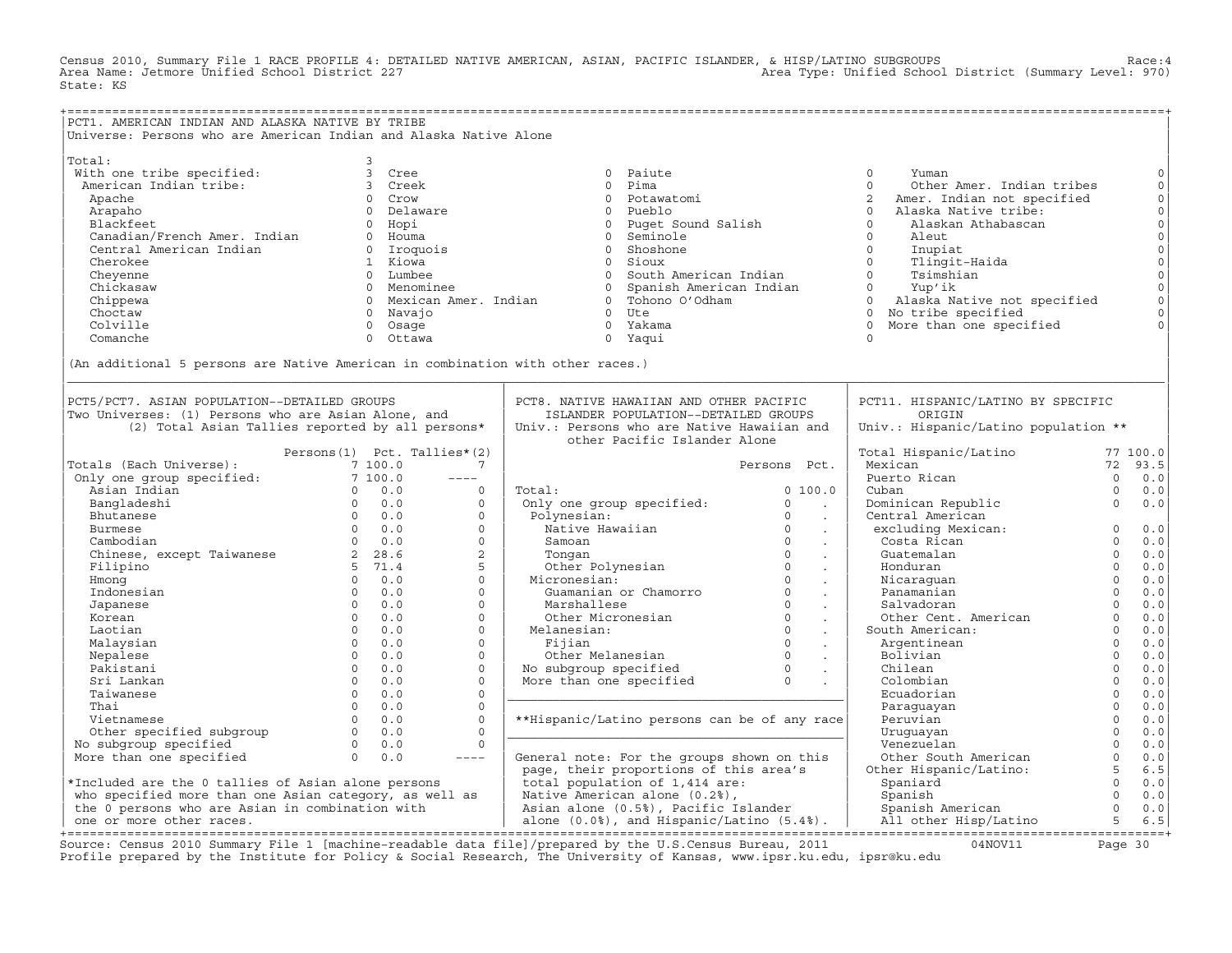Census 2010, Summary File 1 RACE PROFILE 4: DETAILED NATIVE AMERICAN, ASIAN, PACIFIC ISLANDER, & HISP/LATINO SUBGROUPS Race:4
Area Name: Jetmore Unified School District 227 Area Type: Unified School District (Summary Level: 970)
State: KS

## PCT1. AMERICAN INDIAN AND ALASKA NATIVE BY TRIBE

Universe: Persons who are American Indian and Alaska Native Alone

| Tribe | Count | Tribe | Count | Tribe | Count | Tribe | Count |
|---|---|---|---|---|---|---|---|
| Total: | 3 | | | | | | |
| With one tribe specified: | 3 | Cree | 0 | Paiute | 0 | Yuman | 0 |
| American Indian tribe: | 3 | Creek | 0 | Pima | 0 | Other Amer. Indian tribes | 0 |
| Apache | 0 | Crow | 0 | Potawatomi | 0 | Amer. Indian not specified | 2 |
| Arapaho | 0 | Delaware | 0 | Pueblo | 0 | Alaska Native tribe: | 0 |
| Blackfeet | 0 | Hopi | 0 | Puget Sound Salish | 0 | Alaskan Athabascan | 0 |
| Canadian/French Amer. Indian | 0 | Houma | 0 | Seminole | 0 | Aleut | 0 |
| Central American Indian | 0 | Iroquois | 0 | Shoshone | 0 | Inupiat | 0 |
| Cherokee | 1 | Kiowa | 0 | Sioux | 0 | Tlingit-Haida | 0 |
| Cheyenne | 0 | Lumbee | 0 | South American Indian | 0 | Tsimshian | 0 |
| Chickasaw | 0 | Menominee | 0 | Spanish American Indian | 0 | Yup'ik | 0 |
| Chippewa | 0 | Mexican Amer. Indian | 0 | Tohono O'Odham | 0 | Alaska Native not specified | 0 |
| Choctaw | 0 | Navajo | 0 | Ute | 0 | No tribe specified | 0 |
| Colville | 0 | Osage | 0 | Yakama | 0 | More than one specified | 0 |
| Comanche | 0 | Ottawa | 0 | Yaqui | 0 | | |

(An additional 5 persons are Native American in combination with other races.)

## PCT5/PCT7. ASIAN POPULATION--DETAILED GROUPS

Two Universes: (1) Persons who are Asian Alone, and (2) Total Asian Tallies reported by all persons*

| | Persons(1) | Pct. | Tallies*(2) |
|---|---|---|---|
| Totals (Each Universe): | 7 | 100.0 | 7 |
| Only one group specified: | 7 | 100.0 | ---- |
| Asian Indian | 0 | 0.0 | 0 |
| Bangladeshi | 0 | 0.0 | 0 |
| Bhutanese | 0 | 0.0 | 0 |
| Burmese | 0 | 0.0 | 0 |
| Cambodian | 0 | 0.0 | 0 |
| Chinese, except Taiwanese | 2 | 28.6 | 2 |
| Filipino | 5 | 71.4 | 5 |
| Hmong | 0 | 0.0 | 0 |
| Indonesian | 0 | 0.0 | 0 |
| Japanese | 0 | 0.0 | 0 |
| Korean | 0 | 0.0 | 0 |
| Laotian | 0 | 0.0 | 0 |
| Malaysian | 0 | 0.0 | 0 |
| Nepalese | 0 | 0.0 | 0 |
| Pakistani | 0 | 0.0 | 0 |
| Sri Lankan | 0 | 0.0 | 0 |
| Taiwanese | 0 | 0.0 | 0 |
| Thai | 0 | 0.0 | 0 |
| Vietnamese | 0 | 0.0 | 0 |
| Other specified subgroup | 0 | 0.0 | 0 |
| No subgroup specified | 0 | 0.0 | 0 |
| More than one specified | 0 | 0.0 | ---- |

*Included are the 0 tallies of Asian alone persons who specified more than one Asian category, as well as the 0 persons who are Asian in combination with one or more other races.

## PCT8. NATIVE HAWAIIAN AND OTHER PACIFIC ISLANDER POPULATION--DETAILED GROUPS

Univ.: Persons who are Native Hawaiian and other Pacific Islander Alone

| | Persons | Pct. |
|---|---|---|
| Total: | 0 | 100.0 |
| Only one group specified: | 0 | . |
| Polynesian: | 0 | . |
| Native Hawaiian | 0 | . |
| Samoan | 0 | . |
| Tongan | 0 | . |
| Other Polynesian | 0 | . |
| Micronesian: | 0 | . |
| Guamanian or Chamorro | 0 | . |
| Marshallese | 0 | . |
| Other Micronesian | 0 | . |
| Melanesian: | 0 | . |
| Fijian | 0 | . |
| Other Melanesian | 0 | . |
| No subgroup specified | 0 | . |
| More than one specified | 0 | . |

**Hispanic/Latino persons can be of any race

General note: For the groups shown on this page, their proportions of this area's total population of 1,414 are: Native American alone (0.2%), Asian alone (0.5%), Pacific Islander alone (0.0%), and Hispanic/Latino (5.4%).

## PCT11. HISPANIC/LATINO BY SPECIFIC ORIGIN

Univ.: Hispanic/Latino population **

| | Persons | Pct. |
|---|---|---|
| Total Hispanic/Latino | 77 | 100.0 |
| Mexican | 72 | 93.5 |
| Puerto Rican | 0 | 0.0 |
| Cuban | 0 | 0.0 |
| Dominican Republic | 0 | 0.0 |
| Central American excluding Mexican: | 0 | 0.0 |
| Costa Rican | 0 | 0.0 |
| Guatemalan | 0 | 0.0 |
| Honduran | 0 | 0.0 |
| Nicaraguan | 0 | 0.0 |
| Panamanian | 0 | 0.0 |
| Salvadoran | 0 | 0.0 |
| Other Cent. American | 0 | 0.0 |
| South American: | 0 | 0.0 |
| Argentinean | 0 | 0.0 |
| Bolivian | 0 | 0.0 |
| Chilean | 0 | 0.0 |
| Colombian | 0 | 0.0 |
| Ecuadorian | 0 | 0.0 |
| Paraguayan | 0 | 0.0 |
| Peruvian | 0 | 0.0 |
| Uruguayan | 0 | 0.0 |
| Venezuelan | 0 | 0.0 |
| Other South American | 0 | 0.0 |
| Other Hispanic/Latino: | 5 | 6.5 |
| Spaniard | 0 | 0.0 |
| Spanish | 0 | 0.0 |
| Spanish American | 0 | 0.0 |
| All other Hisp/Latino | 5 | 6.5 |

Source: Census 2010 Summary File 1 [machine-readable data file]/prepared by the U.S.Census Bureau, 2011 04NOV11
Profile prepared by the Institute for Policy & Social Research, The University of Kansas, www.ipsr.ku.edu, ipsr@ku.edu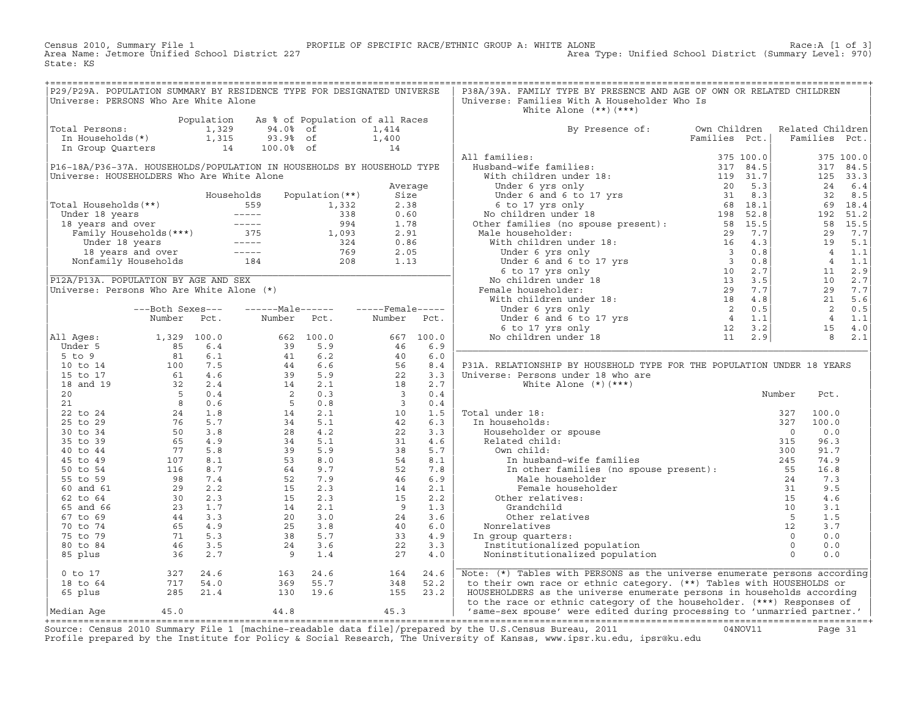Census 2010, Summary File 1 — PROFILE OF SPECIFIC RACE/ETHNIC GROUP A: WHITE ALONE — Race:A [1 of 3]
Area Name: Jetmore Unified School District 227 — Area Type: Unified School District (Summary Level: 970)
State: KS

## P29/P29A. POPULATION SUMMARY BY RESIDENCE TYPE FOR DESIGNATED UNIVERSE

Universe: PERSONS Who Are White Alone

| | Population | As % of Population of all Races | |
|---|---|---|---|
| Total Persons: | 1,329 | 94.0% of | 1,414 |
| In Households(*) | 1,315 | 93.9% of | 1,400 |
| In Group Quarters | 14 | 100.0% of | 14 |

## P16-18A/P36-37A. HOUSEHOLDS/POPULATION IN HOUSEHOLDS BY HOUSEHOLD TYPE

Universe: HOUSEHOLDERS Who Are White Alone

| | Households | Population(**) | Average Size |
|---|---|---|---|
| Total Households(**) | 559 | 1,332 | 2.38 |
| Under 18 years | ----- | 338 | 0.60 |
| 18 years and over | ----- | 994 | 1.78 |
| Family Households(***) | 375 | 1,093 | 2.91 |
| Under 18 years | ----- | 324 | 0.86 |
| 18 years and over | ----- | 769 | 2.05 |
| Nonfamily Households | 184 | 208 | 1.13 |

## P12A/P13A. POPULATION BY AGE AND SEX

Universe: Persons Who Are White Alone (*)

| | Both Sexes Number | Both Sexes Pct. | Male Number | Male Pct. | Female Number | Female Pct. |
|---|---|---|---|---|---|---|
| All Ages: | 1,329 | 100.0 | 662 | 100.0 | 667 | 100.0 |
| Under 5 | 85 | 6.4 | 39 | 5.9 | 46 | 6.9 |
| 5 to 9 | 81 | 6.1 | 41 | 6.2 | 40 | 6.0 |
| 10 to 14 | 100 | 7.5 | 44 | 6.6 | 56 | 8.4 |
| 15 to 17 | 61 | 4.6 | 39 | 5.9 | 22 | 3.3 |
| 18 and 19 | 32 | 2.4 | 14 | 2.1 | 18 | 2.7 |
| 20 | 5 | 0.4 | 2 | 0.3 | 3 | 0.4 |
| 21 | 8 | 0.6 | 5 | 0.8 | 3 | 0.4 |
| 22 to 24 | 24 | 1.8 | 14 | 2.1 | 10 | 1.5 |
| 25 to 29 | 76 | 5.7 | 34 | 5.1 | 42 | 6.3 |
| 30 to 34 | 50 | 3.8 | 28 | 4.2 | 22 | 3.3 |
| 35 to 39 | 65 | 4.9 | 34 | 5.1 | 31 | 4.6 |
| 40 to 44 | 77 | 5.8 | 39 | 5.9 | 38 | 5.7 |
| 45 to 49 | 107 | 8.1 | 53 | 8.0 | 54 | 8.1 |
| 50 to 54 | 116 | 8.7 | 64 | 9.7 | 52 | 7.8 |
| 55 to 59 | 98 | 7.4 | 52 | 7.9 | 46 | 6.9 |
| 60 and 61 | 29 | 2.2 | 15 | 2.3 | 14 | 2.1 |
| 62 to 64 | 30 | 2.3 | 15 | 2.3 | 15 | 2.2 |
| 65 and 66 | 23 | 1.7 | 14 | 2.1 | 9 | 1.3 |
| 67 to 69 | 44 | 3.3 | 20 | 3.0 | 24 | 3.6 |
| 70 to 74 | 65 | 4.9 | 25 | 3.8 | 40 | 6.0 |
| 75 to 79 | 71 | 5.3 | 38 | 5.7 | 33 | 4.9 |
| 80 to 84 | 46 | 3.5 | 24 | 3.6 | 22 | 3.3 |
| 85 plus | 36 | 2.7 | 9 | 1.4 | 27 | 4.0 |
| 0 to 17 | 327 | 24.6 | 163 | 24.6 | 164 | 24.6 |
| 18 to 64 | 717 | 54.0 | 369 | 55.7 | 348 | 52.2 |
| 65 plus | 285 | 21.4 | 130 | 19.6 | 155 | 23.2 |
| Median Age | 45.0 | | 44.8 | | 45.3 | |

## P38A/39A. FAMILY TYPE BY PRESENCE AND AGE OF OWN OR RELATED CHILDREN

Universe: Families With A Householder Who Is White Alone (**)(***)

| By Presence of: | Own Children Families | Own Children Pct. | Related Children Families | Related Children Pct. |
|---|---|---|---|---|
| All families: | 375 | 100.0 | 375 | 100.0 |
| Husband-wife families: | 317 | 84.5 | 317 | 84.5 |
| With children under 18: | 119 | 31.7 | 125 | 33.3 |
| Under 6 yrs only | 20 | 5.3 | 24 | 6.4 |
| Under 6 and 6 to 17 yrs | 31 | 8.3 | 32 | 8.5 |
| 6 to 17 yrs only | 68 | 18.1 | 69 | 18.4 |
| No children under 18 | 198 | 52.8 | 192 | 51.2 |
| Other families (no spouse present): | 58 | 15.5 | 58 | 15.5 |
| Male householder: | 29 | 7.7 | 29 | 7.7 |
| With children under 18: | 16 | 4.3 | 19 | 5.1 |
| Under 6 yrs only | 3 | 0.8 | 4 | 1.1 |
| Under 6 and 6 to 17 yrs | 3 | 0.8 | 4 | 1.1 |
| 6 to 17 yrs only | 10 | 2.7 | 11 | 2.9 |
| No children under 18 | 13 | 3.5 | 10 | 2.7 |
| Female householder: | 29 | 7.7 | 29 | 7.7 |
| With children under 18: | 18 | 4.8 | 21 | 5.6 |
| Under 6 yrs only | 2 | 0.5 | 2 | 0.5 |
| Under 6 and 6 to 17 yrs | 4 | 1.1 | 4 | 1.1 |
| 6 to 17 yrs only | 12 | 3.2 | 15 | 4.0 |
| No children under 18 | 11 | 2.9 | 8 | 2.1 |

## P31A. RELATIONSHIP BY HOUSEHOLD TYPE FOR THE POPULATION UNDER 18 YEARS

Universe: Persons under 18 who are White Alone (*)(***)

| | Number | Pct. |
|---|---|---|
| Total under 18: | 327 | 100.0 |
| In households: | 327 | 100.0 |
| Householder or spouse | 0 | 0.0 |
| Related child: | 315 | 96.3 |
| Own child: | 300 | 91.7 |
| In husband-wife families | 245 | 74.9 |
| In other families (no spouse present): | 55 | 16.8 |
| Male householder | 24 | 7.3 |
| Female householder | 31 | 9.5 |
| Other relatives: | 15 | 4.6 |
| Grandchild | 10 | 3.1 |
| Other relatives | 5 | 1.5 |
| Nonrelatives | 12 | 3.7 |
| In group quarters: | 0 | 0.0 |
| Institutionalized population | 0 | 0.0 |
| Noninstitutionalized population | 0 | 0.0 |

Note: (*) Tables with PERSONS as the universe enumerate persons according to their own race or ethnic category. (**) Tables with HOUSEHOLDS or HOUSEHOLDERS as the universe enumerate persons in households according to the race or ethnic category of the householder. (***) Responses of 'same-sex spouse' were edited during processing to 'unmarried partner.'

Source: Census 2010 Summary File 1 [machine-readable data file]/prepared by the U.S.Census Bureau, 2011 04NOV11
Profile prepared by the Institute for Policy & Social Research, The University of Kansas, www.ipsr.ku.edu, ipsr@ku.edu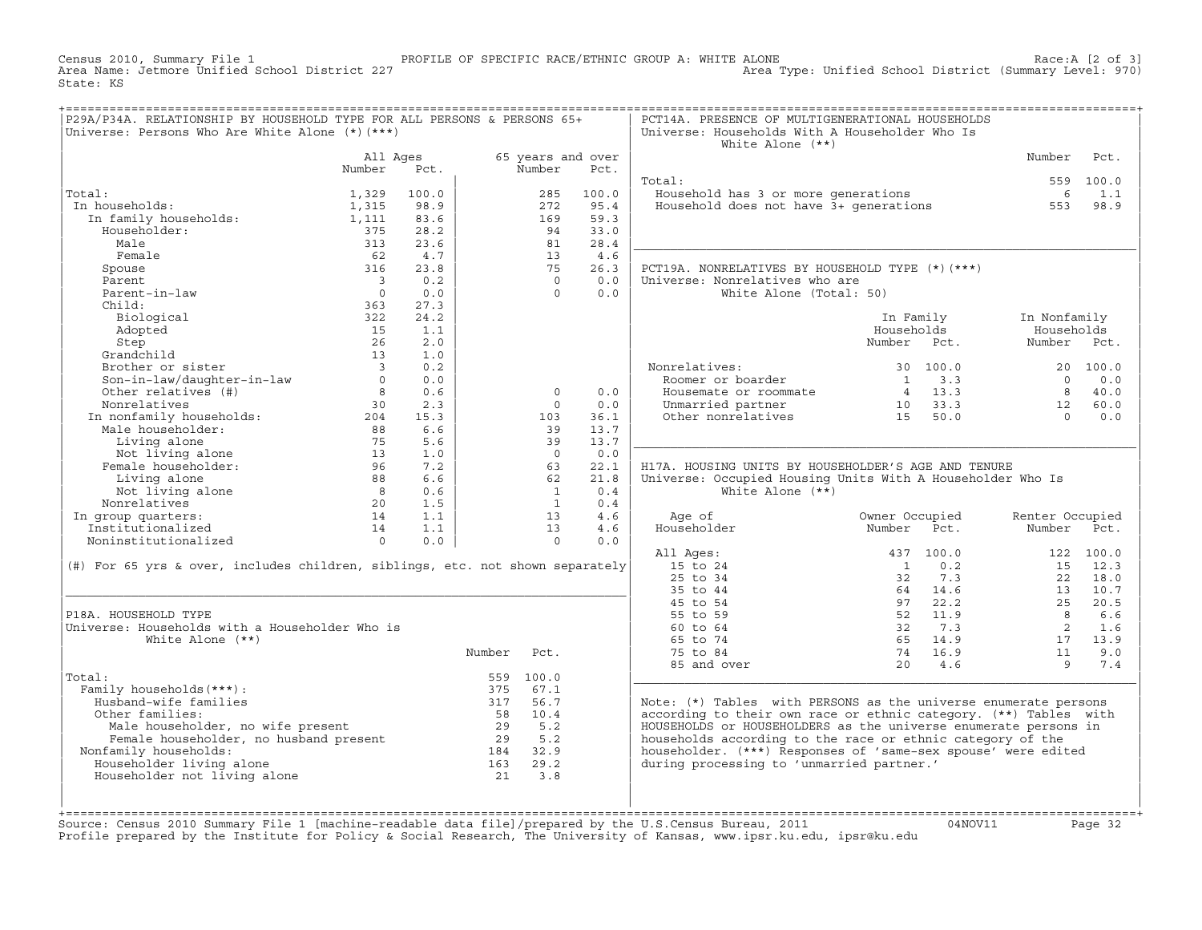Census 2010, Summary File 1 — PROFILE OF SPECIFIC RACE/ETHNIC GROUP A: WHITE ALONE — Race:A [2 of 3]
Area Name: Jetmore Unified School District 227 — Area Type: Unified School District (Summary Level: 970)
State: KS

## P29A/P34A. RELATIONSHIP BY HOUSEHOLD TYPE FOR ALL PERSONS & PERSONS 65+
Universe: Persons Who Are White Alone (*)(***)

| | All Ages Number | All Ages Pct. | 65 years and over Number | 65 years and over Pct. |
|---|---|---|---|---|
| Total: | 1,329 | 100.0 | 285 | 100.0 |
| In households: | 1,315 | 98.9 | 272 | 95.4 |
| In family households: | 1,111 | 83.6 | 169 | 59.3 |
| Householder: | 375 | 28.2 | 94 | 33.0 |
| Male | 313 | 23.6 | 81 | 28.4 |
| Female | 62 | 4.7 | 13 | 4.6 |
| Spouse | 316 | 23.8 | 75 | 26.3 |
| Parent | 3 | 0.2 | 0 | 0.0 |
| Parent-in-law | 0 | 0.0 | 0 | 0.0 |
| Child: | 363 | 27.3 | | |
| Biological | 322 | 24.2 | | |
| Adopted | 15 | 1.1 | | |
| Step | 26 | 2.0 | | |
| Grandchild | 13 | 1.0 | | |
| Brother or sister | 3 | 0.2 | | |
| Son-in-law/daughter-in-law | 0 | 0.0 | | |
| Other relatives (#) | 8 | 0.6 | 0 | 0.0 |
| Nonrelatives | 30 | 2.3 | 0 | 0.0 |
| In nonfamily households: | 204 | 15.3 | 103 | 36.1 |
| Male householder: | 88 | 6.6 | 39 | 13.7 |
| Living alone | 75 | 5.6 | 39 | 13.7 |
| Not living alone | 13 | 1.0 | 0 | 0.0 |
| Female householder: | 96 | 7.2 | 63 | 22.1 |
| Living alone | 88 | 6.6 | 62 | 21.8 |
| Not living alone | 8 | 0.6 | 1 | 0.4 |
| Nonrelatives | 20 | 1.5 | 1 | 0.4 |
| In group quarters: | 14 | 1.1 | 13 | 4.6 |
| Institutionalized | 14 | 1.1 | 13 | 4.6 |
| Noninstitutionalized | 0 | 0.0 | 0 | 0.0 |

(#) For 65 yrs & over, includes children, siblings, etc. not shown separately

## P18A. HOUSEHOLD TYPE
Universe: Households with a Householder Who is White Alone (**)

| | Number | Pct. |
|---|---|---|
| Total: | 559 | 100.0 |
| Family households(***): | 375 | 67.1 |
| Husband-wife families | 317 | 56.7 |
| Other families: | 58 | 10.4 |
| Male householder, no wife present | 29 | 5.2 |
| Female householder, no husband present | 29 | 5.2 |
| Nonfamily households: | 184 | 32.9 |
| Householder living alone | 163 | 29.2 |
| Householder not living alone | 21 | 3.8 |

## PCT14A. PRESENCE OF MULTIGENERATIONAL HOUSEHOLDS
Universe: Households With A Householder Who Is White Alone (**)

| | Number | Pct. |
|---|---|---|
| Total: | 559 | 100.0 |
| Household has 3 or more generations | 6 | 1.1 |
| Household does not have 3+ generations | 553 | 98.9 |

## PCT19A. NONRELATIVES BY HOUSEHOLD TYPE (*)(***)
Universe: Nonrelatives who are White Alone (Total: 50)

| | In Family Households Number | In Family Households Pct. | In Nonfamily Households Number | In Nonfamily Households Pct. |
|---|---|---|---|---|
| Nonrelatives: | 30 | 100.0 | 20 | 100.0 |
| Roomer or boarder | 1 | 3.3 | 0 | 0.0 |
| Housemate or roommate | 4 | 13.3 | 8 | 40.0 |
| Unmarried partner | 10 | 33.3 | 12 | 60.0 |
| Other nonrelatives | 15 | 50.0 | 0 | 0.0 |

## H17A. HOUSING UNITS BY HOUSEHOLDER'S AGE AND TENURE
Universe: Occupied Housing Units With A Householder Who Is White Alone (**)

| Age of Householder | Owner Occupied Number | Owner Occupied Pct. | Renter Occupied Number | Renter Occupied Pct. |
|---|---|---|---|---|
| All Ages: | 437 | 100.0 | 122 | 100.0 |
| 15 to 24 | 1 | 0.2 | 15 | 12.3 |
| 25 to 34 | 32 | 7.3 | 22 | 18.0 |
| 35 to 44 | 64 | 14.6 | 13 | 10.7 |
| 45 to 54 | 97 | 22.2 | 25 | 20.5 |
| 55 to 59 | 52 | 11.9 | 8 | 6.6 |
| 60 to 64 | 32 | 7.3 | 2 | 1.6 |
| 65 to 74 | 65 | 14.9 | 17 | 13.9 |
| 75 to 84 | 74 | 16.9 | 11 | 9.0 |
| 85 and over | 20 | 4.6 | 9 | 7.4 |

Note: (*) Tables with PERSONS as the universe enumerate persons according to their own race or ethnic category. (**) Tables with HOUSEHOLDS or HOUSEHOLDERS as the universe enumerate persons in households according to the race or ethnic category of the householder. (***) Responses of 'same-sex spouse' were edited during processing to 'unmarried partner.'

Source: Census 2010 Summary File 1 [machine-readable data file]/prepared by the U.S.Census Bureau, 2011 04NOV11
Profile prepared by the Institute for Policy & Social Research, The University of Kansas, www.ipsr.ku.edu, ipsr@ku.edu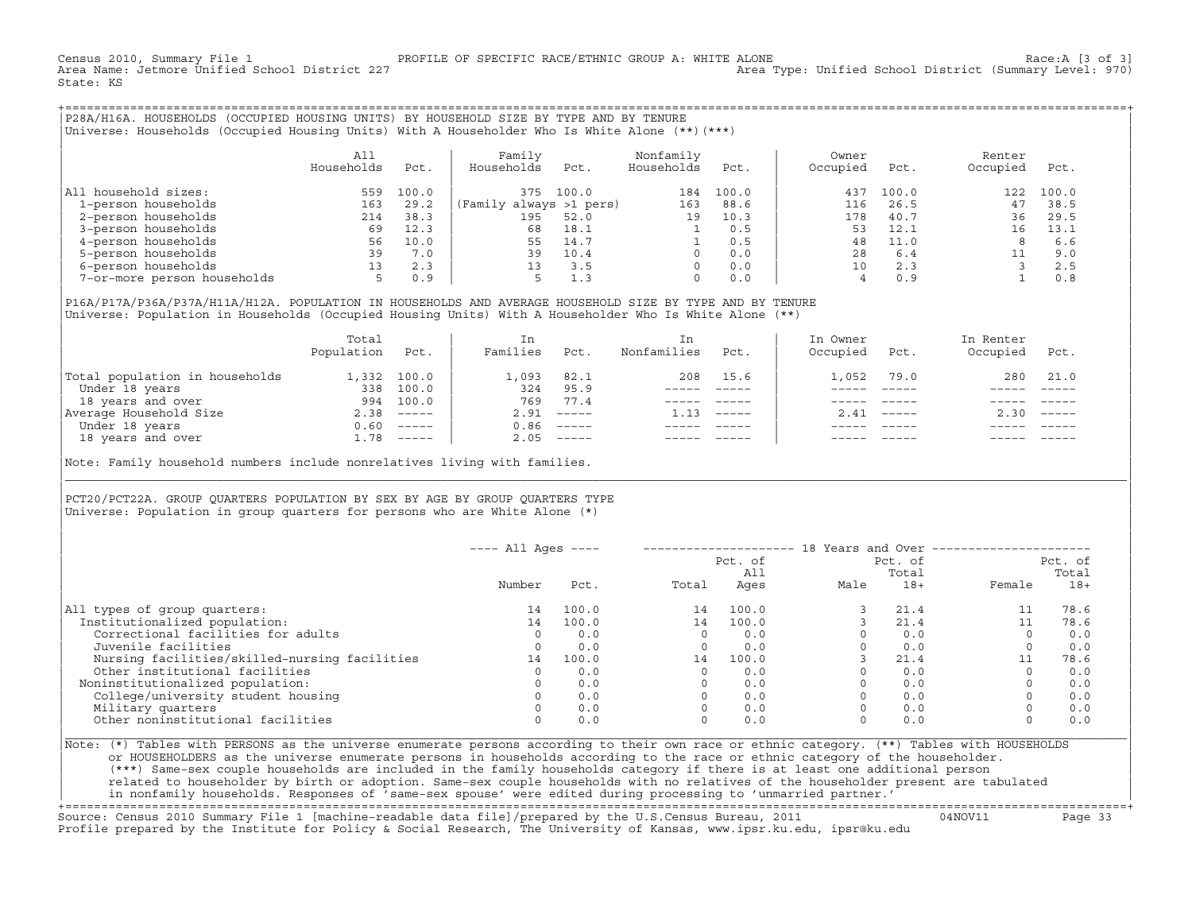Census 2010, Summary File 1 PROFILE OF SPECIFIC RACE/ETHNIC GROUP A: WHITE ALONE Race:A [3 of 3]
Area Name: Jetmore Unified School District 227 Area Type: Unified School District (Summary Level: 970)
State: KS

## P28A/H16A. HOUSEHOLDS (OCCUPIED HOUSING UNITS) BY HOUSEHOLD SIZE BY TYPE AND BY TENURE

Universe: Households (Occupied Housing Units) With A Householder Who Is White Alone (**)(***)

| | All Households | Pct. | Family Households | Pct. | Nonfamily Households | Pct. | Owner Occupied | Pct. | Renter Occupied | Pct. |
|---|---|---|---|---|---|---|---|---|---|---|
| All household sizes: | 559 | 100.0 | 375 | 100.0 | 184 | 100.0 | 437 | 100.0 | 122 | 100.0 |
| 1-person households | 163 | 29.2 | (Family always >1 pers) | | 163 | 88.6 | 116 | 26.5 | 47 | 38.5 |
| 2-person households | 214 | 38.3 | 195 | 52.0 | 19 | 10.3 | 178 | 40.7 | 36 | 29.5 |
| 3-person households | 69 | 12.3 | 68 | 18.1 | 1 | 0.5 | 53 | 12.1 | 16 | 13.1 |
| 4-person households | 56 | 10.0 | 55 | 14.7 | 1 | 0.5 | 48 | 11.0 | 8 | 6.6 |
| 5-person households | 39 | 7.0 | 39 | 10.4 | 0 | 0.0 | 28 | 6.4 | 11 | 9.0 |
| 6-person households | 13 | 2.3 | 13 | 3.5 | 0 | 0.0 | 10 | 2.3 | 3 | 2.5 |
| 7-or-more person households | 5 | 0.9 | 5 | 1.3 | 0 | 0.0 | 4 | 0.9 | 1 | 0.8 |

## P16A/P17A/P36A/P37A/H11A/H12A. POPULATION IN HOUSEHOLDS AND AVERAGE HOUSEHOLD SIZE BY TYPE AND BY TENURE

Universe: Population in Households (Occupied Housing Units) With A Householder Who Is White Alone (**)

| | Total Population | Pct. | In Families | Pct. | In Nonfamilies | Pct. | In Owner Occupied | Pct. | In Renter Occupied | Pct. |
|---|---|---|---|---|---|---|---|---|---|---|
| Total population in households | 1,332 | 100.0 | 1,093 | 82.1 | 208 | 15.6 | 1,052 | 79.0 | 280 | 21.0 |
| Under 18 years | 338 | 100.0 | 324 | 95.9 | ----- | ----- | ----- | ----- | ----- | ----- |
| 18 years and over | 994 | 100.0 | 769 | 77.4 | ----- | ----- | ----- | ----- | ----- | ----- |
| Average Household Size | 2.38 | ----- | 2.91 | ----- | 1.13 | ----- | 2.41 | ----- | 2.30 | ----- |
| Under 18 years | 0.60 | ----- | 0.86 | ----- | ----- | ----- | ----- | ----- | ----- | ----- |
| 18 years and over | 1.78 | ----- | 2.05 | ----- | ----- | ----- | ----- | ----- | ----- | ----- |

Note: Family household numbers include nonrelatives living with families.

## PCT20/PCT22A. GROUP QUARTERS POPULATION BY SEX BY AGE BY GROUP QUARTERS TYPE

Universe: Population in group quarters for persons who are White Alone (*)

| | All Ages | | 18 Years and Over | | | | | |
|---|---|---|---|---|---|---|---|---|
| | Number | Pct. | Total | Pct. of All Ages | Male | Pct. of Total 18+ | Female | Pct. of Total 18+ |
| All types of group quarters: | 14 | 100.0 | 14 | 100.0 | 3 | 21.4 | 11 | 78.6 |
| Institutionalized population: | 14 | 100.0 | 14 | 100.0 | 3 | 21.4 | 11 | 78.6 |
| Correctional facilities for adults | 0 | 0.0 | 0 | 0.0 | 0 | 0.0 | 0 | 0.0 |
| Juvenile facilities | 0 | 0.0 | 0 | 0.0 | 0 | 0.0 | 0 | 0.0 |
| Nursing facilities/skilled-nursing facilities | 14 | 100.0 | 14 | 100.0 | 3 | 21.4 | 11 | 78.6 |
| Other institutional facilities | 0 | 0.0 | 0 | 0.0 | 0 | 0.0 | 0 | 0.0 |
| Noninstitutionalized population: | 0 | 0.0 | 0 | 0.0 | 0 | 0.0 | 0 | 0.0 |
| College/university student housing | 0 | 0.0 | 0 | 0.0 | 0 | 0.0 | 0 | 0.0 |
| Military quarters | 0 | 0.0 | 0 | 0.0 | 0 | 0.0 | 0 | 0.0 |
| Other noninstitutional facilities | 0 | 0.0 | 0 | 0.0 | 0 | 0.0 | 0 | 0.0 |

Note: (*) Tables with PERSONS as the universe enumerate persons according to their own race or ethnic category. (**) Tables with HOUSEHOLDS or HOUSEHOLDERS as the universe enumerate persons in households according to the race or ethnic category of the householder. (***) Same-sex couple households are included in the family households category if there is at least one additional person related to householder by birth or adoption. Same-sex couple households with no relatives of the householder present are tabulated in nonfamily households. Responses of 'same-sex spouse' were edited during processing to 'unmarried partner.'

Source: Census 2010 Summary File 1 [machine-readable data file]/prepared by the U.S.Census Bureau, 2011 04NOV11
Profile prepared by the Institute for Policy & Social Research, The University of Kansas, www.ipsr.ku.edu, ipsr@ku.edu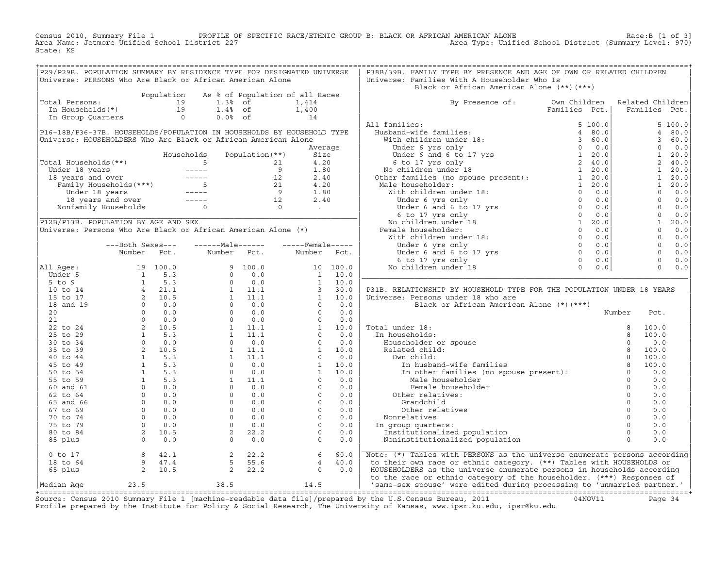Census 2010, Summary File 1 PROFILE OF SPECIFIC RACE/ETHNIC GROUP B: BLACK OR AFRICAN AMERICAN ALONE Race:B [1 of 3]
Area Name: Jetmore Unified School District 227 Area Type: Unified School District (Summary Level: 970)
State: KS

## P29/P29B. POPULATION SUMMARY BY RESIDENCE TYPE FOR DESIGNATED UNIVERSE

Universe: PERSONS Who Are Black or African American Alone

| | Population | As % of Population of all Races | |
|---|---|---|---|
| Total Persons: | 19 | 1.3% of | 1,414 |
| In Households(*) | 19 | 1.4% of | 1,400 |
| In Group Quarters | 0 | 0.0% of | 14 |

## P16-18B/P36-37B. HOUSEHOLDS/POPULATION IN HOUSEHOLDS BY HOUSEHOLD TYPE

Universe: HOUSEHOLDERS Who Are Black or African American Alone

| | Households | Population(**) | Average Size |
|---|---|---|---|
| Total Households(**) | 5 | 21 | 4.20 |
| Under 18 years | ----- | 9 | 1.80 |
| 18 years and over | ----- | 12 | 2.40 |
| Family Households(***) | 5 | 21 | 4.20 |
| Under 18 years | ----- | 9 | 1.80 |
| 18 years and over | ----- | 12 | 2.40 |
| Nonfamily Households | 0 | 0 | . |

## P12B/P13B. POPULATION BY AGE AND SEX

Universe: Persons Who Are Black or African American Alone (*)

| | Both Sexes Number | Both Sexes Pct. | Male Number | Male Pct. | Female Number | Female Pct. |
|---|---|---|---|---|---|---|
| All Ages: | 19 | 100.0 | 9 | 100.0 | 10 | 100.0 |
| Under 5 | 1 | 5.3 | 0 | 0.0 | 1 | 10.0 |
| 5 to 9 | 1 | 5.3 | 0 | 0.0 | 1 | 10.0 |
| 10 to 14 | 4 | 21.1 | 1 | 11.1 | 3 | 30.0 |
| 15 to 17 | 2 | 10.5 | 1 | 11.1 | 1 | 10.0 |
| 18 and 19 | 0 | 0.0 | 0 | 0.0 | 0 | 0.0 |
| 20 | 0 | 0.0 | 0 | 0.0 | 0 | 0.0 |
| 21 | 0 | 0.0 | 0 | 0.0 | 0 | 0.0 |
| 22 to 24 | 2 | 10.5 | 1 | 11.1 | 1 | 10.0 |
| 25 to 29 | 1 | 5.3 | 1 | 11.1 | 0 | 0.0 |
| 30 to 34 | 0 | 0.0 | 0 | 0.0 | 0 | 0.0 |
| 35 to 39 | 2 | 10.5 | 1 | 11.1 | 1 | 10.0 |
| 40 to 44 | 1 | 5.3 | 1 | 11.1 | 0 | 0.0 |
| 45 to 49 | 1 | 5.3 | 0 | 0.0 | 1 | 10.0 |
| 50 to 54 | 1 | 5.3 | 0 | 0.0 | 1 | 10.0 |
| 55 to 59 | 1 | 5.3 | 1 | 11.1 | 0 | 0.0 |
| 60 and 61 | 0 | 0.0 | 0 | 0.0 | 0 | 0.0 |
| 62 to 64 | 0 | 0.0 | 0 | 0.0 | 0 | 0.0 |
| 65 and 66 | 0 | 0.0 | 0 | 0.0 | 0 | 0.0 |
| 67 to 69 | 0 | 0.0 | 0 | 0.0 | 0 | 0.0 |
| 70 to 74 | 0 | 0.0 | 0 | 0.0 | 0 | 0.0 |
| 75 to 79 | 0 | 0.0 | 0 | 0.0 | 0 | 0.0 |
| 80 to 84 | 2 | 10.5 | 2 | 22.2 | 0 | 0.0 |
| 85 plus | 0 | 0.0 | 0 | 0.0 | 0 | 0.0 |
| 0 to 17 | 8 | 42.1 | 2 | 22.2 | 6 | 60.0 |
| 18 to 64 | 9 | 47.4 | 5 | 55.6 | 4 | 40.0 |
| 65 plus | 2 | 10.5 | 2 | 22.2 | 0 | 0.0 |
| Median Age | 23.5 | | 38.5 | | 14.5 | |

## P38B/39B. FAMILY TYPE BY PRESENCE AND AGE OF OWN OR RELATED CHILDREN

Universe: Families With A Householder Who Is Black or African American Alone (**)(***)

| By Presence of: | Own Children Families | Own Children Pct. | Related Children Families | Related Children Pct. |
|---|---|---|---|---|
| All families: | 5 | 100.0 | 5 | 100.0 |
| Husband-wife families: | 4 | 80.0 | 4 | 80.0 |
| With children under 18: | 3 | 60.0 | 3 | 60.0 |
| Under 6 yrs only | 0 | 0.0 | 0 | 0.0 |
| Under 6 and 6 to 17 yrs | 1 | 20.0 | 1 | 20.0 |
| 6 to 17 yrs only | 2 | 40.0 | 2 | 40.0 |
| No children under 18 | 1 | 20.0 | 1 | 20.0 |
| Other families (no spouse present): | 1 | 20.0 | 1 | 20.0 |
| Male householder: | 1 | 20.0 | 1 | 20.0 |
| With children under 18: | 0 | 0.0 | 0 | 0.0 |
| Under 6 yrs only | 0 | 0.0 | 0 | 0.0 |
| Under 6 and 6 to 17 yrs | 0 | 0.0 | 0 | 0.0 |
| 6 to 17 yrs only | 0 | 0.0 | 0 | 0.0 |
| No children under 18 | 1 | 20.0 | 1 | 20.0 |
| Female householder: | 0 | 0.0 | 0 | 0.0 |
| With children under 18: | 0 | 0.0 | 0 | 0.0 |
| Under 6 yrs only | 0 | 0.0 | 0 | 0.0 |
| Under 6 and 6 to 17 yrs | 0 | 0.0 | 0 | 0.0 |
| 6 to 17 yrs only | 0 | 0.0 | 0 | 0.0 |
| No children under 18 | 0 | 0.0 | 0 | 0.0 |

## P31B. RELATIONSHIP BY HOUSEHOLD TYPE FOR THE POPULATION UNDER 18 YEARS

Universe: Persons under 18 who are Black or African American Alone (*)(***)

| | Number | Pct. |
|---|---|---|
| Total under 18: | 8 | 100.0 |
| In households: | 8 | 100.0 |
| Householder or spouse | 0 | 0.0 |
| Related child: | 8 | 100.0 |
| Own child: | 8 | 100.0 |
| In husband-wife families | 8 | 100.0 |
| In other families (no spouse present): | 0 | 0.0 |
| Male householder | 0 | 0.0 |
| Female householder | 0 | 0.0 |
| Other relatives: | 0 | 0.0 |
| Grandchild | 0 | 0.0 |
| Other relatives | 0 | 0.0 |
| Nonrelatives | 0 | 0.0 |
| In group quarters: | 0 | 0.0 |
| Institutionalized population | 0 | 0.0 |
| Noninstitutionalized population | 0 | 0.0 |

Note: (*) Tables with PERSONS as the universe enumerate persons according to their own race or ethnic category. (**) Tables with HOUSEHOLDS or HOUSEHOLDERS as the universe enumerate persons in households according to the race or ethnic category of the householder. (***) Responses of 'same-sex spouse' were edited during processing to 'unmarried partner.'

Source: Census 2010 Summary File 1 [machine-readable data file]/prepared by the U.S.Census Bureau, 2011 04NOV11
Profile prepared by the Institute for Policy & Social Research, The University of Kansas, www.ipsr.ku.edu, ipsr@ku.edu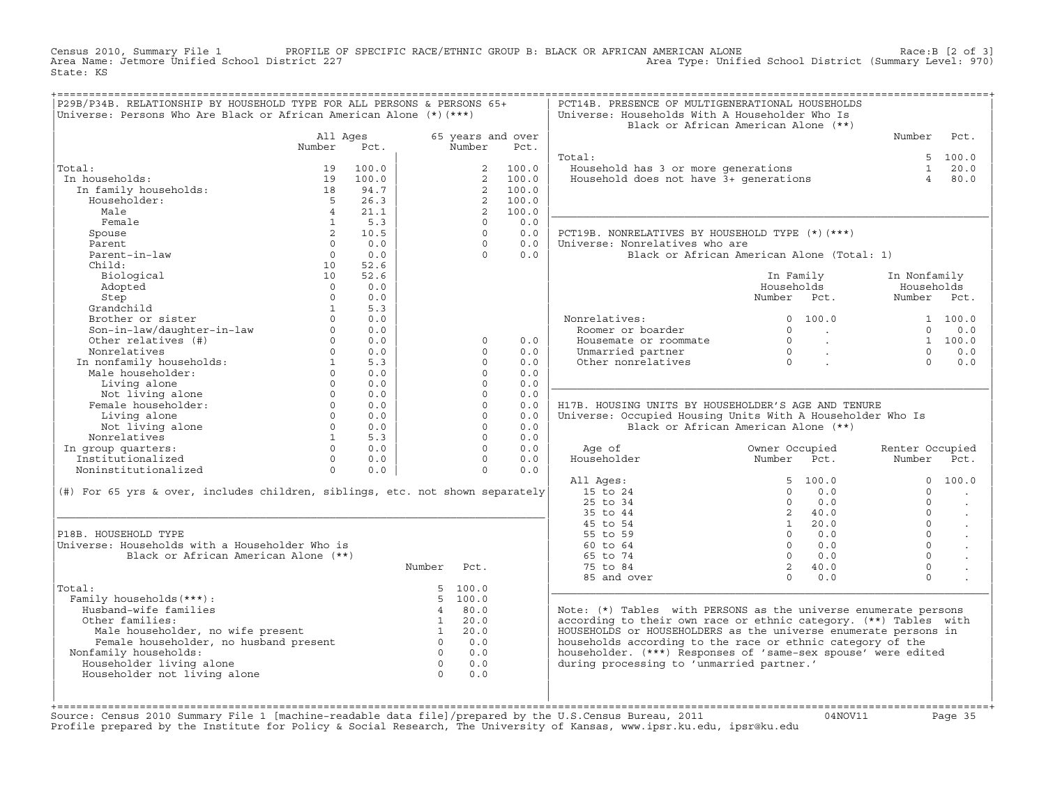Census 2010, Summary File 1 PROFILE OF SPECIFIC RACE/ETHNIC GROUP B: BLACK OR AFRICAN AMERICAN ALONE Race:B [2 of 3]
Area Name: Jetmore Unified School District 227 Area Type: Unified School District (Summary Level: 970)
State: KS

## P29B/P34B. RELATIONSHIP BY HOUSEHOLD TYPE FOR ALL PERSONS & PERSONS 65+

Universe: Persons Who Are Black or African American Alone (*)(***)

| | All Ages Number | All Ages Pct. | 65 years and over Number | 65 years and over Pct. |
|---|---|---|---|---|
| Total: | 19 | 100.0 | 2 | 100.0 |
| In households: | 19 | 100.0 | 2 | 100.0 |
| In family households: | 18 | 94.7 | 2 | 100.0 |
| Householder: | 5 | 26.3 | 2 | 100.0 |
| Male | 4 | 21.1 | 2 | 100.0 |
| Female | 1 | 5.3 | 0 | 0.0 |
| Spouse | 2 | 10.5 | 0 | 0.0 |
| Parent | 0 | 0.0 | 0 | 0.0 |
| Parent-in-law | 0 | 0.0 | 0 | 0.0 |
| Child: | 10 | 52.6 | | |
| Biological | 10 | 52.6 | | |
| Adopted | 0 | 0.0 | | |
| Step | 0 | 0.0 | | |
| Grandchild | 1 | 5.3 | | |
| Brother or sister | 0 | 0.0 | | |
| Son-in-law/daughter-in-law | 0 | 0.0 | | |
| Other relatives (#) | 0 | 0.0 | 0 | 0.0 |
| Nonrelatives | 0 | 0.0 | 0 | 0.0 |
| In nonfamily households: | 1 | 5.3 | 0 | 0.0 |
| Male householder: | 0 | 0.0 | 0 | 0.0 |
| Living alone | 0 | 0.0 | 0 | 0.0 |
| Not living alone | 0 | 0.0 | 0 | 0.0 |
| Female householder: | 0 | 0.0 | 0 | 0.0 |
| Living alone | 0 | 0.0 | 0 | 0.0 |
| Not living alone | 0 | 0.0 | 0 | 0.0 |
| Nonrelatives | 1 | 5.3 | 0 | 0.0 |
| In group quarters: | 0 | 0.0 | 0 | 0.0 |
| Institutionalized | 0 | 0.0 | 0 | 0.0 |
| Noninstitutionalized | 0 | 0.0 | 0 | 0.0 |

(#) For 65 yrs & over, includes children, siblings, etc. not shown separately

## P18B. HOUSEHOLD TYPE

Universe: Households with a Householder Who is Black or African American Alone (**)

| | Number | Pct. |
|---|---|---|
| Total: | 5 | 100.0 |
| Family households(***): | 5 | 100.0 |
| Husband-wife families | 4 | 80.0 |
| Other families: | 1 | 20.0 |
| Male householder, no wife present | 1 | 20.0 |
| Female householder, no husband present | 0 | 0.0 |
| Nonfamily households: | 0 | 0.0 |
| Householder living alone | 0 | 0.0 |
| Householder not living alone | 0 | 0.0 |

## PCT14B. PRESENCE OF MULTIGENERATIONAL HOUSEHOLDS

Universe: Households With A Householder Who Is Black or African American Alone (**)

| | Number | Pct. |
|---|---|---|
| Total: | 5 | 100.0 |
| Household has 3 or more generations | 1 | 20.0 |
| Household does not have 3+ generations | 4 | 80.0 |

## PCT19B. NONRELATIVES BY HOUSEHOLD TYPE (*)(***)

Universe: Nonrelatives who are Black or African American Alone (Total: 1)

| | In Family Households Number | In Family Households Pct. | In Nonfamily Households Number | In Nonfamily Households Pct. |
|---|---|---|---|---|
| Nonrelatives: | 0 | 100.0 | 1 | 100.0 |
| Roomer or boarder | 0 | . | 0 | 0.0 |
| Housemate or roommate | 0 | . | 1 | 100.0 |
| Unmarried partner | 0 | . | 0 | 0.0 |
| Other nonrelatives | 0 | . | 0 | 0.0 |

## H17B. HOUSING UNITS BY HOUSEHOLDER'S AGE AND TENURE

Universe: Occupied Housing Units With A Householder Who Is Black or African American Alone (**)

| Age of Householder | Owner Occupied Number | Owner Occupied Pct. | Renter Occupied Number | Renter Occupied Pct. |
|---|---|---|---|---|
| All Ages: | 5 | 100.0 | 0 | 100.0 |
| 15 to 24 | 0 | 0.0 | 0 | . |
| 25 to 34 | 0 | 0.0 | 0 | . |
| 35 to 44 | 2 | 40.0 | 0 | . |
| 45 to 54 | 1 | 20.0 | 0 | . |
| 55 to 59 | 0 | 0.0 | 0 | . |
| 60 to 64 | 0 | 0.0 | 0 | . |
| 65 to 74 | 0 | 0.0 | 0 | . |
| 75 to 84 | 2 | 40.0 | 0 | . |
| 85 and over | 0 | 0.0 | 0 | . |

Note: (*) Tables with PERSONS as the universe enumerate persons according to their own race or ethnic category. (**) Tables with HOUSEHOLDS or HOUSEHOLDERS as the universe enumerate persons in households according to the race or ethnic category of the householder. (***) Responses of 'same-sex spouse' were edited during processing to 'unmarried partner.'

Source: Census 2010 Summary File 1 [machine-readable data file]/prepared by the U.S.Census Bureau, 2011 04NOV11
Profile prepared by the Institute for Policy & Social Research, The University of Kansas, www.ipsr.ku.edu, ipsr@ku.edu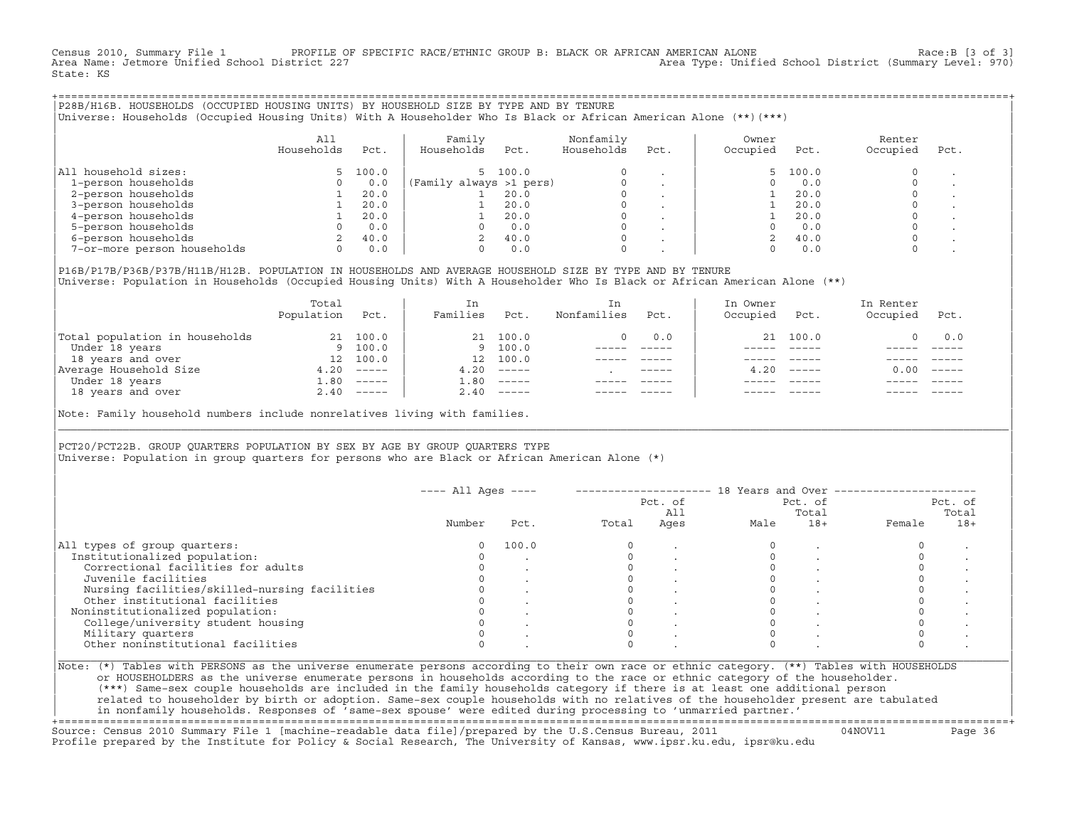Census 2010, Summary File 1 PROFILE OF SPECIFIC RACE/ETHNIC GROUP B: BLACK OR AFRICAN AMERICAN ALONE Race:B [3 of 3]
Area Name: Jetmore Unified School District 227 Area Type: Unified School District (Summary Level: 970)
State: KS

## P28B/H16B. HOUSEHOLDS (OCCUPIED HOUSING UNITS) BY HOUSEHOLD SIZE BY TYPE AND BY TENURE

Universe: Households (Occupied Housing Units) With A Householder Who Is Black or African American Alone (**)(***)

| | All Households | Pct. | Family Households | Pct. | Nonfamily Households | Pct. | Owner Occupied | Pct. | Renter Occupied | Pct. |
|---|---|---|---|---|---|---|---|---|---|---|
| All household sizes: | 5 | 100.0 | 5 | 100.0 | 0 | . | 5 | 100.0 | 0 | . |
| 1-person households | 0 | 0.0 | (Family always >1 pers) | | 0 | . | 0 | 0.0 | 0 | . |
| 2-person households | 1 | 20.0 | 1 | 20.0 | 0 | . | 1 | 20.0 | 0 | . |
| 3-person households | 1 | 20.0 | 1 | 20.0 | 0 | . | 1 | 20.0 | 0 | . |
| 4-person households | 1 | 20.0 | 1 | 20.0 | 0 | . | 1 | 20.0 | 0 | . |
| 5-person households | 0 | 0.0 | 0 | 0.0 | 0 | . | 0 | 0.0 | 0 | . |
| 6-person households | 2 | 40.0 | 2 | 40.0 | 0 | . | 2 | 40.0 | 0 | . |
| 7-or-more person households | 0 | 0.0 | 0 | 0.0 | 0 | . | 0 | 0.0 | 0 | . |

## P16B/P17B/P36B/P37B/H11B/H12B. POPULATION IN HOUSEHOLDS AND AVERAGE HOUSEHOLD SIZE BY TYPE AND BY TENURE

Universe: Population in Households (Occupied Housing Units) With A Householder Who Is Black or African American Alone (**)

| | Total Population | Pct. | In Families | Pct. | In Nonfamilies | Pct. | In Owner Occupied | Pct. | In Renter Occupied | Pct. |
|---|---|---|---|---|---|---|---|---|---|---|
| Total population in households | 21 | 100.0 | 21 | 100.0 | 0 | 0.0 | 21 | 100.0 | 0 | 0.0 |
| Under 18 years | 9 | 100.0 | 9 | 100.0 | ----- | ----- | ----- | ----- | ----- | ----- |
| 18 years and over | 12 | 100.0 | 12 | 100.0 | ----- | ----- | ----- | ----- | ----- | ----- |
| Average Household Size | 4.20 | ----- | 4.20 | ----- | . | ----- | 4.20 | ----- | 0.00 | ----- |
| Under 18 years | 1.80 | ----- | 1.80 | ----- | ----- | ----- | ----- | ----- | ----- | ----- |
| 18 years and over | 2.40 | ----- | 2.40 | ----- | ----- | ----- | ----- | ----- | ----- | ----- |

Note: Family household numbers include nonrelatives living with families.

## PCT20/PCT22B. GROUP QUARTERS POPULATION BY SEX BY AGE BY GROUP QUARTERS TYPE

Universe: Population in group quarters for persons who are Black or African American Alone (*)

| | All Ages | | 18 Years and Over | | | | | |
|---|---|---|---|---|---|---|---|---|
| | Number | Pct. | Total | Pct. of All Ages | Male | Pct. of Total 18+ | Female | Pct. of Total 18+ |
| All types of group quarters: | 0 | 100.0 | 0 | . | 0 | . | 0 | . |
| Institutionalized population: | 0 | . | 0 | . | 0 | . | 0 | . |
| Correctional facilities for adults | 0 | . | 0 | . | 0 | . | 0 | . |
| Juvenile facilities | 0 | . | 0 | . | 0 | . | 0 | . |
| Nursing facilities/skilled-nursing facilities | 0 | . | 0 | . | 0 | . | 0 | . |
| Other institutional facilities | 0 | . | 0 | . | 0 | . | 0 | . |
| Noninstitutionalized population: | 0 | . | 0 | . | 0 | . | 0 | . |
| College/university student housing | 0 | . | 0 | . | 0 | . | 0 | . |
| Military quarters | 0 | . | 0 | . | 0 | . | 0 | . |
| Other noninstitutional facilities | 0 | . | 0 | . | 0 | . | 0 | . |

Note: (*) Tables with PERSONS as the universe enumerate persons according to their own race or ethnic category. (**) Tables with HOUSEHOLDS or HOUSEHOLDERS as the universe enumerate persons in households according to the race or ethnic category of the householder. (***) Same-sex couple households are included in the family households category if there is at least one additional person related to householder by birth or adoption. Same-sex couple households with no relatives of the householder present are tabulated in nonfamily households. Responses of 'same-sex spouse' were edited during processing to 'unmarried partner.'

Source: Census 2010 Summary File 1 [machine-readable data file]/prepared by the U.S.Census Bureau, 2011 04NOV11
Profile prepared by the Institute for Policy & Social Research, The University of Kansas, www.ipsr.ku.edu, ipsr@ku.edu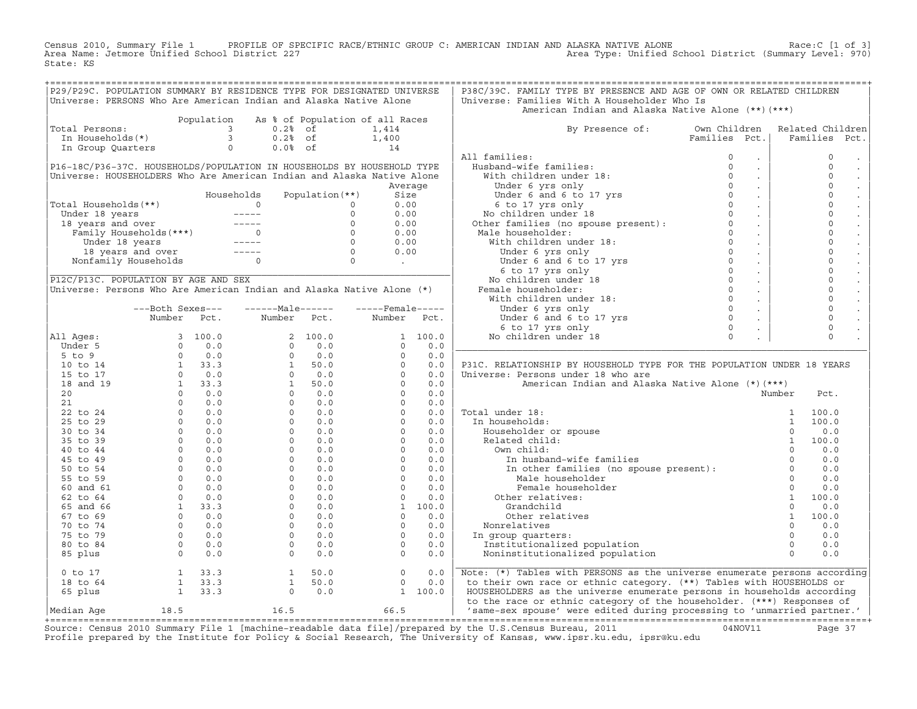Census 2010, Summary File 1 PROFILE OF SPECIFIC RACE/ETHNIC GROUP C: AMERICAN INDIAN AND ALASKA NATIVE ALONE Race:C [1 of 3]
Area Name: Jetmore Unified School District 227 Area Type: Unified School District (Summary Level: 970)
State: KS

## P29/P29C. POPULATION SUMMARY BY RESIDENCE TYPE FOR DESIGNATED UNIVERSE

Universe: PERSONS Who Are American Indian and Alaska Native Alone

| | Population | As % of Population of all Races | |
|---|---|---|---|
| Total Persons: | 3 | 0.2% of | 1,414 |
| In Households(*) | 3 | 0.2% of | 1,400 |
| In Group Quarters | 0 | 0.0% of | 14 |

## P16-18C/P36-37C. HOUSEHOLDS/POPULATION IN HOUSEHOLDS BY HOUSEHOLD TYPE

Universe: HOUSEHOLDERS Who Are American Indian and Alaska Native Alone

| | Households | Population(**) | Average Size |
|---|---|---|---|
| Total Households(**) | 0 | 0 | 0.00 |
| Under 18 years | ----- | 0 | 0.00 |
| 18 years and over | ----- | 0 | 0.00 |
| Family Households(***) | 0 | 0 | 0.00 |
| Under 18 years | ----- | 0 | 0.00 |
| 18 years and over | ----- | 0 | 0.00 |
| Nonfamily Households | 0 | 0 | . |

## P12C/P13C. POPULATION BY AGE AND SEX

Universe: Persons Who Are American Indian and Alaska Native Alone (*)

| | Both Sexes Number | Both Sexes Pct. | Male Number | Male Pct. | Female Number | Female Pct. |
|---|---|---|---|---|---|---|
| All Ages: | 3 | 100.0 | 2 | 100.0 | 1 | 100.0 |
| Under 5 | 0 | 0.0 | 0 | 0.0 | 0 | 0.0 |
| 5 to 9 | 0 | 0.0 | 0 | 0.0 | 0 | 0.0 |
| 10 to 14 | 1 | 33.3 | 1 | 50.0 | 0 | 0.0 |
| 15 to 17 | 0 | 0.0 | 0 | 0.0 | 0 | 0.0 |
| 18 and 19 | 1 | 33.3 | 1 | 50.0 | 0 | 0.0 |
| 20 | 0 | 0.0 | 0 | 0.0 | 0 | 0.0 |
| 21 | 0 | 0.0 | 0 | 0.0 | 0 | 0.0 |
| 22 to 24 | 0 | 0.0 | 0 | 0.0 | 0 | 0.0 |
| 25 to 29 | 0 | 0.0 | 0 | 0.0 | 0 | 0.0 |
| 30 to 34 | 0 | 0.0 | 0 | 0.0 | 0 | 0.0 |
| 35 to 39 | 0 | 0.0 | 0 | 0.0 | 0 | 0.0 |
| 40 to 44 | 0 | 0.0 | 0 | 0.0 | 0 | 0.0 |
| 45 to 49 | 0 | 0.0 | 0 | 0.0 | 0 | 0.0 |
| 50 to 54 | 0 | 0.0 | 0 | 0.0 | 0 | 0.0 |
| 55 to 59 | 0 | 0.0 | 0 | 0.0 | 0 | 0.0 |
| 60 and 61 | 0 | 0.0 | 0 | 0.0 | 0 | 0.0 |
| 62 to 64 | 0 | 0.0 | 0 | 0.0 | 0 | 0.0 |
| 65 and 66 | 1 | 33.3 | 0 | 0.0 | 1 | 100.0 |
| 67 to 69 | 0 | 0.0 | 0 | 0.0 | 0 | 0.0 |
| 70 to 74 | 0 | 0.0 | 0 | 0.0 | 0 | 0.0 |
| 75 to 79 | 0 | 0.0 | 0 | 0.0 | 0 | 0.0 |
| 80 to 84 | 0 | 0.0 | 0 | 0.0 | 0 | 0.0 |
| 85 plus | 0 | 0.0 | 0 | 0.0 | 0 | 0.0 |
| 0 to 17 | 1 | 33.3 | 1 | 50.0 | 0 | 0.0 |
| 18 to 64 | 1 | 33.3 | 1 | 50.0 | 0 | 0.0 |
| 65 plus | 1 | 33.3 | 0 | 0.0 | 1 | 100.0 |
| Median Age | 18.5 | | 16.5 | | 66.5 | |

## P38C/39C. FAMILY TYPE BY PRESENCE AND AGE OF OWN OR RELATED CHILDREN

Universe: Families With A Householder Who Is American Indian and Alaska Native Alone (**)(***)

| By Presence of: | Own Children Families | Own Children Pct. | Related Children Families | Related Children Pct. |
|---|---|---|---|---|
| All families: | 0 | . | 0 | . |
| Husband-wife families: | 0 | . | 0 | . |
| With children under 18: | 0 | . | 0 | . |
| Under 6 yrs only | 0 | . | 0 | . |
| Under 6 and 6 to 17 yrs | 0 | . | 0 | . |
| 6 to 17 yrs only | 0 | . | 0 | . |
| No children under 18 | 0 | . | 0 | . |
| Other families (no spouse present): | 0 | . | 0 | . |
| Male householder: | 0 | . | 0 | . |
| With children under 18: | 0 | . | 0 | . |
| Under 6 yrs only | 0 | . | 0 | . |
| Under 6 and 6 to 17 yrs | 0 | . | 0 | . |
| 6 to 17 yrs only | 0 | . | 0 | . |
| No children under 18 | 0 | . | 0 | . |
| Female householder: | 0 | . | 0 | . |
| With children under 18: | 0 | . | 0 | . |
| Under 6 yrs only | 0 | . | 0 | . |
| Under 6 and 6 to 17 yrs | 0 | . | 0 | . |
| 6 to 17 yrs only | 0 | . | 0 | . |
| No children under 18 | 0 | . | 0 | . |

## P31C. RELATIONSHIP BY HOUSEHOLD TYPE FOR THE POPULATION UNDER 18 YEARS

Universe: Persons under 18 who are American Indian and Alaska Native Alone (*)(***)

| | Number | Pct. |
|---|---|---|
| Total under 18: | 1 | 100.0 |
| In households: | 1 | 100.0 |
| Householder or spouse | 0 | 0.0 |
| Related child: | 1 | 100.0 |
| Own child: | 0 | 0.0 |
| In husband-wife families | 0 | 0.0 |
| In other families (no spouse present): | 0 | 0.0 |
| Male householder | 0 | 0.0 |
| Female householder | 0 | 0.0 |
| Other relatives: | 1 | 100.0 |
| Grandchild | 0 | 0.0 |
| Other relatives | 1 | 100.0 |
| Nonrelatives | 0 | 0.0 |
| In group quarters: | 0 | 0.0 |
| Institutionalized population | 0 | 0.0 |
| Noninstitutionalized population | 0 | 0.0 |

Note: (*) Tables with PERSONS as the universe enumerate persons according to their own race or ethnic category. (**) Tables with HOUSEHOLDS or HOUSEHOLDERS as the universe enumerate persons in households according to the race or ethnic category of the householder. (***) Responses of 'same-sex spouse' were edited during processing to 'unmarried partner.'

Source: Census 2010 Summary File 1 [machine-readable data file]/prepared by the U.S.Census Bureau, 2011 04NOV11
Profile prepared by the Institute for Policy & Social Research, The University of Kansas, www.ipsr.ku.edu, ipsr@ku.edu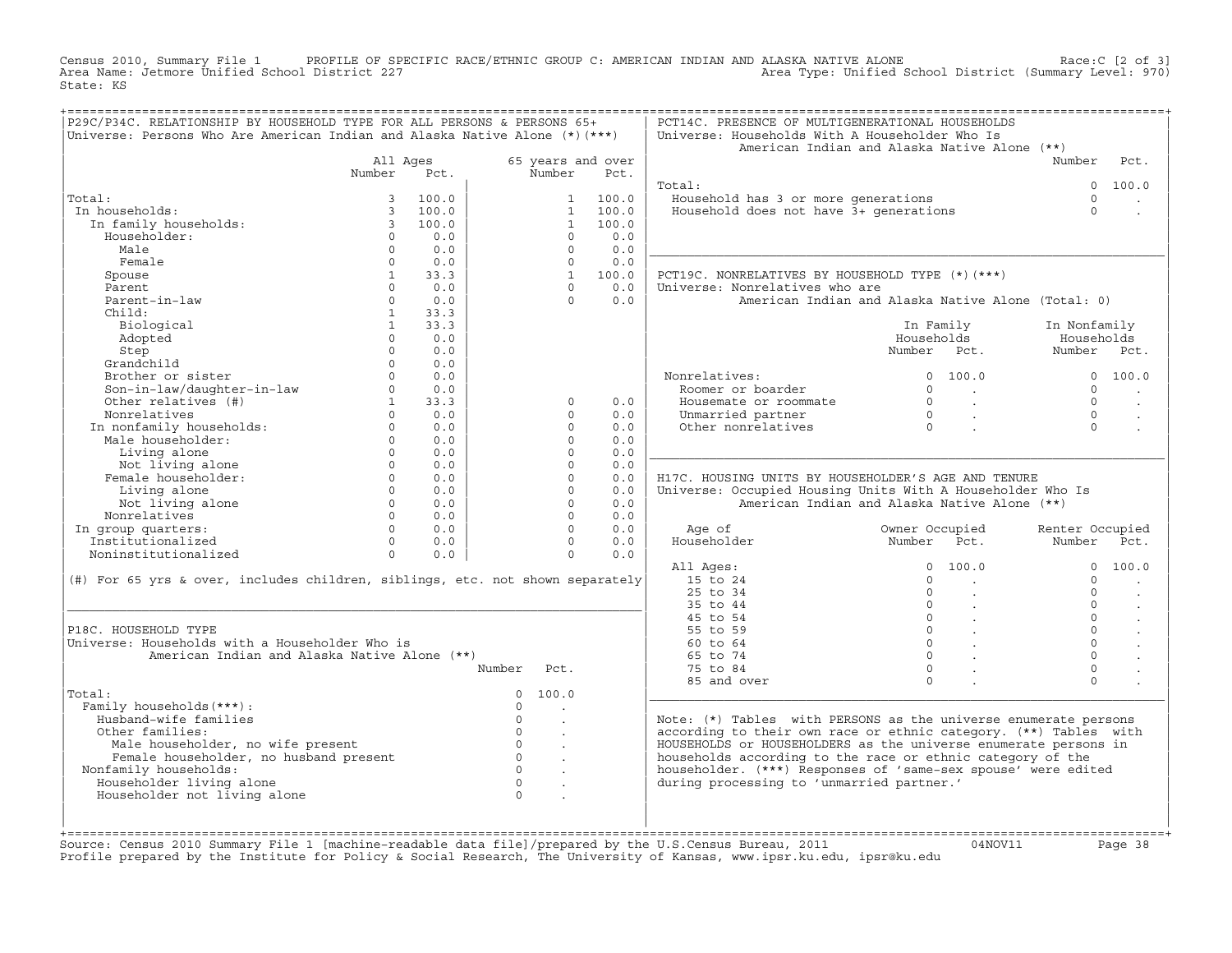Census 2010, Summary File 1 PROFILE OF SPECIFIC RACE/ETHNIC GROUP C: AMERICAN INDIAN AND ALASKA NATIVE ALONE Race:C [2 of 3]
Area Name: Jetmore Unified School District 227 Area Type: Unified School District (Summary Level: 970)
State: KS

## P29C/P34C. RELATIONSHIP BY HOUSEHOLD TYPE FOR ALL PERSONS & PERSONS 65+

Universe: Persons Who Are American Indian and Alaska Native Alone (*)(***)

| | All Ages Number | All Ages Pct. | 65 years and over Number | 65 years and over Pct. |
|---|---|---|---|---|
| Total: | 3 | 100.0 | 1 | 100.0 |
| In households: | 3 | 100.0 | 1 | 100.0 |
| In family households: | 3 | 100.0 | 1 | 100.0 |
| Householder: | 0 | 0.0 | 0 | 0.0 |
| Male | 0 | 0.0 | 0 | 0.0 |
| Female | 0 | 0.0 | 0 | 0.0 |
| Spouse | 1 | 33.3 | 1 | 100.0 |
| Parent | 0 | 0.0 | 0 | 0.0 |
| Parent-in-law | 0 | 0.0 | 0 | 0.0 |
| Child: | 1 | 33.3 | | |
| Biological | 1 | 33.3 | | |
| Adopted | 0 | 0.0 | | |
| Step | 0 | 0.0 | | |
| Grandchild | 0 | 0.0 | | |
| Brother or sister | 0 | 0.0 | | |
| Son-in-law/daughter-in-law | 0 | 0.0 | | |
| Other relatives (#) | 1 | 33.3 | 0 | 0.0 |
| Nonrelatives | 0 | 0.0 | 0 | 0.0 |
| In nonfamily households: | 0 | 0.0 | 0 | 0.0 |
| Male householder: | 0 | 0.0 | 0 | 0.0 |
| Living alone | 0 | 0.0 | 0 | 0.0 |
| Not living alone | 0 | 0.0 | 0 | 0.0 |
| Female householder: | 0 | 0.0 | 0 | 0.0 |
| Living alone | 0 | 0.0 | 0 | 0.0 |
| Not living alone | 0 | 0.0 | 0 | 0.0 |
| Nonrelatives | 0 | 0.0 | 0 | 0.0 |
| In group quarters: | 0 | 0.0 | 0 | 0.0 |
| Institutionalized | 0 | 0.0 | 0 | 0.0 |
| Noninstitutionalized | 0 | 0.0 | 0 | 0.0 |

(#) For 65 yrs & over, includes children, siblings, etc. not shown separately

## P18C. HOUSEHOLD TYPE

Universe: Households with a Householder Who is American Indian and Alaska Native Alone (**)

| | Number | Pct. |
|---|---|---|
| Total: | 0 | 100.0 |
| Family households(***): | 0 | . |
| Husband-wife families | 0 | . |
| Other families: | 0 | . |
| Male householder, no wife present | 0 | . |
| Female householder, no husband present | 0 | . |
| Nonfamily households: | 0 | . |
| Householder living alone | 0 | . |
| Householder not living alone | 0 | . |

## PCT14C. PRESENCE OF MULTIGENERATIONAL HOUSEHOLDS

Universe: Households With A Householder Who Is American Indian and Alaska Native Alone (**)

| | Number | Pct. |
|---|---|---|
| Total: | 0 | 100.0 |
| Household has 3 or more generations | 0 | . |
| Household does not have 3+ generations | 0 | . |

## PCT19C. NONRELATIVES BY HOUSEHOLD TYPE (*)(***)

Universe: Nonrelatives who are American Indian and Alaska Native Alone (Total: 0)

| | In Family Households Number | In Family Households Pct. | In Nonfamily Households Number | In Nonfamily Households Pct. |
|---|---|---|---|---|
| Nonrelatives: | 0 | 100.0 | 0 | 100.0 |
| Roomer or boarder | 0 | . | 0 | . |
| Housemate or roommate | 0 | . | 0 | . |
| Unmarried partner | 0 | . | 0 | . |
| Other nonrelatives | 0 | . | 0 | . |

## H17C. HOUSING UNITS BY HOUSEHOLDER'S AGE AND TENURE

Universe: Occupied Housing Units With A Householder Who Is American Indian and Alaska Native Alone (**)

| Age of Householder | Owner Occupied Number | Owner Occupied Pct. | Renter Occupied Number | Renter Occupied Pct. |
|---|---|---|---|---|
| All Ages: | 0 | 100.0 | 0 | 100.0 |
| 15 to 24 | 0 | . | 0 | . |
| 25 to 34 | 0 | . | 0 | . |
| 35 to 44 | 0 | . | 0 | . |
| 45 to 54 | 0 | . | 0 | . |
| 55 to 59 | 0 | . | 0 | . |
| 60 to 64 | 0 | . | 0 | . |
| 65 to 74 | 0 | . | 0 | . |
| 75 to 84 | 0 | . | 0 | . |
| 85 and over | 0 | . | 0 | . |

Note: (*) Tables with PERSONS as the universe enumerate persons according to their own race or ethnic category. (**) Tables with HOUSEHOLDS or HOUSEHOLDERS as the universe enumerate persons in households according to the race or ethnic category of the householder. (***) Responses of 'same-sex spouse' were edited during processing to 'unmarried partner.'

Source: Census 2010 Summary File 1 [machine-readable data file]/prepared by the U.S.Census Bureau, 2011 04NOV11
Profile prepared by the Institute for Policy & Social Research, The University of Kansas, www.ipsr.ku.edu, ipsr@ku.edu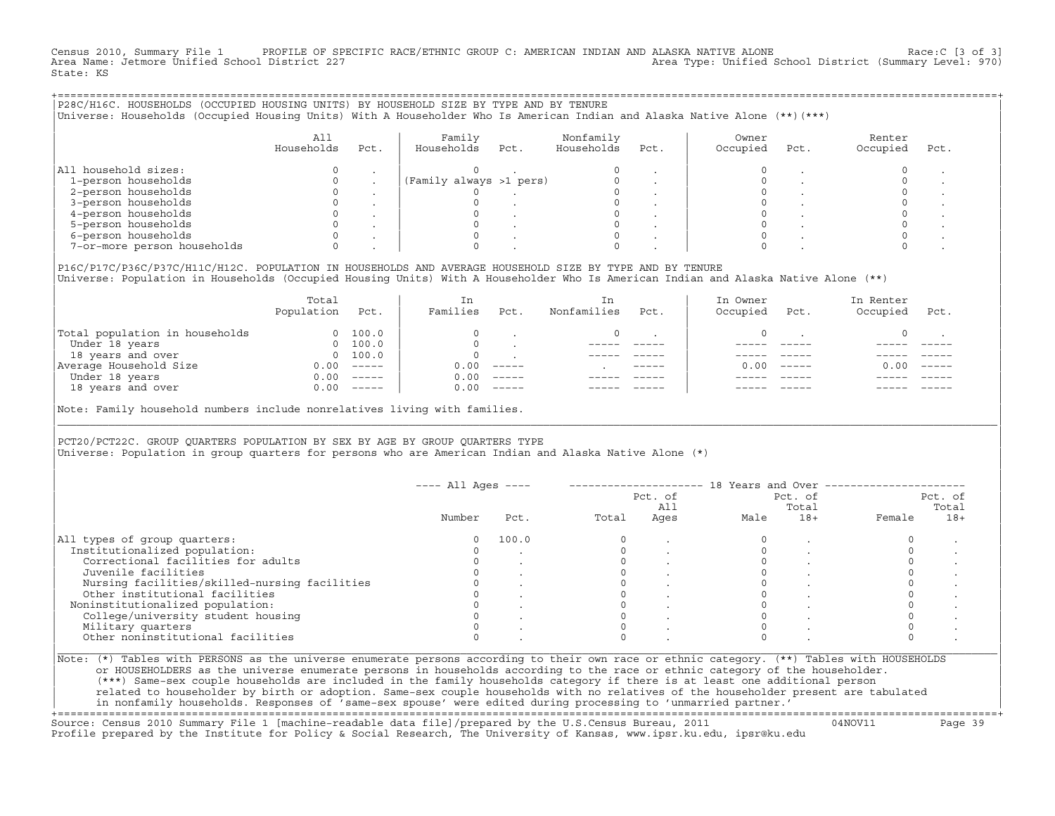Census 2010, Summary File 1 PROFILE OF SPECIFIC RACE/ETHNIC GROUP C: AMERICAN INDIAN AND ALASKA NATIVE ALONE Race:C [3 of 3]
Area Name: Jetmore Unified School District 227 Area Type: Unified School District (Summary Level: 970)
State: KS

## P28C/H16C. HOUSEHOLDS (OCCUPIED HOUSING UNITS) BY HOUSEHOLD SIZE BY TYPE AND BY TENURE

Universe: Households (Occupied Housing Units) With A Householder Who Is American Indian and Alaska Native Alone (**)(***)

| | All Households | Pct. | Family Households | Pct. | Nonfamily Households | Pct. | Owner Occupied | Pct. | Renter Occupied | Pct. |
|---|---|---|---|---|---|---|---|---|---|---|
| All household sizes: | 0 | . | 0 | . | 0 | . | 0 | . | 0 | . |
| 1-person households | 0 | . | (Family always >1 pers) | | 0 | . | 0 | . | 0 | . |
| 2-person households | 0 | . | 0 | . | 0 | . | 0 | . | 0 | . |
| 3-person households | 0 | . | 0 | . | 0 | . | 0 | . | 0 | . |
| 4-person households | 0 | . | 0 | . | 0 | . | 0 | . | 0 | . |
| 5-person households | 0 | . | 0 | . | 0 | . | 0 | . | 0 | . |
| 6-person households | 0 | . | 0 | . | 0 | . | 0 | . | 0 | . |
| 7-or-more person households | 0 | . | 0 | . | 0 | . | 0 | . | 0 | . |

## P16C/P17C/P36C/P37C/H11C/H12C. POPULATION IN HOUSEHOLDS AND AVERAGE HOUSEHOLD SIZE BY TYPE AND BY TENURE

Universe: Population in Households (Occupied Housing Units) With A Householder Who Is American Indian and Alaska Native Alone (**)

| | Total Population | Pct. | In Families | Pct. | In Nonfamilies | Pct. | In Owner Occupied | Pct. | In Renter Occupied | Pct. |
|---|---|---|---|---|---|---|---|---|---|---|
| Total population in households | 0 | 100.0 | 0 | . | 0 | . | 0 | . | 0 | . |
| Under 18 years | 0 | 100.0 | 0 | . | ----- | ----- | ----- | ----- | ----- | ----- |
| 18 years and over | 0 | 100.0 | 0 | . | ----- | ----- | ----- | ----- | ----- | ----- |
| Average Household Size | 0.00 | ----- | 0.00 | ----- | . | ----- | 0.00 | ----- | 0.00 | ----- |
| Under 18 years | 0.00 | ----- | 0.00 | ----- | ----- | ----- | ----- | ----- | ----- | ----- |
| 18 years and over | 0.00 | ----- | 0.00 | ----- | ----- | ----- | ----- | ----- | ----- | ----- |

Note: Family household numbers include nonrelatives living with families.

## PCT20/PCT22C. GROUP QUARTERS POPULATION BY SEX BY AGE BY GROUP QUARTERS TYPE

Universe: Population in group quarters for persons who are American Indian and Alaska Native Alone (*)

| | All Ages | | 18 Years and Over | | | | | |
|---|---|---|---|---|---|---|---|---|
| | Number | Pct. | Total | Pct. of All Ages | Male | Pct. of Total 18+ | Female | Pct. of Total 18+ |
| All types of group quarters: | 0 | 100.0 | 0 | . | 0 | . | 0 | . |
| Institutionalized population: | 0 | . | 0 | . | 0 | . | 0 | . |
| Correctional facilities for adults | 0 | . | 0 | . | 0 | . | 0 | . |
| Juvenile facilities | 0 | . | 0 | . | 0 | . | 0 | . |
| Nursing facilities/skilled-nursing facilities | 0 | . | 0 | . | 0 | . | 0 | . |
| Other institutional facilities | 0 | . | 0 | . | 0 | . | 0 | . |
| Noninstitutionalized population: | 0 | . | 0 | . | 0 | . | 0 | . |
| College/university student housing | 0 | . | 0 | . | 0 | . | 0 | . |
| Military quarters | 0 | . | 0 | . | 0 | . | 0 | . |
| Other noninstitutional facilities | 0 | . | 0 | . | 0 | . | 0 | . |

Note: (*) Tables with PERSONS as the universe enumerate persons according to their own race or ethnic category. (**) Tables with HOUSEHOLDS or HOUSEHOLDERS as the universe enumerate persons in households according to the race or ethnic category of the householder. (***) Same-sex couple households are included in the family households category if there is at least one additional person related to householder by birth or adoption. Same-sex couple households with no relatives of the householder present are tabulated in nonfamily households. Responses of 'same-sex spouse' were edited during processing to 'unmarried partner.'

Source: Census 2010 Summary File 1 [machine-readable data file]/prepared by the U.S.Census Bureau, 2011 04NOV11
Profile prepared by the Institute for Policy & Social Research, The University of Kansas, www.ipsr.ku.edu, ipsr@ku.edu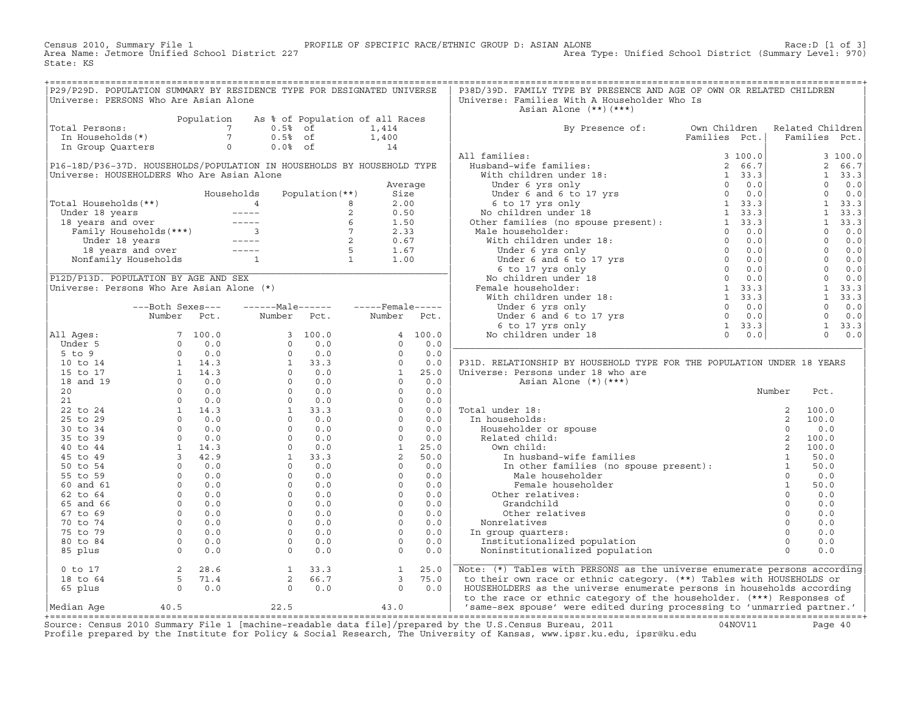Census 2010, Summary File 1 — PROFILE OF SPECIFIC RACE/ETHNIC GROUP D: ASIAN ALONE — Race:D [1 of 3]
Area Name: Jetmore Unified School District 227 — Area Type: Unified School District (Summary Level: 970)
State: KS

## P29/P29D. POPULATION SUMMARY BY RESIDENCE TYPE FOR DESIGNATED UNIVERSE

Universe: PERSONS Who Are Asian Alone

| | Population | As % of Population of all Races | |
|---|---|---|---|
| Total Persons: | 7 | 0.5% of | 1,414 |
| In Households(*) | 7 | 0.5% of | 1,400 |
| In Group Quarters | 0 | 0.0% of | 14 |

## P16-18D/P36-37D. HOUSEHOLDS/POPULATION IN HOUSEHOLDS BY HOUSEHOLD TYPE

Universe: HOUSEHOLDERS Who Are Asian Alone

| | Households | Population(**) | Average Size |
|---|---|---|---|
| Total Households(**) | 4 | 8 | 2.00 |
| Under 18 years | ----- | 2 | 0.50 |
| 18 years and over | ----- | 6 | 1.50 |
| Family Households(***) | 3 | 7 | 2.33 |
| Under 18 years | ----- | 2 | 0.67 |
| 18 years and over | ----- | 5 | 1.67 |
| Nonfamily Households | 1 | 1 | 1.00 |

## P12D/P13D. POPULATION BY AGE AND SEX

Universe: Persons Who Are Asian Alone (*)

| | Both Sexes Number | Both Sexes Pct. | Male Number | Male Pct. | Female Number | Female Pct. |
|---|---|---|---|---|---|---|
| All Ages: | 7 | 100.0 | 3 | 100.0 | 4 | 100.0 |
| Under 5 | 0 | 0.0 | 0 | 0.0 | 0 | 0.0 |
| 5 to 9 | 0 | 0.0 | 0 | 0.0 | 0 | 0.0 |
| 10 to 14 | 1 | 14.3 | 1 | 33.3 | 0 | 0.0 |
| 15 to 17 | 1 | 14.3 | 0 | 0.0 | 1 | 25.0 |
| 18 and 19 | 0 | 0.0 | 0 | 0.0 | 0 | 0.0 |
| 20 | 0 | 0.0 | 0 | 0.0 | 0 | 0.0 |
| 21 | 0 | 0.0 | 0 | 0.0 | 0 | 0.0 |
| 22 to 24 | 1 | 14.3 | 1 | 33.3 | 0 | 0.0 |
| 25 to 29 | 0 | 0.0 | 0 | 0.0 | 0 | 0.0 |
| 30 to 34 | 0 | 0.0 | 0 | 0.0 | 0 | 0.0 |
| 35 to 39 | 0 | 0.0 | 0 | 0.0 | 0 | 0.0 |
| 40 to 44 | 1 | 14.3 | 0 | 0.0 | 1 | 25.0 |
| 45 to 49 | 3 | 42.9 | 1 | 33.3 | 2 | 50.0 |
| 50 to 54 | 0 | 0.0 | 0 | 0.0 | 0 | 0.0 |
| 55 to 59 | 0 | 0.0 | 0 | 0.0 | 0 | 0.0 |
| 60 and 61 | 0 | 0.0 | 0 | 0.0 | 0 | 0.0 |
| 62 to 64 | 0 | 0.0 | 0 | 0.0 | 0 | 0.0 |
| 65 and 66 | 0 | 0.0 | 0 | 0.0 | 0 | 0.0 |
| 67 to 69 | 0 | 0.0 | 0 | 0.0 | 0 | 0.0 |
| 70 to 74 | 0 | 0.0 | 0 | 0.0 | 0 | 0.0 |
| 75 to 79 | 0 | 0.0 | 0 | 0.0 | 0 | 0.0 |
| 80 to 84 | 0 | 0.0 | 0 | 0.0 | 0 | 0.0 |
| 85 plus | 0 | 0.0 | 0 | 0.0 | 0 | 0.0 |
| 0 to 17 | 2 | 28.6 | 1 | 33.3 | 1 | 25.0 |
| 18 to 64 | 5 | 71.4 | 2 | 66.7 | 3 | 75.0 |
| 65 plus | 0 | 0.0 | 0 | 0.0 | 0 | 0.0 |
| Median Age | 40.5 | | 22.5 | | 43.0 | |

## P38D/39D. FAMILY TYPE BY PRESENCE AND AGE OF OWN OR RELATED CHILDREN

Universe: Families With A Householder Who Is Asian Alone (**)(***)

| By Presence of: | Own Children Families | Own Children Pct. | Related Children Families | Related Children Pct. |
|---|---|---|---|---|
| All families: | 3 | 100.0 | 3 | 100.0 |
| Husband-wife families: | 2 | 66.7 | 2 | 66.7 |
| With children under 18: | 1 | 33.3 | 1 | 33.3 |
| Under 6 yrs only | 0 | 0.0 | 0 | 0.0 |
| Under 6 and 6 to 17 yrs | 0 | 0.0 | 0 | 0.0 |
| 6 to 17 yrs only | 1 | 33.3 | 1 | 33.3 |
| No children under 18 | 1 | 33.3 | 1 | 33.3 |
| Other families (no spouse present): | 1 | 33.3 | 1 | 33.3 |
| Male householder: | 0 | 0.0 | 0 | 0.0 |
| With children under 18: | 0 | 0.0 | 0 | 0.0 |
| Under 6 yrs only | 0 | 0.0 | 0 | 0.0 |
| Under 6 and 6 to 17 yrs | 0 | 0.0 | 0 | 0.0 |
| 6 to 17 yrs only | 0 | 0.0 | 0 | 0.0 |
| No children under 18 | 0 | 0.0 | 0 | 0.0 |
| Female householder: | 1 | 33.3 | 1 | 33.3 |
| With children under 18: | 1 | 33.3 | 1 | 33.3 |
| Under 6 yrs only | 0 | 0.0 | 0 | 0.0 |
| Under 6 and 6 to 17 yrs | 0 | 0.0 | 0 | 0.0 |
| 6 to 17 yrs only | 1 | 33.3 | 1 | 33.3 |
| No children under 18 | 0 | 0.0 | 0 | 0.0 |

## P31D. RELATIONSHIP BY HOUSEHOLD TYPE FOR THE POPULATION UNDER 18 YEARS

Universe: Persons under 18 who are Asian Alone (*)(***)

| | Number | Pct. |
|---|---|---|
| Total under 18: | 2 | 100.0 |
| In households: | 2 | 100.0 |
| Householder or spouse | 0 | 0.0 |
| Related child: | 2 | 100.0 |
| Own child: | 2 | 100.0 |
| In husband-wife families | 1 | 50.0 |
| In other families (no spouse present): | 1 | 50.0 |
| Male householder | 0 | 0.0 |
| Female householder | 1 | 50.0 |
| Other relatives: | 0 | 0.0 |
| Grandchild | 0 | 0.0 |
| Other relatives | 0 | 0.0 |
| Nonrelatives | 0 | 0.0 |
| In group quarters: | 0 | 0.0 |
| Institutionalized population | 0 | 0.0 |
| Noninstitutionalized population | 0 | 0.0 |

Note: (*) Tables with PERSONS as the universe enumerate persons according to their own race or ethnic category. (**) Tables with HOUSEHOLDS or HOUSEHOLDERS as the universe enumerate persons in households according to the race or ethnic category of the householder. (***) Responses of 'same-sex spouse' were edited during processing to 'unmarried partner.'

Source: Census 2010 Summary File 1 [machine-readable data file]/prepared by the U.S.Census Bureau, 2011 04NOV11
Profile prepared by the Institute for Policy & Social Research, The University of Kansas, www.ipsr.ku.edu, ipsr@ku.edu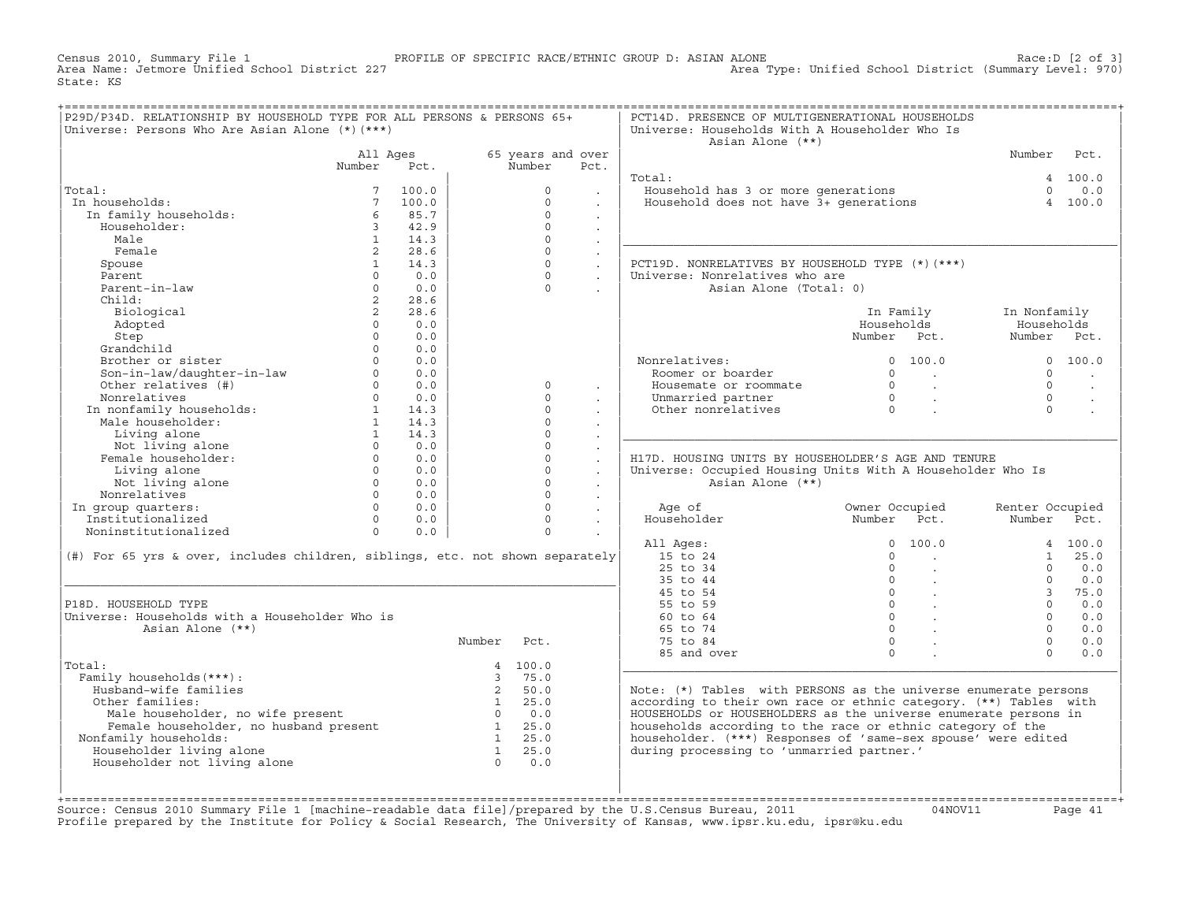Census 2010, Summary File 1 — PROFILE OF SPECIFIC RACE/ETHNIC GROUP D: ASIAN ALONE — Race:D [2 of 3]
Area Name: Jetmore Unified School District 227 — Area Type: Unified School District (Summary Level: 970)
State: KS

## P29D/P34D. RELATIONSHIP BY HOUSEHOLD TYPE FOR ALL PERSONS & PERSONS 65+
Universe: Persons Who Are Asian Alone (*)(***)

| | All Ages Number | All Ages Pct. | 65 years and over Number | 65 years and over Pct. |
|---|---|---|---|---|
| Total: | 7 | 100.0 | 0 | . |
| In households: | 7 | 100.0 | 0 | . |
| In family households: | 6 | 85.7 | 0 | . |
| Householder: | 3 | 42.9 | 0 | . |
| Male | 1 | 14.3 | 0 | . |
| Female | 2 | 28.6 | 0 | . |
| Spouse | 1 | 14.3 | 0 | . |
| Parent | 0 | 0.0 | 0 | . |
| Parent-in-law | 0 | 0.0 | 0 | . |
| Child: | 2 | 28.6 | | |
| Biological | 2 | 28.6 | | |
| Adopted | 0 | 0.0 | | |
| Step | 0 | 0.0 | | |
| Grandchild | 0 | 0.0 | | |
| Brother or sister | 0 | 0.0 | | |
| Son-in-law/daughter-in-law | 0 | 0.0 | | |
| Other relatives (#) | 0 | 0.0 | 0 | . |
| Nonrelatives | 0 | 0.0 | 0 | . |
| In nonfamily households: | 1 | 14.3 | 0 | . |
| Male householder: | 1 | 14.3 | 0 | . |
| Living alone | 1 | 14.3 | 0 | . |
| Not living alone | 0 | 0.0 | 0 | . |
| Female householder: | 0 | 0.0 | 0 | . |
| Living alone | 0 | 0.0 | 0 | . |
| Not living alone | 0 | 0.0 | 0 | . |
| Nonrelatives | 0 | 0.0 | 0 | . |
| In group quarters: | 0 | 0.0 | 0 | . |
| Institutionalized | 0 | 0.0 | 0 | . |
| Noninstitutionalized | 0 | 0.0 | 0 | . |

(#) For 65 yrs & over, includes children, siblings, etc. not shown separately

## P18D. HOUSEHOLD TYPE
Universe: Households with a Householder Who is Asian Alone (**)

| | Number | Pct. |
|---|---|---|
| Total: | 4 | 100.0 |
| Family households(***): | 3 | 75.0 |
| Husband-wife families | 2 | 50.0 |
| Other families: | 1 | 25.0 |
| Male householder, no wife present | 0 | 0.0 |
| Female householder, no husband present | 1 | 25.0 |
| Nonfamily households: | 1 | 25.0 |
| Householder living alone | 1 | 25.0 |
| Householder not living alone | 0 | 0.0 |

## PCT14D. PRESENCE OF MULTIGENERATIONAL HOUSEHOLDS
Universe: Households With A Householder Who Is Asian Alone (**)

| | Number | Pct. |
|---|---|---|
| Total: | 4 | 100.0 |
| Household has 3 or more generations | 0 | 0.0 |
| Household does not have 3+ generations | 4 | 100.0 |

## PCT19D. NONRELATIVES BY HOUSEHOLD TYPE (*)(***)
Universe: Nonrelatives who are Asian Alone (Total: 0)

| | In Family Households Number | In Family Households Pct. | In Nonfamily Households Number | In Nonfamily Households Pct. |
|---|---|---|---|---|
| Nonrelatives: | 0 | 100.0 | 0 | 100.0 |
| Roomer or boarder | 0 | . | 0 | . |
| Housemate or roommate | 0 | . | 0 | . |
| Unmarried partner | 0 | . | 0 | . |
| Other nonrelatives | 0 | . | 0 | . |

## H17D. HOUSING UNITS BY HOUSEHOLDER'S AGE AND TENURE
Universe: Occupied Housing Units With A Householder Who Is Asian Alone (**)

| Age of Householder | Owner Occupied Number | Owner Occupied Pct. | Renter Occupied Number | Renter Occupied Pct. |
|---|---|---|---|---|
| All Ages: | 0 | 100.0 | 4 | 100.0 |
| 15 to 24 | 0 | . | 1 | 25.0 |
| 25 to 34 | 0 | . | 0 | 0.0 |
| 35 to 44 | 0 | . | 0 | 0.0 |
| 45 to 54 | 0 | . | 3 | 75.0 |
| 55 to 59 | 0 | . | 0 | 0.0 |
| 60 to 64 | 0 | . | 0 | 0.0 |
| 65 to 74 | 0 | . | 0 | 0.0 |
| 75 to 84 | 0 | . | 0 | 0.0 |
| 85 and over | 0 | . | 0 | 0.0 |

Note: (*) Tables with PERSONS as the universe enumerate persons according to their own race or ethnic category. (**) Tables with HOUSEHOLDS or HOUSEHOLDERS as the universe enumerate persons in households according to the race or ethnic category of the householder. (***) Responses of 'same-sex spouse' were edited during processing to 'unmarried partner.'

Source: Census 2010 Summary File 1 [machine-readable data file]/prepared by the U.S.Census Bureau, 2011 04NOV11
Profile prepared by the Institute for Policy & Social Research, The University of Kansas, www.ipsr.ku.edu, ipsr@ku.edu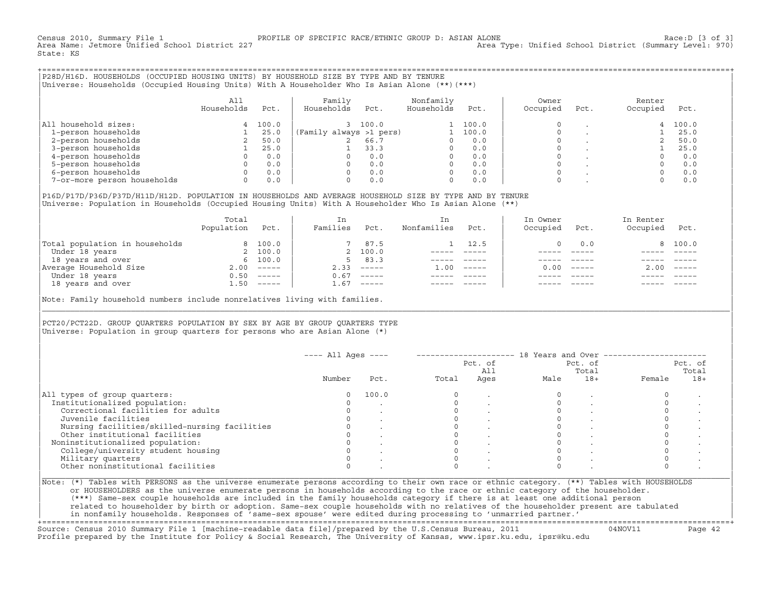Census 2010, Summary File 1 — PROFILE OF SPECIFIC RACE/ETHNIC GROUP D: ASIAN ALONE — Race:D [3 of 3]
Area Name: Jetmore Unified School District 227 — Area Type: Unified School District (Summary Level: 970)
State: KS

## P28D/H16D. HOUSEHOLDS (OCCUPIED HOUSING UNITS) BY HOUSEHOLD SIZE BY TYPE AND BY TENURE

Universe: Households (Occupied Housing Units) With A Householder Who Is Asian Alone (**)(***)

| | All Households | Pct. | Family Households | Pct. | Nonfamily Households | Pct. | Owner Occupied | Pct. | Renter Occupied | Pct. |
|---|---|---|---|---|---|---|---|---|---|---|
| All household sizes: | 4 | 100.0 | 3 | 100.0 | 1 | 100.0 | 0 | . | 4 | 100.0 |
| 1-person households | 1 | 25.0 | (Family always >1 pers) | | 1 | 100.0 | 0 | . | 1 | 25.0 |
| 2-person households | 2 | 50.0 | 2 | 66.7 | 0 | 0.0 | 0 | . | 2 | 50.0 |
| 3-person households | 1 | 25.0 | 1 | 33.3 | 0 | 0.0 | 0 | . | 1 | 25.0 |
| 4-person households | 0 | 0.0 | 0 | 0.0 | 0 | 0.0 | 0 | . | 0 | 0.0 |
| 5-person households | 0 | 0.0 | 0 | 0.0 | 0 | 0.0 | 0 | . | 0 | 0.0 |
| 6-person households | 0 | 0.0 | 0 | 0.0 | 0 | 0.0 | 0 | . | 0 | 0.0 |
| 7-or-more person households | 0 | 0.0 | 0 | 0.0 | 0 | 0.0 | 0 | . | 0 | 0.0 |

## P16D/P17D/P36D/P37D/H11D/H12D. POPULATION IN HOUSEHOLDS AND AVERAGE HOUSEHOLD SIZE BY TYPE AND BY TENURE

Universe: Population in Households (Occupied Housing Units) With A Householder Who Is Asian Alone (**)

| | Total Population | Pct. | In Families | Pct. | In Nonfamilies | Pct. | In Owner Occupied | Pct. | In Renter Occupied | Pct. |
|---|---|---|---|---|---|---|---|---|---|---|
| Total population in households | 8 | 100.0 | 7 | 87.5 | 1 | 12.5 | 0 | 0.0 | 8 | 100.0 |
| Under 18 years | 2 | 100.0 | 2 | 100.0 | ----- | ----- | ----- | ----- | ----- | ----- |
| 18 years and over | 6 | 100.0 | 5 | 83.3 | ----- | ----- | ----- | ----- | ----- | ----- |
| Average Household Size | 2.00 | ----- | 2.33 | ----- | 1.00 | ----- | 0.00 | ----- | 2.00 | ----- |
| Under 18 years | 0.50 | ----- | 0.67 | ----- | ----- | ----- | ----- | ----- | ----- | ----- |
| 18 years and over | 1.50 | ----- | 1.67 | ----- | ----- | ----- | ----- | ----- | ----- | ----- |

Note: Family household numbers include nonrelatives living with families.

## PCT20/PCT22D. GROUP QUARTERS POPULATION BY SEX BY AGE BY GROUP QUARTERS TYPE

Universe: Population in group quarters for persons who are Asian Alone (*)

| | All Ages Number | All Ages Pct. | 18 Years and Over Total | Pct. of All Ages | Male | Pct. of Total 18+ | Female | Pct. of Total 18+ |
|---|---|---|---|---|---|---|---|---|
| All types of group quarters: | 0 | 100.0 | 0 | . | 0 | . | 0 | . |
| Institutionalized population: | 0 | . | 0 | . | 0 | . | 0 | . |
| Correctional facilities for adults | 0 | . | 0 | . | 0 | . | 0 | . |
| Juvenile facilities | 0 | . | 0 | . | 0 | . | 0 | . |
| Nursing facilities/skilled-nursing facilities | 0 | . | 0 | . | 0 | . | 0 | . |
| Other institutional facilities | 0 | . | 0 | . | 0 | . | 0 | . |
| Noninstitutionalized population: | 0 | . | 0 | . | 0 | . | 0 | . |
| College/university student housing | 0 | . | 0 | . | 0 | . | 0 | . |
| Military quarters | 0 | . | 0 | . | 0 | . | 0 | . |
| Other noninstitutional facilities | 0 | . | 0 | . | 0 | . | 0 | . |

Note: (*) Tables with PERSONS as the universe enumerate persons according to their own race or ethnic category. (**) Tables with HOUSEHOLDS or HOUSEHOLDERS as the universe enumerate persons in households according to the race or ethnic category of the householder. (***) Same-sex couple households are included in the family households category if there is at least one additional person related to householder by birth or adoption. Same-sex couple households with no relatives of the householder present are tabulated in nonfamily households. Responses of 'same-sex spouse' were edited during processing to 'unmarried partner.'

Source: Census 2010 Summary File 1 [machine-readable data file]/prepared by the U.S.Census Bureau, 2011 — 04NOV11
Profile prepared by the Institute for Policy & Social Research, The University of Kansas, www.ipsr.ku.edu, ipsr@ku.edu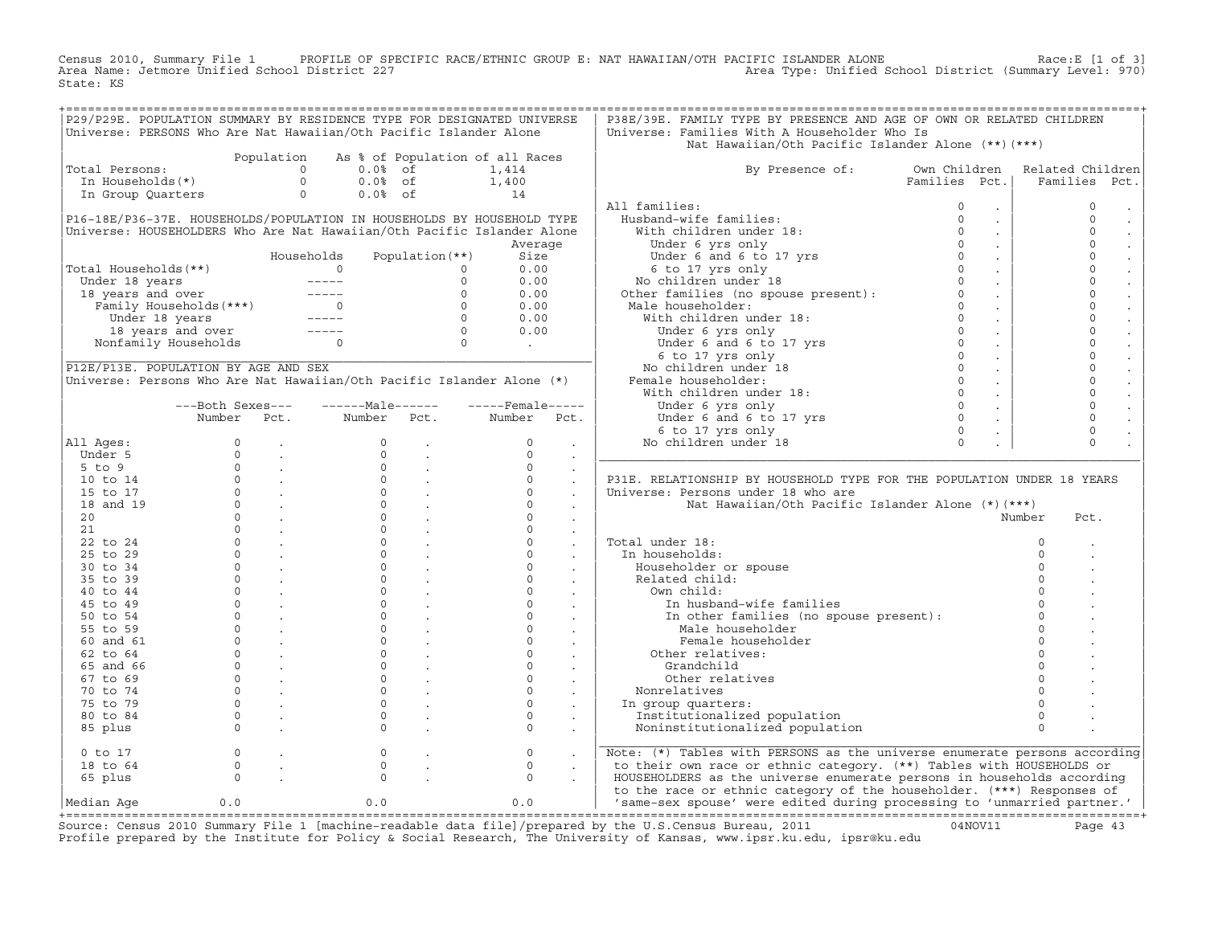Census 2010, Summary File 1 PROFILE OF SPECIFIC RACE/ETHNIC GROUP E: NAT HAWAIIAN/OTH PACIFIC ISLANDER ALONE Race:E [1 of 3]
Area Name: Jetmore Unified School District 227 Area Type: Unified School District (Summary Level: 970)
State: KS

## P29/P29E. POPULATION SUMMARY BY RESIDENCE TYPE FOR DESIGNATED UNIVERSE

Universe: PERSONS Who Are Nat Hawaiian/Oth Pacific Islander Alone

| | Population | As % of Population of all Races | |
|---|---|---|---|
| Total Persons: | 0 | 0.0% of | 1,414 |
| In Households(*) | 0 | 0.0% of | 1,400 |
| In Group Quarters | 0 | 0.0% of | 14 |

## P16-18E/P36-37E. HOUSEHOLDS/POPULATION IN HOUSEHOLDS BY HOUSEHOLD TYPE

Universe: HOUSEHOLDERS Who Are Nat Hawaiian/Oth Pacific Islander Alone

| | Households | Population(**) | Average Size |
|---|---|---|---|
| Total Households(**) | 0 | 0 | 0.00 |
| Under 18 years | ----- | 0 | 0.00 |
| 18 years and over | ----- | 0 | 0.00 |
| Family Households(***) | 0 | 0 | 0.00 |
| Under 18 years | ----- | 0 | 0.00 |
| 18 years and over | ----- | 0 | 0.00 |
| Nonfamily Households | 0 | 0 | . |

## P12E/P13E. POPULATION BY AGE AND SEX

Universe: Persons Who Are Nat Hawaiian/Oth Pacific Islander Alone (*)

| | Both Sexes Number | Pct. | Male Number | Pct. | Female Number | Pct. |
|---|---|---|---|---|---|---|
| All Ages: | 0 | . | 0 | . | 0 | . |
| Under 5 | 0 | . | 0 | . | 0 | . |
| 5 to 9 | 0 | . | 0 | . | 0 | . |
| 10 to 14 | 0 | . | 0 | . | 0 | . |
| 15 to 17 | 0 | . | 0 | . | 0 | . |
| 18 and 19 | 0 | . | 0 | . | 0 | . |
| 20 | 0 | . | 0 | . | 0 | . |
| 21 | 0 | . | 0 | . | 0 | . |
| 22 to 24 | 0 | . | 0 | . | 0 | . |
| 25 to 29 | 0 | . | 0 | . | 0 | . |
| 30 to 34 | 0 | . | 0 | . | 0 | . |
| 35 to 39 | 0 | . | 0 | . | 0 | . |
| 40 to 44 | 0 | . | 0 | . | 0 | . |
| 45 to 49 | 0 | . | 0 | . | 0 | . |
| 50 to 54 | 0 | . | 0 | . | 0 | . |
| 55 to 59 | 0 | . | 0 | . | 0 | . |
| 60 and 61 | 0 | . | 0 | . | 0 | . |
| 62 to 64 | 0 | . | 0 | . | 0 | . |
| 65 and 66 | 0 | . | 0 | . | 0 | . |
| 67 to 69 | 0 | . | 0 | . | 0 | . |
| 70 to 74 | 0 | . | 0 | . | 0 | . |
| 75 to 79 | 0 | . | 0 | . | 0 | . |
| 80 to 84 | 0 | . | 0 | . | 0 | . |
| 85 plus | 0 | . | 0 | . | 0 | . |
| 0 to 17 | 0 | . | 0 | . | 0 | . |
| 18 to 64 | 0 | . | 0 | . | 0 | . |
| 65 plus | 0 | . | 0 | . | 0 | . |
| Median Age | 0.0 | | 0.0 | | 0.0 | |

## P38E/39E. FAMILY TYPE BY PRESENCE AND AGE OF OWN OR RELATED CHILDREN

Universe: Families With A Householder Who Is Nat Hawaiian/Oth Pacific Islander Alone (**)(***)

| By Presence of: | Own Children Families | Pct. | Related Children Families | Pct. |
|---|---|---|---|---|
| All families: | 0 | . | 0 | . |
| Husband-wife families: | 0 | . | 0 | . |
| With children under 18: | 0 | . | 0 | . |
| Under 6 yrs only | 0 | . | 0 | . |
| Under 6 and 6 to 17 yrs | 0 | . | 0 | . |
| 6 to 17 yrs only | 0 | . | 0 | . |
| No children under 18 | 0 | . | 0 | . |
| Other families (no spouse present): | 0 | . | 0 | . |
| Male householder: | 0 | . | 0 | . |
| With children under 18: | 0 | . | 0 | . |
| Under 6 yrs only | 0 | . | 0 | . |
| Under 6 and 6 to 17 yrs | 0 | . | 0 | . |
| 6 to 17 yrs only | 0 | . | 0 | . |
| No children under 18 | 0 | . | 0 | . |
| Female householder: | 0 | . | 0 | . |
| With children under 18: | 0 | . | 0 | . |
| Under 6 yrs only | 0 | . | 0 | . |
| Under 6 and 6 to 17 yrs | 0 | . | 0 | . |
| 6 to 17 yrs only | 0 | . | 0 | . |
| No children under 18 | 0 | . | 0 | . |

## P31E. RELATIONSHIP BY HOUSEHOLD TYPE FOR THE POPULATION UNDER 18 YEARS

Universe: Persons under 18 who are Nat Hawaiian/Oth Pacific Islander Alone (*)(***)

| | Number | Pct. |
|---|---|---|
| Total under 18: | 0 | . |
| In households: | 0 | . |
| Householder or spouse | 0 | . |
| Related child: | 0 | . |
| Own child: | 0 | . |
| In husband-wife families | 0 | . |
| In other families (no spouse present): | 0 | . |
| Male householder | 0 | . |
| Female householder | 0 | . |
| Other relatives: | 0 | . |
| Grandchild | 0 | . |
| Other relatives | 0 | . |
| Nonrelatives | 0 | . |
| In group quarters: | 0 | . |
| Institutionalized population | 0 | . |
| Noninstitutionalized population | 0 | . |

Note: (*) Tables with PERSONS as the universe enumerate persons according to their own race or ethnic category. (**) Tables with HOUSEHOLDS or HOUSEHOLDERS as the universe enumerate persons in households according to the race or ethnic category of the householder. (***) Responses of 'same-sex spouse' were edited during processing to 'unmarried partner.'

Source: Census 2010 Summary File 1 [machine-readable data file]/prepared by the U.S.Census Bureau, 2011 04NOV11
Profile prepared by the Institute for Policy & Social Research, The University of Kansas, www.ipsr.ku.edu, ipsr@ku.edu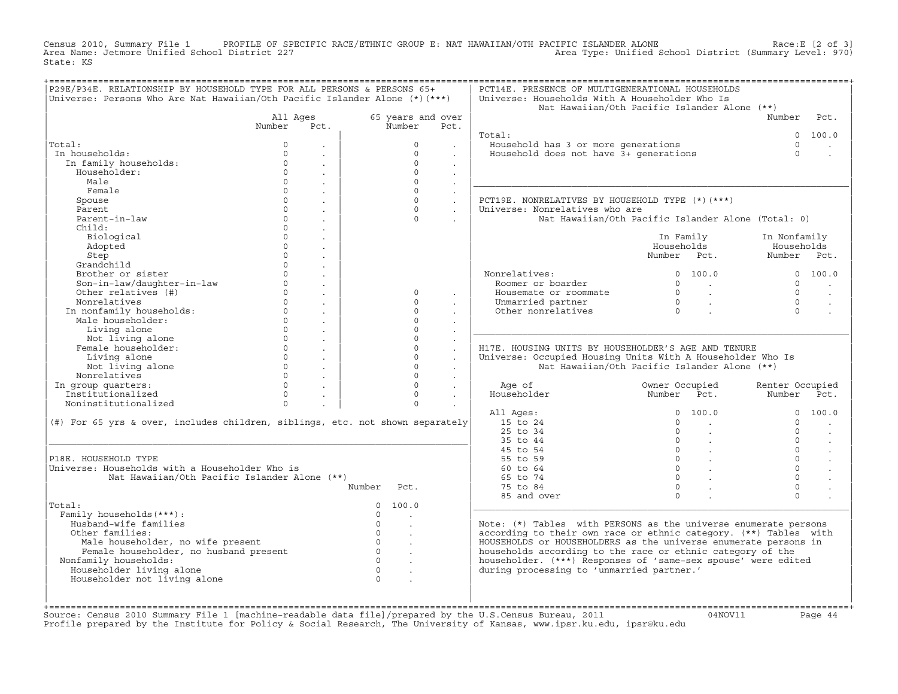Census 2010, Summary File 1 PROFILE OF SPECIFIC RACE/ETHNIC GROUP E: NAT HAWAIIAN/OTH PACIFIC ISLANDER ALONE Race:E [2 of 3]
Area Name: Jetmore Unified School District 227 Area Type: Unified School District (Summary Level: 970)
State: KS

## P29E/P34E. RELATIONSHIP BY HOUSEHOLD TYPE FOR ALL PERSONS & PERSONS 65+

Universe: Persons Who Are Nat Hawaiian/Oth Pacific Islander Alone (*)(***)

| | All Ages Number | All Ages Pct. | 65 years and over Number | 65 years and over Pct. |
|---|---|---|---|---|
| Total: | 0 | . | 0 | . |
| In households: | 0 | . | 0 | . |
| In family households: | 0 | . | 0 | . |
| Householder: | 0 | . | 0 | . |
| Male | 0 | . | 0 | . |
| Female | 0 | . | 0 | . |
| Spouse | 0 | . | 0 | . |
| Parent | 0 | . | 0 | . |
| Parent-in-law | 0 | . | 0 | . |
| Child: | 0 | . | | |
| Biological | 0 | . | | |
| Adopted | 0 | . | | |
| Step | 0 | . | | |
| Grandchild | 0 | . | | |
| Brother or sister | 0 | . | | |
| Son-in-law/daughter-in-law | 0 | . | | |
| Other relatives (#) | 0 | . | 0 | . |
| Nonrelatives | 0 | . | 0 | . |
| In nonfamily households: | 0 | . | 0 | . |
| Male householder: | 0 | . | 0 | . |
| Living alone | 0 | . | 0 | . |
| Not living alone | 0 | . | 0 | . |
| Female householder: | 0 | . | 0 | . |
| Living alone | 0 | . | 0 | . |
| Not living alone | 0 | . | 0 | . |
| Nonrelatives | 0 | . | 0 | . |
| In group quarters: | 0 | . | 0 | . |
| Institutionalized | 0 | . | 0 | . |
| Noninstitutionalized | 0 | . | 0 | . |

(#) For 65 yrs & over, includes children, siblings, etc. not shown separately

## P18E. HOUSEHOLD TYPE

Universe: Households with a Householder Who is Nat Hawaiian/Oth Pacific Islander Alone (**)

| | Number | Pct. |
|---|---|---|
| Total: | 0 | 100.0 |
| Family households(***): | 0 | . |
| Husband-wife families | 0 | . |
| Other families: | 0 | . |
| Male householder, no wife present | 0 | . |
| Female householder, no husband present | 0 | . |
| Nonfamily households: | 0 | . |
| Householder living alone | 0 | . |
| Householder not living alone | 0 | . |

## PCT14E. PRESENCE OF MULTIGENERATIONAL HOUSEHOLDS

Universe: Households With A Householder Who Is Nat Hawaiian/Oth Pacific Islander Alone (**)

| | Number | Pct. |
|---|---|---|
| Total: | 0 | 100.0 |
| Household has 3 or more generations | 0 | . |
| Household does not have 3+ generations | 0 | . |

## PCT19E. NONRELATIVES BY HOUSEHOLD TYPE (*)(***)

Universe: Nonrelatives who are Nat Hawaiian/Oth Pacific Islander Alone (Total: 0)

| | In Family Households Number | In Family Households Pct. | In Nonfamily Households Number | In Nonfamily Households Pct. |
|---|---|---|---|---|
| Nonrelatives: | 0 | 100.0 | 0 | 100.0 |
| Roomer or boarder | 0 | . | 0 | . |
| Housemate or roommate | 0 | . | 0 | . |
| Unmarried partner | 0 | . | 0 | . |
| Other nonrelatives | 0 | . | 0 | . |

## H17E. HOUSING UNITS BY HOUSEHOLDER'S AGE AND TENURE

Universe: Occupied Housing Units With A Householder Who Is Nat Hawaiian/Oth Pacific Islander Alone (**)

| Age of Householder | Owner Occupied Number | Owner Occupied Pct. | Renter Occupied Number | Renter Occupied Pct. |
|---|---|---|---|---|
| All Ages: | 0 | 100.0 | 0 | 100.0 |
| 15 to 24 | 0 | . | 0 | . |
| 25 to 34 | 0 | . | 0 | . |
| 35 to 44 | 0 | . | 0 | . |
| 45 to 54 | 0 | . | 0 | . |
| 55 to 59 | 0 | . | 0 | . |
| 60 to 64 | 0 | . | 0 | . |
| 65 to 74 | 0 | . | 0 | . |
| 75 to 84 | 0 | . | 0 | . |
| 85 and over | 0 | . | 0 | . |

Note: (*) Tables with PERSONS as the universe enumerate persons according to their own race or ethnic category. (**) Tables with HOUSEHOLDS or HOUSEHOLDERS as the universe enumerate persons in households according to the race or ethnic category of the householder. (***) Responses of 'same-sex spouse' were edited during processing to 'unmarried partner.'

Source: Census 2010 Summary File 1 [machine-readable data file]/prepared by the U.S.Census Bureau, 2011 04NOV11
Profile prepared by the Institute for Policy & Social Research, The University of Kansas, www.ipsr.ku.edu, ipsr@ku.edu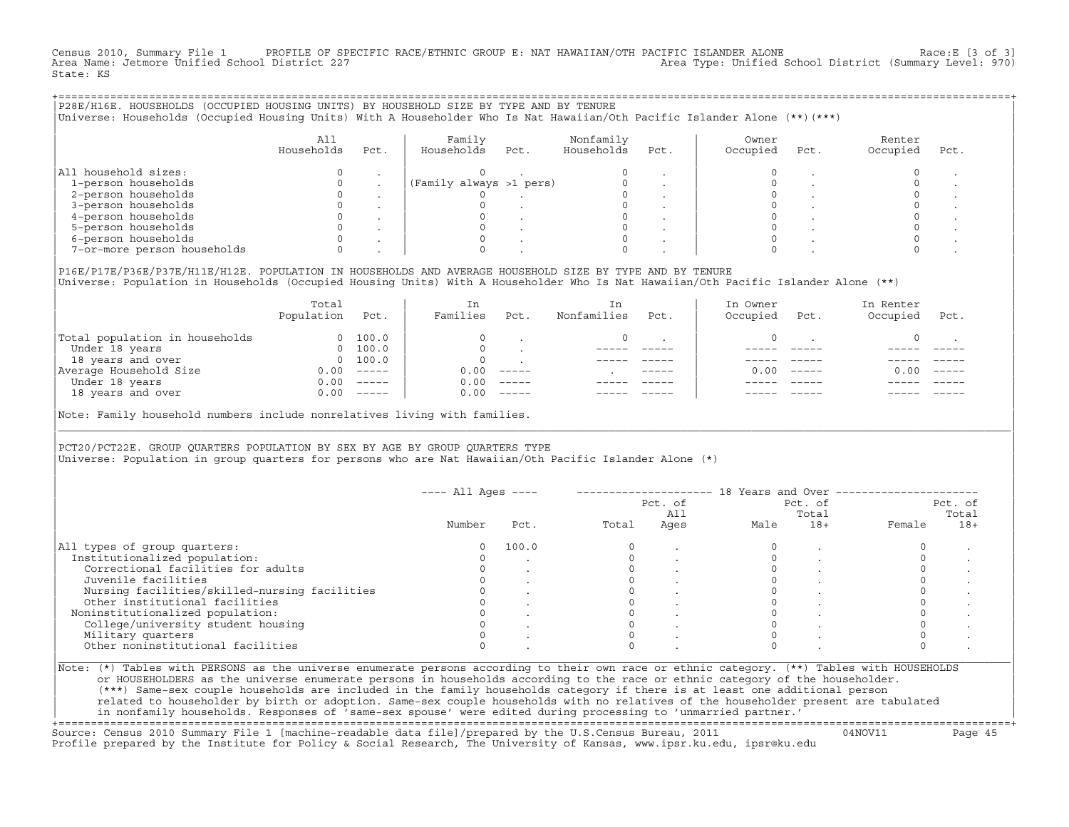Census 2010, Summary File 1 PROFILE OF SPECIFIC RACE/ETHNIC GROUP E: NAT HAWAIIAN/OTH PACIFIC ISLANDER ALONE Race:E [3 of 3]
Area Name: Jetmore Unified School District 227 Area Type: Unified School District (Summary Level: 970)
State: KS

## P28E/H16E. HOUSEHOLDS (OCCUPIED HOUSING UNITS) BY HOUSEHOLD SIZE BY TYPE AND BY TENURE

Universe: Households (Occupied Housing Units) With A Householder Who Is Nat Hawaiian/Oth Pacific Islander Alone (**)(***)

| | All Households | Pct. | Family Households | Pct. | Nonfamily Households | Pct. | Owner Occupied | Pct. | Renter Occupied | Pct. |
|---|---|---|---|---|---|---|---|---|---|---|
| All household sizes: | 0 | . | 0 | . | 0 | . | 0 | . | 0 | . |
| 1-person households | 0 | . | (Family always >1 pers) | | 0 | . | 0 | . | 0 | . |
| 2-person households | 0 | . | 0 | . | 0 | . | 0 | . | 0 | . |
| 3-person households | 0 | . | 0 | . | 0 | . | 0 | . | 0 | . |
| 4-person households | 0 | . | 0 | . | 0 | . | 0 | . | 0 | . |
| 5-person households | 0 | . | 0 | . | 0 | . | 0 | . | 0 | . |
| 6-person households | 0 | . | 0 | . | 0 | . | 0 | . | 0 | . |
| 7-or-more person households | 0 | . | 0 | . | 0 | . | 0 | . | 0 | . |

## P16E/P17E/P36E/P37E/H11E/H12E. POPULATION IN HOUSEHOLDS AND AVERAGE HOUSEHOLD SIZE BY TYPE AND BY TENURE

Universe: Population in Households (Occupied Housing Units) With A Householder Who Is Nat Hawaiian/Oth Pacific Islander Alone (**)

| | Total Population | Pct. | In Families | Pct. | In Nonfamilies | Pct. | In Owner Occupied | Pct. | In Renter Occupied | Pct. |
|---|---|---|---|---|---|---|---|---|---|---|
| Total population in households | 0 | 100.0 | 0 | . | 0 | . | 0 | . | 0 | . |
| Under 18 years | 0 | 100.0 | 0 | . | ----- | ----- | ----- | ----- | ----- | ----- |
| 18 years and over | 0 | 100.0 | 0 | . | ----- | ----- | ----- | ----- | ----- | ----- |
| Average Household Size | 0.00 | ----- | 0.00 | ----- | . | ----- | 0.00 | ----- | 0.00 | ----- |
| Under 18 years | 0.00 | ----- | 0.00 | ----- | ----- | ----- | ----- | ----- | ----- | ----- |
| 18 years and over | 0.00 | ----- | 0.00 | ----- | ----- | ----- | ----- | ----- | ----- | ----- |

Note: Family household numbers include nonrelatives living with families.

## PCT20/PCT22E. GROUP QUARTERS POPULATION BY SEX BY AGE BY GROUP QUARTERS TYPE

Universe: Population in group quarters for persons who are Nat Hawaiian/Oth Pacific Islander Alone (*)

| | All Ages | | 18 Years and Over | | | | | |
|---|---|---|---|---|---|---|---|---|
| | Number | Pct. | Total | Pct. of All Ages | Male | Pct. of Total 18+ | Female | Pct. of Total 18+ |
| All types of group quarters: | 0 | 100.0 | 0 | . | 0 | . | 0 | . |
| Institutionalized population: | 0 | . | 0 | . | 0 | . | 0 | . |
| Correctional facilities for adults | 0 | . | 0 | . | 0 | . | 0 | . |
| Juvenile facilities | 0 | . | 0 | . | 0 | . | 0 | . |
| Nursing facilities/skilled-nursing facilities | 0 | . | 0 | . | 0 | . | 0 | . |
| Other institutional facilities | 0 | . | 0 | . | 0 | . | 0 | . |
| Noninstitutionalized population: | 0 | . | 0 | . | 0 | . | 0 | . |
| College/university student housing | 0 | . | 0 | . | 0 | . | 0 | . |
| Military quarters | 0 | . | 0 | . | 0 | . | 0 | . |
| Other noninstitutional facilities | 0 | . | 0 | . | 0 | . | 0 | . |

Note: (*) Tables with PERSONS as the universe enumerate persons according to their own race or ethnic category. (**) Tables with HOUSEHOLDS or HOUSEHOLDERS as the universe enumerate persons in households according to the race or ethnic category of the householder. (***) Same-sex couple households are included in the family households category if there is at least one additional person related to householder by birth or adoption. Same-sex couple households with no relatives of the householder present are tabulated in nonfamily households. Responses of 'same-sex spouse' were edited during processing to 'unmarried partner.'

Source: Census 2010 Summary File 1 [machine-readable data file]/prepared by the U.S.Census Bureau, 2011 04NOV11
Profile prepared by the Institute for Policy & Social Research, The University of Kansas, www.ipsr.ku.edu, ipsr@ku.edu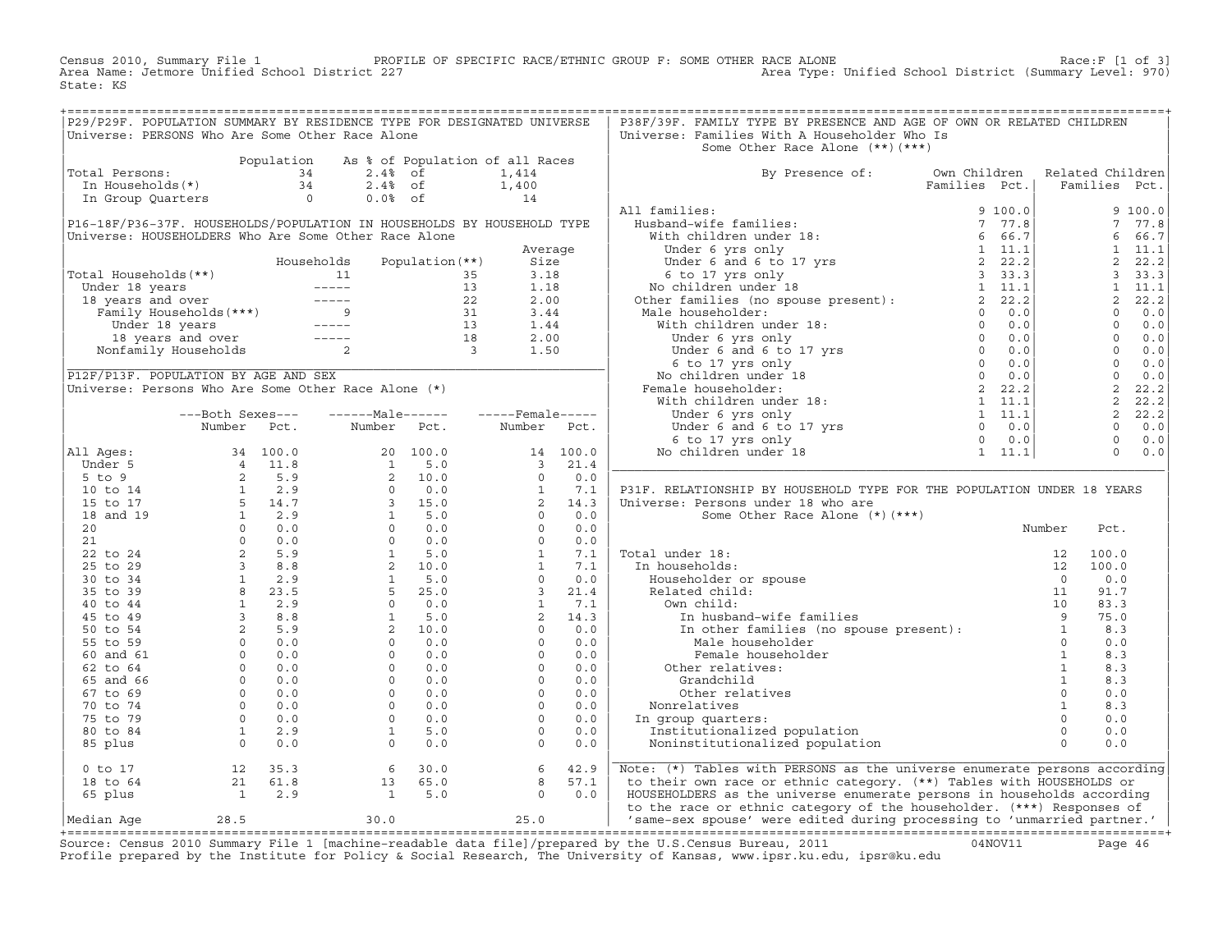Census 2010, Summary File 1 PROFILE OF SPECIFIC RACE/ETHNIC GROUP F: SOME OTHER RACE ALONE Race:F [1 of 3]
Area Name: Jetmore Unified School District 227 Area Type: Unified School District (Summary Level: 970)
State: KS

## P29/P29F. POPULATION SUMMARY BY RESIDENCE TYPE FOR DESIGNATED UNIVERSE
Universe: PERSONS Who Are Some Other Race Alone

| | Population | As % of Population of all Races | |
|---|---|---|---|
| Total Persons: | 34 | 2.4% of | 1,414 |
| In Households(*) | 34 | 2.4% of | 1,400 |
| In Group Quarters | 0 | 0.0% of | 14 |

## P16-18F/P36-37F. HOUSEHOLDS/POPULATION IN HOUSEHOLDS BY HOUSEHOLD TYPE
Universe: HOUSEHOLDERS Who Are Some Other Race Alone

| | Households | Population(**) | Average Size |
|---|---|---|---|
| Total Households(**) | 11 | 35 | 3.18 |
| Under 18 years | ----- | 13 | 1.18 |
| 18 years and over | ----- | 22 | 2.00 |
| Family Households(***) | 9 | 31 | 3.44 |
| Under 18 years | ----- | 13 | 1.44 |
| 18 years and over | ----- | 18 | 2.00 |
| Nonfamily Households | 2 | 3 | 1.50 |

## P12F/P13F. POPULATION BY AGE AND SEX
Universe: Persons Who Are Some Other Race Alone (*)

| | Both Sexes Number | Both Sexes Pct. | Male Number | Male Pct. | Female Number | Female Pct. |
|---|---|---|---|---|---|---|
| All Ages: | 34 | 100.0 | 20 | 100.0 | 14 | 100.0 |
| Under 5 | 4 | 11.8 | 1 | 5.0 | 3 | 21.4 |
| 5 to 9 | 2 | 5.9 | 2 | 10.0 | 0 | 0.0 |
| 10 to 14 | 1 | 2.9 | 0 | 0.0 | 1 | 7.1 |
| 15 to 17 | 5 | 14.7 | 3 | 15.0 | 2 | 14.3 |
| 18 and 19 | 1 | 2.9 | 1 | 5.0 | 0 | 0.0 |
| 20 | 0 | 0.0 | 0 | 0.0 | 0 | 0.0 |
| 21 | 0 | 0.0 | 0 | 0.0 | 0 | 0.0 |
| 22 to 24 | 2 | 5.9 | 1 | 5.0 | 1 | 7.1 |
| 25 to 29 | 3 | 8.8 | 2 | 10.0 | 1 | 7.1 |
| 30 to 34 | 1 | 2.9 | 1 | 5.0 | 0 | 0.0 |
| 35 to 39 | 8 | 23.5 | 5 | 25.0 | 3 | 21.4 |
| 40 to 44 | 1 | 2.9 | 0 | 0.0 | 1 | 7.1 |
| 45 to 49 | 3 | 8.8 | 1 | 5.0 | 2 | 14.3 |
| 50 to 54 | 2 | 5.9 | 2 | 10.0 | 0 | 0.0 |
| 55 to 59 | 0 | 0.0 | 0 | 0.0 | 0 | 0.0 |
| 60 and 61 | 0 | 0.0 | 0 | 0.0 | 0 | 0.0 |
| 62 to 64 | 0 | 0.0 | 0 | 0.0 | 0 | 0.0 |
| 65 and 66 | 0 | 0.0 | 0 | 0.0 | 0 | 0.0 |
| 67 to 69 | 0 | 0.0 | 0 | 0.0 | 0 | 0.0 |
| 70 to 74 | 0 | 0.0 | 0 | 0.0 | 0 | 0.0 |
| 75 to 79 | 0 | 0.0 | 0 | 0.0 | 0 | 0.0 |
| 80 to 84 | 1 | 2.9 | 1 | 5.0 | 0 | 0.0 |
| 85 plus | 0 | 0.0 | 0 | 0.0 | 0 | 0.0 |
| 0 to 17 | 12 | 35.3 | 6 | 30.0 | 6 | 42.9 |
| 18 to 64 | 21 | 61.8 | 13 | 65.0 | 8 | 57.1 |
| 65 plus | 1 | 2.9 | 1 | 5.0 | 0 | 0.0 |
| Median Age | 28.5 | | 30.0 | | 25.0 | |

## P38F/39F. FAMILY TYPE BY PRESENCE AND AGE OF OWN OR RELATED CHILDREN
Universe: Families With A Householder Who Is Some Other Race Alone (**)(***)

| By Presence of: | Own Children Families | Own Children Pct. | Related Children Families | Related Children Pct. |
|---|---|---|---|---|
| All families: | 9 | 100.0 | 9 | 100.0 |
| Husband-wife families: | 7 | 77.8 | 7 | 77.8 |
| With children under 18: | 6 | 66.7 | 6 | 66.7 |
| Under 6 yrs only | 1 | 11.1 | 1 | 11.1 |
| Under 6 and 6 to 17 yrs | 2 | 22.2 | 2 | 22.2 |
| 6 to 17 yrs only | 3 | 33.3 | 3 | 33.3 |
| No children under 18 | 1 | 11.1 | 1 | 11.1 |
| Other families (no spouse present): | 2 | 22.2 | 2 | 22.2 |
| Male householder: | 0 | 0.0 | 0 | 0.0 |
| With children under 18: | 0 | 0.0 | 0 | 0.0 |
| Under 6 yrs only | 0 | 0.0 | 0 | 0.0 |
| Under 6 and 6 to 17 yrs | 0 | 0.0 | 0 | 0.0 |
| 6 to 17 yrs only | 0 | 0.0 | 0 | 0.0 |
| No children under 18 | 0 | 0.0 | 0 | 0.0 |
| Female householder: | 2 | 22.2 | 2 | 22.2 |
| With children under 18: | 1 | 11.1 | 2 | 22.2 |
| Under 6 yrs only | 1 | 11.1 | 2 | 22.2 |
| Under 6 and 6 to 17 yrs | 0 | 0.0 | 0 | 0.0 |
| 6 to 17 yrs only | 0 | 0.0 | 0 | 0.0 |
| No children under 18 | 1 | 11.1 | 0 | 0.0 |

## P31F. RELATIONSHIP BY HOUSEHOLD TYPE FOR THE POPULATION UNDER 18 YEARS
Universe: Persons under 18 who are Some Other Race Alone (*)(***)

| | Number | Pct. |
|---|---|---|
| Total under 18: | 12 | 100.0 |
| In households: | 12 | 100.0 |
| Householder or spouse | 0 | 0.0 |
| Related child: | 11 | 91.7 |
| Own child: | 10 | 83.3 |
| In husband-wife families | 9 | 75.0 |
| In other families (no spouse present): | 1 | 8.3 |
| Male householder | 0 | 0.0 |
| Female householder | 1 | 8.3 |
| Other relatives: | 1 | 8.3 |
| Grandchild | 1 | 8.3 |
| Other relatives | 0 | 0.0 |
| Nonrelatives | 1 | 8.3 |
| In group quarters: | 0 | 0.0 |
| Institutionalized population | 0 | 0.0 |
| Noninstitutionalized population | 0 | 0.0 |

Note: (*) Tables with PERSONS as the universe enumerate persons according to their own race or ethnic category. (**) Tables with HOUSEHOLDS or HOUSEHOLDERS as the universe enumerate persons in households according to the race or ethnic category of the householder. (***) Responses of 'same-sex spouse' were edited during processing to 'unmarried partner.'

Source: Census 2010 Summary File 1 [machine-readable data file]/prepared by the U.S.Census Bureau, 2011 04NOV11
Profile prepared by the Institute for Policy & Social Research, The University of Kansas, www.ipsr.ku.edu, ipsr@ku.edu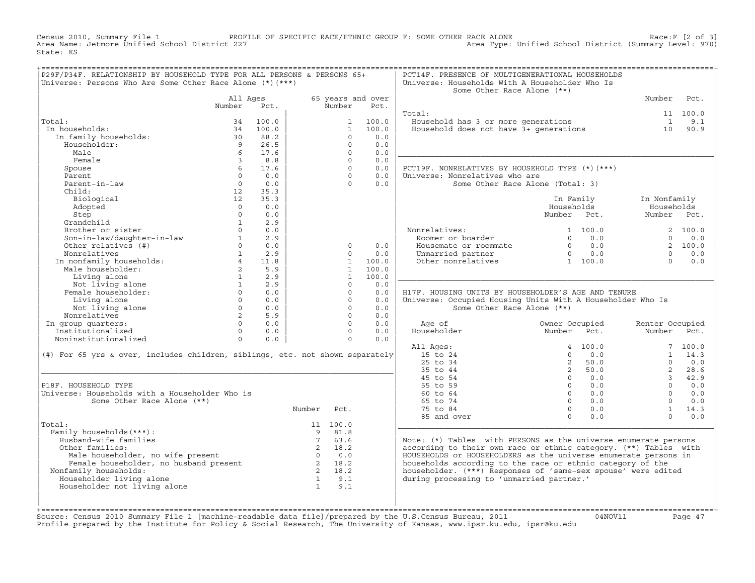Census 2010, Summary File 1 PROFILE OF SPECIFIC RACE/ETHNIC GROUP F: SOME OTHER RACE ALONE Race:F [2 of 3]
Area Name: Jetmore Unified School District 227 Area Type: Unified School District (Summary Level: 970)
State: KS

## P29F/P34F. RELATIONSHIP BY HOUSEHOLD TYPE FOR ALL PERSONS & PERSONS 65+

Universe: Persons Who Are Some Other Race Alone (*)(***)

| | All Ages Number | All Ages Pct. | 65 years and over Number | 65 years and over Pct. |
|---|---|---|---|---|
| Total: | 34 | 100.0 | 1 | 100.0 |
| In households: | 34 | 100.0 | 1 | 100.0 |
| In family households: | 30 | 88.2 | 0 | 0.0 |
| Householder: | 9 | 26.5 | 0 | 0.0 |
| Male | 6 | 17.6 | 0 | 0.0 |
| Female | 3 | 8.8 | 0 | 0.0 |
| Spouse | 6 | 17.6 | 0 | 0.0 |
| Parent | 0 | 0.0 | 0 | 0.0 |
| Parent-in-law | 0 | 0.0 | 0 | 0.0 |
| Child: | 12 | 35.3 | | |
| Biological | 12 | 35.3 | | |
| Adopted | 0 | 0.0 | | |
| Step | 0 | 0.0 | | |
| Grandchild | 1 | 2.9 | | |
| Brother or sister | 0 | 0.0 | | |
| Son-in-law/daughter-in-law | 1 | 2.9 | | |
| Other relatives (#) | 0 | 0.0 | 0 | 0.0 |
| Nonrelatives | 1 | 2.9 | 0 | 0.0 |
| In nonfamily households: | 4 | 11.8 | 1 | 100.0 |
| Male householder: | 2 | 5.9 | 1 | 100.0 |
| Living alone | 1 | 2.9 | 1 | 100.0 |
| Not living alone | 1 | 2.9 | 0 | 0.0 |
| Female householder: | 0 | 0.0 | 0 | 0.0 |
| Living alone | 0 | 0.0 | 0 | 0.0 |
| Not living alone | 0 | 0.0 | 0 | 0.0 |
| Nonrelatives | 2 | 5.9 | 0 | 0.0 |
| In group quarters: | 0 | 0.0 | 0 | 0.0 |
| Institutionalized | 0 | 0.0 | 0 | 0.0 |
| Noninstitutionalized | 0 | 0.0 | 0 | 0.0 |

(#) For 65 yrs & over, includes children, siblings, etc. not shown separately

## P18F. HOUSEHOLD TYPE

Universe: Households with a Householder Who is Some Other Race Alone (**)

| | Number | Pct. |
|---|---|---|
| Total: | 11 | 100.0 |
| Family households(***): | 9 | 81.8 |
| Husband-wife families | 7 | 63.6 |
| Other families: | 2 | 18.2 |
| Male householder, no wife present | 0 | 0.0 |
| Female householder, no husband present | 2 | 18.2 |
| Nonfamily households: | 2 | 18.2 |
| Householder living alone | 1 | 9.1 |
| Householder not living alone | 1 | 9.1 |

## PCT14F. PRESENCE OF MULTIGENERATIONAL HOUSEHOLDS

Universe: Households With A Householder Who Is Some Other Race Alone (**)

| | Number | Pct. |
|---|---|---|
| Total: | 11 | 100.0 |
| Household has 3 or more generations | 1 | 9.1 |
| Household does not have 3+ generations | 10 | 90.9 |

## PCT19F. NONRELATIVES BY HOUSEHOLD TYPE (*)(***)

Universe: Nonrelatives who are Some Other Race Alone (Total: 3)

| | In Family Households Number | In Family Households Pct. | In Nonfamily Households Number | In Nonfamily Households Pct. |
|---|---|---|---|---|
| Nonrelatives: | 1 | 100.0 | 2 | 100.0 |
| Roomer or boarder | 0 | 0.0 | 0 | 0.0 |
| Housemate or roommate | 0 | 0.0 | 2 | 100.0 |
| Unmarried partner | 0 | 0.0 | 0 | 0.0 |
| Other nonrelatives | 1 | 100.0 | 0 | 0.0 |

## H17F. HOUSING UNITS BY HOUSEHOLDER'S AGE AND TENURE

Universe: Occupied Housing Units With A Householder Who Is Some Other Race Alone (**)

| Age of Householder | Owner Occupied Number | Owner Occupied Pct. | Renter Occupied Number | Renter Occupied Pct. |
|---|---|---|---|---|
| All Ages: | 4 | 100.0 | 7 | 100.0 |
| 15 to 24 | 0 | 0.0 | 1 | 14.3 |
| 25 to 34 | 2 | 50.0 | 0 | 0.0 |
| 35 to 44 | 2 | 50.0 | 2 | 28.6 |
| 45 to 54 | 0 | 0.0 | 3 | 42.9 |
| 55 to 59 | 0 | 0.0 | 0 | 0.0 |
| 60 to 64 | 0 | 0.0 | 0 | 0.0 |
| 65 to 74 | 0 | 0.0 | 0 | 0.0 |
| 75 to 84 | 0 | 0.0 | 1 | 14.3 |
| 85 and over | 0 | 0.0 | 0 | 0.0 |

Note: (*) Tables with PERSONS as the universe enumerate persons according to their own race or ethnic category. (**) Tables with HOUSEHOLDS or HOUSEHOLDERS as the universe enumerate persons in households according to the race or ethnic category of the householder. (***) Responses of 'same-sex spouse' were edited during processing to 'unmarried partner.'

Source: Census 2010 Summary File 1 [machine-readable data file]/prepared by the U.S.Census Bureau, 2011 04NOV11
Profile prepared by the Institute for Policy & Social Research, The University of Kansas, www.ipsr.ku.edu, ipsr@ku.edu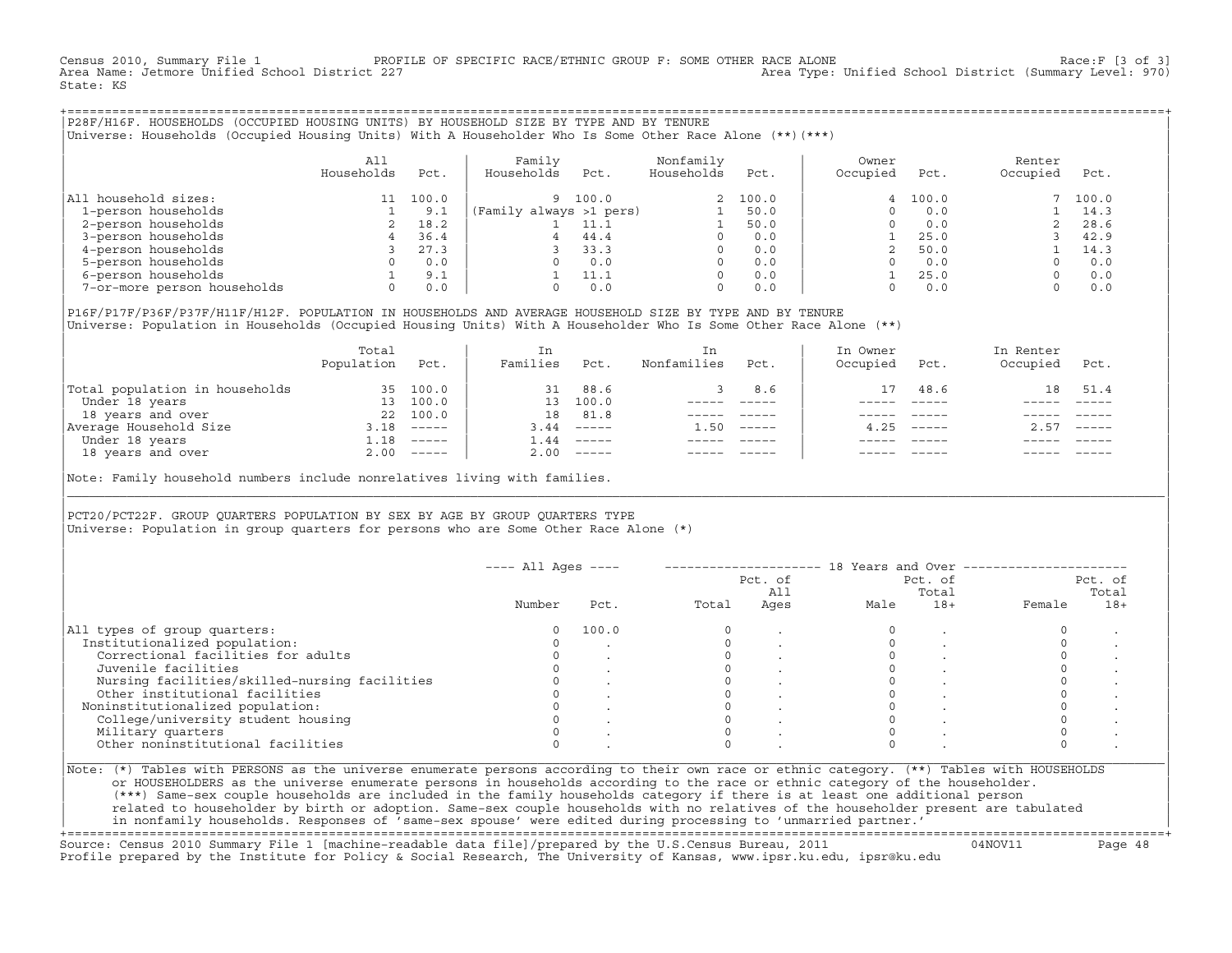Census 2010, Summary File 1 — PROFILE OF SPECIFIC RACE/ETHNIC GROUP F: SOME OTHER RACE ALONE — Race:F [3 of 3]
Area Name: Jetmore Unified School District 227 — Area Type: Unified School District (Summary Level: 970)
State: KS

## P28F/H16F. HOUSEHOLDS (OCCUPIED HOUSING UNITS) BY HOUSEHOLD SIZE BY TYPE AND BY TENURE

Universe: Households (Occupied Housing Units) With A Householder Who Is Some Other Race Alone (**)(***)

| | All Households | Pct. | Family Households | Pct. | Nonfamily Households | Pct. | Owner Occupied | Pct. | Renter Occupied | Pct. |
|---|---|---|---|---|---|---|---|---|---|---|
| All household sizes: | 11 | 100.0 | 9 | 100.0 | 2 | 100.0 | 4 | 100.0 | 7 | 100.0 |
| 1-person households | 1 | 9.1 | (Family always >1 pers) | | 1 | 50.0 | 0 | 0.0 | 1 | 14.3 |
| 2-person households | 2 | 18.2 | 1 | 11.1 | 1 | 50.0 | 0 | 0.0 | 2 | 28.6 |
| 3-person households | 4 | 36.4 | 4 | 44.4 | 0 | 0.0 | 1 | 25.0 | 3 | 42.9 |
| 4-person households | 3 | 27.3 | 3 | 33.3 | 0 | 0.0 | 2 | 50.0 | 1 | 14.3 |
| 5-person households | 0 | 0.0 | 0 | 0.0 | 0 | 0.0 | 0 | 0.0 | 0 | 0.0 |
| 6-person households | 1 | 9.1 | 1 | 11.1 | 0 | 0.0 | 1 | 25.0 | 0 | 0.0 |
| 7-or-more person households | 0 | 0.0 | 0 | 0.0 | 0 | 0.0 | 0 | 0.0 | 0 | 0.0 |

## P16F/P17F/P36F/P37F/H11F/H12F. POPULATION IN HOUSEHOLDS AND AVERAGE HOUSEHOLD SIZE BY TYPE AND BY TENURE

Universe: Population in Households (Occupied Housing Units) With A Householder Who Is Some Other Race Alone (**)

| | Total Population | Pct. | In Families | Pct. | In Nonfamilies | Pct. | In Owner Occupied | Pct. | In Renter Occupied | Pct. |
|---|---|---|---|---|---|---|---|---|---|---|
| Total population in households | 35 | 100.0 | 31 | 88.6 | 3 | 8.6 | 17 | 48.6 | 18 | 51.4 |
| Under 18 years | 13 | 100.0 | 13 | 100.0 | ----- | ----- | ----- | ----- | ----- | ----- |
| 18 years and over | 22 | 100.0 | 18 | 81.8 | ----- | ----- | ----- | ----- | ----- | ----- |
| Average Household Size | 3.18 | ----- | 3.44 | ----- | 1.50 | ----- | 4.25 | ----- | 2.57 | ----- |
| Under 18 years | 1.18 | ----- | 1.44 | ----- | ----- | ----- | ----- | ----- | ----- | ----- |
| 18 years and over | 2.00 | ----- | 2.00 | ----- | ----- | ----- | ----- | ----- | ----- | ----- |

Note: Family household numbers include nonrelatives living with families.

## PCT20/PCT22F. GROUP QUARTERS POPULATION BY SEX BY AGE BY GROUP QUARTERS TYPE

Universe: Population in group quarters for persons who are Some Other Race Alone (*)

| | All Ages | | 18 Years and Over | | | | | |
|---|---|---|---|---|---|---|---|---|
| | Number | Pct. | Total | Pct. of All Ages | Male | Pct. of Total 18+ | Female | Pct. of Total 18+ |
| All types of group quarters: | 0 | 100.0 | 0 | . | 0 | . | 0 | . |
| Institutionalized population: | 0 | . | 0 | . | 0 | . | 0 | . |
| Correctional facilities for adults | 0 | . | 0 | . | 0 | . | 0 | . |
| Juvenile facilities | 0 | . | 0 | . | 0 | . | 0 | . |
| Nursing facilities/skilled-nursing facilities | 0 | . | 0 | . | 0 | . | 0 | . |
| Other institutional facilities | 0 | . | 0 | . | 0 | . | 0 | . |
| Noninstitutionalized population: | 0 | . | 0 | . | 0 | . | 0 | . |
| College/university student housing | 0 | . | 0 | . | 0 | . | 0 | . |
| Military quarters | 0 | . | 0 | . | 0 | . | 0 | . |
| Other noninstitutional facilities | 0 | . | 0 | . | 0 | . | 0 | . |

Note: (*) Tables with PERSONS as the universe enumerate persons according to their own race or ethnic category. (**) Tables with HOUSEHOLDS or HOUSEHOLDERS as the universe enumerate persons in households according to the race or ethnic category of the householder. (***) Same-sex couple households are included in the family households category if there is at least one additional person related to householder by birth or adoption. Same-sex couple households with no relatives of the householder present are tabulated in nonfamily households. Responses of 'same-sex spouse' were edited during processing to 'unmarried partner.'

Source: Census 2010 Summary File 1 [machine-readable data file]/prepared by the U.S.Census Bureau, 2011 04NOV11
Profile prepared by the Institute for Policy & Social Research, The University of Kansas, www.ipsr.ku.edu, ipsr@ku.edu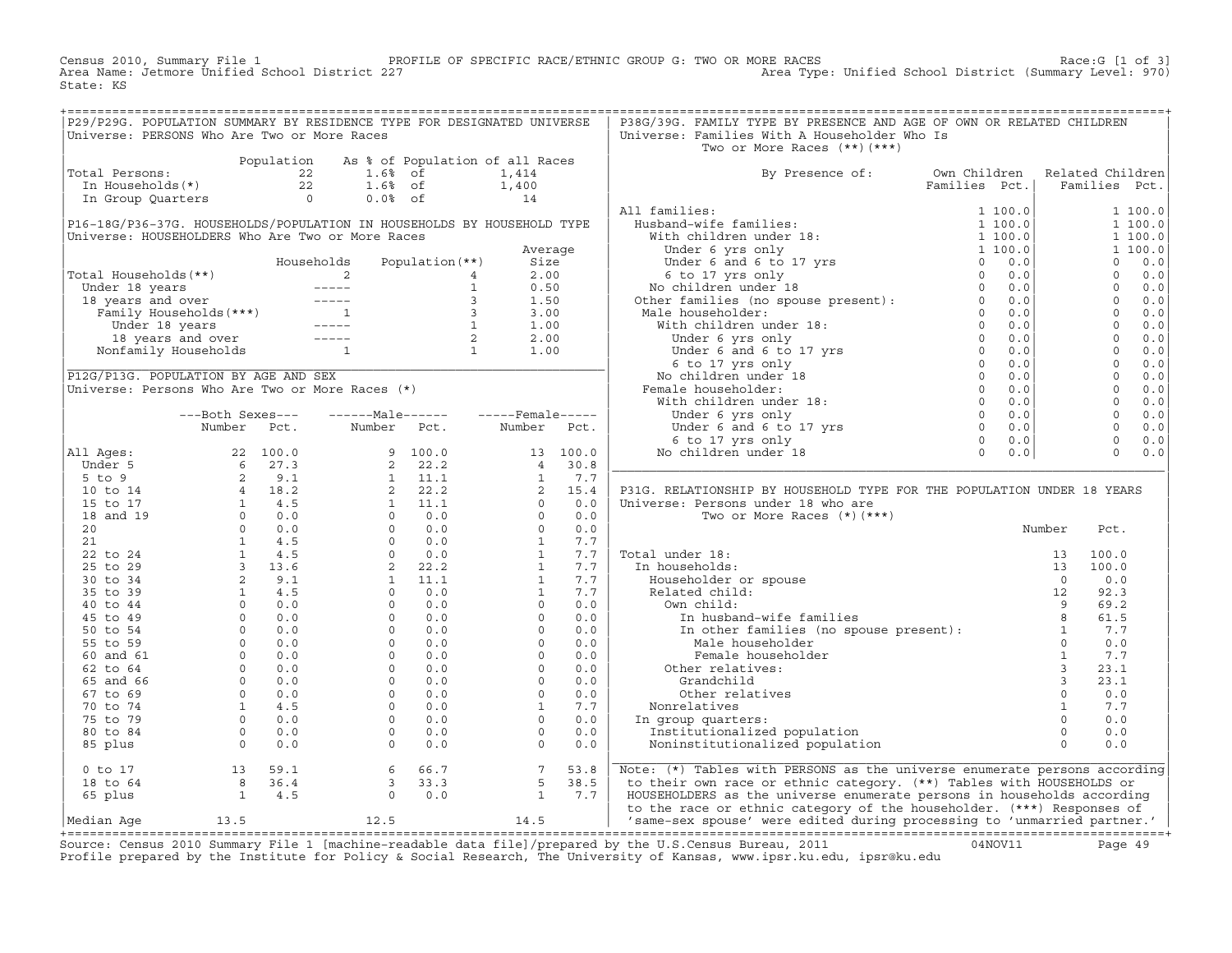Census 2010, Summary File 1 — PROFILE OF SPECIFIC RACE/ETHNIC GROUP G: TWO OR MORE RACES — Race:G [1 of 3]
Area Name: Jetmore Unified School District 227 — Area Type: Unified School District (Summary Level: 970)
State: KS

## P29/P29G. POPULATION SUMMARY BY RESIDENCE TYPE FOR DESIGNATED UNIVERSE

Universe: PERSONS Who Are Two or More Races

| | Population | As % of Population of all Races | |
|---|---|---|---|
| Total Persons: | 22 | 1.6% of | 1,414 |
| In Households(*) | 22 | 1.6% of | 1,400 |
| In Group Quarters | 0 | 0.0% of | 14 |

## P16-18G/P36-37G. HOUSEHOLDS/POPULATION IN HOUSEHOLDS BY HOUSEHOLD TYPE

Universe: HOUSEHOLDERS Who Are Two or More Races

| | Households | Population(**) | Average Size |
|---|---|---|---|
| Total Households(**) | 2 | 4 | 2.00 |
| Under 18 years | ----- | 1 | 0.50 |
| 18 years and over | ----- | 3 | 1.50 |
| Family Households(***) | 1 | 3 | 3.00 |
| Under 18 years | ----- | 1 | 1.00 |
| 18 years and over | ----- | 2 | 2.00 |
| Nonfamily Households | 1 | 1 | 1.00 |

## P12G/P13G. POPULATION BY AGE AND SEX

Universe: Persons Who Are Two or More Races (*)

| | Both Sexes Number | Both Sexes Pct. | Male Number | Male Pct. | Female Number | Female Pct. |
|---|---|---|---|---|---|---|
| All Ages: | 22 | 100.0 | 9 | 100.0 | 13 | 100.0 |
| Under 5 | 6 | 27.3 | 2 | 22.2 | 4 | 30.8 |
| 5 to 9 | 2 | 9.1 | 1 | 11.1 | 1 | 7.7 |
| 10 to 14 | 4 | 18.2 | 2 | 22.2 | 2 | 15.4 |
| 15 to 17 | 1 | 4.5 | 1 | 11.1 | 0 | 0.0 |
| 18 and 19 | 0 | 0.0 | 0 | 0.0 | 0 | 0.0 |
| 20 | 0 | 0.0 | 0 | 0.0 | 0 | 0.0 |
| 21 | 1 | 4.5 | 0 | 0.0 | 1 | 7.7 |
| 22 to 24 | 1 | 4.5 | 0 | 0.0 | 1 | 7.7 |
| 25 to 29 | 3 | 13.6 | 2 | 22.2 | 1 | 7.7 |
| 30 to 34 | 2 | 9.1 | 1 | 11.1 | 1 | 7.7 |
| 35 to 39 | 1 | 4.5 | 0 | 0.0 | 1 | 7.7 |
| 40 to 44 | 0 | 0.0 | 0 | 0.0 | 0 | 0.0 |
| 45 to 49 | 0 | 0.0 | 0 | 0.0 | 0 | 0.0 |
| 50 to 54 | 0 | 0.0 | 0 | 0.0 | 0 | 0.0 |
| 55 to 59 | 0 | 0.0 | 0 | 0.0 | 0 | 0.0 |
| 60 and 61 | 0 | 0.0 | 0 | 0.0 | 0 | 0.0 |
| 62 to 64 | 0 | 0.0 | 0 | 0.0 | 0 | 0.0 |
| 65 and 66 | 0 | 0.0 | 0 | 0.0 | 0 | 0.0 |
| 67 to 69 | 0 | 0.0 | 0 | 0.0 | 0 | 0.0 |
| 70 to 74 | 1 | 4.5 | 0 | 0.0 | 1 | 7.7 |
| 75 to 79 | 0 | 0.0 | 0 | 0.0 | 0 | 0.0 |
| 80 to 84 | 0 | 0.0 | 0 | 0.0 | 0 | 0.0 |
| 85 plus | 0 | 0.0 | 0 | 0.0 | 0 | 0.0 |
| 0 to 17 | 13 | 59.1 | 6 | 66.7 | 7 | 53.8 |
| 18 to 64 | 8 | 36.4 | 3 | 33.3 | 5 | 38.5 |
| 65 plus | 1 | 4.5 | 0 | 0.0 | 1 | 7.7 |
| Median Age | 13.5 | | 12.5 | | 14.5 | |

## P38G/39G. FAMILY TYPE BY PRESENCE AND AGE OF OWN OR RELATED CHILDREN

Universe: Families With A Householder Who Is Two or More Races (**)(***)

| By Presence of: | Own Children Families | Own Children Pct. | Related Children Families | Related Children Pct. |
|---|---|---|---|---|
| All families: | 1 | 100.0 | 1 | 100.0 |
| Husband-wife families: | 1 | 100.0 | 1 | 100.0 |
| With children under 18: | 1 | 100.0 | 1 | 100.0 |
| Under 6 yrs only | 1 | 100.0 | 1 | 100.0 |
| Under 6 and 6 to 17 yrs | 0 | 0.0 | 0 | 0.0 |
| 6 to 17 yrs only | 0 | 0.0 | 0 | 0.0 |
| No children under 18 | 0 | 0.0 | 0 | 0.0 |
| Other families (no spouse present): | 0 | 0.0 | 0 | 0.0 |
| Male householder: | 0 | 0.0 | 0 | 0.0 |
| With children under 18: | 0 | 0.0 | 0 | 0.0 |
| Under 6 yrs only | 0 | 0.0 | 0 | 0.0 |
| Under 6 and 6 to 17 yrs | 0 | 0.0 | 0 | 0.0 |
| 6 to 17 yrs only | 0 | 0.0 | 0 | 0.0 |
| No children under 18 | 0 | 0.0 | 0 | 0.0 |
| Female householder: | 0 | 0.0 | 0 | 0.0 |
| With children under 18: | 0 | 0.0 | 0 | 0.0 |
| Under 6 yrs only | 0 | 0.0 | 0 | 0.0 |
| Under 6 and 6 to 17 yrs | 0 | 0.0 | 0 | 0.0 |
| 6 to 17 yrs only | 0 | 0.0 | 0 | 0.0 |
| No children under 18 | 0 | 0.0 | 0 | 0.0 |

## P31G. RELATIONSHIP BY HOUSEHOLD TYPE FOR THE POPULATION UNDER 18 YEARS

Universe: Persons under 18 who are Two or More Races (*)(***)

| | Number | Pct. |
|---|---|---|
| Total under 18: | 13 | 100.0 |
| In households: | 13 | 100.0 |
| Householder or spouse | 0 | 0.0 |
| Related child: | 12 | 92.3 |
| Own child: | 9 | 69.2 |
| In husband-wife families | 8 | 61.5 |
| In other families (no spouse present): | 1 | 7.7 |
| Male householder | 0 | 0.0 |
| Female householder | 1 | 7.7 |
| Other relatives: | 3 | 23.1 |
| Grandchild | 3 | 23.1 |
| Other relatives | 0 | 0.0 |
| Nonrelatives | 1 | 7.7 |
| In group quarters: | 0 | 0.0 |
| Institutionalized population | 0 | 0.0 |
| Noninstitutionalized population | 0 | 0.0 |

Note: (*) Tables with PERSONS as the universe enumerate persons according to their own race or ethnic category. (**) Tables with HOUSEHOLDS or HOUSEHOLDERS as the universe enumerate persons in households according to the race or ethnic category of the householder. (***) Responses of 'same-sex spouse' were edited during processing to 'unmarried partner.'

Source: Census 2010 Summary File 1 [machine-readable data file]/prepared by the U.S.Census Bureau, 2011 04NOV11
Profile prepared by the Institute for Policy & Social Research, The University of Kansas, www.ipsr.ku.edu, ipsr@ku.edu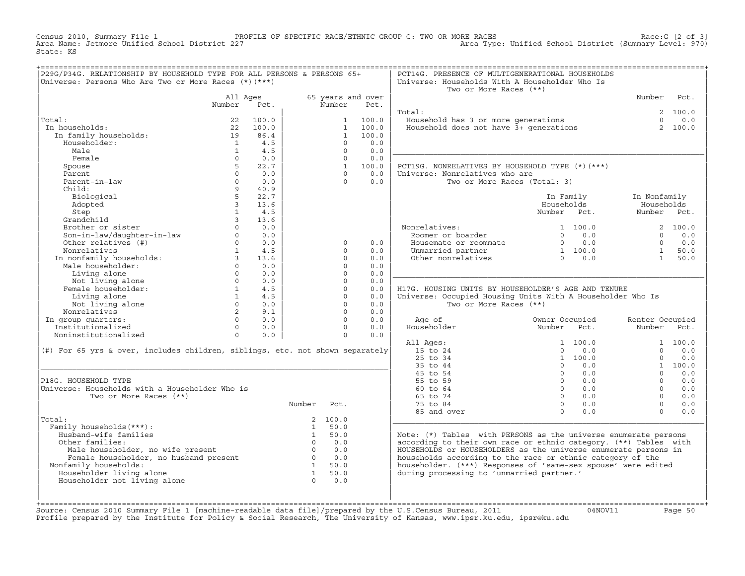Census 2010, Summary File 1 — PROFILE OF SPECIFIC RACE/ETHNIC GROUP G: TWO OR MORE RACES — Race:G [2 of 3]
Area Name: Jetmore Unified School District 227 — Area Type: Unified School District (Summary Level: 970)
State: KS

## P29G/P34G. RELATIONSHIP BY HOUSEHOLD TYPE FOR ALL PERSONS & PERSONS 65+

Universe: Persons Who Are Two or More Races (*)(***)

| | All Ages Number | All Ages Pct. | 65 years and over Number | 65 years and over Pct. |
|---|---|---|---|---|
| Total: | 22 | 100.0 | 1 | 100.0 |
| In households: | 22 | 100.0 | 1 | 100.0 |
| In family households: | 19 | 86.4 | 1 | 100.0 |
| Householder: | 1 | 4.5 | 0 | 0.0 |
| Male | 1 | 4.5 | 0 | 0.0 |
| Female | 0 | 0.0 | 0 | 0.0 |
| Spouse | 5 | 22.7 | 1 | 100.0 |
| Parent | 0 | 0.0 | 0 | 0.0 |
| Parent-in-law | 0 | 0.0 | 0 | 0.0 |
| Child: | 9 | 40.9 | | |
| Biological | 5 | 22.7 | | |
| Adopted | 3 | 13.6 | | |
| Step | 1 | 4.5 | | |
| Grandchild | 3 | 13.6 | | |
| Brother or sister | 0 | 0.0 | | |
| Son-in-law/daughter-in-law | 0 | 0.0 | | |
| Other relatives (#) | 0 | 0.0 | 0 | 0.0 |
| Nonrelatives | 1 | 4.5 | 0 | 0.0 |
| In nonfamily households: | 3 | 13.6 | 0 | 0.0 |
| Male householder: | 0 | 0.0 | 0 | 0.0 |
| Living alone | 0 | 0.0 | 0 | 0.0 |
| Not living alone | 0 | 0.0 | 0 | 0.0 |
| Female householder: | 1 | 4.5 | 0 | 0.0 |
| Living alone | 1 | 4.5 | 0 | 0.0 |
| Not living alone | 0 | 0.0 | 0 | 0.0 |
| Nonrelatives | 2 | 9.1 | 0 | 0.0 |
| In group quarters: | 0 | 0.0 | 0 | 0.0 |
| Institutionalized | 0 | 0.0 | 0 | 0.0 |
| Noninstitutionalized | 0 | 0.0 | 0 | 0.0 |

(#) For 65 yrs & over, includes children, siblings, etc. not shown separately

## P18G. HOUSEHOLD TYPE

Universe: Households with a Householder Who is Two or More Races (**)

| | Number | Pct. |
|---|---|---|
| Total: | 2 | 100.0 |
| Family households(***): | 1 | 50.0 |
| Husband-wife families | 1 | 50.0 |
| Other families: | 0 | 0.0 |
| Male householder, no wife present | 0 | 0.0 |
| Female householder, no husband present | 0 | 0.0 |
| Nonfamily households: | 1 | 50.0 |
| Householder living alone | 1 | 50.0 |
| Householder not living alone | 0 | 0.0 |

## PCT14G. PRESENCE OF MULTIGENERATIONAL HOUSEHOLDS

Universe: Households With A Householder Who Is Two or More Races (**)

| | Number | Pct. |
|---|---|---|
| Total: | 2 | 100.0 |
| Household has 3 or more generations | 0 | 0.0 |
| Household does not have 3+ generations | 2 | 100.0 |

## PCT19G. NONRELATIVES BY HOUSEHOLD TYPE (*)(***)

Universe: Nonrelatives who are Two or More Races (Total: 3)

| | In Family Households Number | In Family Households Pct. | In Nonfamily Households Number | In Nonfamily Households Pct. |
|---|---|---|---|---|
| Nonrelatives: | 1 | 100.0 | 2 | 100.0 |
| Roomer or boarder | 0 | 0.0 | 0 | 0.0 |
| Housemate or roommate | 0 | 0.0 | 0 | 0.0 |
| Unmarried partner | 1 | 100.0 | 1 | 50.0 |
| Other nonrelatives | 0 | 0.0 | 1 | 50.0 |

## H17G. HOUSING UNITS BY HOUSEHOLDER'S AGE AND TENURE

Universe: Occupied Housing Units With A Householder Who Is Two or More Races (**)

| Age of Householder | Owner Occupied Number | Owner Occupied Pct. | Renter Occupied Number | Renter Occupied Pct. |
|---|---|---|---|---|
| All Ages: | 1 | 100.0 | 1 | 100.0 |
| 15 to 24 | 0 | 0.0 | 0 | 0.0 |
| 25 to 34 | 1 | 100.0 | 0 | 0.0 |
| 35 to 44 | 0 | 0.0 | 1 | 100.0 |
| 45 to 54 | 0 | 0.0 | 0 | 0.0 |
| 55 to 59 | 0 | 0.0 | 0 | 0.0 |
| 60 to 64 | 0 | 0.0 | 0 | 0.0 |
| 65 to 74 | 0 | 0.0 | 0 | 0.0 |
| 75 to 84 | 0 | 0.0 | 0 | 0.0 |
| 85 and over | 0 | 0.0 | 0 | 0.0 |

Note: (*) Tables with PERSONS as the universe enumerate persons according to their own race or ethnic category. (**) Tables with HOUSEHOLDS or HOUSEHOLDERS as the universe enumerate persons in households according to the race or ethnic category of the householder. (***) Responses of 'same-sex spouse' were edited during processing to 'unmarried partner.'

Source: Census 2010 Summary File 1 [machine-readable data file]/prepared by the U.S.Census Bureau, 2011 04NOV11
Profile prepared by the Institute for Policy & Social Research, The University of Kansas, www.ipsr.ku.edu, ipsr@ku.edu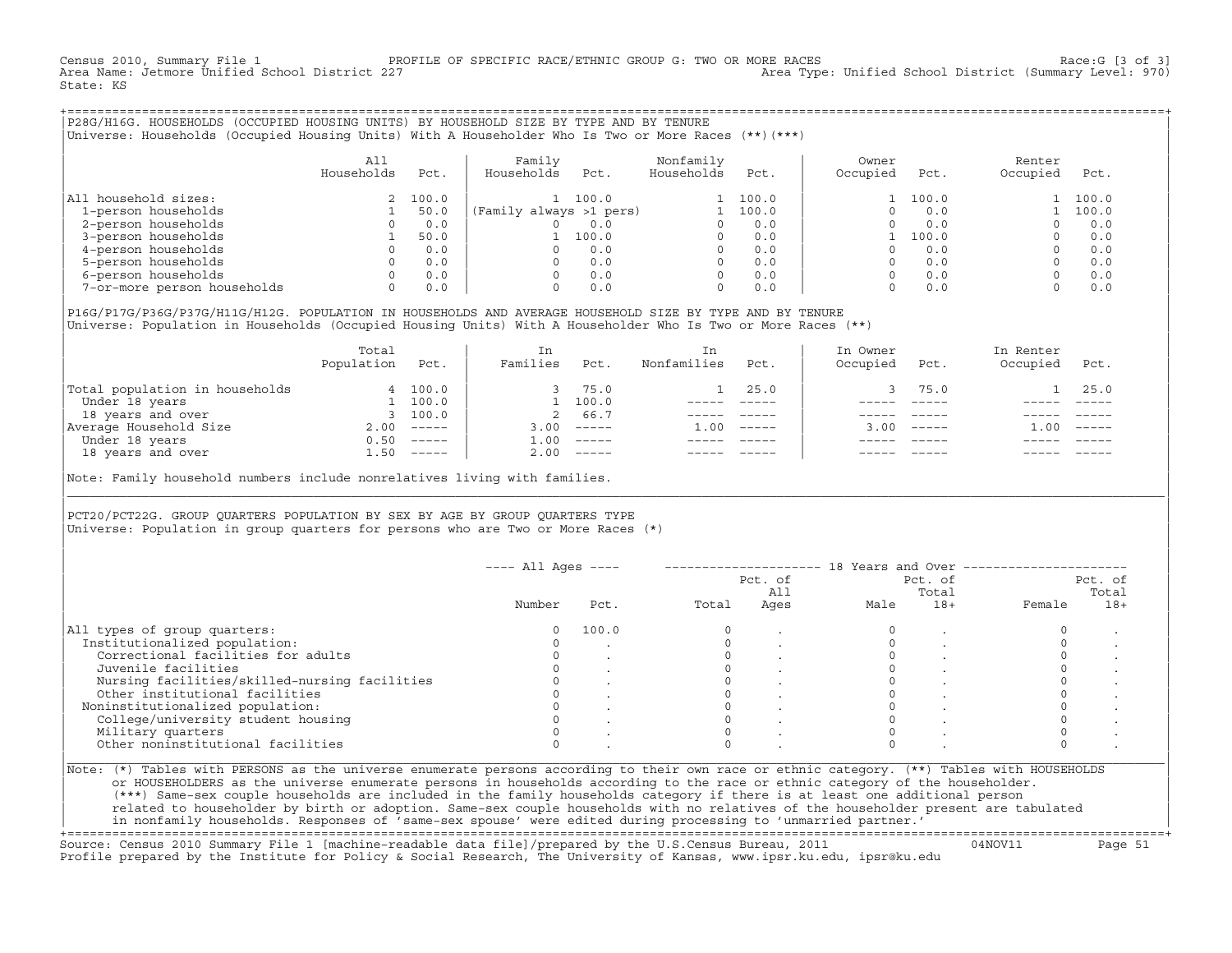Census 2010, Summary File 1 PROFILE OF SPECIFIC RACE/ETHNIC GROUP G: TWO OR MORE RACES Race:G [3 of 3]
Area Name: Jetmore Unified School District 227 Area Type: Unified School District (Summary Level: 970)
State: KS

## P28G/H16G. HOUSEHOLDS (OCCUPIED HOUSING UNITS) BY HOUSEHOLD SIZE BY TYPE AND BY TENURE

Universe: Households (Occupied Housing Units) With A Householder Who Is Two or More Races (**)(***)

| | All Households | Pct. | Family Households | Pct. | Nonfamily Households | Pct. | Owner Occupied | Pct. | Renter Occupied | Pct. |
|---|---|---|---|---|---|---|---|---|---|---|
| All household sizes: | 2 | 100.0 | 1 | 100.0 | 1 | 100.0 | 1 | 100.0 | 1 | 100.0 |
| 1-person households | 1 | 50.0 | (Family always >1 pers) | | 1 | 100.0 | 0 | 0.0 | 1 | 100.0 |
| 2-person households | 0 | 0.0 | 0 | 0.0 | 0 | 0.0 | 0 | 0.0 | 0 | 0.0 |
| 3-person households | 1 | 50.0 | 1 | 100.0 | 0 | 0.0 | 1 | 100.0 | 0 | 0.0 |
| 4-person households | 0 | 0.0 | 0 | 0.0 | 0 | 0.0 | 0 | 0.0 | 0 | 0.0 |
| 5-person households | 0 | 0.0 | 0 | 0.0 | 0 | 0.0 | 0 | 0.0 | 0 | 0.0 |
| 6-person households | 0 | 0.0 | 0 | 0.0 | 0 | 0.0 | 0 | 0.0 | 0 | 0.0 |
| 7-or-more person households | 0 | 0.0 | 0 | 0.0 | 0 | 0.0 | 0 | 0.0 | 0 | 0.0 |

## P16G/P17G/P36G/P37G/H11G/H12G. POPULATION IN HOUSEHOLDS AND AVERAGE HOUSEHOLD SIZE BY TYPE AND BY TENURE

Universe: Population in Households (Occupied Housing Units) With A Householder Who Is Two or More Races (**)

| | Total Population | Pct. | In Families | Pct. | In Nonfamilies | Pct. | In Owner Occupied | Pct. | In Renter Occupied | Pct. |
|---|---|---|---|---|---|---|---|---|---|---|
| Total population in households | 4 | 100.0 | 3 | 75.0 | 1 | 25.0 | 3 | 75.0 | 1 | 25.0 |
| Under 18 years | 1 | 100.0 | 1 | 100.0 | ----- | ----- | ----- | ----- | ----- | ----- |
| 18 years and over | 3 | 100.0 | 2 | 66.7 | ----- | ----- | ----- | ----- | ----- | ----- |
| Average Household Size | 2.00 | ----- | 3.00 | ----- | 1.00 | ----- | 3.00 | ----- | 1.00 | ----- |
| Under 18 years | 0.50 | ----- | 1.00 | ----- | ----- | ----- | ----- | ----- | ----- | ----- |
| 18 years and over | 1.50 | ----- | 2.00 | ----- | ----- | ----- | ----- | ----- | ----- | ----- |

Note: Family household numbers include nonrelatives living with families.

## PCT20/PCT22G. GROUP QUARTERS POPULATION BY SEX BY AGE BY GROUP QUARTERS TYPE

Universe: Population in group quarters for persons who are Two or More Races (*)

| | All Ages | | 18 Years and Over | | | | | |
|---|---|---|---|---|---|---|---|---|
| | Number | Pct. | Total | Pct. of All Ages | Male | Pct. of Total 18+ | Female | Pct. of Total 18+ |
| All types of group quarters: | 0 | 100.0 | 0 | . | 0 | . | 0 | . |
| Institutionalized population: | 0 | . | 0 | . | 0 | . | 0 | . |
| Correctional facilities for adults | 0 | . | 0 | . | 0 | . | 0 | . |
| Juvenile facilities | 0 | . | 0 | . | 0 | . | 0 | . |
| Nursing facilities/skilled-nursing facilities | 0 | . | 0 | . | 0 | . | 0 | . |
| Other institutional facilities | 0 | . | 0 | . | 0 | . | 0 | . |
| Noninstitutionalized population: | 0 | . | 0 | . | 0 | . | 0 | . |
| College/university student housing | 0 | . | 0 | . | 0 | . | 0 | . |
| Military quarters | 0 | . | 0 | . | 0 | . | 0 | . |
| Other noninstitutional facilities | 0 | . | 0 | . | 0 | . | 0 | . |

Note: (*) Tables with PERSONS as the universe enumerate persons according to their own race or ethnic category. (**) Tables with HOUSEHOLDS or HOUSEHOLDERS as the universe enumerate persons in households according to the race or ethnic category of the householder. (***) Same-sex couple households are included in the family households category if there is at least one additional person related to householder by birth or adoption. Same-sex couple households with no relatives of the householder present are tabulated in nonfamily households. Responses of 'same-sex spouse' were edited during processing to 'unmarried partner.'

Source: Census 2010 Summary File 1 [machine-readable data file]/prepared by the U.S.Census Bureau, 2011 04NOV11
Profile prepared by the Institute for Policy & Social Research, The University of Kansas, www.ipsr.ku.edu, ipsr@ku.edu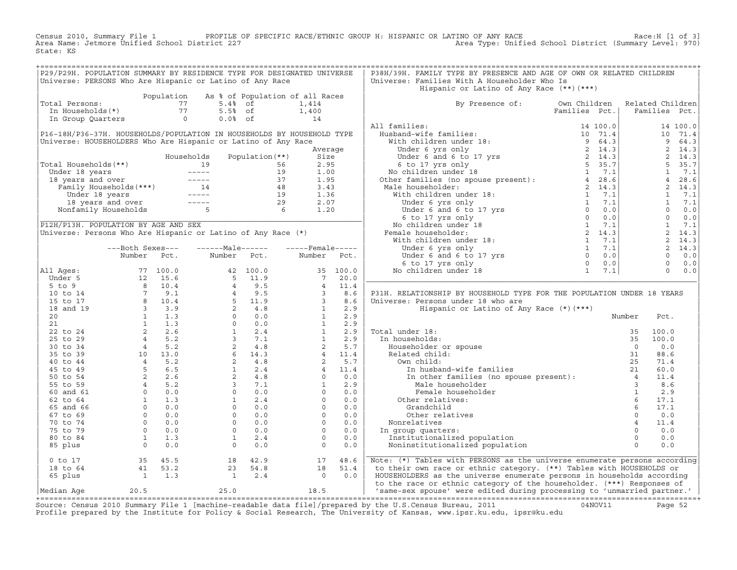Census 2010, Summary File 1 PROFILE OF SPECIFIC RACE/ETHNIC GROUP H: HISPANIC OR LATINO OF ANY RACE Race:H [1 of 3]
Area Name: Jetmore Unified School District 227 Area Type: Unified School District (Summary Level: 970)
State: KS

## P29/P29H. POPULATION SUMMARY BY RESIDENCE TYPE FOR DESIGNATED UNIVERSE

Universe: PERSONS Who Are Hispanic or Latino of Any Race

| | Population | As % of Population of all Races | |
|---|---|---|---|
| Total Persons: | 77 | 5.4% of | 1,414 |
| In Households(*) | 77 | 5.5% of | 1,400 |
| In Group Quarters | 0 | 0.0% of | 14 |

## P16-18H/P36-37H. HOUSEHOLDS/POPULATION IN HOUSEHOLDS BY HOUSEHOLD TYPE

Universe: HOUSEHOLDERS Who Are Hispanic or Latino of Any Race

| | Households | Population(**) | Average Size |
|---|---|---|---|
| Total Households(**) | 19 | 56 | 2.95 |
| Under 18 years | ----- | 19 | 1.00 |
| 18 years and over | ----- | 37 | 1.95 |
| Family Households(***) | 14 | 48 | 3.43 |
| Under 18 years | ----- | 19 | 1.36 |
| 18 years and over | ----- | 29 | 2.07 |
| Nonfamily Households | 5 | 6 | 1.20 |

## P12H/P13H. POPULATION BY AGE AND SEX

Universe: Persons Who Are Hispanic or Latino of Any Race (*)

| | Both Sexes Number | Both Sexes Pct. | Male Number | Male Pct. | Female Number | Female Pct. |
|---|---|---|---|---|---|---|
| All Ages: | 77 | 100.0 | 42 | 100.0 | 35 | 100.0 |
| Under 5 | 12 | 15.6 | 5 | 11.9 | 7 | 20.0 |
| 5 to 9 | 8 | 10.4 | 4 | 9.5 | 4 | 11.4 |
| 10 to 14 | 7 | 9.1 | 4 | 9.5 | 3 | 8.6 |
| 15 to 17 | 8 | 10.4 | 5 | 11.9 | 3 | 8.6 |
| 18 and 19 | 3 | 3.9 | 2 | 4.8 | 1 | 2.9 |
| 20 | 1 | 1.3 | 0 | 0.0 | 1 | 2.9 |
| 21 | 1 | 1.3 | 0 | 0.0 | 1 | 2.9 |
| 22 to 24 | 2 | 2.6 | 1 | 2.4 | 1 | 2.9 |
| 25 to 29 | 4 | 5.2 | 3 | 7.1 | 1 | 2.9 |
| 30 to 34 | 4 | 5.2 | 2 | 4.8 | 2 | 5.7 |
| 35 to 39 | 10 | 13.0 | 6 | 14.3 | 4 | 11.4 |
| 40 to 44 | 4 | 5.2 | 2 | 4.8 | 2 | 5.7 |
| 45 to 49 | 5 | 6.5 | 1 | 2.4 | 4 | 11.4 |
| 50 to 54 | 2 | 2.6 | 2 | 4.8 | 0 | 0.0 |
| 55 to 59 | 4 | 5.2 | 3 | 7.1 | 1 | 2.9 |
| 60 and 61 | 0 | 0.0 | 0 | 0.0 | 0 | 0.0 |
| 62 to 64 | 1 | 1.3 | 1 | 2.4 | 0 | 0.0 |
| 65 and 66 | 0 | 0.0 | 0 | 0.0 | 0 | 0.0 |
| 67 to 69 | 0 | 0.0 | 0 | 0.0 | 0 | 0.0 |
| 70 to 74 | 0 | 0.0 | 0 | 0.0 | 0 | 0.0 |
| 75 to 79 | 0 | 0.0 | 0 | 0.0 | 0 | 0.0 |
| 80 to 84 | 1 | 1.3 | 1 | 2.4 | 0 | 0.0 |
| 85 plus | 0 | 0.0 | 0 | 0.0 | 0 | 0.0 |
| 0 to 17 | 35 | 45.5 | 18 | 42.9 | 17 | 48.6 |
| 18 to 64 | 41 | 53.2 | 23 | 54.8 | 18 | 51.4 |
| 65 plus | 1 | 1.3 | 1 | 2.4 | 0 | 0.0 |
| Median Age | 20.5 | | 25.0 | | 18.5 | |

## P38H/39H. FAMILY TYPE BY PRESENCE AND AGE OF OWN OR RELATED CHILDREN

Universe: Families With A Householder Who Is Hispanic or Latino of Any Race (**)(***)

| By Presence of: | Own Children Families | Own Children Pct. | Related Children Families | Related Children Pct. |
|---|---|---|---|---|
| All families: | 14 | 100.0 | 14 | 100.0 |
| Husband-wife families: | 10 | 71.4 | 10 | 71.4 |
| With children under 18: | 9 | 64.3 | 9 | 64.3 |
| Under 6 yrs only | 2 | 14.3 | 2 | 14.3 |
| Under 6 and 6 to 17 yrs | 2 | 14.3 | 2 | 14.3 |
| 6 to 17 yrs only | 5 | 35.7 | 5 | 35.7 |
| No children under 18 | 1 | 7.1 | 1 | 7.1 |
| Other families (no spouse present): | 4 | 28.6 | 4 | 28.6 |
| Male householder: | 2 | 14.3 | 2 | 14.3 |
| With children under 18: | 1 | 7.1 | 1 | 7.1 |
| Under 6 yrs only | 1 | 7.1 | 1 | 7.1 |
| Under 6 and 6 to 17 yrs | 0 | 0.0 | 0 | 0.0 |
| 6 to 17 yrs only | 0 | 0.0 | 0 | 0.0 |
| No children under 18 | 1 | 7.1 | 1 | 7.1 |
| Female householder: | 2 | 14.3 | 2 | 14.3 |
| With children under 18: | 1 | 7.1 | 2 | 14.3 |
| Under 6 yrs only | 1 | 7.1 | 2 | 14.3 |
| Under 6 and 6 to 17 yrs | 0 | 0.0 | 0 | 0.0 |
| 6 to 17 yrs only | 0 | 0.0 | 0 | 0.0 |
| No children under 18 | 1 | 7.1 | 0 | 0.0 |

## P31H. RELATIONSHIP BY HOUSEHOLD TYPE FOR THE POPULATION UNDER 18 YEARS

Universe: Persons under 18 who are Hispanic or Latino of Any Race (*)(***)

| | Number | Pct. |
|---|---|---|
| Total under 18: | 35 | 100.0 |
| In households: | 35 | 100.0 |
| Householder or spouse | 0 | 0.0 |
| Related child: | 31 | 88.6 |
| Own child: | 25 | 71.4 |
| In husband-wife families | 21 | 60.0 |
| In other families (no spouse present): | 4 | 11.4 |
| Male householder | 3 | 8.6 |
| Female householder | 1 | 2.9 |
| Other relatives: | 6 | 17.1 |
| Grandchild | 6 | 17.1 |
| Other relatives | 0 | 0.0 |
| Nonrelatives | 4 | 11.4 |
| In group quarters: | 0 | 0.0 |
| Institutionalized population | 0 | 0.0 |
| Noninstitutionalized population | 0 | 0.0 |

Note: (*) Tables with PERSONS as the universe enumerate persons according to their own race or ethnic category. (**) Tables with HOUSEHOLDS or HOUSEHOLDERS as the universe enumerate persons in households according to the race or ethnic category of the householder. (***) Responses of 'same-sex spouse' were edited during processing to 'unmarried partner.'

Source: Census 2010 Summary File 1 [machine-readable data file]/prepared by the U.S.Census Bureau, 2011 04NOV11
Profile prepared by the Institute for Policy & Social Research, The University of Kansas, www.ipsr.ku.edu, ipsr@ku.edu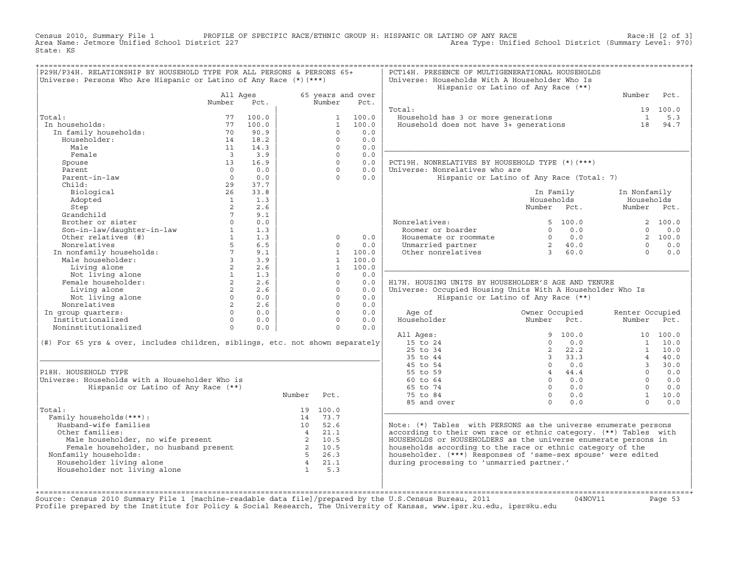Census 2010, Summary File 1 PROFILE OF SPECIFIC RACE/ETHNIC GROUP H: HISPANIC OR LATINO OF ANY RACE Race:H [2 of 3]
Area Name: Jetmore Unified School District 227 Area Type: Unified School District (Summary Level: 970)
State: KS

## P29H/P34H. RELATIONSHIP BY HOUSEHOLD TYPE FOR ALL PERSONS & PERSONS 65+

Universe: Persons Who Are Hispanic or Latino of Any Race (*)(***)

| | All Ages Number | All Ages Pct. | 65 years and over Number | 65 years and over Pct. |
|---|---|---|---|---|
| Total: | 77 | 100.0 | 1 | 100.0 |
| In households: | 77 | 100.0 | 1 | 100.0 |
| In family households: | 70 | 90.9 | 0 | 0.0 |
| Householder: | 14 | 18.2 | 0 | 0.0 |
| Male | 11 | 14.3 | 0 | 0.0 |
| Female | 3 | 3.9 | 0 | 0.0 |
| Spouse | 13 | 16.9 | 0 | 0.0 |
| Parent | 0 | 0.0 | 0 | 0.0 |
| Parent-in-law | 0 | 0.0 | 0 | 0.0 |
| Child: | 29 | 37.7 | | |
| Biological | 26 | 33.8 | | |
| Adopted | 1 | 1.3 | | |
| Step | 2 | 2.6 | | |
| Grandchild | 7 | 9.1 | | |
| Brother or sister | 0 | 0.0 | | |
| Son-in-law/daughter-in-law | 1 | 1.3 | | |
| Other relatives (#) | 1 | 1.3 | 0 | 0.0 |
| Nonrelatives | 5 | 6.5 | 0 | 0.0 |
| In nonfamily households: | 7 | 9.1 | 1 | 100.0 |
| Male householder: | 3 | 3.9 | 1 | 100.0 |
| Living alone | 2 | 2.6 | 1 | 100.0 |
| Not living alone | 1 | 1.3 | 0 | 0.0 |
| Female householder: | 2 | 2.6 | 0 | 0.0 |
| Living alone | 2 | 2.6 | 0 | 0.0 |
| Not living alone | 0 | 0.0 | 0 | 0.0 |
| Nonrelatives | 2 | 2.6 | 0 | 0.0 |
| In group quarters: | 0 | 0.0 | 0 | 0.0 |
| Institutionalized | 0 | 0.0 | 0 | 0.0 |
| Noninstitutionalized | 0 | 0.0 | 0 | 0.0 |

(#) For 65 yrs & over, includes children, siblings, etc. not shown separately

## P18H. HOUSEHOLD TYPE

Universe: Households with a Householder Who is Hispanic or Latino of Any Race (**)

| | Number | Pct. |
|---|---|---|
| Total: | 19 | 100.0 |
| Family households(***): | 14 | 73.7 |
| Husband-wife families | 10 | 52.6 |
| Other families: | 4 | 21.1 |
| Male householder, no wife present | 2 | 10.5 |
| Female householder, no husband present | 2 | 10.5 |
| Nonfamily households: | 5 | 26.3 |
| Householder living alone | 4 | 21.1 |
| Householder not living alone | 1 | 5.3 |

## PCT14H. PRESENCE OF MULTIGENERATIONAL HOUSEHOLDS

Universe: Households With A Householder Who Is Hispanic or Latino of Any Race (**)

| | Number | Pct. |
|---|---|---|
| Total: | 19 | 100.0 |
| Household has 3 or more generations | 1 | 5.3 |
| Household does not have 3+ generations | 18 | 94.7 |

## PCT19H. NONRELATIVES BY HOUSEHOLD TYPE (*)(***)

Universe: Nonrelatives who are Hispanic or Latino of Any Race (Total: 7)

| | In Family Households Number | In Family Households Pct. | In Nonfamily Households Number | In Nonfamily Households Pct. |
|---|---|---|---|---|
| Nonrelatives: | 5 | 100.0 | 2 | 100.0 |
| Roomer or boarder | 0 | 0.0 | 0 | 0.0 |
| Housemate or roommate | 0 | 0.0 | 2 | 100.0 |
| Unmarried partner | 2 | 40.0 | 0 | 0.0 |
| Other nonrelatives | 3 | 60.0 | 0 | 0.0 |

## H17H. HOUSING UNITS BY HOUSEHOLDER'S AGE AND TENURE

Universe: Occupied Housing Units With A Householder Who Is Hispanic or Latino of Any Race (**)

| Age of Householder | Owner Occupied Number | Owner Occupied Pct. | Renter Occupied Number | Renter Occupied Pct. |
|---|---|---|---|---|
| All Ages: | 9 | 100.0 | 10 | 100.0 |
| 15 to 24 | 0 | 0.0 | 1 | 10.0 |
| 25 to 34 | 2 | 22.2 | 1 | 10.0 |
| 35 to 44 | 3 | 33.3 | 4 | 40.0 |
| 45 to 54 | 0 | 0.0 | 3 | 30.0 |
| 55 to 59 | 4 | 44.4 | 0 | 0.0 |
| 60 to 64 | 0 | 0.0 | 0 | 0.0 |
| 65 to 74 | 0 | 0.0 | 0 | 0.0 |
| 75 to 84 | 0 | 0.0 | 1 | 10.0 |
| 85 and over | 0 | 0.0 | 0 | 0.0 |

Note: (*) Tables with PERSONS as the universe enumerate persons according to their own race or ethnic category. (**) Tables with HOUSEHOLDS or HOUSEHOLDERS as the universe enumerate persons in households according to the race or ethnic category of the householder. (***) Responses of 'same-sex spouse' were edited during processing to 'unmarried partner.'

Source: Census 2010 Summary File 1 [machine-readable data file]/prepared by the U.S.Census Bureau, 2011 04NOV11
Profile prepared by the Institute for Policy & Social Research, The University of Kansas, www.ipsr.ku.edu, ipsr@ku.edu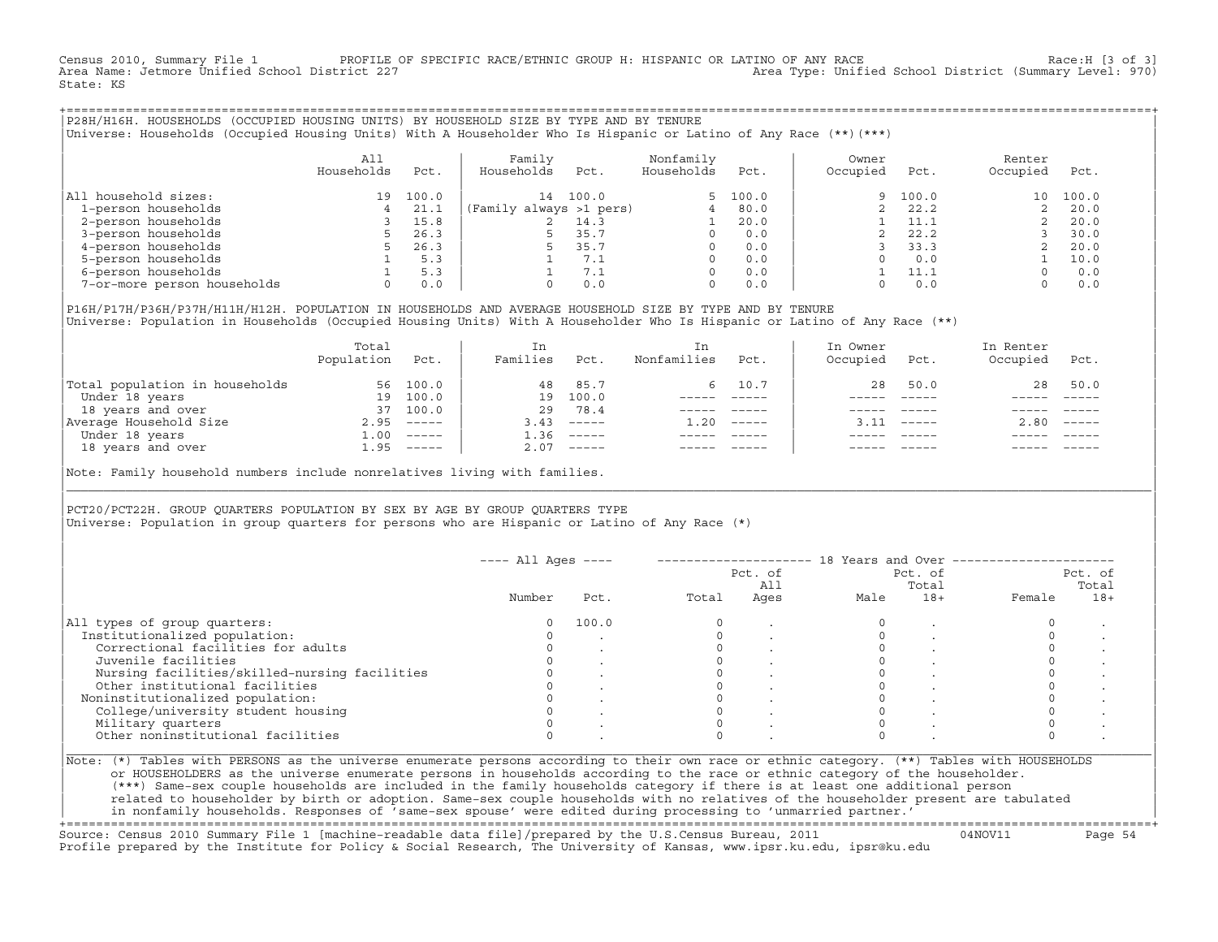Census 2010, Summary File 1 PROFILE OF SPECIFIC RACE/ETHNIC GROUP H: HISPANIC OR LATINO OF ANY RACE Race:H [3 of 3]
Area Name: Jetmore Unified School District 227 Area Type: Unified School District (Summary Level: 970)
State: KS

## P28H/H16H. HOUSEHOLDS (OCCUPIED HOUSING UNITS) BY HOUSEHOLD SIZE BY TYPE AND BY TENURE

Universe: Households (Occupied Housing Units) With A Householder Who Is Hispanic or Latino of Any Race (**)(***)

| | All Households | Pct. | Family Households | Pct. | Nonfamily Households | Pct. | Owner Occupied | Pct. | Renter Occupied | Pct. |
|---|---|---|---|---|---|---|---|---|---|---|
| All household sizes: | 19 | 100.0 | 14 | 100.0 | 5 | 100.0 | 9 | 100.0 | 10 | 100.0 |
| 1-person households | 4 | 21.1 | (Family always >1 pers) | | 4 | 80.0 | 2 | 22.2 | 2 | 20.0 |
| 2-person households | 3 | 15.8 | 2 | 14.3 | 1 | 20.0 | 1 | 11.1 | 2 | 20.0 |
| 3-person households | 5 | 26.3 | 5 | 35.7 | 0 | 0.0 | 2 | 22.2 | 3 | 30.0 |
| 4-person households | 5 | 26.3 | 5 | 35.7 | 0 | 0.0 | 3 | 33.3 | 2 | 20.0 |
| 5-person households | 1 | 5.3 | 1 | 7.1 | 0 | 0.0 | 0 | 0.0 | 1 | 10.0 |
| 6-person households | 1 | 5.3 | 1 | 7.1 | 0 | 0.0 | 1 | 11.1 | 0 | 0.0 |
| 7-or-more person households | 0 | 0.0 | 0 | 0.0 | 0 | 0.0 | 0 | 0.0 | 0 | 0.0 |

## P16H/P17H/P36H/P37H/H11H/H12H. POPULATION IN HOUSEHOLDS AND AVERAGE HOUSEHOLD SIZE BY TYPE AND BY TENURE

Universe: Population in Households (Occupied Housing Units) With A Householder Who Is Hispanic or Latino of Any Race (**)

| | Total Population | Pct. | In Families | Pct. | In Nonfamilies | Pct. | In Owner Occupied | Pct. | In Renter Occupied | Pct. |
|---|---|---|---|---|---|---|---|---|---|---|
| Total population in households | 56 | 100.0 | 48 | 85.7 | 6 | 10.7 | 28 | 50.0 | 28 | 50.0 |
| Under 18 years | 19 | 100.0 | 19 | 100.0 | ----- | ----- | ----- | ----- | ----- | ----- |
| 18 years and over | 37 | 100.0 | 29 | 78.4 | ----- | ----- | ----- | ----- | ----- | ----- |
| Average Household Size | 2.95 | ----- | 3.43 | ----- | 1.20 | ----- | 3.11 | ----- | 2.80 | ----- |
| Under 18 years | 1.00 | ----- | 1.36 | ----- | ----- | ----- | ----- | ----- | ----- | ----- |
| 18 years and over | 1.95 | ----- | 2.07 | ----- | ----- | ----- | ----- | ----- | ----- | ----- |

Note: Family household numbers include nonrelatives living with families.

## PCT20/PCT22H. GROUP QUARTERS POPULATION BY SEX BY AGE BY GROUP QUARTERS TYPE

Universe: Population in group quarters for persons who are Hispanic or Latino of Any Race (*)

| | All Ages | | 18 Years and Over | | | | | |
|---|---|---|---|---|---|---|---|---|
| | Number | Pct. | Total | Pct. of All Ages | Male | Pct. of Total 18+ | Female | Pct. of Total 18+ |
| All types of group quarters: | 0 | 100.0 | 0 | . | 0 | . | 0 | . |
| Institutionalized population: | 0 | . | 0 | . | 0 | . | 0 | . |
| Correctional facilities for adults | 0 | . | 0 | . | 0 | . | 0 | . |
| Juvenile facilities | 0 | . | 0 | . | 0 | . | 0 | . |
| Nursing facilities/skilled-nursing facilities | 0 | . | 0 | . | 0 | . | 0 | . |
| Other institutional facilities | 0 | . | 0 | . | 0 | . | 0 | . |
| Noninstitutionalized population: | 0 | . | 0 | . | 0 | . | 0 | . |
| College/university student housing | 0 | . | 0 | . | 0 | . | 0 | . |
| Military quarters | 0 | . | 0 | . | 0 | . | 0 | . |
| Other noninstitutional facilities | 0 | . | 0 | . | 0 | . | 0 | . |

Note: (*) Tables with PERSONS as the universe enumerate persons according to their own race or ethnic category. (**) Tables with HOUSEHOLDS or HOUSEHOLDERS as the universe enumerate persons in households according to the race or ethnic category of the householder. (***) Same-sex couple households are included in the family households category if there is at least one additional person related to householder by birth or adoption. Same-sex couple households with no relatives of the householder present are tabulated in nonfamily households. Responses of 'same-sex spouse' were edited during processing to 'unmarried partner.'

Source: Census 2010 Summary File 1 [machine-readable data file]/prepared by the U.S.Census Bureau, 2011 04NOV11
Profile prepared by the Institute for Policy & Social Research, The University of Kansas, www.ipsr.ku.edu, ipsr@ku.edu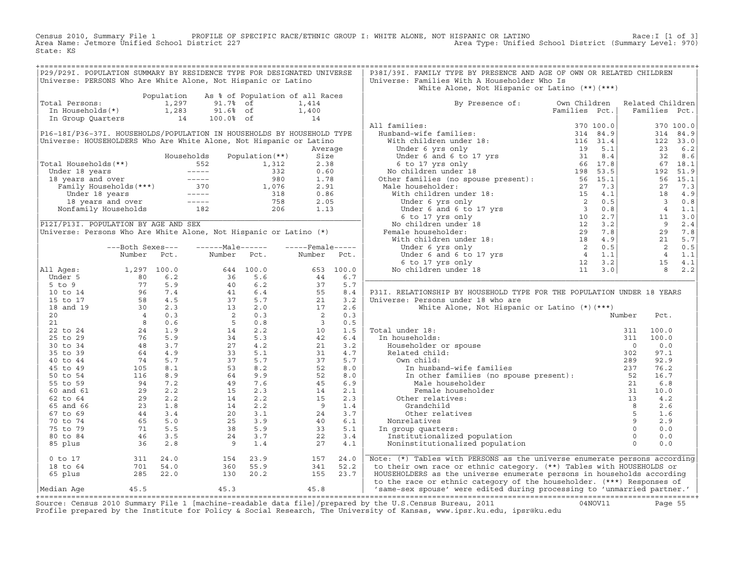Census 2010, Summary File 1 PROFILE OF SPECIFIC RACE/ETHNIC GROUP I: WHITE ALONE, NOT HISPANIC OR LATINO Race:I [1 of 3]
Area Name: Jetmore Unified School District 227 Area Type: Unified School District (Summary Level: 970)
State: KS

## P29/P29I. POPULATION SUMMARY BY RESIDENCE TYPE FOR DESIGNATED UNIVERSE

Universe: PERSONS Who Are White Alone, Not Hispanic or Latino

| | Population | As % of Population of all Races | |
|---|---|---|---|
| Total Persons: | 1,297 | 91.7% of | 1,414 |
| In Households(*) | 1,283 | 91.6% of | 1,400 |
| In Group Quarters | 14 | 100.0% of | 14 |

## P16-18I/P36-37I. HOUSEHOLDS/POPULATION IN HOUSEHOLDS BY HOUSEHOLD TYPE

Universe: HOUSEHOLDERS Who Are White Alone, Not Hispanic or Latino

| | Households | Population(**) | Average Size |
|---|---|---|---|
| Total Households(**) | 552 | 1,312 | 2.38 |
| Under 18 years | ----- | 332 | 0.60 |
| 18 years and over | ----- | 980 | 1.78 |
| Family Households(***) | 370 | 1,076 | 2.91 |
| Under 18 years | ----- | 318 | 0.86 |
| 18 years and over | ----- | 758 | 2.05 |
| Nonfamily Households | 182 | 206 | 1.13 |

## P12I/P13I. POPULATION BY AGE AND SEX

Universe: Persons Who Are White Alone, Not Hispanic or Latino (*)

| | Both Sexes Number | Both Sexes Pct. | Male Number | Male Pct. | Female Number | Female Pct. |
|---|---|---|---|---|---|---|
| All Ages: | 1,297 | 100.0 | 644 | 100.0 | 653 | 100.0 |
| Under 5 | 80 | 6.2 | 36 | 5.6 | 44 | 6.7 |
| 5 to 9 | 77 | 5.9 | 40 | 6.2 | 37 | 5.7 |
| 10 to 14 | 96 | 7.4 | 41 | 6.4 | 55 | 8.4 |
| 15 to 17 | 58 | 4.5 | 37 | 5.7 | 21 | 3.2 |
| 18 and 19 | 30 | 2.3 | 13 | 2.0 | 17 | 2.6 |
| 20 | 4 | 0.3 | 2 | 0.3 | 2 | 0.3 |
| 21 | 8 | 0.6 | 5 | 0.8 | 3 | 0.5 |
| 22 to 24 | 24 | 1.9 | 14 | 2.2 | 10 | 1.5 |
| 25 to 29 | 76 | 5.9 | 34 | 5.3 | 42 | 6.4 |
| 30 to 34 | 48 | 3.7 | 27 | 4.2 | 21 | 3.2 |
| 35 to 39 | 64 | 4.9 | 33 | 5.1 | 31 | 4.7 |
| 40 to 44 | 74 | 5.7 | 37 | 5.7 | 37 | 5.7 |
| 45 to 49 | 105 | 8.1 | 53 | 8.2 | 52 | 8.0 |
| 50 to 54 | 116 | 8.9 | 64 | 9.9 | 52 | 8.0 |
| 55 to 59 | 94 | 7.2 | 49 | 7.6 | 45 | 6.9 |
| 60 and 61 | 29 | 2.2 | 15 | 2.3 | 14 | 2.1 |
| 62 to 64 | 29 | 2.2 | 14 | 2.2 | 15 | 2.3 |
| 65 and 66 | 23 | 1.8 | 14 | 2.2 | 9 | 1.4 |
| 67 to 69 | 44 | 3.4 | 20 | 3.1 | 24 | 3.7 |
| 70 to 74 | 65 | 5.0 | 25 | 3.9 | 40 | 6.1 |
| 75 to 79 | 71 | 5.5 | 38 | 5.9 | 33 | 5.1 |
| 80 to 84 | 46 | 3.5 | 24 | 3.7 | 22 | 3.4 |
| 85 plus | 36 | 2.8 | 9 | 1.4 | 27 | 4.1 |
| 0 to 17 | 311 | 24.0 | 154 | 23.9 | 157 | 24.0 |
| 18 to 64 | 701 | 54.0 | 360 | 55.9 | 341 | 52.2 |
| 65 plus | 285 | 22.0 | 130 | 20.2 | 155 | 23.7 |
| Median Age | 45.5 | | 45.3 | | 45.8 | |

## P38I/39I. FAMILY TYPE BY PRESENCE AND AGE OF OWN OR RELATED CHILDREN

Universe: Families With A Householder Who Is White Alone, Not Hispanic or Latino (**)(***)

| By Presence of: | Own Children Families | Own Children Pct. | Related Children Families | Related Children Pct. |
|---|---|---|---|---|
| All families: | 370 | 100.0 | 370 | 100.0 |
| Husband-wife families: | 314 | 84.9 | 314 | 84.9 |
| With children under 18: | 116 | 31.4 | 122 | 33.0 |
| Under 6 yrs only | 19 | 5.1 | 23 | 6.2 |
| Under 6 and 6 to 17 yrs | 31 | 8.4 | 32 | 8.6 |
| 6 to 17 yrs only | 66 | 17.8 | 67 | 18.1 |
| No children under 18 | 198 | 53.5 | 192 | 51.9 |
| Other families (no spouse present): | 56 | 15.1 | 56 | 15.1 |
| Male householder: | 27 | 7.3 | 27 | 7.3 |
| With children under 18: | 15 | 4.1 | 18 | 4.9 |
| Under 6 yrs only | 2 | 0.5 | 3 | 0.8 |
| Under 6 and 6 to 17 yrs | 3 | 0.8 | 4 | 1.1 |
| 6 to 17 yrs only | 10 | 2.7 | 11 | 3.0 |
| No children under 18 | 12 | 3.2 | 9 | 2.4 |
| Female householder: | 29 | 7.8 | 29 | 7.8 |
| With children under 18: | 18 | 4.9 | 21 | 5.7 |
| Under 6 yrs only | 2 | 0.5 | 2 | 0.5 |
| Under 6 and 6 to 17 yrs | 4 | 1.1 | 4 | 1.1 |
| 6 to 17 yrs only | 12 | 3.2 | 15 | 4.1 |
| No children under 18 | 11 | 3.0 | 8 | 2.2 |

## P31I. RELATIONSHIP BY HOUSEHOLD TYPE FOR THE POPULATION UNDER 18 YEARS

Universe: Persons under 18 who are White Alone, Not Hispanic or Latino (*)(***)

| | Number | Pct. |
|---|---|---|
| Total under 18: | 311 | 100.0 |
| In households: | 311 | 100.0 |
| Householder or spouse | 0 | 0.0 |
| Related child: | 302 | 97.1 |
| Own child: | 289 | 92.9 |
| In husband-wife families | 237 | 76.2 |
| In other families (no spouse present): | 52 | 16.7 |
| Male householder | 21 | 6.8 |
| Female householder | 31 | 10.0 |
| Other relatives: | 13 | 4.2 |
| Grandchild | 8 | 2.6 |
| Other relatives | 5 | 1.6 |
| Nonrelatives | 9 | 2.9 |
| In group quarters: | 0 | 0.0 |
| Institutionalized population | 0 | 0.0 |
| Noninstitutionalized population | 0 | 0.0 |

Note: (*) Tables with PERSONS as the universe enumerate persons according to their own race or ethnic category. (**) Tables with HOUSEHOLDS or HOUSEHOLDERS as the universe enumerate persons in households according to the race or ethnic category of the householder. (***) Responses of 'same-sex spouse' were edited during processing to 'unmarried partner.'

Source: Census 2010 Summary File 1 [machine-readable data file]/prepared by the U.S.Census Bureau, 2011 04NOV11
Profile prepared by the Institute for Policy & Social Research, The University of Kansas, www.ipsr.ku.edu, ipsr@ku.edu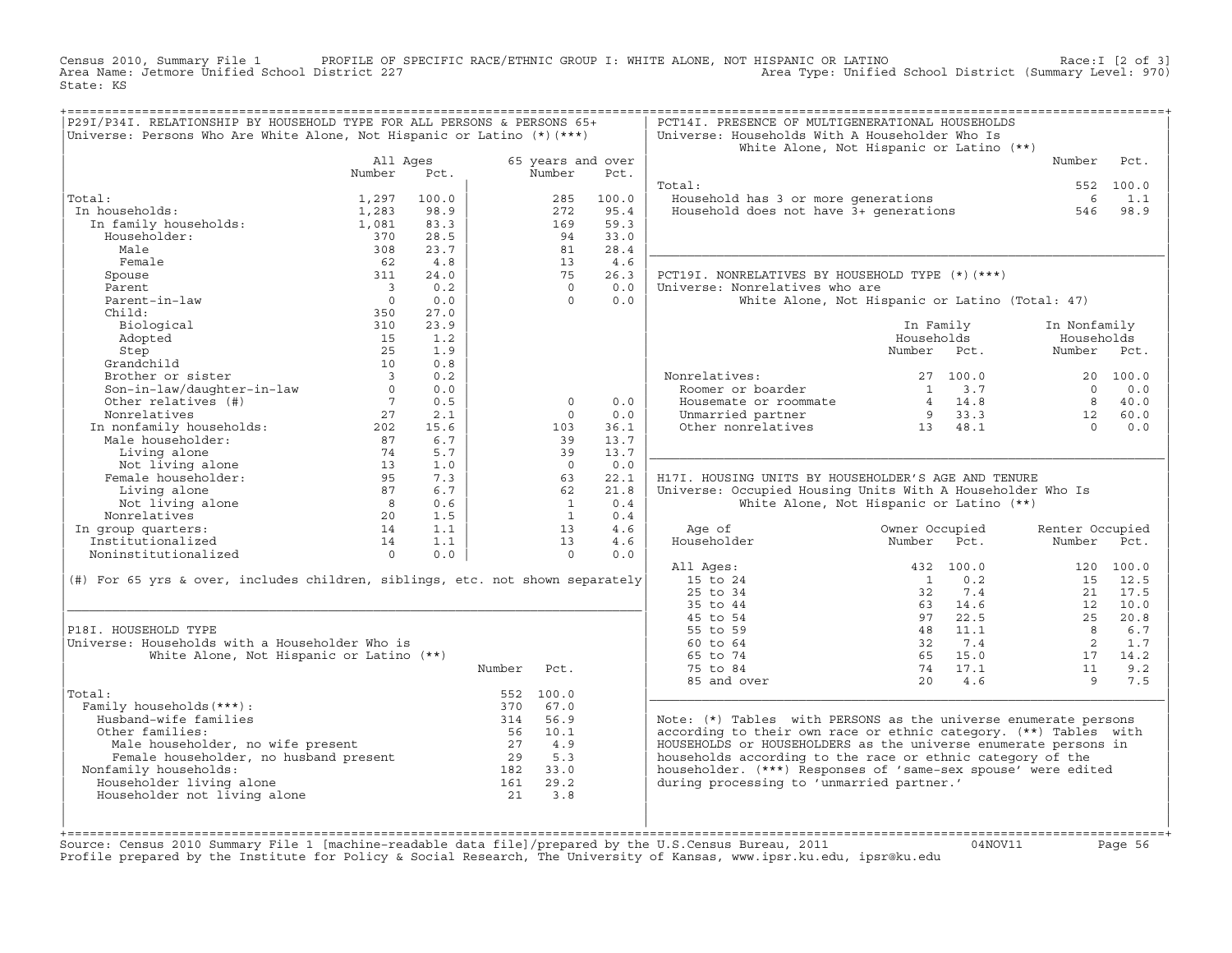Census 2010, Summary File 1 PROFILE OF SPECIFIC RACE/ETHNIC GROUP I: WHITE ALONE, NOT HISPANIC OR LATINO Race:I [2 of 3]
Area Name: Jetmore Unified School District 227 Area Type: Unified School District (Summary Level: 970)
State: KS

## P29I/P34I. RELATIONSHIP BY HOUSEHOLD TYPE FOR ALL PERSONS & PERSONS 65+

Universe: Persons Who Are White Alone, Not Hispanic or Latino (*)(***)

| | All Ages Number | All Ages Pct. | 65 years and over Number | 65 years and over Pct. |
|---|---|---|---|---|
| Total: | 1,297 | 100.0 | 285 | 100.0 |
| In households: | 1,283 | 98.9 | 272 | 95.4 |
| In family households: | 1,081 | 83.3 | 169 | 59.3 |
| Householder: | 370 | 28.5 | 94 | 33.0 |
| Male | 308 | 23.7 | 81 | 28.4 |
| Female | 62 | 4.8 | 13 | 4.6 |
| Spouse | 311 | 24.0 | 75 | 26.3 |
| Parent | 3 | 0.2 | 0 | 0.0 |
| Parent-in-law | 0 | 0.0 | 0 | 0.0 |
| Child: | 350 | 27.0 | | |
| Biological | 310 | 23.9 | | |
| Adopted | 15 | 1.2 | | |
| Step | 25 | 1.9 | | |
| Grandchild | 10 | 0.8 | | |
| Brother or sister | 3 | 0.2 | | |
| Son-in-law/daughter-in-law | 0 | 0.0 | | |
| Other relatives (#) | 7 | 0.5 | 0 | 0.0 |
| Nonrelatives | 27 | 2.1 | 0 | 0.0 |
| In nonfamily households: | 202 | 15.6 | 103 | 36.1 |
| Male householder: | 87 | 6.7 | 39 | 13.7 |
| Living alone | 74 | 5.7 | 39 | 13.7 |
| Not living alone | 13 | 1.0 | 0 | 0.0 |
| Female householder: | 95 | 7.3 | 63 | 22.1 |
| Living alone | 87 | 6.7 | 62 | 21.8 |
| Not living alone | 8 | 0.6 | 1 | 0.4 |
| Nonrelatives | 20 | 1.5 | 1 | 0.4 |
| In group quarters: | 14 | 1.1 | 13 | 4.6 |
| Institutionalized | 14 | 1.1 | 13 | 4.6 |
| Noninstitutionalized | 0 | 0.0 | 0 | 0.0 |

(#) For 65 yrs & over, includes children, siblings, etc. not shown separately

## P18I. HOUSEHOLD TYPE

Universe: Households with a Householder Who is White Alone, Not Hispanic or Latino (**)

| | Number | Pct. |
|---|---|---|
| Total: | 552 | 100.0 |
| Family households(***): | 370 | 67.0 |
| Husband-wife families | 314 | 56.9 |
| Other families: | 56 | 10.1 |
| Male householder, no wife present | 27 | 4.9 |
| Female householder, no husband present | 29 | 5.3 |
| Nonfamily households: | 182 | 33.0 |
| Householder living alone | 161 | 29.2 |
| Householder not living alone | 21 | 3.8 |

## PCT14I. PRESENCE OF MULTIGENERATIONAL HOUSEHOLDS

Universe: Households With A Householder Who Is White Alone, Not Hispanic or Latino (**)

| | Number | Pct. |
|---|---|---|
| Total: | 552 | 100.0 |
| Household has 3 or more generations | 6 | 1.1 |
| Household does not have 3+ generations | 546 | 98.9 |

## PCT19I. NONRELATIVES BY HOUSEHOLD TYPE (*)(***)

Universe: Nonrelatives who are White Alone, Not Hispanic or Latino (Total: 47)

| | In Family Households Number | In Family Households Pct. | In Nonfamily Households Number | In Nonfamily Households Pct. |
|---|---|---|---|---|
| Nonrelatives: | 27 | 100.0 | 20 | 100.0 |
| Roomer or boarder | 1 | 3.7 | 0 | 0.0 |
| Housemate or roommate | 4 | 14.8 | 8 | 40.0 |
| Unmarried partner | 9 | 33.3 | 12 | 60.0 |
| Other nonrelatives | 13 | 48.1 | 0 | 0.0 |

## H17I. HOUSING UNITS BY HOUSEHOLDER'S AGE AND TENURE

Universe: Occupied Housing Units With A Householder Who Is White Alone, Not Hispanic or Latino (**)

| Age of Householder | Owner Occupied Number | Owner Occupied Pct. | Renter Occupied Number | Renter Occupied Pct. |
|---|---|---|---|---|
| All Ages: | 432 | 100.0 | 120 | 100.0 |
| 15 to 24 | 1 | 0.2 | 15 | 12.5 |
| 25 to 34 | 32 | 7.4 | 21 | 17.5 |
| 35 to 44 | 63 | 14.6 | 12 | 10.0 |
| 45 to 54 | 97 | 22.5 | 25 | 20.8 |
| 55 to 59 | 48 | 11.1 | 8 | 6.7 |
| 60 to 64 | 32 | 7.4 | 2 | 1.7 |
| 65 to 74 | 65 | 15.0 | 17 | 14.2 |
| 75 to 84 | 74 | 17.1 | 11 | 9.2 |
| 85 and over | 20 | 4.6 | 9 | 7.5 |

Note: (*) Tables with PERSONS as the universe enumerate persons according to their own race or ethnic category. (**) Tables with HOUSEHOLDS or HOUSEHOLDERS as the universe enumerate persons in households according to the race or ethnic category of the householder. (***) Responses of 'same-sex spouse' were edited during processing to 'unmarried partner.'

Source: Census 2010 Summary File 1 [machine-readable data file]/prepared by the U.S.Census Bureau, 2011 04NOV11
Profile prepared by the Institute for Policy & Social Research, The University of Kansas, www.ipsr.ku.edu, ipsr@ku.edu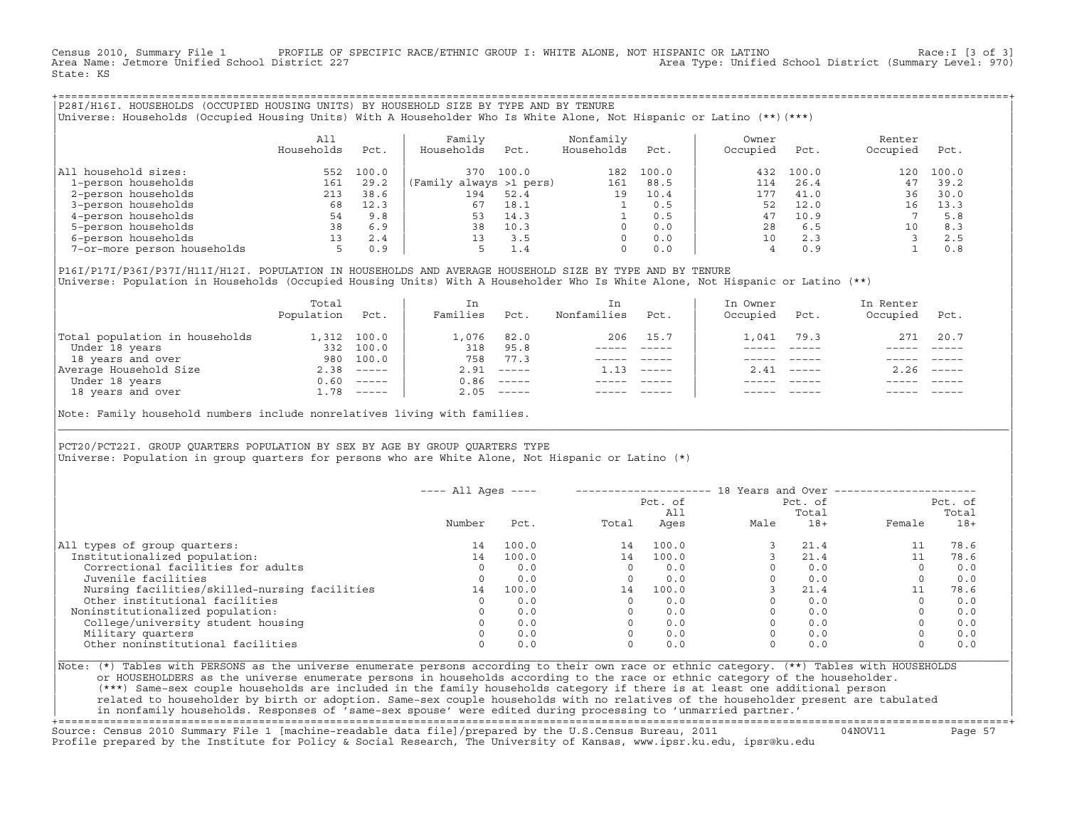Census 2010, Summary File 1 PROFILE OF SPECIFIC RACE/ETHNIC GROUP I: WHITE ALONE, NOT HISPANIC OR LATINO Race:I [3 of 3]
Area Name: Jetmore Unified School District 227 Area Type: Unified School District (Summary Level: 970)
State: KS

## P28I/H16I. HOUSEHOLDS (OCCUPIED HOUSING UNITS) BY HOUSEHOLD SIZE BY TYPE AND BY TENURE

Universe: Households (Occupied Housing Units) With A Householder Who Is White Alone, Not Hispanic or Latino (**)(***)

| | All Households | Pct. | Family Households | Pct. | Nonfamily Households | Pct. | Owner Occupied | Pct. | Renter Occupied | Pct. |
|---|---|---|---|---|---|---|---|---|---|---|
| All household sizes: | 552 | 100.0 | 370 | 100.0 | 182 | 100.0 | 432 | 100.0 | 120 | 100.0 |
| 1-person households | 161 | 29.2 | (Family always >1 pers) | | 161 | 88.5 | 114 | 26.4 | 47 | 39.2 |
| 2-person households | 213 | 38.6 | 194 | 52.4 | 19 | 10.4 | 177 | 41.0 | 36 | 30.0 |
| 3-person households | 68 | 12.3 | 67 | 18.1 | 1 | 0.5 | 52 | 12.0 | 16 | 13.3 |
| 4-person households | 54 | 9.8 | 53 | 14.3 | 1 | 0.5 | 47 | 10.9 | 7 | 5.8 |
| 5-person households | 38 | 6.9 | 38 | 10.3 | 0 | 0.0 | 28 | 6.5 | 10 | 8.3 |
| 6-person households | 13 | 2.4 | 13 | 3.5 | 0 | 0.0 | 10 | 2.3 | 3 | 2.5 |
| 7-or-more person households | 5 | 0.9 | 5 | 1.4 | 0 | 0.0 | 4 | 0.9 | 1 | 0.8 |

## P16I/P17I/P36I/P37I/H11I/H12I. POPULATION IN HOUSEHOLDS AND AVERAGE HOUSEHOLD SIZE BY TYPE AND BY TENURE

Universe: Population in Households (Occupied Housing Units) With A Householder Who Is White Alone, Not Hispanic or Latino (**)

| | Total Population | Pct. | In Families | Pct. | In Nonfamilies | Pct. | In Owner Occupied | Pct. | In Renter Occupied | Pct. |
|---|---|---|---|---|---|---|---|---|---|---|
| Total population in households | 1,312 | 100.0 | 1,076 | 82.0 | 206 | 15.7 | 1,041 | 79.3 | 271 | 20.7 |
| Under 18 years | 332 | 100.0 | 318 | 95.8 | ----- | ----- | ----- | ----- | ----- | ----- |
| 18 years and over | 980 | 100.0 | 758 | 77.3 | ----- | ----- | ----- | ----- | ----- | ----- |
| Average Household Size | 2.38 | ----- | 2.91 | ----- | 1.13 | ----- | 2.41 | ----- | 2.26 | ----- |
| Under 18 years | 0.60 | ----- | 0.86 | ----- | ----- | ----- | ----- | ----- | ----- | ----- |
| 18 years and over | 1.78 | ----- | 2.05 | ----- | ----- | ----- | ----- | ----- | ----- | ----- |

Note: Family household numbers include nonrelatives living with families.

## PCT20/PCT22I. GROUP QUARTERS POPULATION BY SEX BY AGE BY GROUP QUARTERS TYPE

Universe: Population in group quarters for persons who are White Alone, Not Hispanic or Latino (*)

| | ---- All Ages ---- | | 18 Years and Over | | | | | |
|---|---|---|---|---|---|---|---|---|
| | Number | Pct. | Total | Pct. of All Ages | Male | Pct. of Total 18+ | Female | Pct. of Total 18+ |
| All types of group quarters: | 14 | 100.0 | 14 | 100.0 | 3 | 21.4 | 11 | 78.6 |
| Institutionalized population: | 14 | 100.0 | 14 | 100.0 | 3 | 21.4 | 11 | 78.6 |
| Correctional facilities for adults | 0 | 0.0 | 0 | 0.0 | 0 | 0.0 | 0 | 0.0 |
| Juvenile facilities | 0 | 0.0 | 0 | 0.0 | 0 | 0.0 | 0 | 0.0 |
| Nursing facilities/skilled-nursing facilities | 14 | 100.0 | 14 | 100.0 | 3 | 21.4 | 11 | 78.6 |
| Other institutional facilities | 0 | 0.0 | 0 | 0.0 | 0 | 0.0 | 0 | 0.0 |
| Noninstitutionalized population: | 0 | 0.0 | 0 | 0.0 | 0 | 0.0 | 0 | 0.0 |
| College/university student housing | 0 | 0.0 | 0 | 0.0 | 0 | 0.0 | 0 | 0.0 |
| Military quarters | 0 | 0.0 | 0 | 0.0 | 0 | 0.0 | 0 | 0.0 |
| Other noninstitutional facilities | 0 | 0.0 | 0 | 0.0 | 0 | 0.0 | 0 | 0.0 |

Note: (*) Tables with PERSONS as the universe enumerate persons according to their own race or ethnic category. (**) Tables with HOUSEHOLDS or HOUSEHOLDERS as the universe enumerate persons in households according to the race or ethnic category of the householder. (***) Same-sex couple households are included in the family households category if there is at least one additional person related to householder by birth or adoption. Same-sex couple households with no relatives of the householder present are tabulated in nonfamily households. Responses of 'same-sex spouse' were edited during processing to 'unmarried partner.'

Source: Census 2010 Summary File 1 [machine-readable data file]/prepared by the U.S.Census Bureau, 2011 04NOV11
Profile prepared by the Institute for Policy & Social Research, The University of Kansas, www.ipsr.ku.edu, ipsr@ku.edu